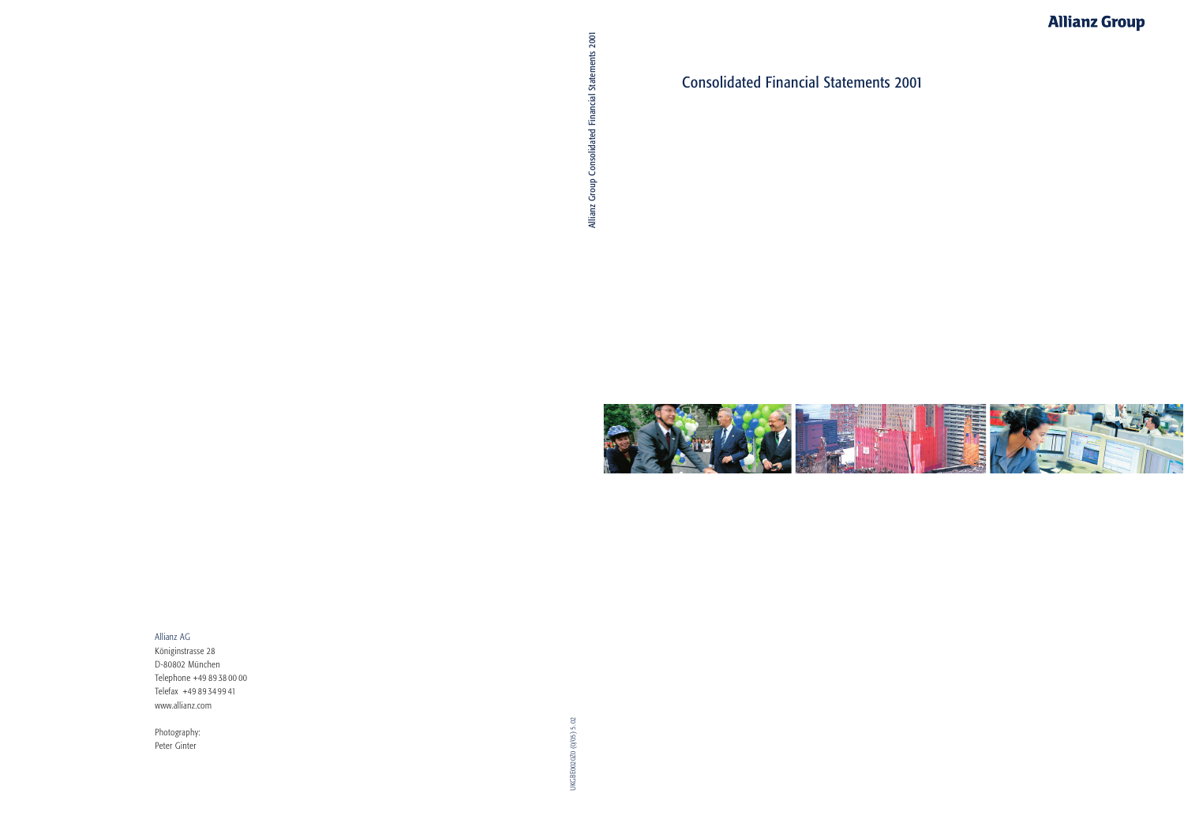Allianz Group

# Consolidated Financial Statements 2001

Allianz Group Consolidated Financial Statements 2001

Allianz AG
Königinstrasse 28
D-80802 München
Telephone +49 89 38 00 00
Telefax +49 89 34 99 41
www.allianz.com

Photography:
Peter Ginter

UKGBE002020 (0/05) 5.02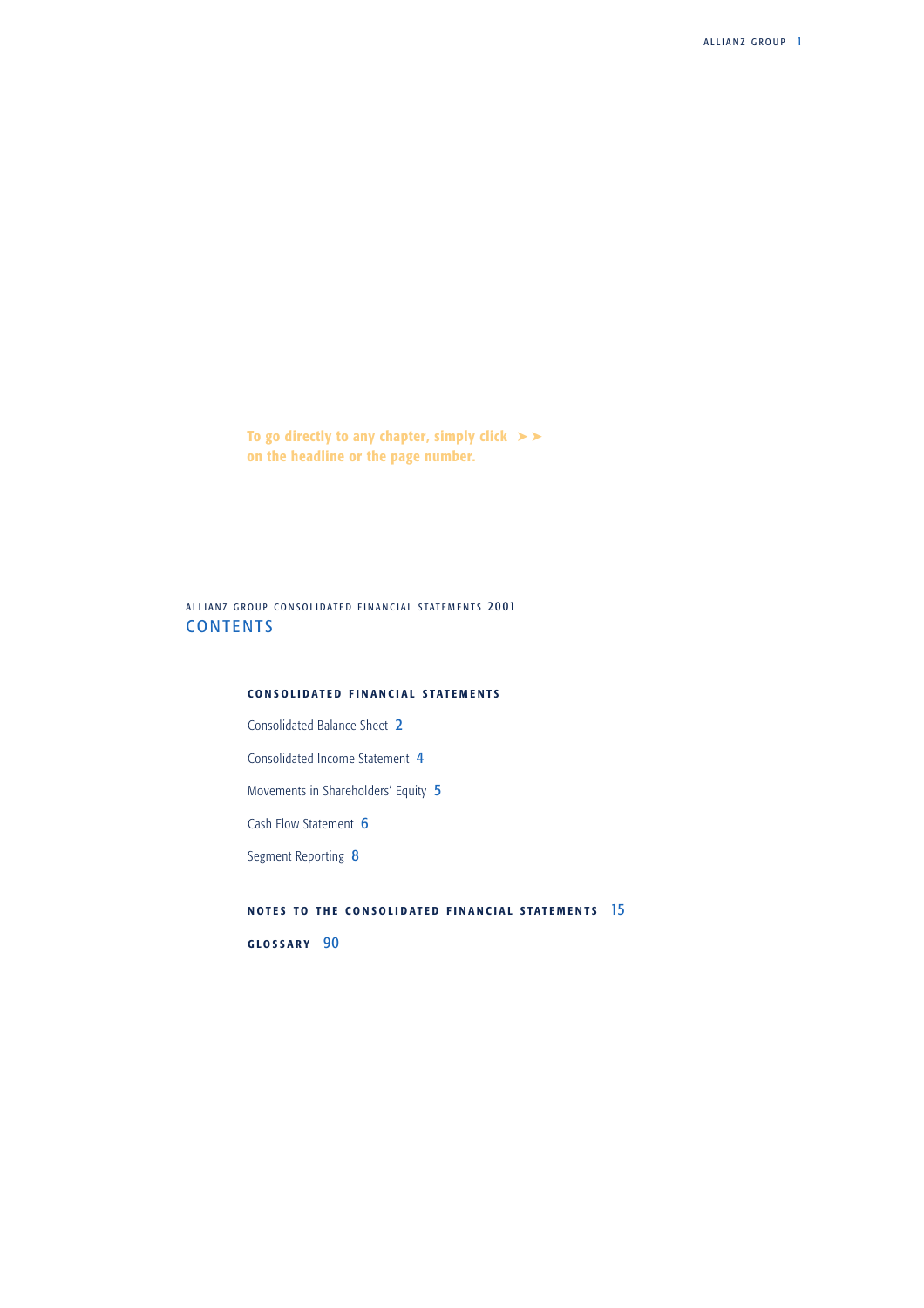To go directly to any chapter, simply click on the headline or the page number.

ALLIANZ GROUP CONSOLIDATED FINANCIAL STATEMENTS 2001

# CONTENTS

## CONSOLIDATED FINANCIAL STATEMENTS

Consolidated Balance Sheet 2

Consolidated Income Statement 4

Movements in Shareholders' Equity 5

Cash Flow Statement 6

Segment Reporting 8

## NOTES TO THE CONSOLIDATED FINANCIAL STATEMENTS 15

## GLOSSARY 90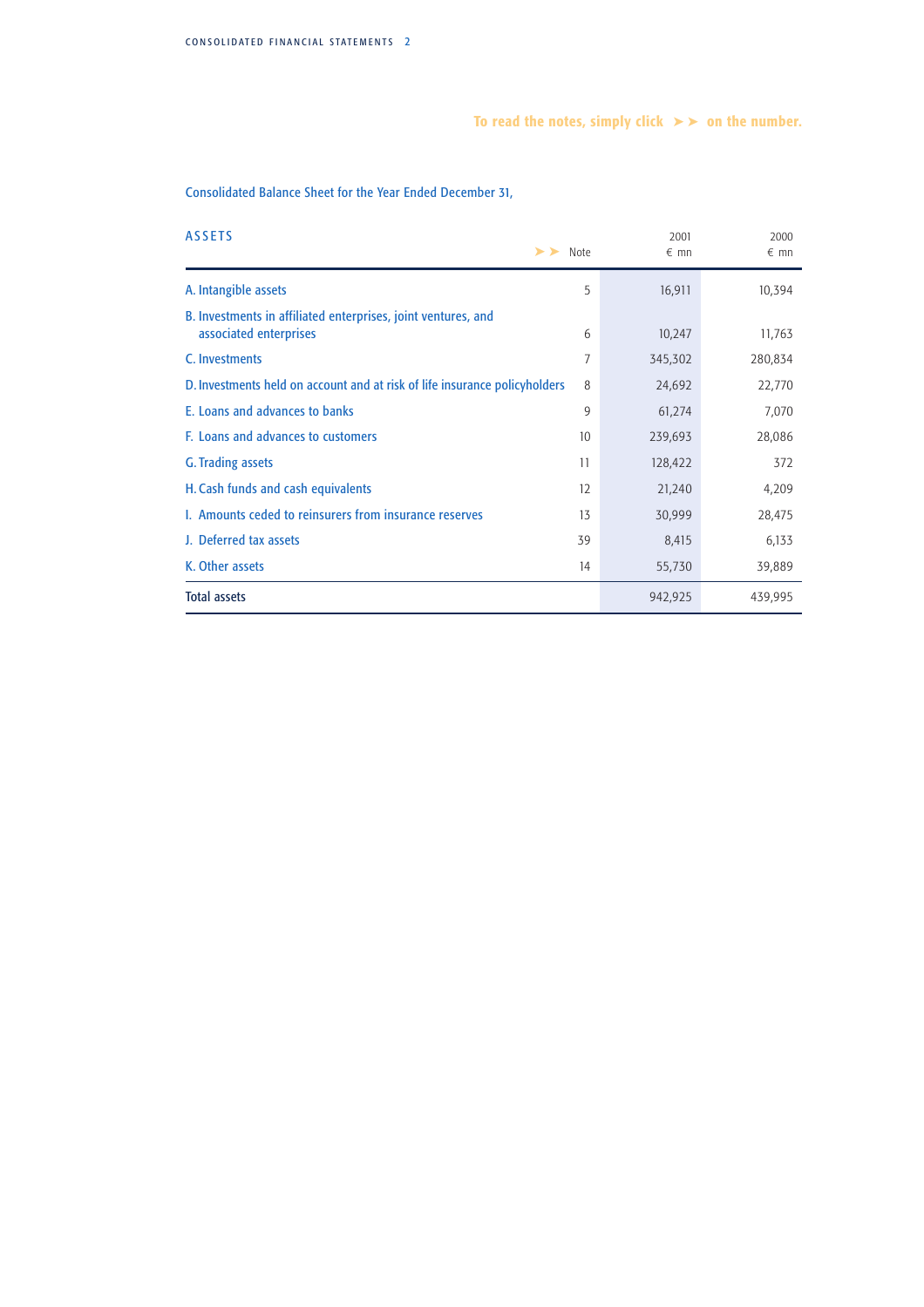To read the notes, simply click ➤➤ on the number.

## Consolidated Balance Sheet for the Year Ended December 31,

| ASSETS | Note | 2001 € mn | 2000 € mn |
|---|---|---|---|
| A. Intangible assets | 5 | 16,911 | 10,394 |
| B. Investments in affiliated enterprises, joint ventures, and associated enterprises | 6 | 10,247 | 11,763 |
| C. Investments | 7 | 345,302 | 280,834 |
| D. Investments held on account and at risk of life insurance policyholders | 8 | 24,692 | 22,770 |
| E. Loans and advances to banks | 9 | 61,274 | 7,070 |
| F. Loans and advances to customers | 10 | 239,693 | 28,086 |
| G. Trading assets | 11 | 128,422 | 372 |
| H. Cash funds and cash equivalents | 12 | 21,240 | 4,209 |
| I. Amounts ceded to reinsurers from insurance reserves | 13 | 30,999 | 28,475 |
| J. Deferred tax assets | 39 | 8,415 | 6,133 |
| K. Other assets | 14 | 55,730 | 39,889 |
| Total assets | | 942,925 | 439,995 |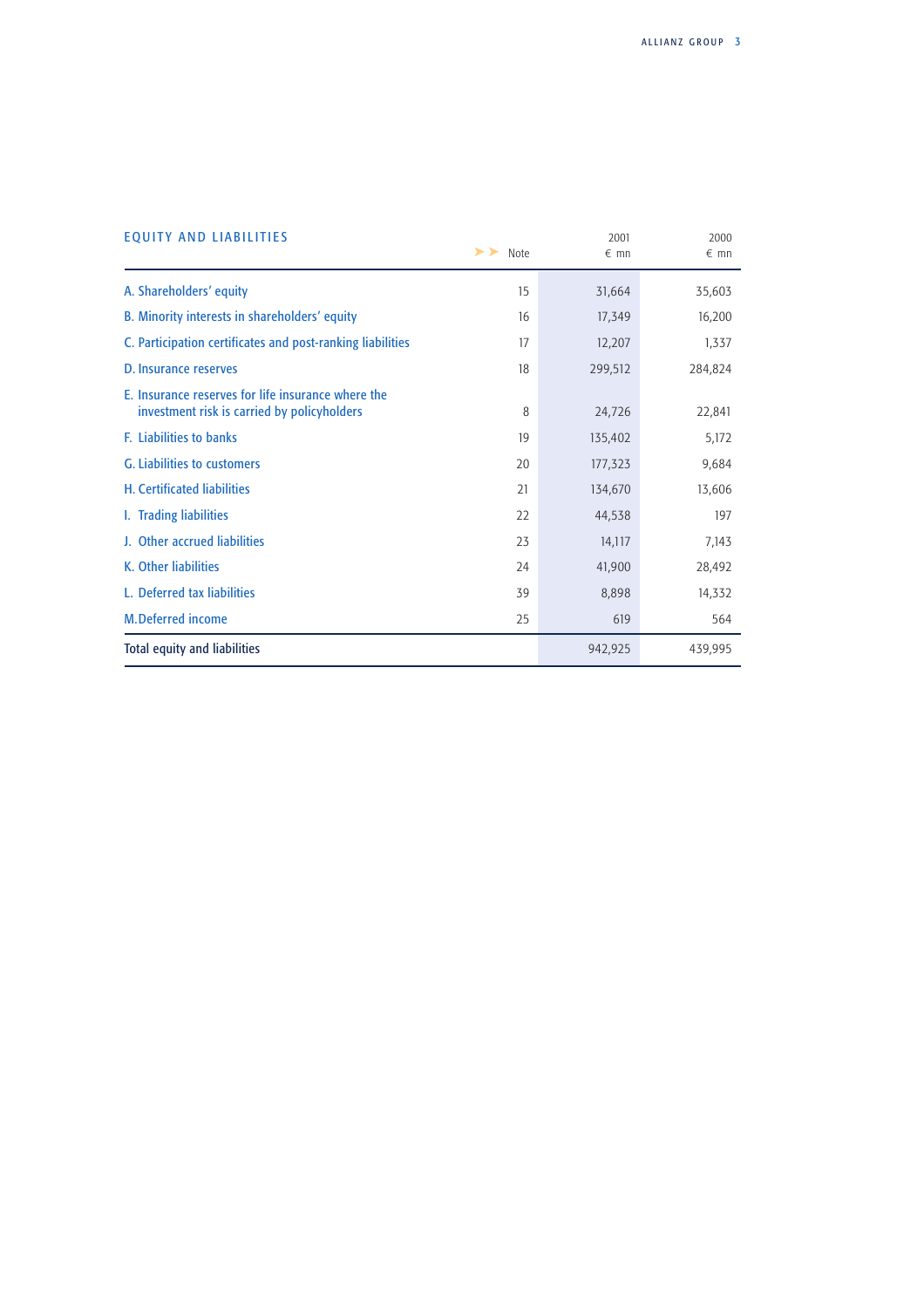## EQUITY AND LIABILITIES

| | Note | 2001 € mn | 2000 € mn |
|---|---|---|---|
| A. Shareholders' equity | 15 | 31,664 | 35,603 |
| B. Minority interests in shareholders' equity | 16 | 17,349 | 16,200 |
| C. Participation certificates and post-ranking liabilities | 17 | 12,207 | 1,337 |
| D. Insurance reserves | 18 | 299,512 | 284,824 |
| E. Insurance reserves for life insurance where the investment risk is carried by policyholders | 8 | 24,726 | 22,841 |
| F. Liabilities to banks | 19 | 135,402 | 5,172 |
| G. Liabilities to customers | 20 | 177,323 | 9,684 |
| H. Certificated liabilities | 21 | 134,670 | 13,606 |
| I. Trading liabilities | 22 | 44,538 | 197 |
| J. Other accrued liabilities | 23 | 14,117 | 7,143 |
| K. Other liabilities | 24 | 41,900 | 28,492 |
| L. Deferred tax liabilities | 39 | 8,898 | 14,332 |
| M. Deferred income | 25 | 619 | 564 |
| Total equity and liabilities | | 942,925 | 439,995 |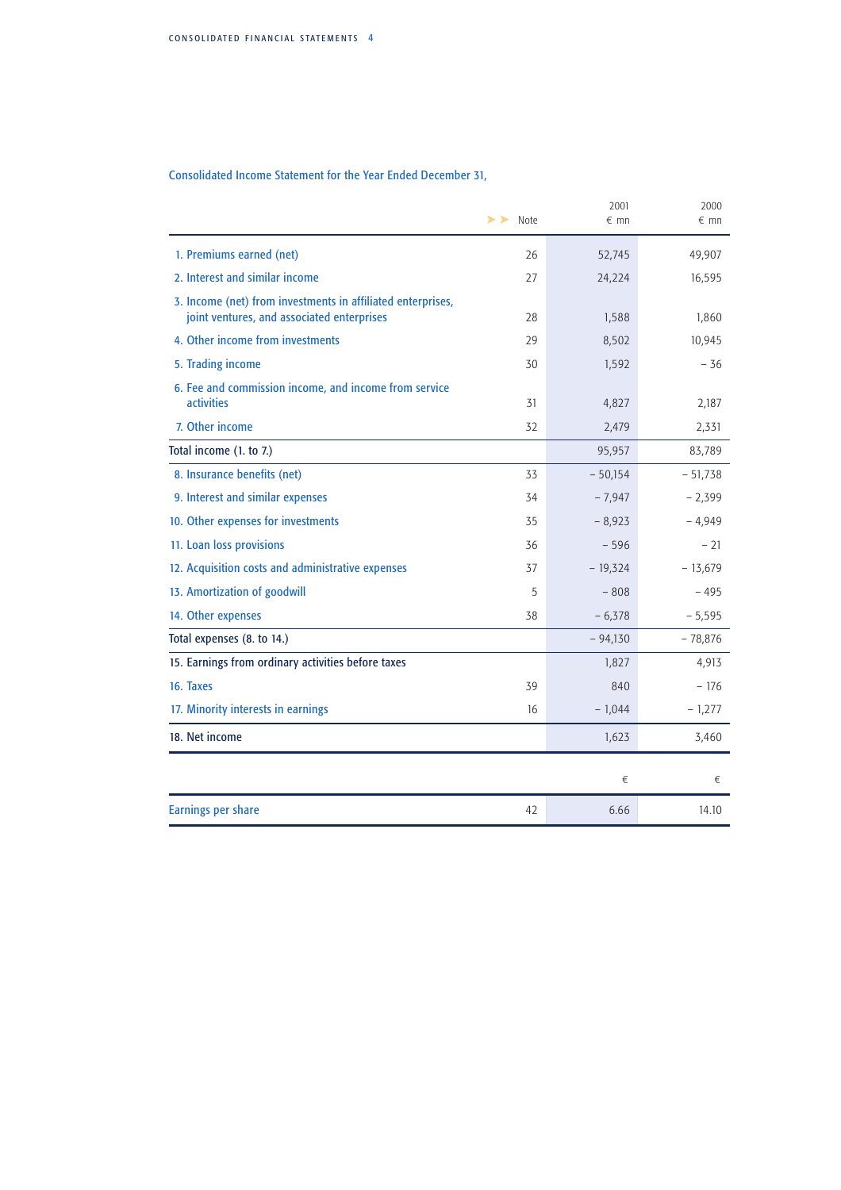## Consolidated Income Statement for the Year Ended December 31,

| | Note | 2001<br>€ mn | 2000<br>€ mn |
|---|---|---|---|
| 1. Premiums earned (net) | 26 | 52,745 | 49,907 |
| 2. Interest and similar income | 27 | 24,224 | 16,595 |
| 3. Income (net) from investments in affiliated enterprises, joint ventures, and associated enterprises | 28 | 1,588 | 1,860 |
| 4. Other income from investments | 29 | 8,502 | 10,945 |
| 5. Trading income | 30 | 1,592 | – 36 |
| 6. Fee and commission income, and income from service activities | 31 | 4,827 | 2,187 |
| 7. Other income | 32 | 2,479 | 2,331 |
| Total income (1. to 7.) | | 95,957 | 83,789 |
| 8. Insurance benefits (net) | 33 | – 50,154 | – 51,738 |
| 9. Interest and similar expenses | 34 | – 7,947 | – 2,399 |
| 10. Other expenses for investments | 35 | – 8,923 | – 4,949 |
| 11. Loan loss provisions | 36 | – 596 | – 21 |
| 12. Acquisition costs and administrative expenses | 37 | – 19,324 | – 13,679 |
| 13. Amortization of goodwill | 5 | – 808 | – 495 |
| 14. Other expenses | 38 | – 6,378 | – 5,595 |
| Total expenses (8. to 14.) | | – 94,130 | – 78,876 |
| 15. Earnings from ordinary activities before taxes | | 1,827 | 4,913 |
| 16. Taxes | 39 | 840 | – 176 |
| 17. Minority interests in earnings | 16 | – 1,044 | – 1,277 |
| 18. Net income | | 1,623 | 3,460 |

| | | € | € |
|---|---|---|---|
| Earnings per share | 42 | 6.66 | 14.10 |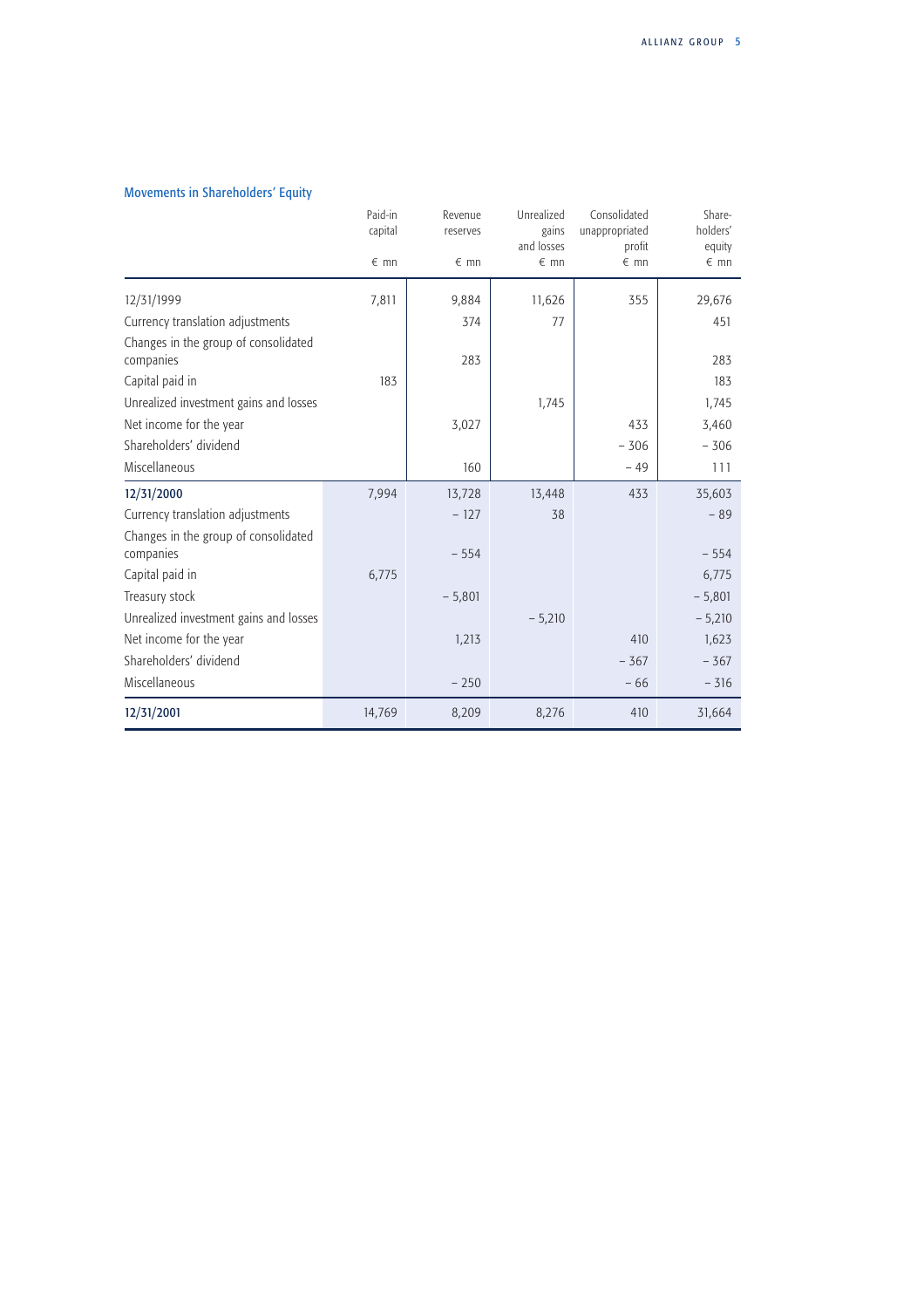## Movements in Shareholders' Equity

| | Paid-in capital<br>€ mn | Revenue reserves<br>€ mn | Unrealized gains and losses<br>€ mn | Consolidated unappropriated profit<br>€ mn | Share-holders' equity<br>€ mn |
|---|---|---|---|---|---|
| 12/31/1999 | 7,811 | 9,884 | 11,626 | 355 | 29,676 |
| Currency translation adjustments | | 374 | 77 | | 451 |
| Changes in the group of consolidated companies | | 283 | | | 283 |
| Capital paid in | 183 | | | | 183 |
| Unrealized investment gains and losses | | | 1,745 | | 1,745 |
| Net income for the year | | 3,027 | | 433 | 3,460 |
| Shareholders' dividend | | | | – 306 | – 306 |
| Miscellaneous | | 160 | | – 49 | 111 |
| **12/31/2000** | 7,994 | 13,728 | 13,448 | 433 | 35,603 |
| Currency translation adjustments | | – 127 | 38 | | – 89 |
| Changes in the group of consolidated companies | | – 554 | | | – 554 |
| Capital paid in | 6,775 | | | | 6,775 |
| Treasury stock | | – 5,801 | | | – 5,801 |
| Unrealized investment gains and losses | | | – 5,210 | | – 5,210 |
| Net income for the year | | 1,213 | | 410 | 1,623 |
| Shareholders' dividend | | | | – 367 | – 367 |
| Miscellaneous | | – 250 | | – 66 | – 316 |
| **12/31/2001** | 14,769 | 8,209 | 8,276 | 410 | 31,664 |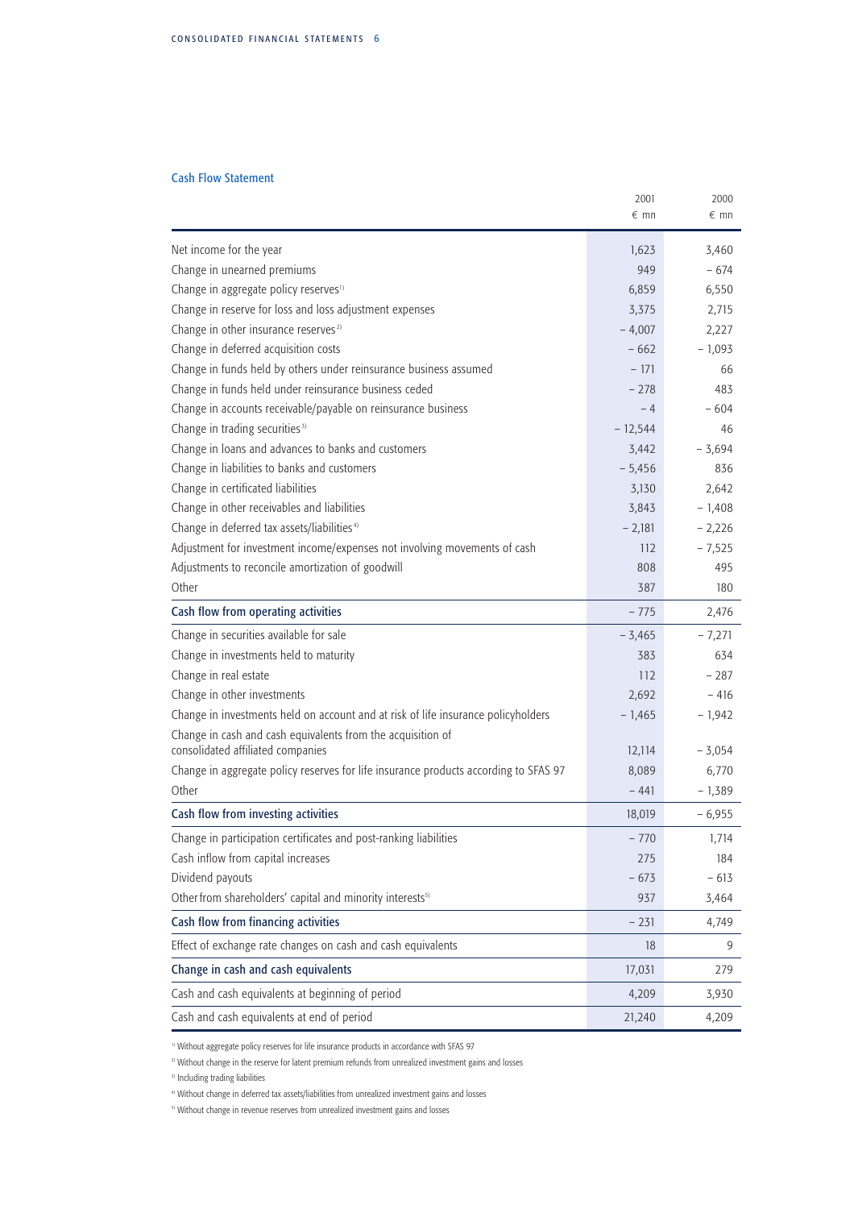## Cash Flow Statement

| | 2001 € mn | 2000 € mn |
|---|---|---|
| Net income for the year | 1,623 | 3,460 |
| Change in unearned premiums | 949 | – 674 |
| Change in aggregate policy reserves[1] | 6,859 | 6,550 |
| Change in reserve for loss and loss adjustment expenses | 3,375 | 2,715 |
| Change in other insurance reserves[2] | – 4,007 | 2,227 |
| Change in deferred acquisition costs | – 662 | – 1,093 |
| Change in funds held by others under reinsurance business assumed | – 171 | 66 |
| Change in funds held under reinsurance business ceded | – 278 | 483 |
| Change in accounts receivable/payable on reinsurance business | – 4 | – 604 |
| Change in trading securities[3] | – 12,544 | 46 |
| Change in loans and advances to banks and customers | 3,442 | – 3,694 |
| Change in liabilities to banks and customers | – 5,456 | 836 |
| Change in certificated liabilities | 3,130 | 2,642 |
| Change in other receivables and liabilities | 3,843 | – 1,408 |
| Change in deferred tax assets/liabilities[4] | – 2,181 | – 2,226 |
| Adjustment for investment income/expenses not involving movements of cash | 112 | – 7,525 |
| Adjustments to reconcile amortization of goodwill | 808 | 495 |
| Other | 387 | 180 |
| **Cash flow from operating activities** | – 775 | 2,476 |
| Change in securities available for sale | – 3,465 | – 7,271 |
| Change in investments held to maturity | 383 | 634 |
| Change in real estate | 112 | – 287 |
| Change in other investments | 2,692 | – 416 |
| Change in investments held on account and at risk of life insurance policyholders | – 1,465 | – 1,942 |
| Change in cash and cash equivalents from the acquisition of consolidated affiliated companies | 12,114 | – 3,054 |
| Change in aggregate policy reserves for life insurance products according to SFAS 97 | 8,089 | 6,770 |
| Other | – 441 | – 1,389 |
| **Cash flow from investing activities** | 18,019 | – 6,955 |
| Change in participation certificates and post-ranking liabilities | – 770 | 1,714 |
| Cash inflow from capital increases | 275 | 184 |
| Dividend payouts | – 673 | – 613 |
| Other from shareholders' capital and minority interests[5] | 937 | 3,464 |
| **Cash flow from financing activities** | – 231 | 4,749 |
| Effect of exchange rate changes on cash and cash equivalents | 18 | 9 |
| **Change in cash and cash equivalents** | 17,031 | 279 |
| Cash and cash equivalents at beginning of period | 4,209 | 3,930 |
| Cash and cash equivalents at end of period | 21,240 | 4,209 |

[1] Without aggregate policy reserves for life insurance products in accordance with SFAS 97

[2] Without change in the reserve for latent premium refunds from unrealized investment gains and losses

[3] Including trading liabilities

[4] Without change in deferred tax assets/liabilities from unrealized investment gains and losses

[5] Without change in revenue reserves from unrealized investment gains and losses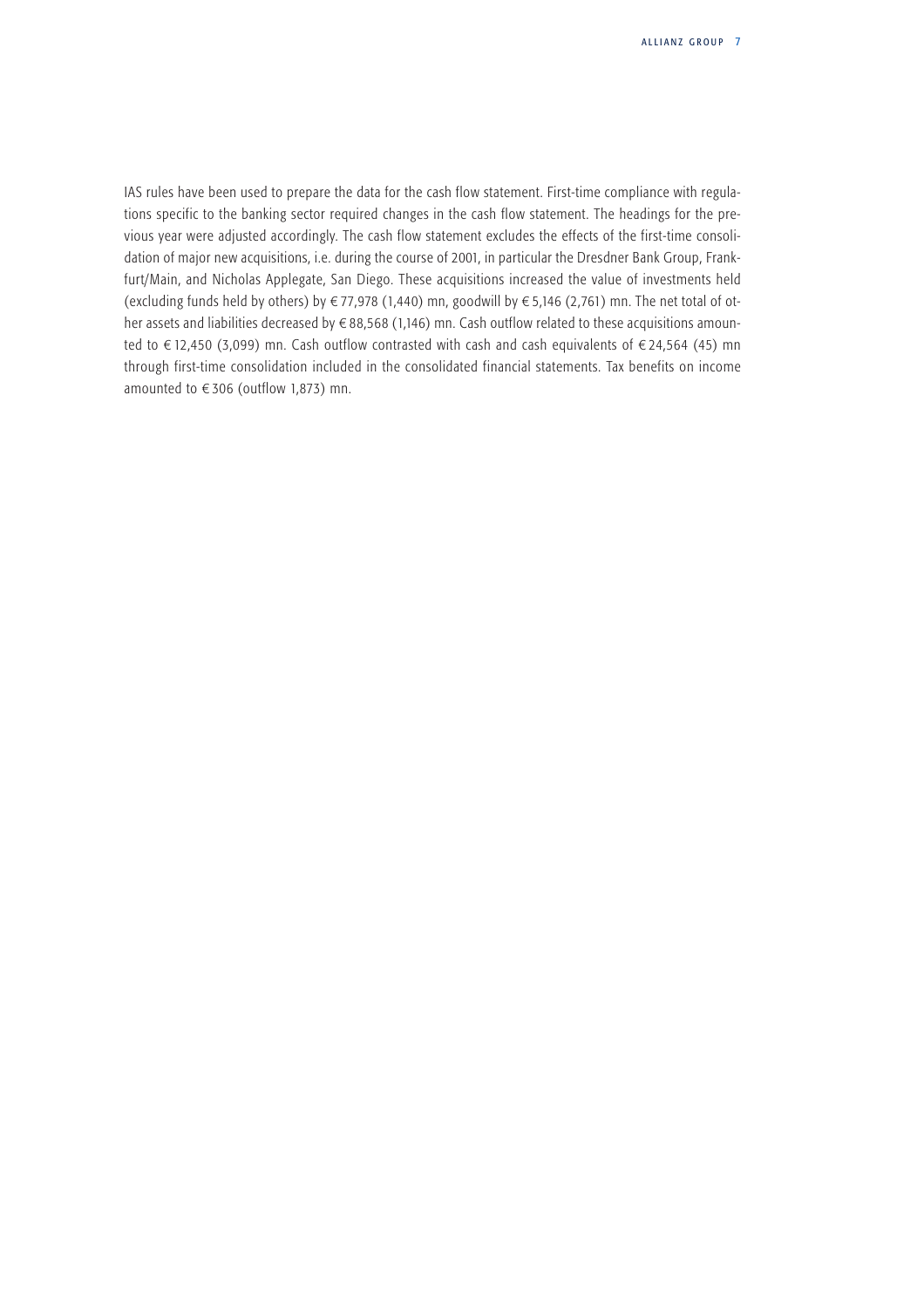IAS rules have been used to prepare the data for the cash flow statement. First-time compliance with regulations specific to the banking sector required changes in the cash flow statement. The headings for the previous year were adjusted accordingly. The cash flow statement excludes the effects of the first-time consolidation of major new acquisitions, i.e. during the course of 2001, in particular the Dresdner Bank Group, Frankfurt/Main, and Nicholas Applegate, San Diego. These acquisitions increased the value of investments held (excluding funds held by others) by € 77,978 (1,440) mn, goodwill by € 5,146 (2,761) mn. The net total of other assets and liabilities decreased by € 88,568 (1,146) mn. Cash outflow related to these acquisitions amounted to € 12,450 (3,099) mn. Cash outflow contrasted with cash and cash equivalents of € 24,564 (45) mn through first-time consolidation included in the consolidated financial statements. Tax benefits on income amounted to € 306 (outflow 1,873) mn.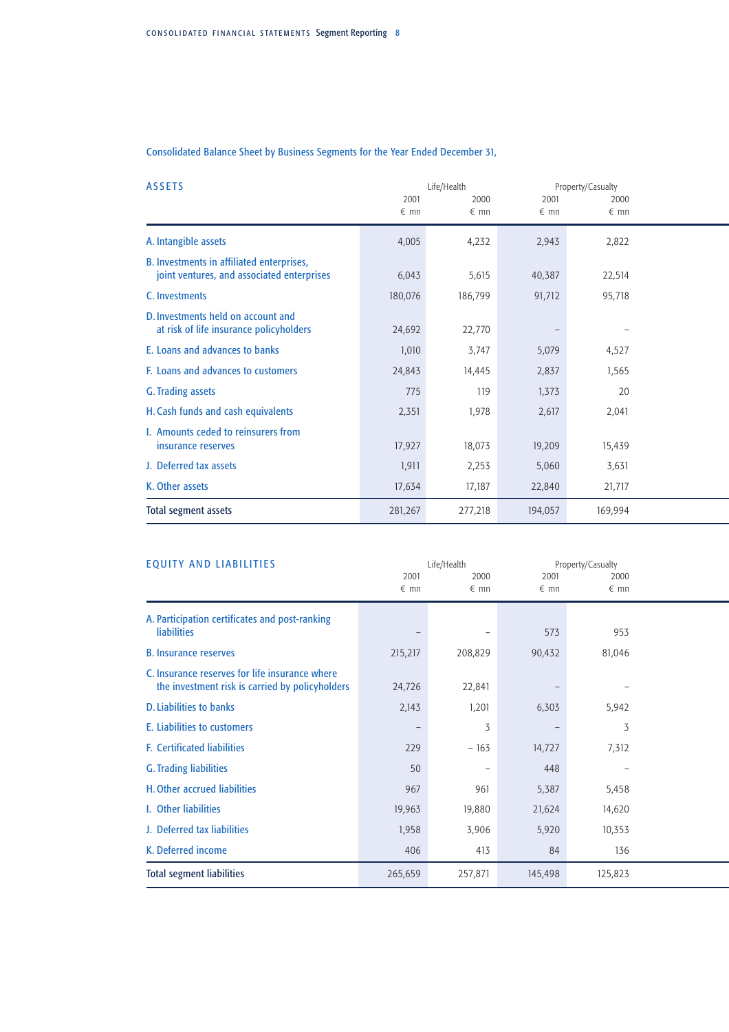## Consolidated Balance Sheet by Business Segments for the Year Ended December 31,

| ASSETS | Life/Health | | Property/Casualty | |
|---|---|---|---|---|
| | 2001 € mn | 2000 € mn | 2001 € mn | 2000 € mn |
| A. Intangible assets | 4,005 | 4,232 | 2,943 | 2,822 |
| B. Investments in affiliated enterprises, joint ventures, and associated enterprises | 6,043 | 5,615 | 40,387 | 22,514 |
| C. Investments | 180,076 | 186,799 | 91,712 | 95,718 |
| D. Investments held on account and at risk of life insurance policyholders | 24,692 | 22,770 | – | – |
| E. Loans and advances to banks | 1,010 | 3,747 | 5,079 | 4,527 |
| F. Loans and advances to customers | 24,843 | 14,445 | 2,837 | 1,565 |
| G. Trading assets | 775 | 119 | 1,373 | 20 |
| H. Cash funds and cash equivalents | 2,351 | 1,978 | 2,617 | 2,041 |
| I. Amounts ceded to reinsurers from insurance reserves | 17,927 | 18,073 | 19,209 | 15,439 |
| J. Deferred tax assets | 1,911 | 2,253 | 5,060 | 3,631 |
| K. Other assets | 17,634 | 17,187 | 22,840 | 21,717 |
| Total segment assets | 281,267 | 277,218 | 194,057 | 169,994 |

| EQUITY AND LIABILITIES | Life/Health | | Property/Casualty | |
|---|---|---|---|---|
| | 2001 € mn | 2000 € mn | 2001 € mn | 2000 € mn |
| A. Participation certificates and post-ranking liabilities | – | – | 573 | 953 |
| B. Insurance reserves | 215,217 | 208,829 | 90,432 | 81,046 |
| C. Insurance reserves for life insurance where the investment risk is carried by policyholders | 24,726 | 22,841 | – | – |
| D. Liabilities to banks | 2,143 | 1,201 | 6,303 | 5,942 |
| E. Liabilities to customers | – | 3 | – | 3 |
| F. Certificated liabilities | 229 | – 163 | 14,727 | 7,312 |
| G. Trading liabilities | 50 | – | 448 | – |
| H. Other accrued liabilities | 967 | 961 | 5,387 | 5,458 |
| I. Other liabilities | 19,963 | 19,880 | 21,624 | 14,620 |
| J. Deferred tax liabilities | 1,958 | 3,906 | 5,920 | 10,353 |
| K. Deferred income | 406 | 413 | 84 | 136 |
| Total segment liabilities | 265,659 | 257,871 | 145,498 | 125,823 |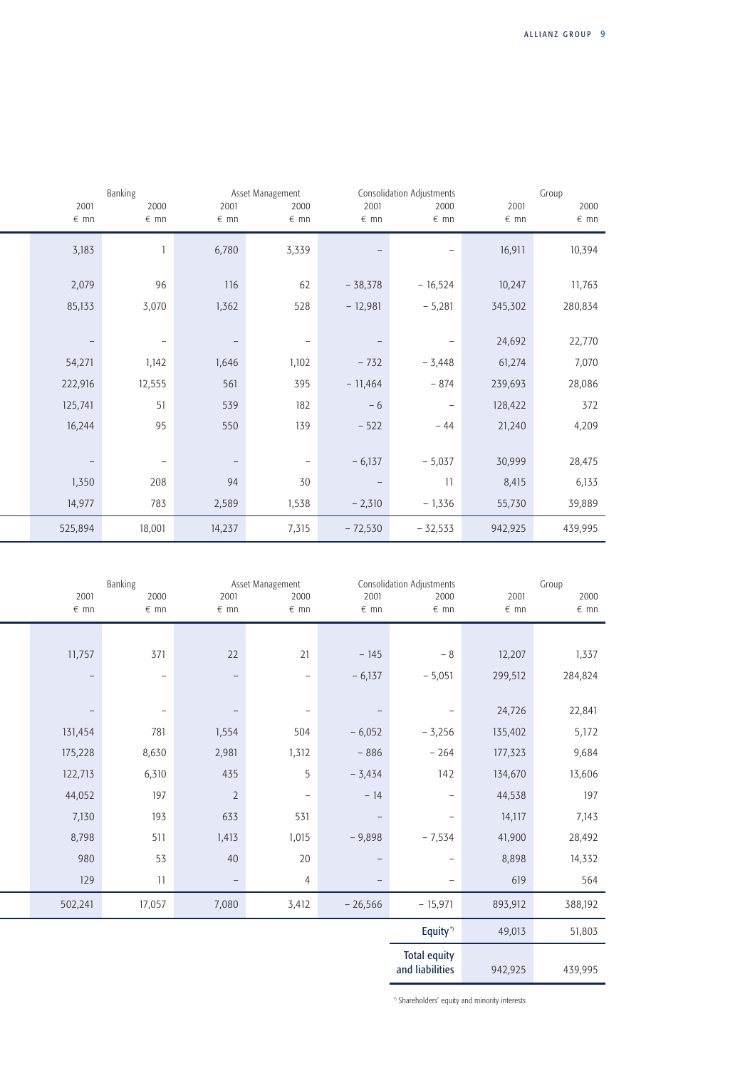| Banking | | Asset Management | | Consolidation Adjustments | | Group | |
|---|---|---|---|---|---|---|---|
| 2001 € mn | 2000 € mn | 2001 € mn | 2000 € mn | 2001 € mn | 2000 € mn | 2001 € mn | 2000 € mn |
| 3,183 | 1 | 6,780 | 3,339 | – | – | 16,911 | 10,394 |
| 2,079 | 96 | 116 | 62 | – 38,378 | – 16,524 | 10,247 | 11,763 |
| 85,133 | 3,070 | 1,362 | 528 | – 12,981 | – 5,281 | 345,302 | 280,834 |
| – | – | – | – | – | – | 24,692 | 22,770 |
| 54,271 | 1,142 | 1,646 | 1,102 | – 732 | – 3,448 | 61,274 | 7,070 |
| 222,916 | 12,555 | 561 | 395 | – 11,464 | – 874 | 239,693 | 28,086 |
| 125,741 | 51 | 539 | 182 | – 6 | – | 128,422 | 372 |
| 16,244 | 95 | 550 | 139 | – 522 | – 44 | 21,240 | 4,209 |
| – | – | – | – | – 6,137 | – 5,037 | 30,999 | 28,475 |
| 1,350 | 208 | 94 | 30 | – | 11 | 8,415 | 6,133 |
| 14,977 | 783 | 2,589 | 1,538 | – 2,310 | – 1,336 | 55,730 | 39,889 |
| 525,894 | 18,001 | 14,237 | 7,315 | – 72,530 | – 32,533 | 942,925 | 439,995 |

| Banking | | Asset Management | | Consolidation Adjustments | | Group | |
|---|---|---|---|---|---|---|---|
| 2001 € mn | 2000 € mn | 2001 € mn | 2000 € mn | 2001 € mn | 2000 € mn | 2001 € mn | 2000 € mn |
| 11,757 | 371 | 22 | 21 | – 145 | – 8 | 12,207 | 1,337 |
| – | – | – | – | – 6,137 | – 5,051 | 299,512 | 284,824 |
| – | – | – | – | – | – | 24,726 | 22,841 |
| 131,454 | 781 | 1,554 | 504 | – 6,052 | – 3,256 | 135,402 | 5,172 |
| 175,228 | 8,630 | 2,981 | 1,312 | – 886 | – 264 | 177,323 | 9,684 |
| 122,713 | 6,310 | 435 | 5 | – 3,434 | 142 | 134,670 | 13,606 |
| 44,052 | 197 | 2 | – | – 14 | – | 44,538 | 197 |
| 7,130 | 193 | 633 | 531 | – | – | 14,117 | 7,143 |
| 8,798 | 511 | 1,413 | 1,015 | – 9,898 | – 7,534 | 41,900 | 28,492 |
| 980 | 53 | 40 | 20 | – | – | 8,898 | 14,332 |
| 129 | 11 | – | 4 | – | – | 619 | 564 |
| 502,241 | 17,057 | 7,080 | 3,412 | – 26,566 | – 15,971 | 893,912 | 388,192 |
| | | | | | **Equity**[*] | 49,013 | 51,803 |
| | | | | | **Total equity and liabilities** | 942,925 | 439,995 |

[*] Shareholders' equity and minority interests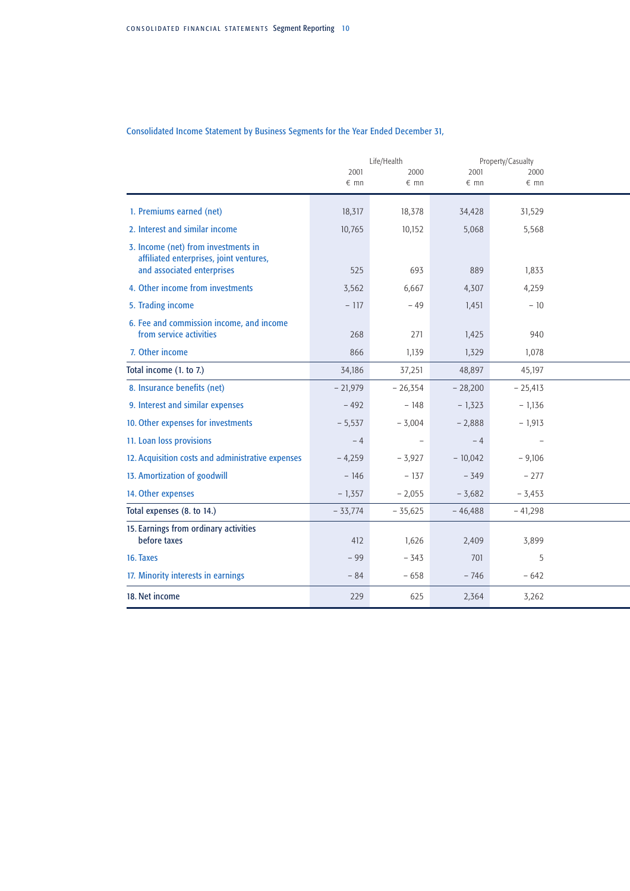## Consolidated Income Statement by Business Segments for the Year Ended December 31,

| | Life/Health | | Property/Casualty | |
|---|---|---|---|---|
| | 2001 € mn | 2000 € mn | 2001 € mn | 2000 € mn |
| 1. Premiums earned (net) | 18,317 | 18,378 | 34,428 | 31,529 |
| 2. Interest and similar income | 10,765 | 10,152 | 5,068 | 5,568 |
| 3. Income (net) from investments in affiliated enterprises, joint ventures, and associated enterprises | 525 | 693 | 889 | 1,833 |
| 4. Other income from investments | 3,562 | 6,667 | 4,307 | 4,259 |
| 5. Trading income | – 117 | – 49 | 1,451 | – 10 |
| 6. Fee and commission income, and income from service activities | 268 | 271 | 1,425 | 940 |
| 7. Other income | 866 | 1,139 | 1,329 | 1,078 |
| Total income (1. to 7.) | 34,186 | 37,251 | 48,897 | 45,197 |
| 8. Insurance benefits (net) | – 21,979 | – 26,354 | – 28,200 | – 25,413 |
| 9. Interest and similar expenses | – 492 | – 148 | – 1,323 | – 1,136 |
| 10. Other expenses for investments | – 5,537 | – 3,004 | – 2,888 | – 1,913 |
| 11. Loan loss provisions | – 4 | – | – 4 | – |
| 12. Acquisition costs and administrative expenses | – 4,259 | – 3,927 | – 10,042 | – 9,106 |
| 13. Amortization of goodwill | – 146 | – 137 | – 349 | – 277 |
| 14. Other expenses | – 1,357 | – 2,055 | – 3,682 | – 3,453 |
| Total expenses (8. to 14.) | – 33,774 | – 35,625 | – 46,488 | – 41,298 |
| 15. Earnings from ordinary activities before taxes | 412 | 1,626 | 2,409 | 3,899 |
| 16. Taxes | – 99 | – 343 | 701 | 5 |
| 17. Minority interests in earnings | – 84 | – 658 | – 746 | – 642 |
| 18. Net income | 229 | 625 | 2,364 | 3,262 |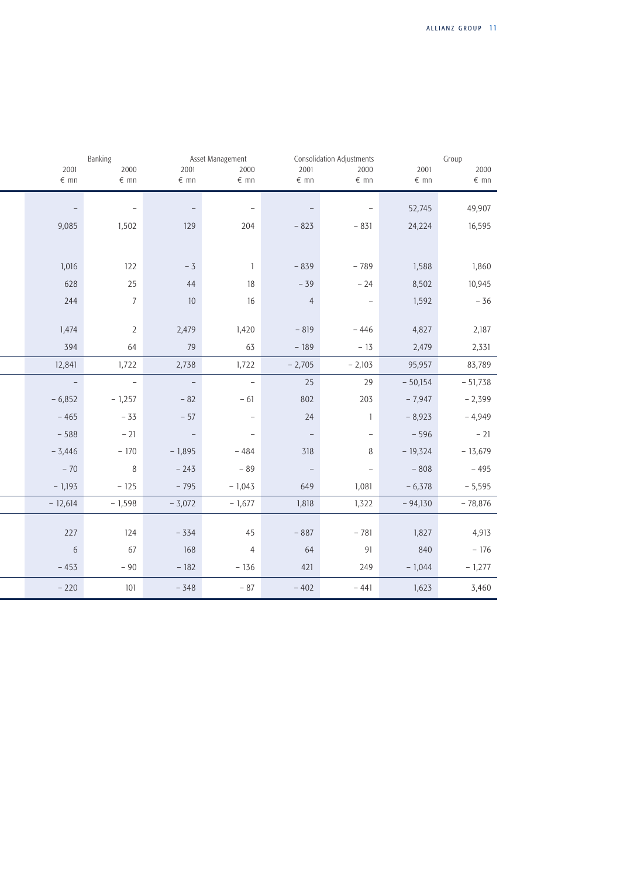| Banking | | Asset Management | | Consolidation Adjustments | | Group | |
|---|---|---|---|---|---|---|---|
| 2001 | 2000 | 2001 | 2000 | 2001 | 2000 | 2001 | 2000 |
| € mn | € mn | € mn | € mn | € mn | € mn | € mn | € mn |
| – | – | – | – | – | – | 52,745 | 49,907 |
| 9,085 | 1,502 | 129 | 204 | – 823 | – 831 | 24,224 | 16,595 |
| 1,016 | 122 | – 3 | 1 | – 839 | – 789 | 1,588 | 1,860 |
| 628 | 25 | 44 | 18 | – 39 | – 24 | 8,502 | 10,945 |
| 244 | 7 | 10 | 16 | 4 | – | 1,592 | – 36 |
| 1,474 | 2 | 2,479 | 1,420 | – 819 | – 446 | 4,827 | 2,187 |
| 394 | 64 | 79 | 63 | – 189 | – 13 | 2,479 | 2,331 |
| 12,841 | 1,722 | 2,738 | 1,722 | – 2,705 | – 2,103 | 95,957 | 83,789 |
| – | – | – | – | 25 | 29 | – 50,154 | – 51,738 |
| – 6,852 | – 1,257 | – 82 | – 61 | 802 | 203 | – 7,947 | – 2,399 |
| – 465 | – 33 | – 57 | – | 24 | 1 | – 8,923 | – 4,949 |
| – 588 | – 21 | – | – | – | – | – 596 | – 21 |
| – 3,446 | – 170 | – 1,895 | – 484 | 318 | 8 | – 19,324 | – 13,679 |
| – 70 | 8 | – 243 | – 89 | – | – | – 808 | – 495 |
| – 1,193 | – 125 | – 795 | – 1,043 | 649 | 1,081 | – 6,378 | – 5,595 |
| – 12,614 | – 1,598 | – 3,072 | – 1,677 | 1,818 | 1,322 | – 94,130 | – 78,876 |
| 227 | 124 | – 334 | 45 | – 887 | – 781 | 1,827 | 4,913 |
| 6 | 67 | 168 | 4 | 64 | 91 | 840 | – 176 |
| – 453 | – 90 | – 182 | – 136 | 421 | 249 | – 1,044 | – 1,277 |
| – 220 | 101 | – 348 | – 87 | – 402 | – 441 | 1,623 | 3,460 |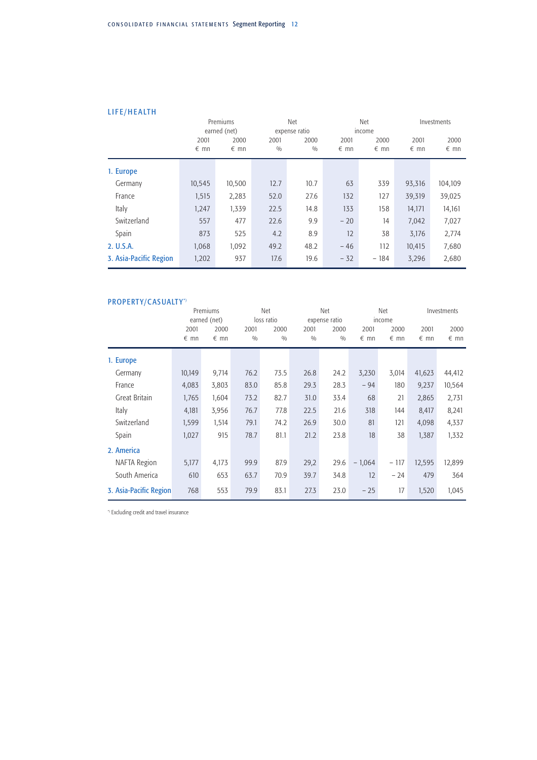## LIFE/HEALTH

| | Premiums earned (net) | | Net expense ratio | | Net income | | Investments | |
|---|---|---|---|---|---|---|---|---|
| | 2001 € mn | 2000 € mn | 2001 % | 2000 % | 2001 € mn | 2000 € mn | 2001 € mn | 2000 € mn |
| **1. Europe** | | | | | | | | |
| Germany | 10,545 | 10,500 | 12.7 | 10.7 | 63 | 339 | 93,316 | 104,109 |
| France | 1,515 | 2,283 | 52.0 | 27.6 | 132 | 127 | 39,319 | 39,025 |
| Italy | 1,247 | 1,339 | 22.5 | 14.8 | 133 | 158 | 14,171 | 14,161 |
| Switzerland | 557 | 477 | 22.6 | 9.9 | – 20 | 14 | 7,042 | 7,027 |
| Spain | 873 | 525 | 4.2 | 8.9 | 12 | 38 | 3,176 | 2,774 |
| **2. U.S.A.** | 1,068 | 1,092 | 49.2 | 48.2 | – 46 | 112 | 10,415 | 7,680 |
| **3. Asia-Pacific Region** | 1,202 | 937 | 17.6 | 19.6 | – 32 | – 184 | 3,296 | 2,680 |

## PROPERTY/CASUALTY*)

| | Premiums earned (net) | | Net loss ratio | | Net expense ratio | | Net income | | Investments | |
|---|---|---|---|---|---|---|---|---|---|---|
| | 2001 € mn | 2000 € mn | 2001 % | 2000 % | 2001 % | 2000 % | 2001 € mn | 2000 € mn | 2001 € mn | 2000 € mn |
| **1. Europe** | | | | | | | | | | |
| Germany | 10,149 | 9,714 | 76.2 | 73.5 | 26.8 | 24.2 | 3,230 | 3,014 | 41,623 | 44,412 |
| France | 4,083 | 3,803 | 83.0 | 85.8 | 29.3 | 28.3 | – 94 | 180 | 9,237 | 10,564 |
| Great Britain | 1,765 | 1,604 | 73.2 | 82.7 | 31.0 | 33.4 | 68 | 21 | 2,865 | 2,731 |
| Italy | 4,181 | 3,956 | 76.7 | 77.8 | 22.5 | 21.6 | 318 | 144 | 8,417 | 8,241 |
| Switzerland | 1,599 | 1,514 | 79.1 | 74.2 | 26.9 | 30.0 | 81 | 121 | 4,098 | 4,337 |
| Spain | 1,027 | 915 | 78.7 | 81.1 | 21.2 | 23.8 | 18 | 38 | 1,387 | 1,332 |
| **2. America** | | | | | | | | | | |
| NAFTA Region | 5,177 | 4,173 | 99.9 | 87.9 | 29,2 | 29.6 | – 1,064 | – 117 | 12,595 | 12,899 |
| South America | 610 | 653 | 63.7 | 70.9 | 39.7 | 34.8 | 12 | – 24 | 479 | 364 |
| **3. Asia-Pacific Region** | 768 | 553 | 79.9 | 83.1 | 27.3 | 23.0 | – 25 | 17 | 1,520 | 1,045 |

*) Excluding credit and travel insurance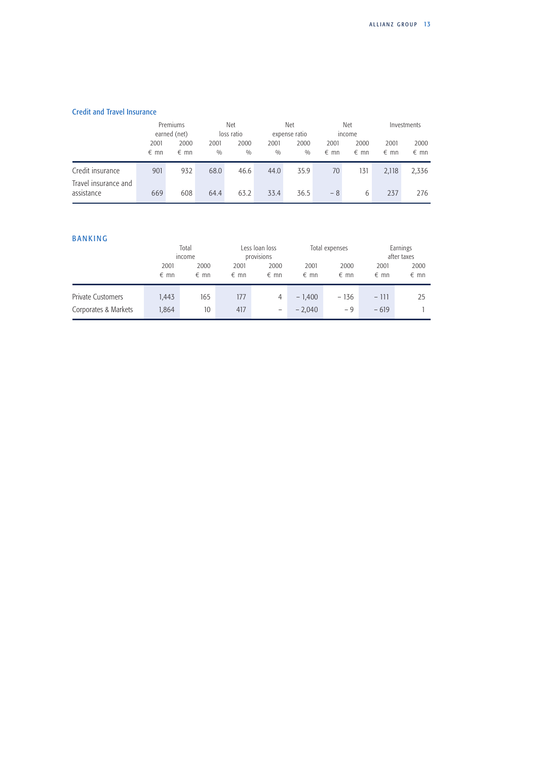### Credit and Travel Insurance

| | Premiums earned (net) | | Net loss ratio | | Net expense ratio | | Net income | | Investments | |
|---|---|---|---|---|---|---|---|---|---|---|
| | 2001 € mn | 2000 € mn | 2001 % | 2000 % | 2001 % | 2000 % | 2001 € mn | 2000 € mn | 2001 € mn | 2000 € mn |
| Credit insurance | 901 | 932 | 68.0 | 46.6 | 44.0 | 35.9 | 70 | 131 | 2,118 | 2,336 |
| Travel insurance and assistance | 669 | 608 | 64.4 | 63.2 | 33.4 | 36.5 | – 8 | 6 | 237 | 276 |

### BANKING

| | Total income | | Less loan loss provisions | | Total expenses | | Earnings after taxes | |
|---|---|---|---|---|---|---|---|---|
| | 2001 € mn | 2000 € mn | 2001 € mn | 2000 € mn | 2001 € mn | 2000 € mn | 2001 € mn | 2000 € mn |
| Private Customers | 1,443 | 165 | 177 | 4 | – 1,400 | – 136 | – 111 | 25 |
| Corporates & Markets | 1,864 | 10 | 417 | – | – 2,040 | – 9 | – 619 | 1 |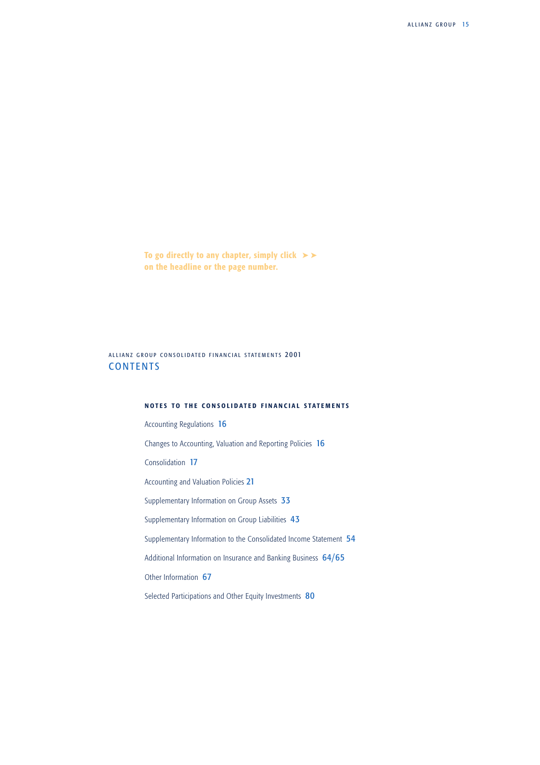To go directly to any chapter, simply click ➤➤
on the headline or the page number.

ALLIANZ GROUP CONSOLIDATED FINANCIAL STATEMENTS 2001

# CONTENTS

## NOTES TO THE CONSOLIDATED FINANCIAL STATEMENTS

Accounting Regulations 16

Changes to Accounting, Valuation and Reporting Policies 16

Consolidation 17

Accounting and Valuation Policies 21

Supplementary Information on Group Assets 33

Supplementary Information on Group Liabilities 43

Supplementary Information to the Consolidated Income Statement 54

Additional Information on Insurance and Banking Business 64/65

Other Information 67

Selected Participations and Other Equity Investments 80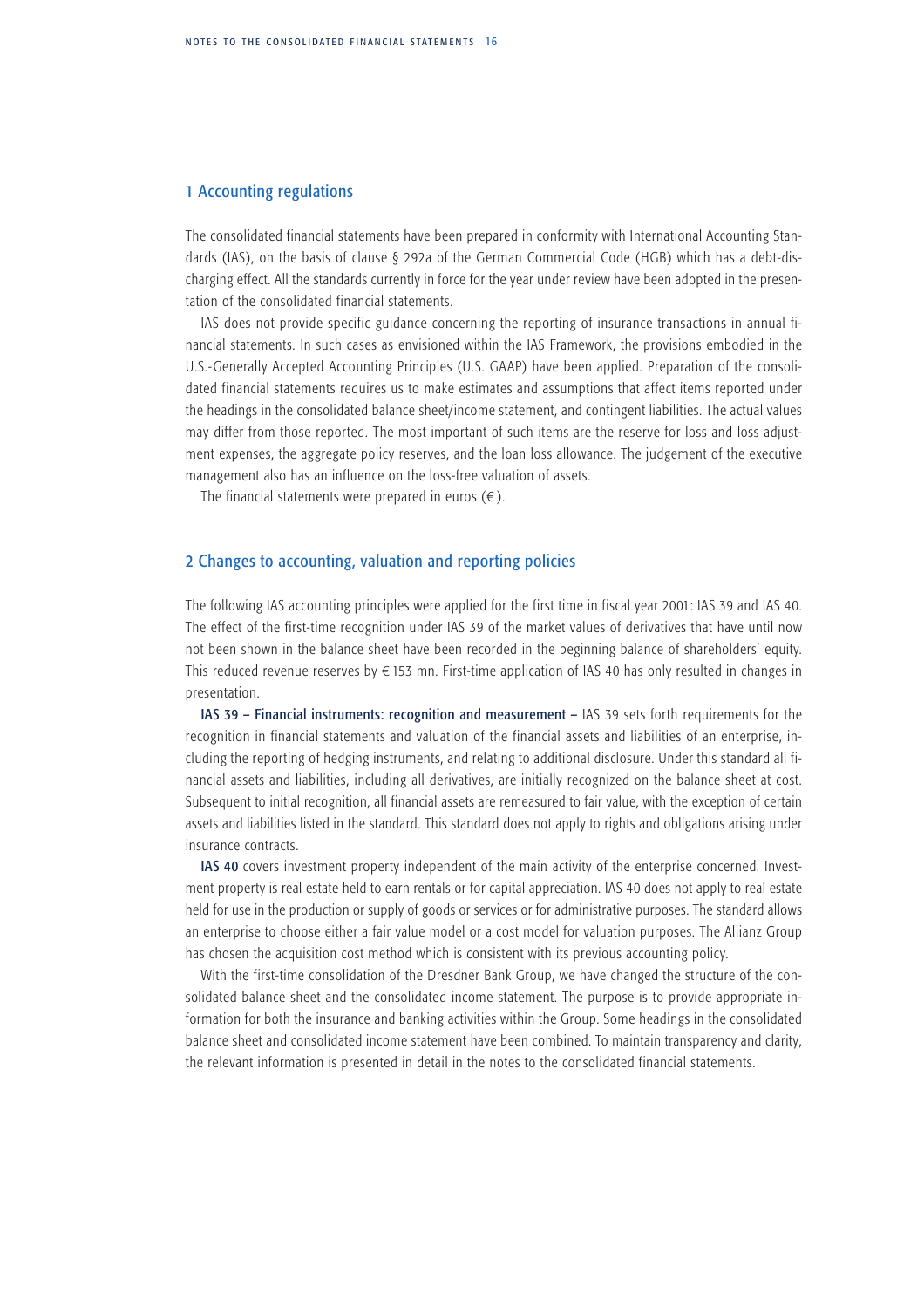## 1 Accounting regulations

The consolidated financial statements have been prepared in conformity with International Accounting Standards (IAS), on the basis of clause § 292a of the German Commercial Code (HGB) which has a debt-discharging effect. All the standards currently in force for the year under review have been adopted in the presentation of the consolidated financial statements.

IAS does not provide specific guidance concerning the reporting of insurance transactions in annual financial statements. In such cases as envisioned within the IAS Framework, the provisions embodied in the U.S.-Generally Accepted Accounting Principles (U.S. GAAP) have been applied. Preparation of the consolidated financial statements requires us to make estimates and assumptions that affect items reported under the headings in the consolidated balance sheet/income statement, and contingent liabilities. The actual values may differ from those reported. The most important of such items are the reserve for loss and loss adjustment expenses, the aggregate policy reserves, and the loan loss allowance. The judgement of the executive management also has an influence on the loss-free valuation of assets.

The financial statements were prepared in euros (€).

## 2 Changes to accounting, valuation and reporting policies

The following IAS accounting principles were applied for the first time in fiscal year 2001: IAS 39 and IAS 40. The effect of the first-time recognition under IAS 39 of the market values of derivatives that have until now not been shown in the balance sheet have been recorded in the beginning balance of shareholders' equity. This reduced revenue reserves by € 153 mn. First-time application of IAS 40 has only resulted in changes in presentation.

**IAS 39 – Financial instruments: recognition and measurement –** IAS 39 sets forth requirements for the recognition in financial statements and valuation of the financial assets and liabilities of an enterprise, including the reporting of hedging instruments, and relating to additional disclosure. Under this standard all financial assets and liabilities, including all derivatives, are initially recognized on the balance sheet at cost. Subsequent to initial recognition, all financial assets are remeasured to fair value, with the exception of certain assets and liabilities listed in the standard. This standard does not apply to rights and obligations arising under insurance contracts.

**IAS 40** covers investment property independent of the main activity of the enterprise concerned. Investment property is real estate held to earn rentals or for capital appreciation. IAS 40 does not apply to real estate held for use in the production or supply of goods or services or for administrative purposes. The standard allows an enterprise to choose either a fair value model or a cost model for valuation purposes. The Allianz Group has chosen the acquisition cost method which is consistent with its previous accounting policy.

With the first-time consolidation of the Dresdner Bank Group, we have changed the structure of the consolidated balance sheet and the consolidated income statement. The purpose is to provide appropriate information for both the insurance and banking activities within the Group. Some headings in the consolidated balance sheet and consolidated income statement have been combined. To maintain transparency and clarity, the relevant information is presented in detail in the notes to the consolidated financial statements.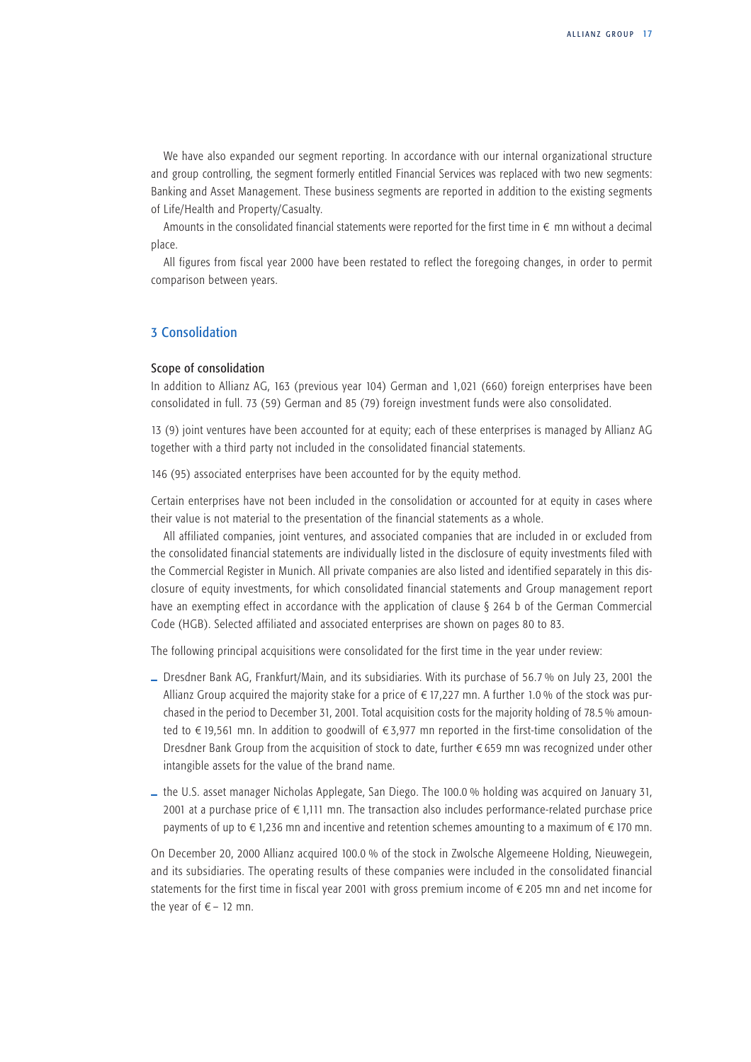We have also expanded our segment reporting. In accordance with our internal organizational structure and group controlling, the segment formerly entitled Financial Services was replaced with two new segments: Banking and Asset Management. These business segments are reported in addition to the existing segments of Life/Health and Property/Casualty.

Amounts in the consolidated financial statements were reported for the first time in € mn without a decimal place.

All figures from fiscal year 2000 have been restated to reflect the foregoing changes, in order to permit comparison between years.

## 3 Consolidation

### Scope of consolidation

In addition to Allianz AG, 163 (previous year 104) German and 1,021 (660) foreign enterprises have been consolidated in full. 73 (59) German and 85 (79) foreign investment funds were also consolidated.

13 (9) joint ventures have been accounted for at equity; each of these enterprises is managed by Allianz AG together with a third party not included in the consolidated financial statements.

146 (95) associated enterprises have been accounted for by the equity method.

Certain enterprises have not been included in the consolidation or accounted for at equity in cases where their value is not material to the presentation of the financial statements as a whole.

All affiliated companies, joint ventures, and associated companies that are included in or excluded from the consolidated financial statements are individually listed in the disclosure of equity investments filed with the Commercial Register in Munich. All private companies are also listed and identified separately in this disclosure of equity investments, for which consolidated financial statements and Group management report have an exempting effect in accordance with the application of clause § 264 b of the German Commercial Code (HGB). Selected affiliated and associated enterprises are shown on pages 80 to 83.

The following principal acquisitions were consolidated for the first time in the year under review:

- Dresdner Bank AG, Frankfurt/Main, and its subsidiaries. With its purchase of 56.7 % on July 23, 2001 the Allianz Group acquired the majority stake for a price of € 17,227 mn. A further 1.0 % of the stock was purchased in the period to December 31, 2001. Total acquisition costs for the majority holding of 78.5 % amounted to € 19,561 mn. In addition to goodwill of € 3,977 mn reported in the first-time consolidation of the Dresdner Bank Group from the acquisition of stock to date, further € 659 mn was recognized under other intangible assets for the value of the brand name.
- the U.S. asset manager Nicholas Applegate, San Diego. The 100.0 % holding was acquired on January 31, 2001 at a purchase price of € 1,111 mn. The transaction also includes performance-related purchase price payments of up to € 1,236 mn and incentive and retention schemes amounting to a maximum of € 170 mn.

On December 20, 2000 Allianz acquired 100.0 % of the stock in Zwolsche Algemeene Holding, Nieuwegein, and its subsidiaries. The operating results of these companies were included in the consolidated financial statements for the first time in fiscal year 2001 with gross premium income of € 205 mn and net income for the year of € – 12 mn.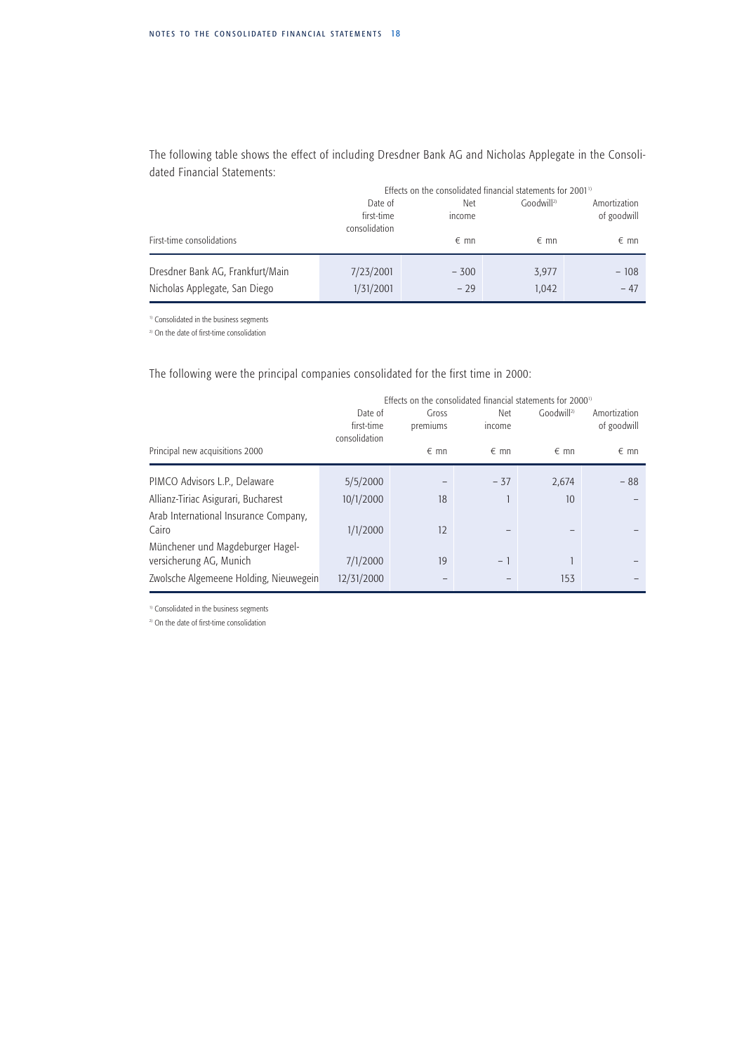The following table shows the effect of including Dresdner Bank AG and Nicholas Applegate in the Consolidated Financial Statements:

| | Effects on the consolidated financial statements for 2001[1] | | | |
|---|---|---|---|---|
| | Date of first-time consolidation | Net income | Goodwill[2] | Amortization of goodwill |
| First-time consolidations | | € mn | € mn | € mn |
| Dresdner Bank AG, Frankfurt/Main | 7/23/2001 | – 300 | 3,977 | – 108 |
| Nicholas Applegate, San Diego | 1/31/2001 | – 29 | 1,042 | – 47 |

[1] Consolidated in the business segments

[2] On the date of first-time consolidation

The following were the principal companies consolidated for the first time in 2000:

| | Effects on the consolidated financial statements for 2000[1] | | | | |
|---|---|---|---|---|---|
| | Date of first-time consolidation | Gross premiums | Net income | Goodwill[2] | Amortization of goodwill |
| Principal new acquisitions 2000 | | € mn | € mn | € mn | € mn |
| PIMCO Advisors L.P., Delaware | 5/5/2000 | – | – 37 | 2,674 | – 88 |
| Allianz-Tiriac Asigurari, Bucharest | 10/1/2000 | 18 | 1 | 10 | – |
| Arab International Insurance Company, Cairo | 1/1/2000 | 12 | – | – | – |
| Münchener und Magdeburger Hagelversicherung AG, Munich | 7/1/2000 | 19 | – 1 | 1 | – |
| Zwolsche Algemeene Holding, Nieuwegein | 12/31/2000 | – | – | 153 | – |

[1] Consolidated in the business segments

[2] On the date of first-time consolidation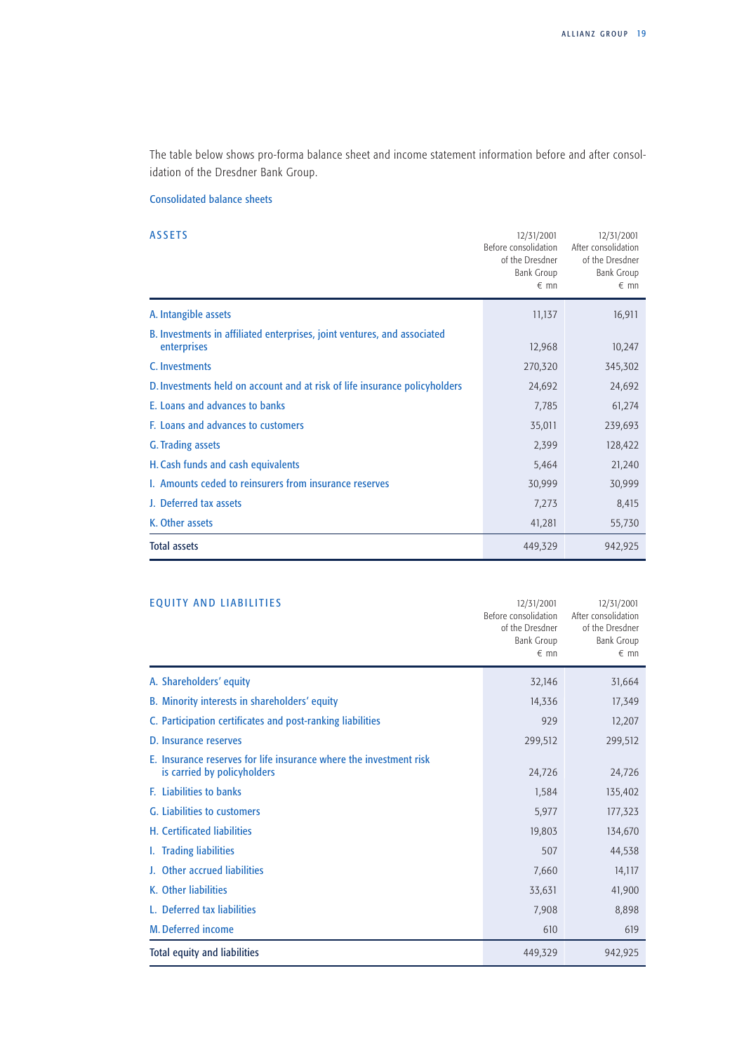The table below shows pro-forma balance sheet and income statement information before and after consolidation of the Dresdner Bank Group.

## Consolidated balance sheets

| ASSETS | 12/31/2001 Before consolidation of the Dresdner Bank Group € mn | 12/31/2001 After consolidation of the Dresdner Bank Group € mn |
|---|---|---|
| A. Intangible assets | 11,137 | 16,911 |
| B. Investments in affiliated enterprises, joint ventures, and associated enterprises | 12,968 | 10,247 |
| C. Investments | 270,320 | 345,302 |
| D. Investments held on account and at risk of life insurance policyholders | 24,692 | 24,692 |
| E. Loans and advances to banks | 7,785 | 61,274 |
| F. Loans and advances to customers | 35,011 | 239,693 |
| G. Trading assets | 2,399 | 128,422 |
| H. Cash funds and cash equivalents | 5,464 | 21,240 |
| I. Amounts ceded to reinsurers from insurance reserves | 30,999 | 30,999 |
| J. Deferred tax assets | 7,273 | 8,415 |
| K. Other assets | 41,281 | 55,730 |
| **Total assets** | 449,329 | 942,925 |

| EQUITY AND LIABILITIES | 12/31/2001 Before consolidation of the Dresdner Bank Group € mn | 12/31/2001 After consolidation of the Dresdner Bank Group € mn |
|---|---|---|
| A. Shareholders' equity | 32,146 | 31,664 |
| B. Minority interests in shareholders' equity | 14,336 | 17,349 |
| C. Participation certificates and post-ranking liabilities | 929 | 12,207 |
| D. Insurance reserves | 299,512 | 299,512 |
| E. Insurance reserves for life insurance where the investment risk is carried by policyholders | 24,726 | 24,726 |
| F. Liabilities to banks | 1,584 | 135,402 |
| G. Liabilities to customers | 5,977 | 177,323 |
| H. Certificated liabilities | 19,803 | 134,670 |
| I. Trading liabilities | 507 | 44,538 |
| J. Other accrued liabilities | 7,660 | 14,117 |
| K. Other liabilities | 33,631 | 41,900 |
| L. Deferred tax liabilities | 7,908 | 8,898 |
| M. Deferred income | 610 | 619 |
| **Total equity and liabilities** | 449,329 | 942,925 |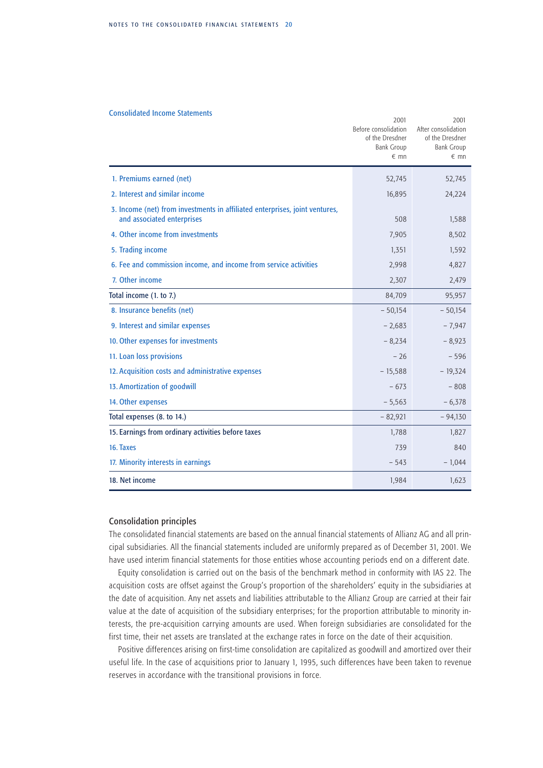### Consolidated Income Statements

| | 2001 Before consolidation of the Dresdner Bank Group € mn | 2001 After consolidation of the Dresdner Bank Group € mn |
|---|---|---|
| 1. Premiums earned (net) | 52,745 | 52,745 |
| 2. Interest and similar income | 16,895 | 24,224 |
| 3. Income (net) from investments in affiliated enterprises, joint ventures, and associated enterprises | 508 | 1,588 |
| 4. Other income from investments | 7,905 | 8,502 |
| 5. Trading income | 1,351 | 1,592 |
| 6. Fee and commission income, and income from service activities | 2,998 | 4,827 |
| 7. Other income | 2,307 | 2,479 |
| Total income (1. to 7.) | 84,709 | 95,957 |
| 8. Insurance benefits (net) | – 50,154 | – 50,154 |
| 9. Interest and similar expenses | – 2,683 | – 7,947 |
| 10. Other expenses for investments | – 8,234 | – 8,923 |
| 11. Loan loss provisions | – 26 | – 596 |
| 12. Acquisition costs and administrative expenses | – 15,588 | – 19,324 |
| 13. Amortization of goodwill | – 673 | – 808 |
| 14. Other expenses | – 5,563 | – 6,378 |
| Total expenses (8. to 14.) | – 82,921 | – 94,130 |
| 15. Earnings from ordinary activities before taxes | 1,788 | 1,827 |
| 16. Taxes | 739 | 840 |
| 17. Minority interests in earnings | – 543 | – 1,044 |
| 18. Net income | 1,984 | 1,623 |

## Consolidation principles

The consolidated financial statements are based on the annual financial statements of Allianz AG and all principal subsidiaries. All the financial statements included are uniformly prepared as of December 31, 2001. We have used interim financial statements for those entities whose accounting periods end on a different date.

Equity consolidation is carried out on the basis of the benchmark method in conformity with IAS 22. The acquisition costs are offset against the Group's proportion of the shareholders' equity in the subsidiaries at the date of acquisition. Any net assets and liabilities attributable to the Allianz Group are carried at their fair value at the date of acquisition of the subsidiary enterprises; for the proportion attributable to minority interests, the pre-acquisition carrying amounts are used. When foreign subsidiaries are consolidated for the first time, their net assets are translated at the exchange rates in force on the date of their acquisition.

Positive differences arising on first-time consolidation are capitalized as goodwill and amortized over their useful life. In the case of acquisitions prior to January 1, 1995, such differences have been taken to revenue reserves in accordance with the transitional provisions in force.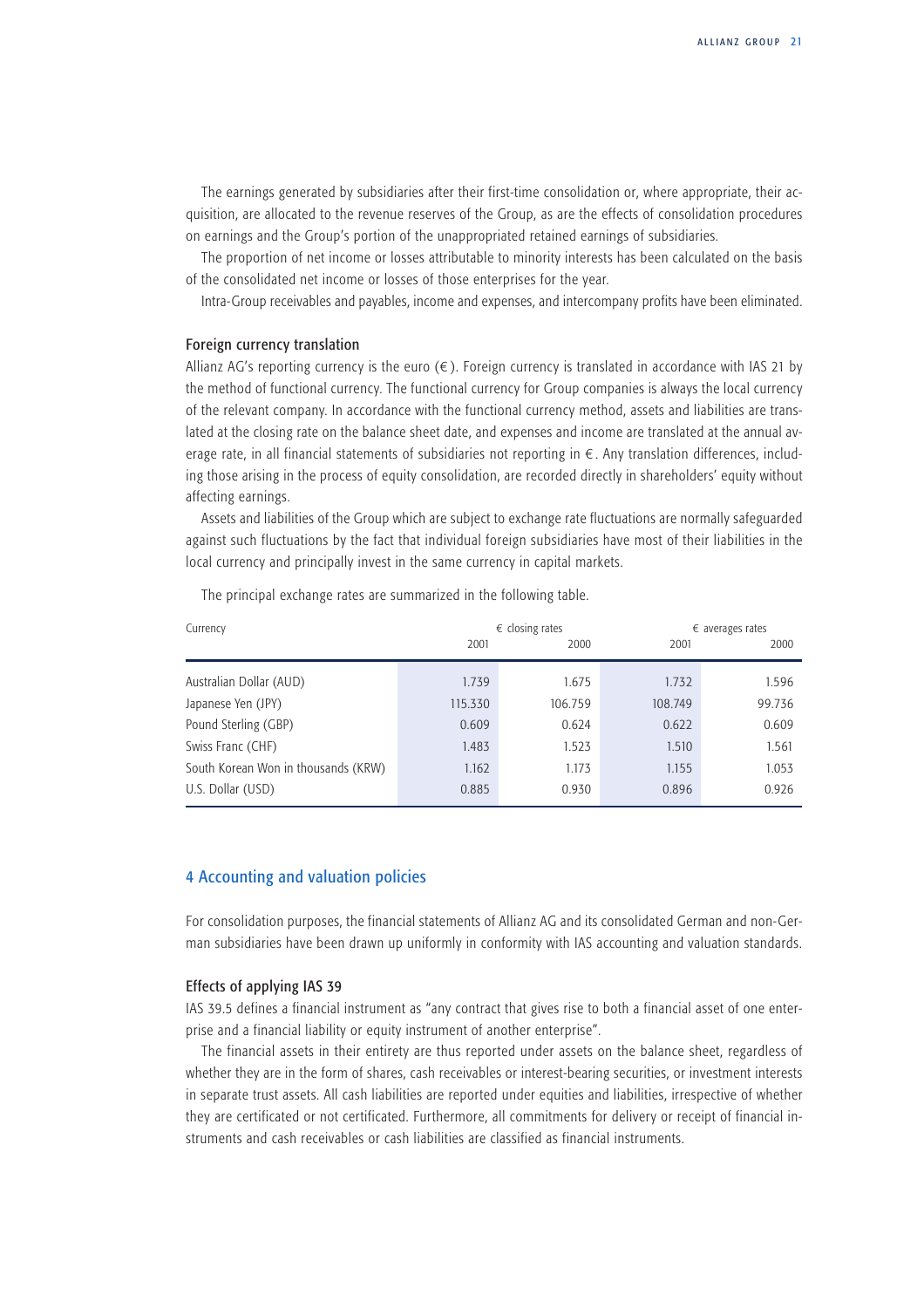The earnings generated by subsidiaries after their first-time consolidation or, where appropriate, their acquisition, are allocated to the revenue reserves of the Group, as are the effects of consolidation procedures on earnings and the Group's portion of the unappropriated retained earnings of subsidiaries.

The proportion of net income or losses attributable to minority interests has been calculated on the basis of the consolidated net income or losses of those enterprises for the year.

Intra-Group receivables and payables, income and expenses, and intercompany profits have been eliminated.

### Foreign currency translation

Allianz AG's reporting currency is the euro (€). Foreign currency is translated in accordance with IAS 21 by the method of functional currency. The functional currency for Group companies is always the local currency of the relevant company. In accordance with the functional currency method, assets and liabilities are translated at the closing rate on the balance sheet date, and expenses and income are translated at the annual average rate, in all financial statements of subsidiaries not reporting in €. Any translation differences, including those arising in the process of equity consolidation, are recorded directly in shareholders' equity without affecting earnings.

Assets and liabilities of the Group which are subject to exchange rate fluctuations are normally safeguarded against such fluctuations by the fact that individual foreign subsidiaries have most of their liabilities in the local currency and principally invest in the same currency in capital markets.

The principal exchange rates are summarized in the following table.

| Currency | € closing rates | | € averages rates | |
|---|---|---|---|---|
| | 2001 | 2000 | 2001 | 2000 |
| Australian Dollar (AUD) | 1.739 | 1.675 | 1.732 | 1.596 |
| Japanese Yen (JPY) | 115.330 | 106.759 | 108.749 | 99.736 |
| Pound Sterling (GBP) | 0.609 | 0.624 | 0.622 | 0.609 |
| Swiss Franc (CHF) | 1.483 | 1.523 | 1.510 | 1.561 |
| South Korean Won in thousands (KRW) | 1.162 | 1.173 | 1.155 | 1.053 |
| U.S. Dollar (USD) | 0.885 | 0.930 | 0.896 | 0.926 |

## 4 Accounting and valuation policies

For consolidation purposes, the financial statements of Allianz AG and its consolidated German and non-German subsidiaries have been drawn up uniformly in conformity with IAS accounting and valuation standards.

### Effects of applying IAS 39

IAS 39.5 defines a financial instrument as "any contract that gives rise to both a financial asset of one enterprise and a financial liability or equity instrument of another enterprise".

The financial assets in their entirety are thus reported under assets on the balance sheet, regardless of whether they are in the form of shares, cash receivables or interest-bearing securities, or investment interests in separate trust assets. All cash liabilities are reported under equities and liabilities, irrespective of whether they are certificated or not certificated. Furthermore, all commitments for delivery or receipt of financial instruments and cash receivables or cash liabilities are classified as financial instruments.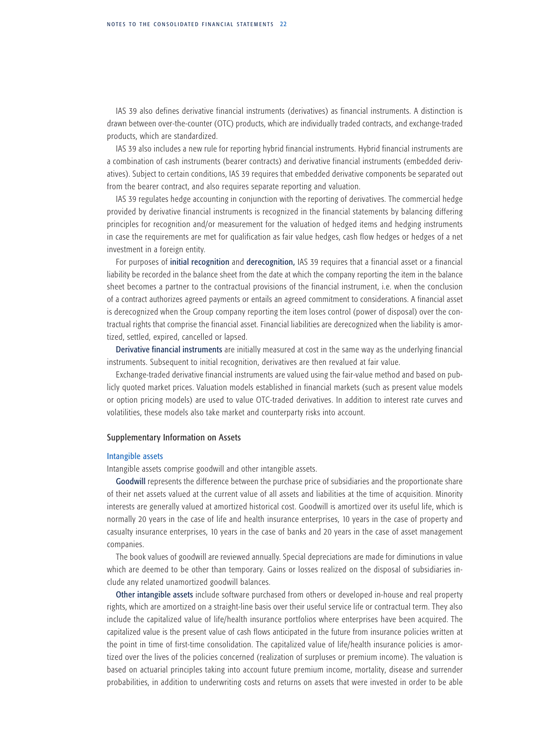IAS 39 also defines derivative financial instruments (derivatives) as financial instruments. A distinction is drawn between over-the-counter (OTC) products, which are individually traded contracts, and exchange-traded products, which are standardized.

IAS 39 also includes a new rule for reporting hybrid financial instruments. Hybrid financial instruments are a combination of cash instruments (bearer contracts) and derivative financial instruments (embedded derivatives). Subject to certain conditions, IAS 39 requires that embedded derivative components be separated out from the bearer contract, and also requires separate reporting and valuation.

IAS 39 regulates hedge accounting in conjunction with the reporting of derivatives. The commercial hedge provided by derivative financial instruments is recognized in the financial statements by balancing differing principles for recognition and/or measurement for the valuation of hedged items and hedging instruments in case the requirements are met for qualification as fair value hedges, cash flow hedges or hedges of a net investment in a foreign entity.

For purposes of **initial recognition** and **derecognition,** IAS 39 requires that a financial asset or a financial liability be recorded in the balance sheet from the date at which the company reporting the item in the balance sheet becomes a partner to the contractual provisions of the financial instrument, i.e. when the conclusion of a contract authorizes agreed payments or entails an agreed commitment to considerations. A financial asset is derecognized when the Group company reporting the item loses control (power of disposal) over the contractual rights that comprise the financial asset. Financial liabilities are derecognized when the liability is amortized, settled, expired, cancelled or lapsed.

**Derivative financial instruments** are initially measured at cost in the same way as the underlying financial instruments. Subsequent to initial recognition, derivatives are then revalued at fair value.

Exchange-traded derivative financial instruments are valued using the fair-value method and based on publicly quoted market prices. Valuation models established in financial markets (such as present value models or option pricing models) are used to value OTC-traded derivatives. In addition to interest rate curves and volatilities, these models also take market and counterparty risks into account.

## Supplementary Information on Assets

### Intangible assets

Intangible assets comprise goodwill and other intangible assets.

**Goodwill** represents the difference between the purchase price of subsidiaries and the proportionate share of their net assets valued at the current value of all assets and liabilities at the time of acquisition. Minority interests are generally valued at amortized historical cost. Goodwill is amortized over its useful life, which is normally 20 years in the case of life and health insurance enterprises, 10 years in the case of property and casualty insurance enterprises, 10 years in the case of banks and 20 years in the case of asset management companies.

The book values of goodwill are reviewed annually. Special depreciations are made for diminutions in value which are deemed to be other than temporary. Gains or losses realized on the disposal of subsidiaries include any related unamortized goodwill balances.

**Other intangible assets** include software purchased from others or developed in-house and real property rights, which are amortized on a straight-line basis over their useful service life or contractual term. They also include the capitalized value of life/health insurance portfolios where enterprises have been acquired. The capitalized value is the present value of cash flows anticipated in the future from insurance policies written at the point in time of first-time consolidation. The capitalized value of life/health insurance policies is amortized over the lives of the policies concerned (realization of surpluses or premium income). The valuation is based on actuarial principles taking into account future premium income, mortality, disease and surrender probabilities, in addition to underwriting costs and returns on assets that were invested in order to be able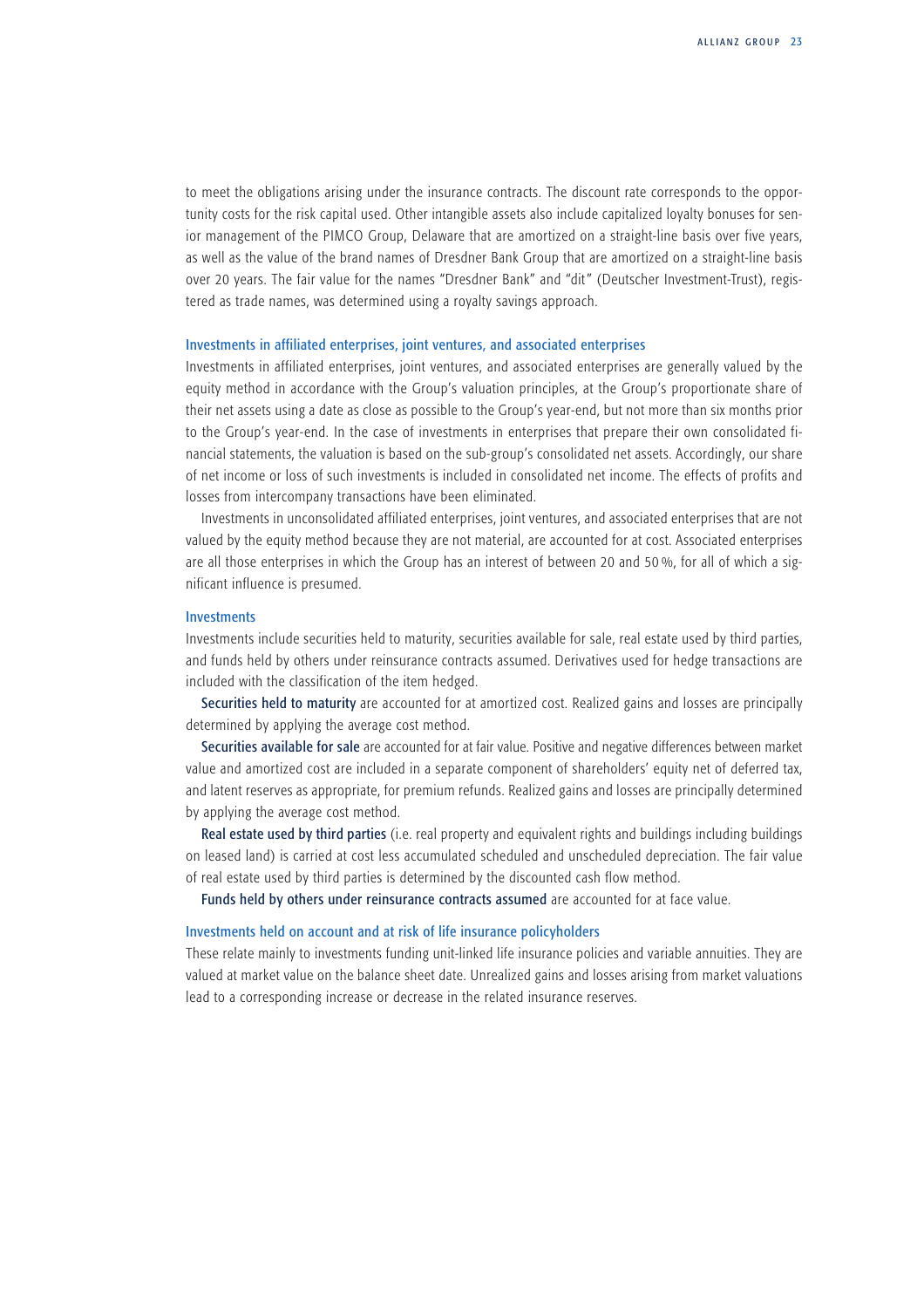to meet the obligations arising under the insurance contracts. The discount rate corresponds to the opportunity costs for the risk capital used. Other intangible assets also include capitalized loyalty bonuses for senior management of the PIMCO Group, Delaware that are amortized on a straight-line basis over five years, as well as the value of the brand names of Dresdner Bank Group that are amortized on a straight-line basis over 20 years. The fair value for the names "Dresdner Bank" and "dit" (Deutscher Investment-Trust), registered as trade names, was determined using a royalty savings approach.

### Investments in affiliated enterprises, joint ventures, and associated enterprises

Investments in affiliated enterprises, joint ventures, and associated enterprises are generally valued by the equity method in accordance with the Group's valuation principles, at the Group's proportionate share of their net assets using a date as close as possible to the Group's year-end, but not more than six months prior to the Group's year-end. In the case of investments in enterprises that prepare their own consolidated financial statements, the valuation is based on the sub-group's consolidated net assets. Accordingly, our share of net income or loss of such investments is included in consolidated net income. The effects of profits and losses from intercompany transactions have been eliminated.

Investments in unconsolidated affiliated enterprises, joint ventures, and associated enterprises that are not valued by the equity method because they are not material, are accounted for at cost. Associated enterprises are all those enterprises in which the Group has an interest of between 20 and 50 %, for all of which a significant influence is presumed.

### Investments

Investments include securities held to maturity, securities available for sale, real estate used by third parties, and funds held by others under reinsurance contracts assumed. Derivatives used for hedge transactions are included with the classification of the item hedged.

**Securities held to maturity** are accounted for at amortized cost. Realized gains and losses are principally determined by applying the average cost method.

**Securities available for sale** are accounted for at fair value. Positive and negative differences between market value and amortized cost are included in a separate component of shareholders' equity net of deferred tax, and latent reserves as appropriate, for premium refunds. Realized gains and losses are principally determined by applying the average cost method.

**Real estate used by third parties** (i.e. real property and equivalent rights and buildings including buildings on leased land) is carried at cost less accumulated scheduled and unscheduled depreciation. The fair value of real estate used by third parties is determined by the discounted cash flow method.

**Funds held by others under reinsurance contracts assumed** are accounted for at face value.

### Investments held on account and at risk of life insurance policyholders

These relate mainly to investments funding unit-linked life insurance policies and variable annuities. They are valued at market value on the balance sheet date. Unrealized gains and losses arising from market valuations lead to a corresponding increase or decrease in the related insurance reserves.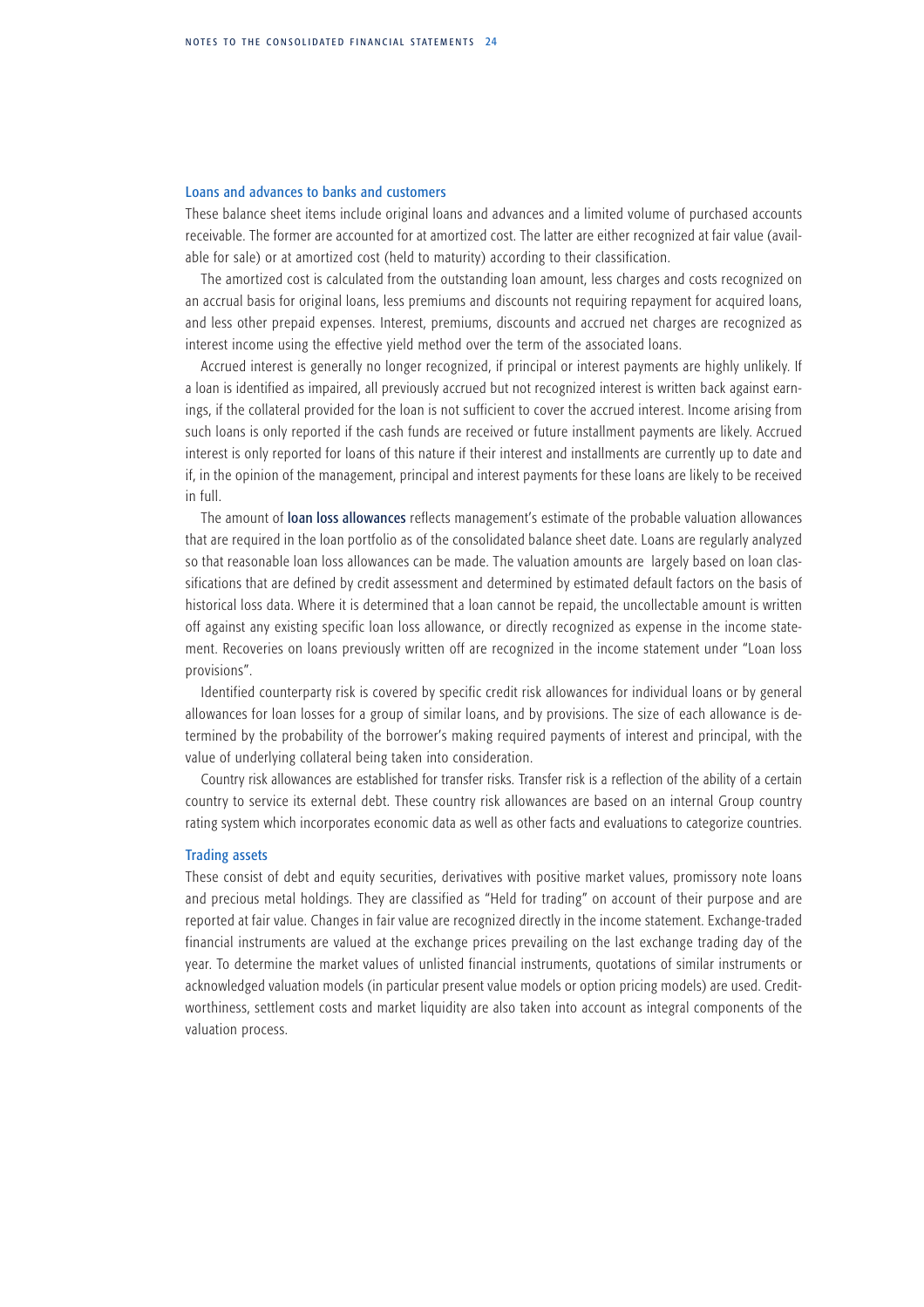## Loans and advances to banks and customers

These balance sheet items include original loans and advances and a limited volume of purchased accounts receivable. The former are accounted for at amortized cost. The latter are either recognized at fair value (available for sale) or at amortized cost (held to maturity) according to their classification.

The amortized cost is calculated from the outstanding loan amount, less charges and costs recognized on an accrual basis for original loans, less premiums and discounts not requiring repayment for acquired loans, and less other prepaid expenses. Interest, premiums, discounts and accrued net charges are recognized as interest income using the effective yield method over the term of the associated loans.

Accrued interest is generally no longer recognized, if principal or interest payments are highly unlikely. If a loan is identified as impaired, all previously accrued but not recognized interest is written back against earnings, if the collateral provided for the loan is not sufficient to cover the accrued interest. Income arising from such loans is only reported if the cash funds are received or future installment payments are likely. Accrued interest is only reported for loans of this nature if their interest and installments are currently up to date and if, in the opinion of the management, principal and interest payments for these loans are likely to be received in full.

The amount of **loan loss allowances** reflects management's estimate of the probable valuation allowances that are required in the loan portfolio as of the consolidated balance sheet date. Loans are regularly analyzed so that reasonable loan loss allowances can be made. The valuation amounts are largely based on loan classifications that are defined by credit assessment and determined by estimated default factors on the basis of historical loss data. Where it is determined that a loan cannot be repaid, the uncollectable amount is written off against any existing specific loan loss allowance, or directly recognized as expense in the income statement. Recoveries on loans previously written off are recognized in the income statement under "Loan loss provisions".

Identified counterparty risk is covered by specific credit risk allowances for individual loans or by general allowances for loan losses for a group of similar loans, and by provisions. The size of each allowance is determined by the probability of the borrower's making required payments of interest and principal, with the value of underlying collateral being taken into consideration.

Country risk allowances are established for transfer risks. Transfer risk is a reflection of the ability of a certain country to service its external debt. These country risk allowances are based on an internal Group country rating system which incorporates economic data as well as other facts and evaluations to categorize countries.

## Trading assets

These consist of debt and equity securities, derivatives with positive market values, promissory note loans and precious metal holdings. They are classified as "Held for trading" on account of their purpose and are reported at fair value. Changes in fair value are recognized directly in the income statement. Exchange-traded financial instruments are valued at the exchange prices prevailing on the last exchange trading day of the year. To determine the market values of unlisted financial instruments, quotations of similar instruments or acknowledged valuation models (in particular present value models or option pricing models) are used. Creditworthiness, settlement costs and market liquidity are also taken into account as integral components of the valuation process.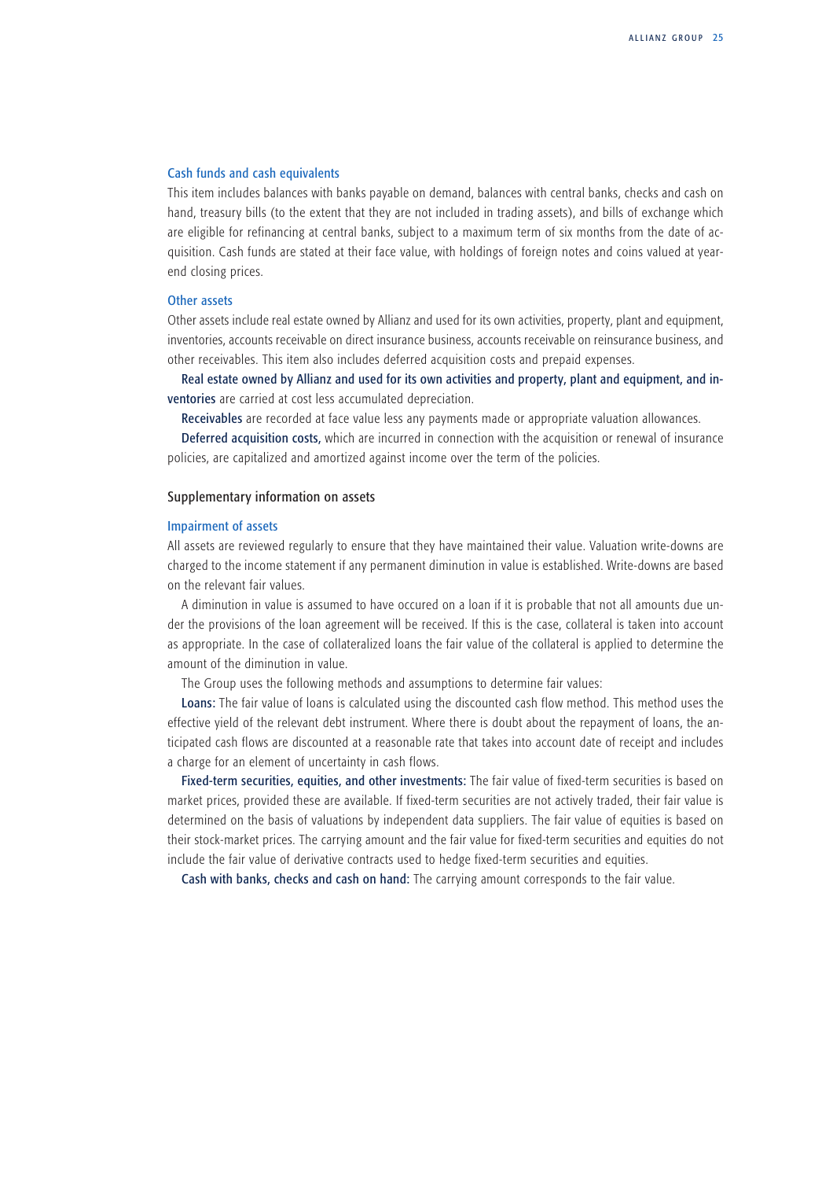### Cash funds and cash equivalents

This item includes balances with banks payable on demand, balances with central banks, checks and cash on hand, treasury bills (to the extent that they are not included in trading assets), and bills of exchange which are eligible for refinancing at central banks, subject to a maximum term of six months from the date of acquisition. Cash funds are stated at their face value, with holdings of foreign notes and coins valued at year-end closing prices.

### Other assets

Other assets include real estate owned by Allianz and used for its own activities, property, plant and equipment, inventories, accounts receivable on direct insurance business, accounts receivable on reinsurance business, and other receivables. This item also includes deferred acquisition costs and prepaid expenses.

Real estate owned by Allianz and used for its own activities and property, plant and equipment, and inventories are carried at cost less accumulated depreciation.

Receivables are recorded at face value less any payments made or appropriate valuation allowances.

Deferred acquisition costs, which are incurred in connection with the acquisition or renewal of insurance policies, are capitalized and amortized against income over the term of the policies.

## Supplementary information on assets

### Impairment of assets

All assets are reviewed regularly to ensure that they have maintained their value. Valuation write-downs are charged to the income statement if any permanent diminution in value is established. Write-downs are based on the relevant fair values.

A diminution in value is assumed to have occured on a loan if it is probable that not all amounts due under the provisions of the loan agreement will be received. If this is the case, collateral is taken into account as appropriate. In the case of collateralized loans the fair value of the collateral is applied to determine the amount of the diminution in value.

The Group uses the following methods and assumptions to determine fair values:

Loans: The fair value of loans is calculated using the discounted cash flow method. This method uses the effective yield of the relevant debt instrument. Where there is doubt about the repayment of loans, the anticipated cash flows are discounted at a reasonable rate that takes into account date of receipt and includes a charge for an element of uncertainty in cash flows.

Fixed-term securities, equities, and other investments: The fair value of fixed-term securities is based on market prices, provided these are available. If fixed-term securities are not actively traded, their fair value is determined on the basis of valuations by independent data suppliers. The fair value of equities is based on their stock-market prices. The carrying amount and the fair value for fixed-term securities and equities do not include the fair value of derivative contracts used to hedge fixed-term securities and equities.

Cash with banks, checks and cash on hand: The carrying amount corresponds to the fair value.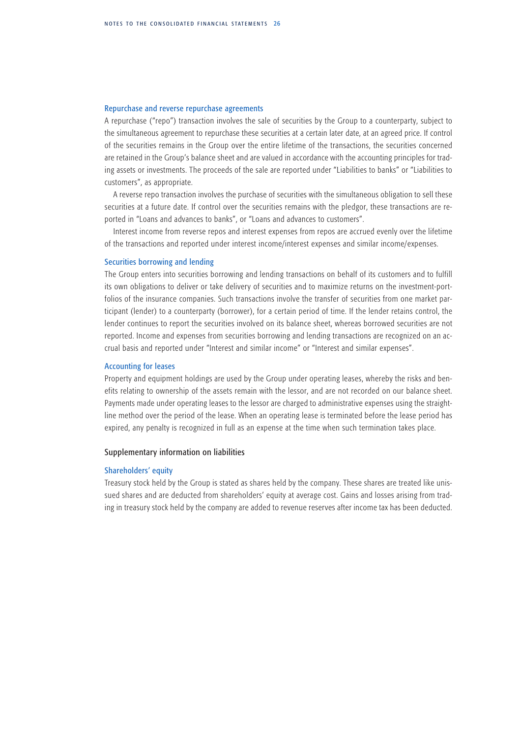### Repurchase and reverse repurchase agreements

A repurchase ("repo") transaction involves the sale of securities by the Group to a counterparty, subject to the simultaneous agreement to repurchase these securities at a certain later date, at an agreed price. If control of the securities remains in the Group over the entire lifetime of the transactions, the securities concerned are retained in the Group's balance sheet and are valued in accordance with the accounting principles for trading assets or investments. The proceeds of the sale are reported under "Liabilities to banks" or "Liabilities to customers", as appropriate.

A reverse repo transaction involves the purchase of securities with the simultaneous obligation to sell these securities at a future date. If control over the securities remains with the pledgor, these transactions are reported in "Loans and advances to banks", or "Loans and advances to customers".

Interest income from reverse repos and interest expenses from repos are accrued evenly over the lifetime of the transactions and reported under interest income/interest expenses and similar income/expenses.

### Securities borrowing and lending

The Group enters into securities borrowing and lending transactions on behalf of its customers and to fulfill its own obligations to deliver or take delivery of securities and to maximize returns on the investment-portfolios of the insurance companies. Such transactions involve the transfer of securities from one market participant (lender) to a counterparty (borrower), for a certain period of time. If the lender retains control, the lender continues to report the securities involved on its balance sheet, whereas borrowed securities are not reported. Income and expenses from securities borrowing and lending transactions are recognized on an accrual basis and reported under "Interest and similar income" or "Interest and similar expenses".

### Accounting for leases

Property and equipment holdings are used by the Group under operating leases, whereby the risks and benefits relating to ownership of the assets remain with the lessor, and are not recorded on our balance sheet. Payments made under operating leases to the lessor are charged to administrative expenses using the straight-line method over the period of the lease. When an operating lease is terminated before the lease period has expired, any penalty is recognized in full as an expense at the time when such termination takes place.

## Supplementary information on liabilities

### Shareholders' equity

Treasury stock held by the Group is stated as shares held by the company. These shares are treated like unissued shares and are deducted from shareholders' equity at average cost. Gains and losses arising from trading in treasury stock held by the company are added to revenue reserves after income tax has been deducted.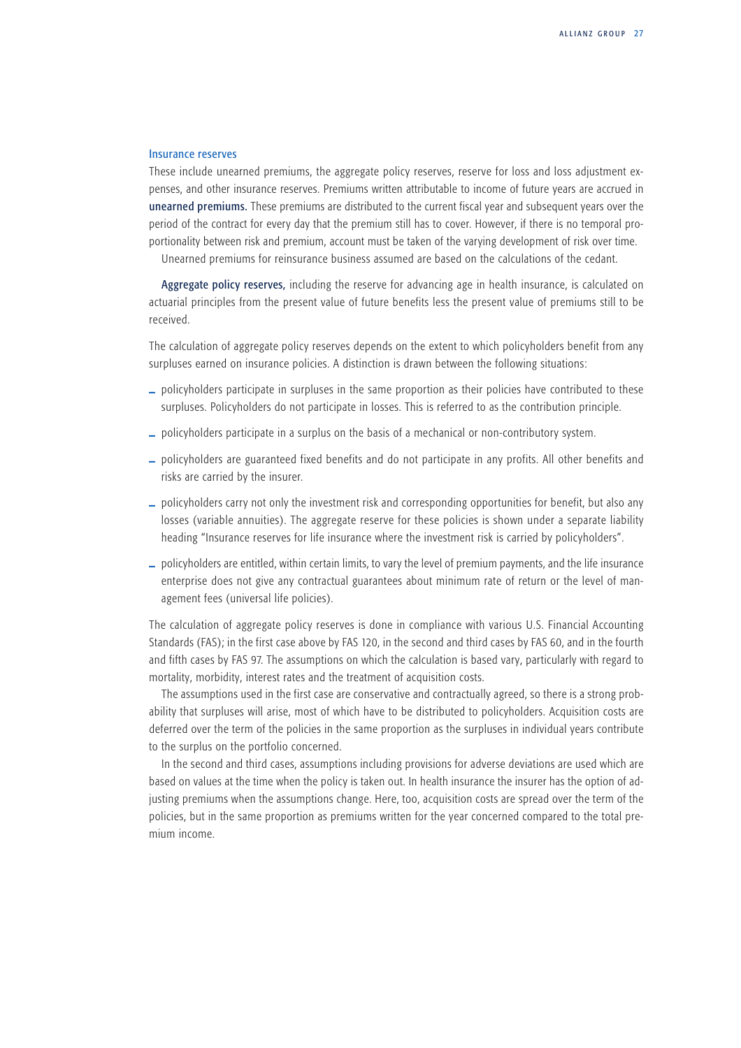### Insurance reserves

These include unearned premiums, the aggregate policy reserves, reserve for loss and loss adjustment expenses, and other insurance reserves. Premiums written attributable to income of future years are accrued in **unearned premiums.** These premiums are distributed to the current fiscal year and subsequent years over the period of the contract for every day that the premium still has to cover. However, if there is no temporal proportionality between risk and premium, account must be taken of the varying development of risk over time.

Unearned premiums for reinsurance business assumed are based on the calculations of the cedant.

**Aggregate policy reserves,** including the reserve for advancing age in health insurance, is calculated on actuarial principles from the present value of future benefits less the present value of premiums still to be received.

The calculation of aggregate policy reserves depends on the extent to which policyholders benefit from any surpluses earned on insurance policies. A distinction is drawn between the following situations:

- policyholders participate in surpluses in the same proportion as their policies have contributed to these surpluses. Policyholders do not participate in losses. This is referred to as the contribution principle.
- policyholders participate in a surplus on the basis of a mechanical or non-contributory system.
- policyholders are guaranteed fixed benefits and do not participate in any profits. All other benefits and risks are carried by the insurer.
- policyholders carry not only the investment risk and corresponding opportunities for benefit, but also any losses (variable annuities). The aggregate reserve for these policies is shown under a separate liability heading "Insurance reserves for life insurance where the investment risk is carried by policyholders".
- policyholders are entitled, within certain limits, to vary the level of premium payments, and the life insurance enterprise does not give any contractual guarantees about minimum rate of return or the level of management fees (universal life policies).

The calculation of aggregate policy reserves is done in compliance with various U.S. Financial Accounting Standards (FAS); in the first case above by FAS 120, in the second and third cases by FAS 60, and in the fourth and fifth cases by FAS 97. The assumptions on which the calculation is based vary, particularly with regard to mortality, morbidity, interest rates and the treatment of acquisition costs.

The assumptions used in the first case are conservative and contractually agreed, so there is a strong probability that surpluses will arise, most of which have to be distributed to policyholders. Acquisition costs are deferred over the term of the policies in the same proportion as the surpluses in individual years contribute to the surplus on the portfolio concerned.

In the second and third cases, assumptions including provisions for adverse deviations are used which are based on values at the time when the policy is taken out. In health insurance the insurer has the option of adjusting premiums when the assumptions change. Here, too, acquisition costs are spread over the term of the policies, but in the same proportion as premiums written for the year concerned compared to the total premium income.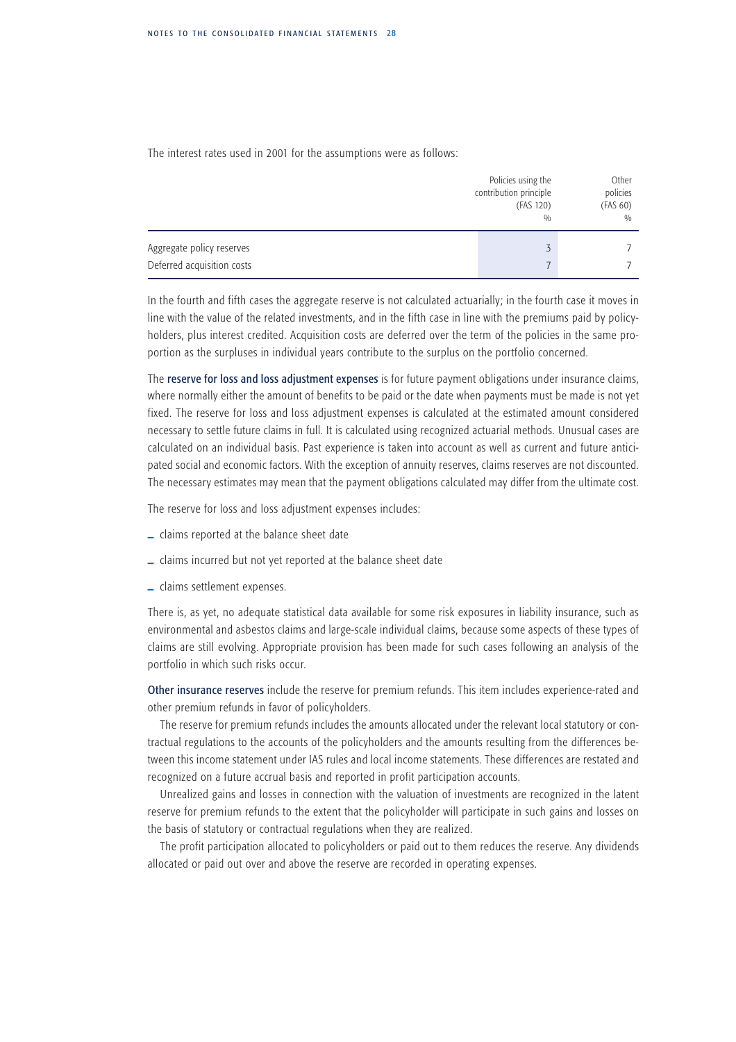The interest rates used in 2001 for the assumptions were as follows:

| | Policies using the contribution principle (FAS 120) % | Other policies (FAS 60) % |
|---|---|---|
| Aggregate policy reserves | 3 | 7 |
| Deferred acquisition costs | 7 | 7 |

In the fourth and fifth cases the aggregate reserve is not calculated actuarially; in the fourth case it moves in line with the value of the related investments, and in the fifth case in line with the premiums paid by policyholders, plus interest credited. Acquisition costs are deferred over the term of the policies in the same proportion as the surpluses in individual years contribute to the surplus on the portfolio concerned.

The **reserve for loss and loss adjustment expenses** is for future payment obligations under insurance claims, where normally either the amount of benefits to be paid or the date when payments must be made is not yet fixed. The reserve for loss and loss adjustment expenses is calculated at the estimated amount considered necessary to settle future claims in full. It is calculated using recognized actuarial methods. Unusual cases are calculated on an individual basis. Past experience is taken into account as well as current and future anticipated social and economic factors. With the exception of annuity reserves, claims reserves are not discounted. The necessary estimates may mean that the payment obligations calculated may differ from the ultimate cost.

The reserve for loss and loss adjustment expenses includes:

- claims reported at the balance sheet date
- claims incurred but not yet reported at the balance sheet date
- claims settlement expenses.

There is, as yet, no adequate statistical data available for some risk exposures in liability insurance, such as environmental and asbestos claims and large-scale individual claims, because some aspects of these types of claims are still evolving. Appropriate provision has been made for such cases following an analysis of the portfolio in which such risks occur.

**Other insurance reserves** include the reserve for premium refunds. This item includes experience-rated and other premium refunds in favor of policyholders.

The reserve for premium refunds includes the amounts allocated under the relevant local statutory or contractual regulations to the accounts of the policyholders and the amounts resulting from the differences between this income statement under IAS rules and local income statements. These differences are restated and recognized on a future accrual basis and reported in profit participation accounts.

Unrealized gains and losses in connection with the valuation of investments are recognized in the latent reserve for premium refunds to the extent that the policyholder will participate in such gains and losses on the basis of statutory or contractual regulations when they are realized.

The profit participation allocated to policyholders or paid out to them reduces the reserve. Any dividends allocated or paid out over and above the reserve are recorded in operating expenses.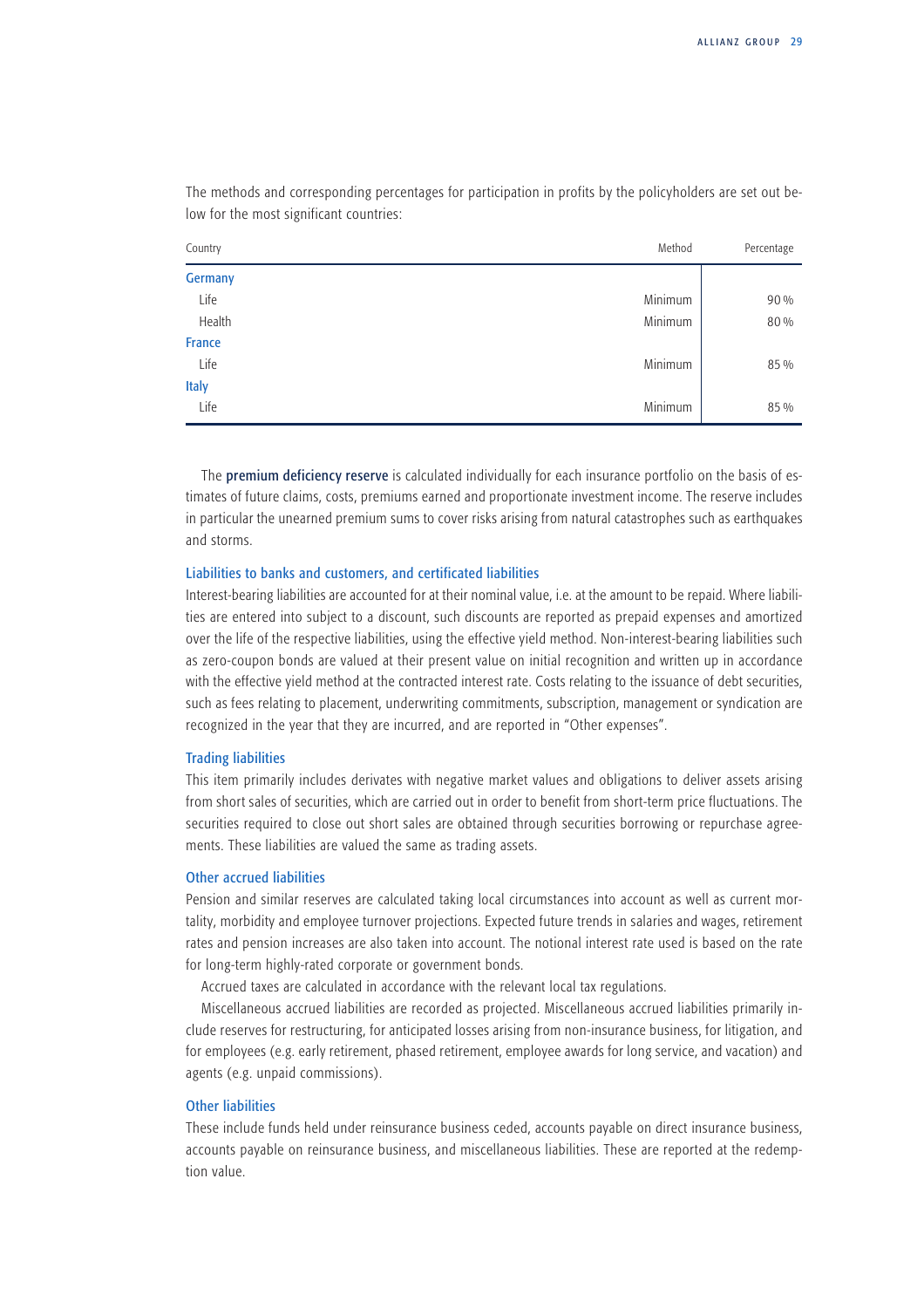The methods and corresponding percentages for participation in profits by the policyholders are set out below for the most significant countries:

| Country | Method | Percentage |
|---|---|---|
| **Germany** | | |
| Life | Minimum | 90 % |
| Health | Minimum | 80 % |
| **France** | | |
| Life | Minimum | 85 % |
| **Italy** | | |
| Life | Minimum | 85 % |

The **premium deficiency reserve** is calculated individually for each insurance portfolio on the basis of estimates of future claims, costs, premiums earned and proportionate investment income. The reserve includes in particular the unearned premium sums to cover risks arising from natural catastrophes such as earthquakes and storms.

### Liabilities to banks and customers, and certificated liabilities

Interest-bearing liabilities are accounted for at their nominal value, i.e. at the amount to be repaid. Where liabilities are entered into subject to a discount, such discounts are reported as prepaid expenses and amortized over the life of the respective liabilities, using the effective yield method. Non-interest-bearing liabilities such as zero-coupon bonds are valued at their present value on initial recognition and written up in accordance with the effective yield method at the contracted interest rate. Costs relating to the issuance of debt securities, such as fees relating to placement, underwriting commitments, subscription, management or syndication are recognized in the year that they are incurred, and are reported in "Other expenses".

### Trading liabilities

This item primarily includes derivates with negative market values and obligations to deliver assets arising from short sales of securities, which are carried out in order to benefit from short-term price fluctuations. The securities required to close out short sales are obtained through securities borrowing or repurchase agreements. These liabilities are valued the same as trading assets.

### Other accrued liabilities

Pension and similar reserves are calculated taking local circumstances into account as well as current mortality, morbidity and employee turnover projections. Expected future trends in salaries and wages, retirement rates and pension increases are also taken into account. The notional interest rate used is based on the rate for long-term highly-rated corporate or government bonds.

Accrued taxes are calculated in accordance with the relevant local tax regulations.

Miscellaneous accrued liabilities are recorded as projected. Miscellaneous accrued liabilities primarily include reserves for restructuring, for anticipated losses arising from non-insurance business, for litigation, and for employees (e.g. early retirement, phased retirement, employee awards for long service, and vacation) and agents (e.g. unpaid commissions).

### Other liabilities

These include funds held under reinsurance business ceded, accounts payable on direct insurance business, accounts payable on reinsurance business, and miscellaneous liabilities. These are reported at the redemption value.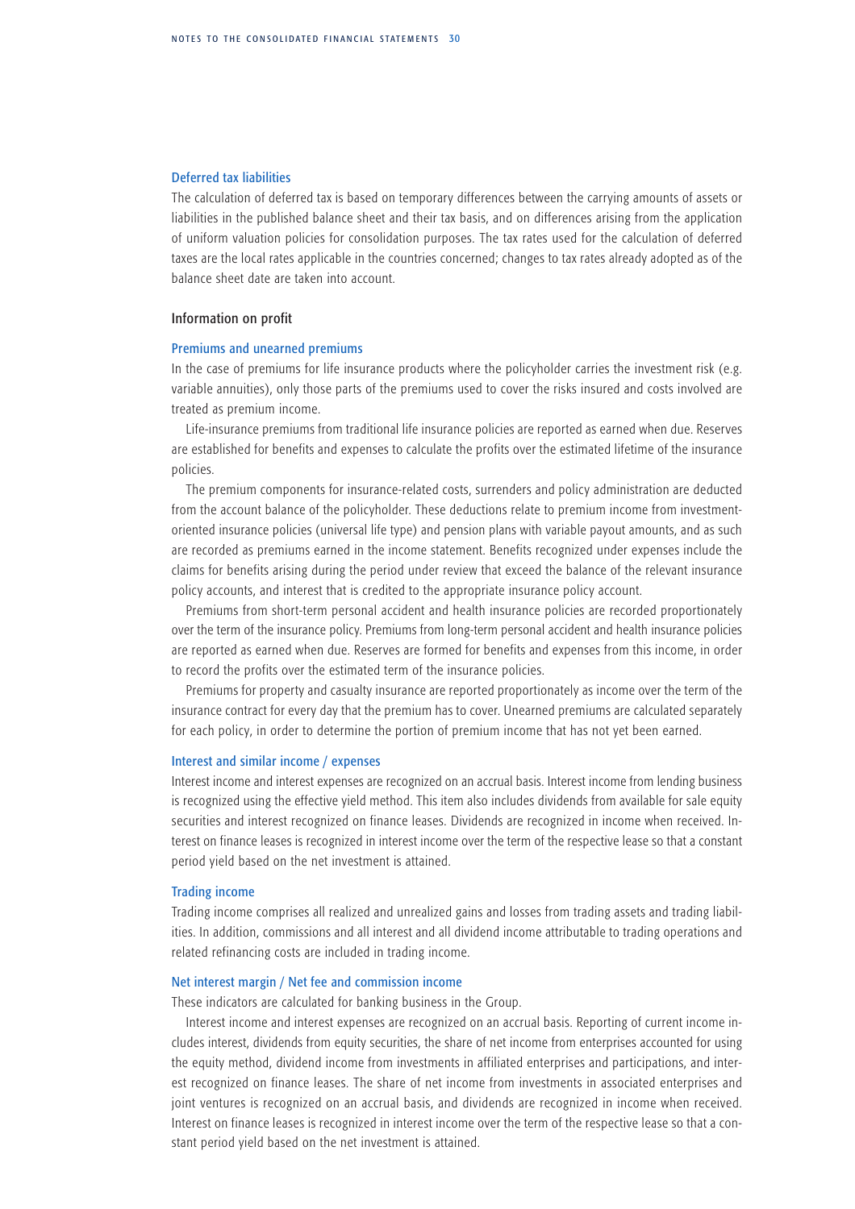### Deferred tax liabilities

The calculation of deferred tax is based on temporary differences between the carrying amounts of assets or liabilities in the published balance sheet and their tax basis, and on differences arising from the application of uniform valuation policies for consolidation purposes. The tax rates used for the calculation of deferred taxes are the local rates applicable in the countries concerned; changes to tax rates already adopted as of the balance sheet date are taken into account.

## Information on profit

### Premiums and unearned premiums

In the case of premiums for life insurance products where the policyholder carries the investment risk (e.g. variable annuities), only those parts of the premiums used to cover the risks insured and costs involved are treated as premium income.

Life-insurance premiums from traditional life insurance policies are reported as earned when due. Reserves are established for benefits and expenses to calculate the profits over the estimated lifetime of the insurance policies.

The premium components for insurance-related costs, surrenders and policy administration are deducted from the account balance of the policyholder. These deductions relate to premium income from investment-oriented insurance policies (universal life type) and pension plans with variable payout amounts, and as such are recorded as premiums earned in the income statement. Benefits recognized under expenses include the claims for benefits arising during the period under review that exceed the balance of the relevant insurance policy accounts, and interest that is credited to the appropriate insurance policy account.

Premiums from short-term personal accident and health insurance policies are recorded proportionately over the term of the insurance policy. Premiums from long-term personal accident and health insurance policies are reported as earned when due. Reserves are formed for benefits and expenses from this income, in order to record the profits over the estimated term of the insurance policies.

Premiums for property and casualty insurance are reported proportionately as income over the term of the insurance contract for every day that the premium has to cover. Unearned premiums are calculated separately for each policy, in order to determine the portion of premium income that has not yet been earned.

### Interest and similar income / expenses

Interest income and interest expenses are recognized on an accrual basis. Interest income from lending business is recognized using the effective yield method. This item also includes dividends from available for sale equity securities and interest recognized on finance leases. Dividends are recognized in income when received. Interest on finance leases is recognized in interest income over the term of the respective lease so that a constant period yield based on the net investment is attained.

### Trading income

Trading income comprises all realized and unrealized gains and losses from trading assets and trading liabilities. In addition, commissions and all interest and all dividend income attributable to trading operations and related refinancing costs are included in trading income.

### Net interest margin / Net fee and commission income

These indicators are calculated for banking business in the Group.

Interest income and interest expenses are recognized on an accrual basis. Reporting of current income includes interest, dividends from equity securities, the share of net income from enterprises accounted for using the equity method, dividend income from investments in affiliated enterprises and participations, and interest recognized on finance leases. The share of net income from investments in associated enterprises and joint ventures is recognized on an accrual basis, and dividends are recognized in income when received. Interest on finance leases is recognized in interest income over the term of the respective lease so that a constant period yield based on the net investment is attained.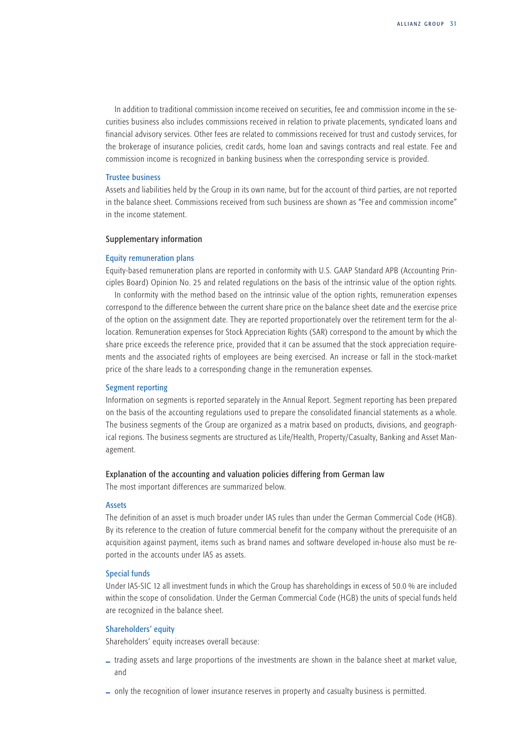In addition to traditional commission income received on securities, fee and commission income in the securities business also includes commissions received in relation to private placements, syndicated loans and financial advisory services. Other fees are related to commissions received for trust and custody services, for the brokerage of insurance policies, credit cards, home loan and savings contracts and real estate. Fee and commission income is recognized in banking business when the corresponding service is provided.

### Trustee business

Assets and liabilities held by the Group in its own name, but for the account of third parties, are not reported in the balance sheet. Commissions received from such business are shown as "Fee and commission income" in the income statement.

## Supplementary information

### Equity remuneration plans

Equity-based remuneration plans are reported in conformity with U.S. GAAP Standard APB (Accounting Principles Board) Opinion No. 25 and related regulations on the basis of the intrinsic value of the option rights.

In conformity with the method based on the intrinsic value of the option rights, remuneration expenses correspond to the difference between the current share price on the balance sheet date and the exercise price of the option on the assignment date. They are reported proportionately over the retirement term for the allocation. Remuneration expenses for Stock Appreciation Rights (SAR) correspond to the amount by which the share price exceeds the reference price, provided that it can be assumed that the stock appreciation requirements and the associated rights of employees are being exercised. An increase or fall in the stock-market price of the share leads to a corresponding change in the remuneration expenses.

### Segment reporting

Information on segments is reported separately in the Annual Report. Segment reporting has been prepared on the basis of the accounting regulations used to prepare the consolidated financial statements as a whole. The business segments of the Group are organized as a matrix based on products, divisions, and geographical regions. The business segments are structured as Life/Health, Property/Casualty, Banking and Asset Management.

## Explanation of the accounting and valuation policies differing from German law

The most important differences are summarized below.

### Assets

The definition of an asset is much broader under IAS rules than under the German Commercial Code (HGB). By its reference to the creation of future commercial benefit for the company without the prerequisite of an acquisition against payment, items such as brand names and software developed in-house also must be reported in the accounts under IAS as assets.

### Special funds

Under IAS-SIC 12 all investment funds in which the Group has shareholdings in excess of 50.0 % are included within the scope of consolidation. Under the German Commercial Code (HGB) the units of special funds held are recognized in the balance sheet.

### Shareholders' equity

Shareholders' equity increases overall because:

- trading assets and large proportions of the investments are shown in the balance sheet at market value, and
- only the recognition of lower insurance reserves in property and casualty business is permitted.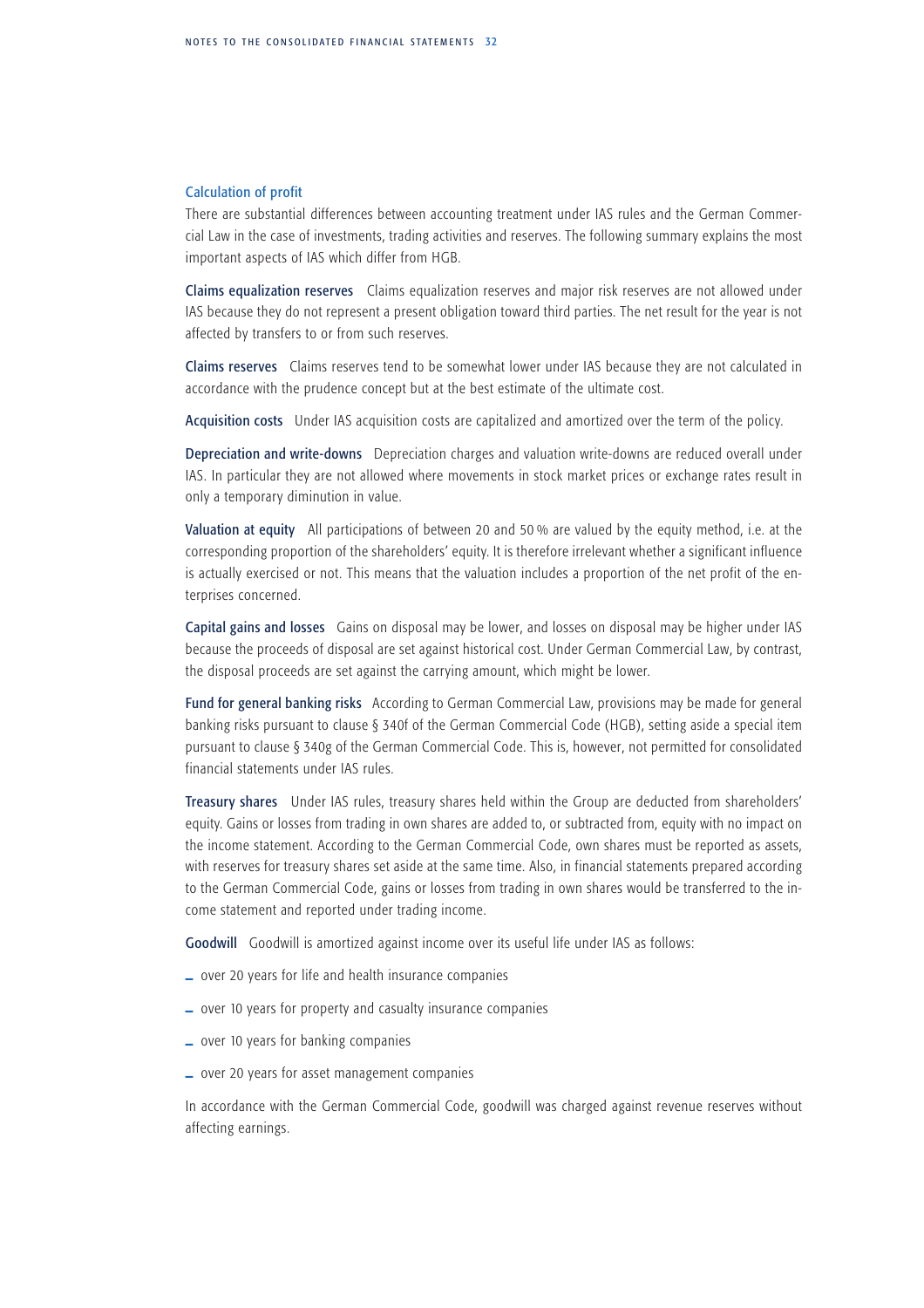## Calculation of profit

There are substantial differences between accounting treatment under IAS rules and the German Commercial Law in the case of investments, trading activities and reserves. The following summary explains the most important aspects of IAS which differ from HGB.

**Claims equalization reserves** Claims equalization reserves and major risk reserves are not allowed under IAS because they do not represent a present obligation toward third parties. The net result for the year is not affected by transfers to or from such reserves.

**Claims reserves** Claims reserves tend to be somewhat lower under IAS because they are not calculated in accordance with the prudence concept but at the best estimate of the ultimate cost.

**Acquisition costs** Under IAS acquisition costs are capitalized and amortized over the term of the policy.

**Depreciation and write-downs** Depreciation charges and valuation write-downs are reduced overall under IAS. In particular they are not allowed where movements in stock market prices or exchange rates result in only a temporary diminution in value.

**Valuation at equity** All participations of between 20 and 50 % are valued by the equity method, i.e. at the corresponding proportion of the shareholders' equity. It is therefore irrelevant whether a significant influence is actually exercised or not. This means that the valuation includes a proportion of the net profit of the enterprises concerned.

**Capital gains and losses** Gains on disposal may be lower, and losses on disposal may be higher under IAS because the proceeds of disposal are set against historical cost. Under German Commercial Law, by contrast, the disposal proceeds are set against the carrying amount, which might be lower.

**Fund for general banking risks** According to German Commercial Law, provisions may be made for general banking risks pursuant to clause § 340f of the German Commercial Code (HGB), setting aside a special item pursuant to clause § 340g of the German Commercial Code. This is, however, not permitted for consolidated financial statements under IAS rules.

**Treasury shares** Under IAS rules, treasury shares held within the Group are deducted from shareholders' equity. Gains or losses from trading in own shares are added to, or subtracted from, equity with no impact on the income statement. According to the German Commercial Code, own shares must be reported as assets, with reserves for treasury shares set aside at the same time. Also, in financial statements prepared according to the German Commercial Code, gains or losses from trading in own shares would be transferred to the income statement and reported under trading income.

**Goodwill** Goodwill is amortized against income over its useful life under IAS as follows:

- over 20 years for life and health insurance companies
- over 10 years for property and casualty insurance companies
- over 10 years for banking companies
- over 20 years for asset management companies

In accordance with the German Commercial Code, goodwill was charged against revenue reserves without affecting earnings.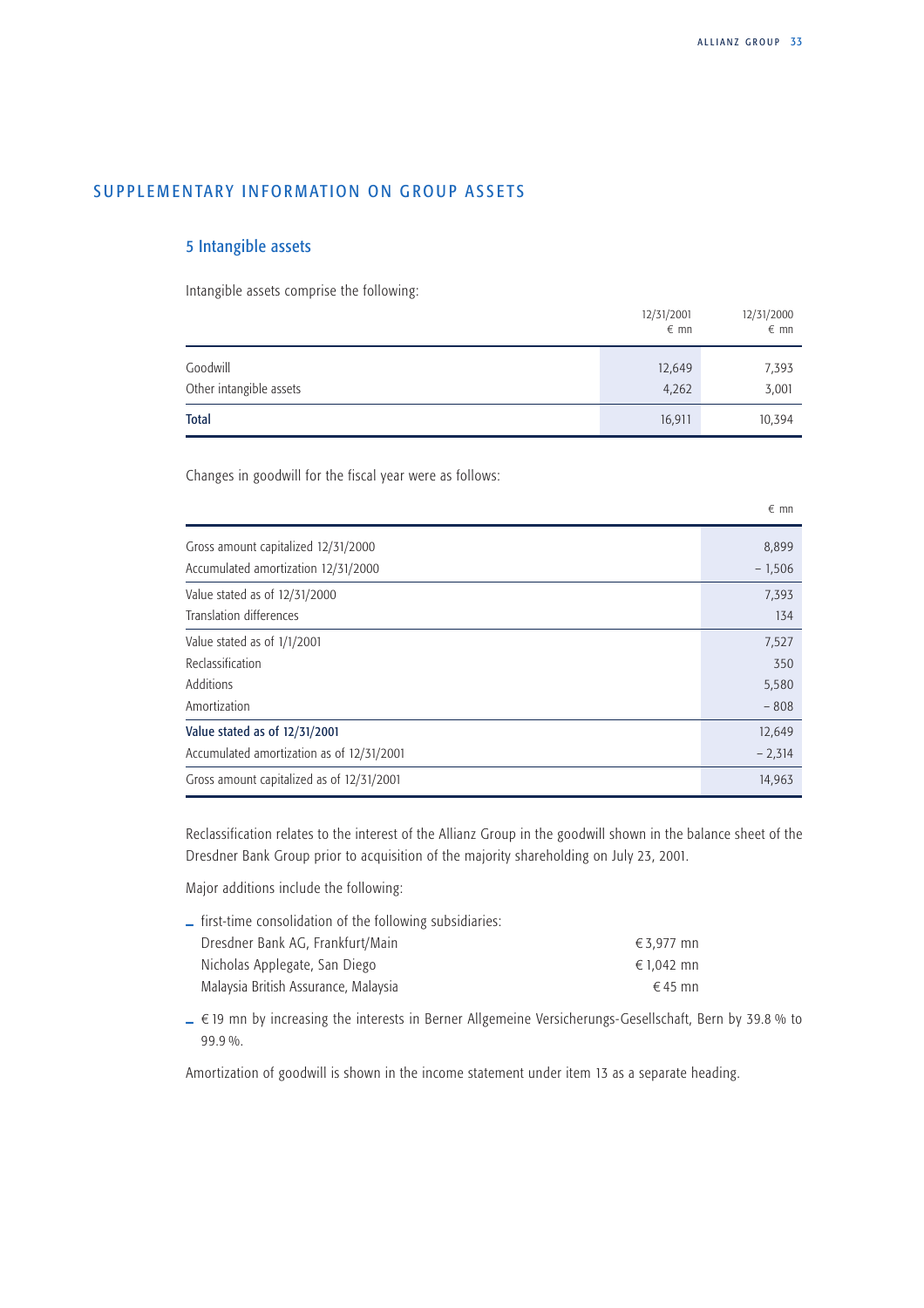## SUPPLEMENTARY INFORMATION ON GROUP ASSETS

### 5 Intangible assets

Intangible assets comprise the following:

| | 12/31/2001<br>€ mn | 12/31/2000<br>€ mn |
|---|---|---|
| Goodwill | 12,649 | 7,393 |
| Other intangible assets | 4,262 | 3,001 |
| **Total** | 16,911 | 10,394 |

Changes in goodwill for the fiscal year were as follows:

| | € mn |
|---|---|
| Gross amount capitalized 12/31/2000 | 8,899 |
| Accumulated amortization 12/31/2000 | – 1,506 |
| Value stated as of 12/31/2000 | 7,393 |
| Translation differences | 134 |
| Value stated as of 1/1/2001 | 7,527 |
| Reclassification | 350 |
| Additions | 5,580 |
| Amortization | – 808 |
| **Value stated as of 12/31/2001** | 12,649 |
| Accumulated amortization as of 12/31/2001 | – 2,314 |
| Gross amount capitalized as of 12/31/2001 | 14,963 |

Reclassification relates to the interest of the Allianz Group in the goodwill shown in the balance sheet of the Dresdner Bank Group prior to acquisition of the majority shareholding on July 23, 2001.

Major additions include the following:

- first-time consolidation of the following subsidiaries:

| | |
|---|---|
| Dresdner Bank AG, Frankfurt/Main | € 3,977 mn |
| Nicholas Applegate, San Diego | € 1,042 mn |
| Malaysia British Assurance, Malaysia | € 45 mn |

- € 19 mn by increasing the interests in Berner Allgemeine Versicherungs-Gesellschaft, Bern by 39.8 % to 99.9 %.

Amortization of goodwill is shown in the income statement under item 13 as a separate heading.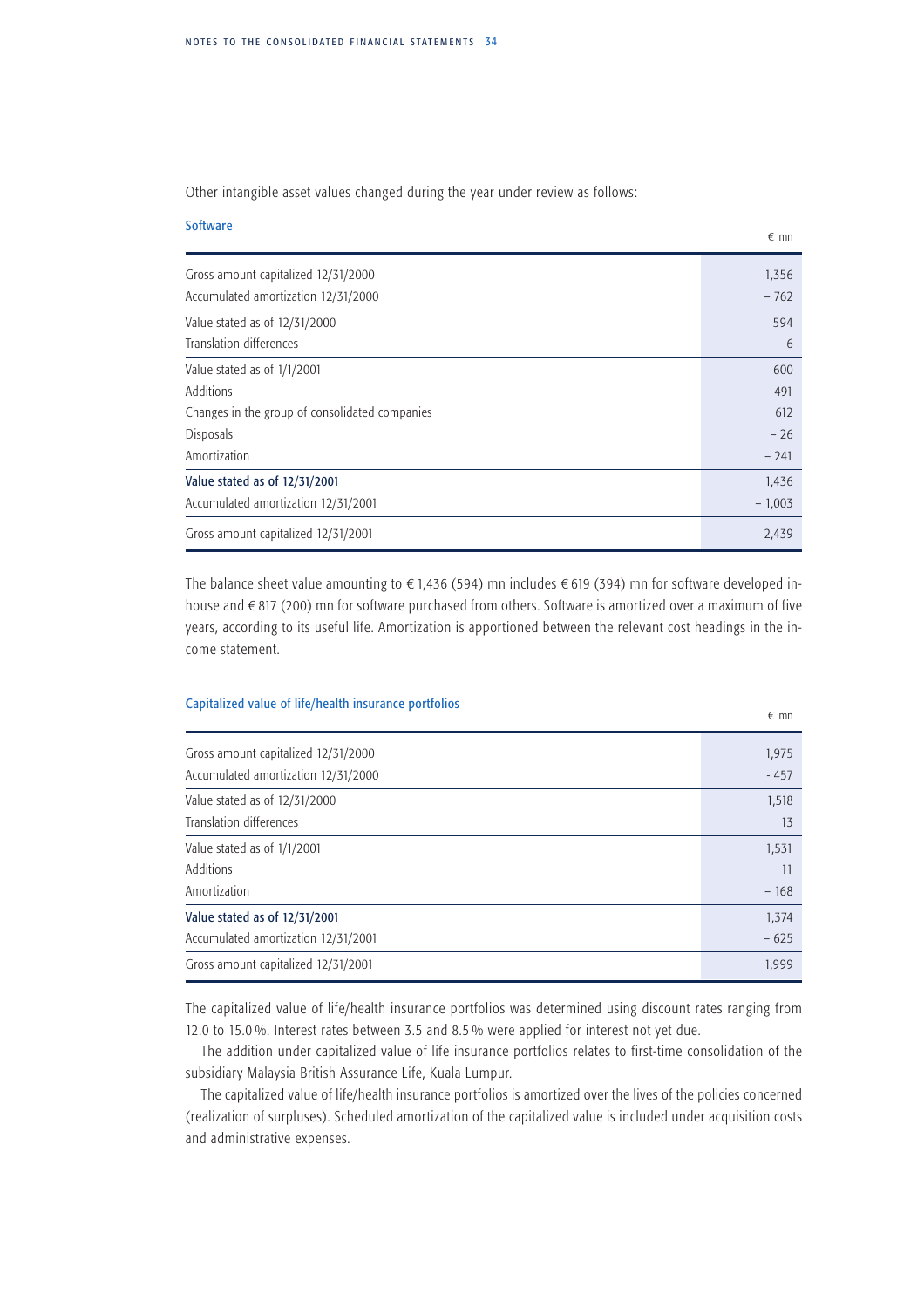Other intangible asset values changed during the year under review as follows:

### Software

| | € mn |
|---|---|
| Gross amount capitalized 12/31/2000 | 1,356 |
| Accumulated amortization 12/31/2000 | – 762 |
| Value stated as of 12/31/2000 | 594 |
| Translation differences | 6 |
| Value stated as of 1/1/2001 | 600 |
| Additions | 491 |
| Changes in the group of consolidated companies | 612 |
| Disposals | – 26 |
| Amortization | – 241 |
| Value stated as of 12/31/2001 | 1,436 |
| Accumulated amortization 12/31/2001 | – 1,003 |
| Gross amount capitalized 12/31/2001 | 2,439 |

The balance sheet value amounting to € 1,436 (594) mn includes € 619 (394) mn for software developed in-house and € 817 (200) mn for software purchased from others. Software is amortized over a maximum of five years, according to its useful life. Amortization is apportioned between the relevant cost headings in the income statement.

### Capitalized value of life/health insurance portfolios

| | € mn |
|---|---|
| Gross amount capitalized 12/31/2000 | 1,975 |
| Accumulated amortization 12/31/2000 | - 457 |
| Value stated as of 12/31/2000 | 1,518 |
| Translation differences | 13 |
| Value stated as of 1/1/2001 | 1,531 |
| Additions | 11 |
| Amortization | – 168 |
| Value stated as of 12/31/2001 | 1,374 |
| Accumulated amortization 12/31/2001 | – 625 |
| Gross amount capitalized 12/31/2001 | 1,999 |

The capitalized value of life/health insurance portfolios was determined using discount rates ranging from 12.0 to 15.0 %. Interest rates between 3.5 and 8.5 % were applied for interest not yet due.

The addition under capitalized value of life insurance portfolios relates to first-time consolidation of the subsidiary Malaysia British Assurance Life, Kuala Lumpur.

The capitalized value of life/health insurance portfolios is amortized over the lives of the policies concerned (realization of surpluses). Scheduled amortization of the capitalized value is included under acquisition costs and administrative expenses.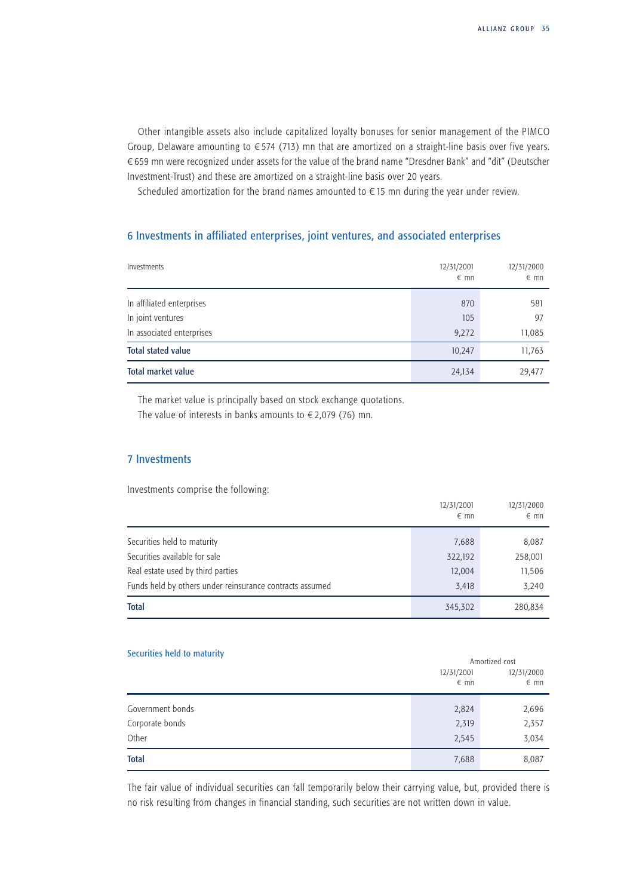Other intangible assets also include capitalized loyalty bonuses for senior management of the PIMCO Group, Delaware amounting to € 574 (713) mn that are amortized on a straight-line basis over five years. € 659 mn were recognized under assets for the value of the brand name "Dresdner Bank" and "dit" (Deutscher Investment-Trust) and these are amortized on a straight-line basis over 20 years.

Scheduled amortization for the brand names amounted to € 15 mn during the year under review.

## 6 Investments in affiliated enterprises, joint ventures, and associated enterprises

| Investments | 12/31/2001 € mn | 12/31/2000 € mn |
|---|---|---|
| In affiliated enterprises | 870 | 581 |
| In joint ventures | 105 | 97 |
| In associated enterprises | 9,272 | 11,085 |
| **Total stated value** | 10,247 | 11,763 |
| **Total market value** | 24,134 | 29,477 |

The market value is principally based on stock exchange quotations.

The value of interests in banks amounts to € 2,079 (76) mn.

## 7 Investments

Investments comprise the following:

| | 12/31/2001 € mn | 12/31/2000 € mn |
|---|---|---|
| Securities held to maturity | 7,688 | 8,087 |
| Securities available for sale | 322,192 | 258,001 |
| Real estate used by third parties | 12,004 | 11,506 |
| Funds held by others under reinsurance contracts assumed | 3,418 | 3,240 |
| **Total** | 345,302 | 280,834 |

### Securities held to maturity

| | Amortized cost | |
|---|---|---|
| | 12/31/2001 € mn | 12/31/2000 € mn |
| Government bonds | 2,824 | 2,696 |
| Corporate bonds | 2,319 | 2,357 |
| Other | 2,545 | 3,034 |
| **Total** | 7,688 | 8,087 |

The fair value of individual securities can fall temporarily below their carrying value, but, provided there is no risk resulting from changes in financial standing, such securities are not written down in value.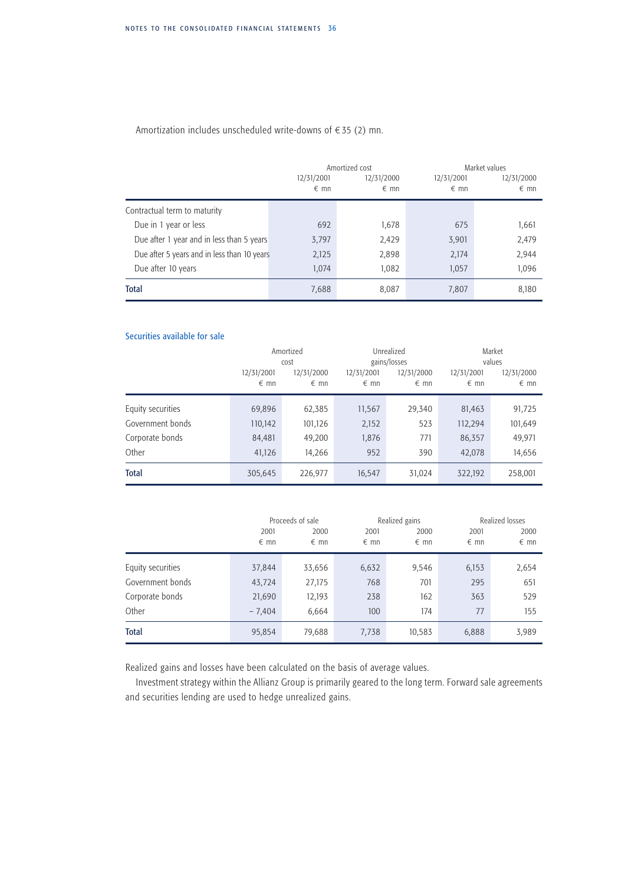Amortization includes unscheduled write-downs of € 35 (2) mn.

| | Amortized cost | | Market values | |
|---|---|---|---|---|
| | 12/31/2001 € mn | 12/31/2000 € mn | 12/31/2001 € mn | 12/31/2000 € mn |
| Contractual term to maturity | | | | |
| Due in 1 year or less | 692 | 1,678 | 675 | 1,661 |
| Due after 1 year and in less than 5 years | 3,797 | 2,429 | 3,901 | 2,479 |
| Due after 5 years and in less than 10 years | 2,125 | 2,898 | 2,174 | 2,944 |
| Due after 10 years | 1,074 | 1,082 | 1,057 | 1,096 |
| **Total** | 7,688 | 8,087 | 7,807 | 8,180 |

### Securities available for sale

| | Amortized cost | | Unrealized gains/losses | | Market values | |
|---|---|---|---|---|---|---|
| | 12/31/2001 € mn | 12/31/2000 € mn | 12/31/2001 € mn | 12/31/2000 € mn | 12/31/2001 € mn | 12/31/2000 € mn |
| Equity securities | 69,896 | 62,385 | 11,567 | 29,340 | 81,463 | 91,725 |
| Government bonds | 110,142 | 101,126 | 2,152 | 523 | 112,294 | 101,649 |
| Corporate bonds | 84,481 | 49,200 | 1,876 | 771 | 86,357 | 49,971 |
| Other | 41,126 | 14,266 | 952 | 390 | 42,078 | 14,656 |
| **Total** | 305,645 | 226,977 | 16,547 | 31,024 | 322,192 | 258,001 |

| | Proceeds of sale | | Realized gains | | Realized losses | |
|---|---|---|---|---|---|---|
| | 2001 € mn | 2000 € mn | 2001 € mn | 2000 € mn | 2001 € mn | 2000 € mn |
| Equity securities | 37,844 | 33,656 | 6,632 | 9,546 | 6,153 | 2,654 |
| Government bonds | 43,724 | 27,175 | 768 | 701 | 295 | 651 |
| Corporate bonds | 21,690 | 12,193 | 238 | 162 | 363 | 529 |
| Other | – 7,404 | 6,664 | 100 | 174 | 77 | 155 |
| **Total** | 95,854 | 79,688 | 7,738 | 10,583 | 6,888 | 3,989 |

Realized gains and losses have been calculated on the basis of average values.

Investment strategy within the Allianz Group is primarily geared to the long term. Forward sale agreements and securities lending are used to hedge unrealized gains.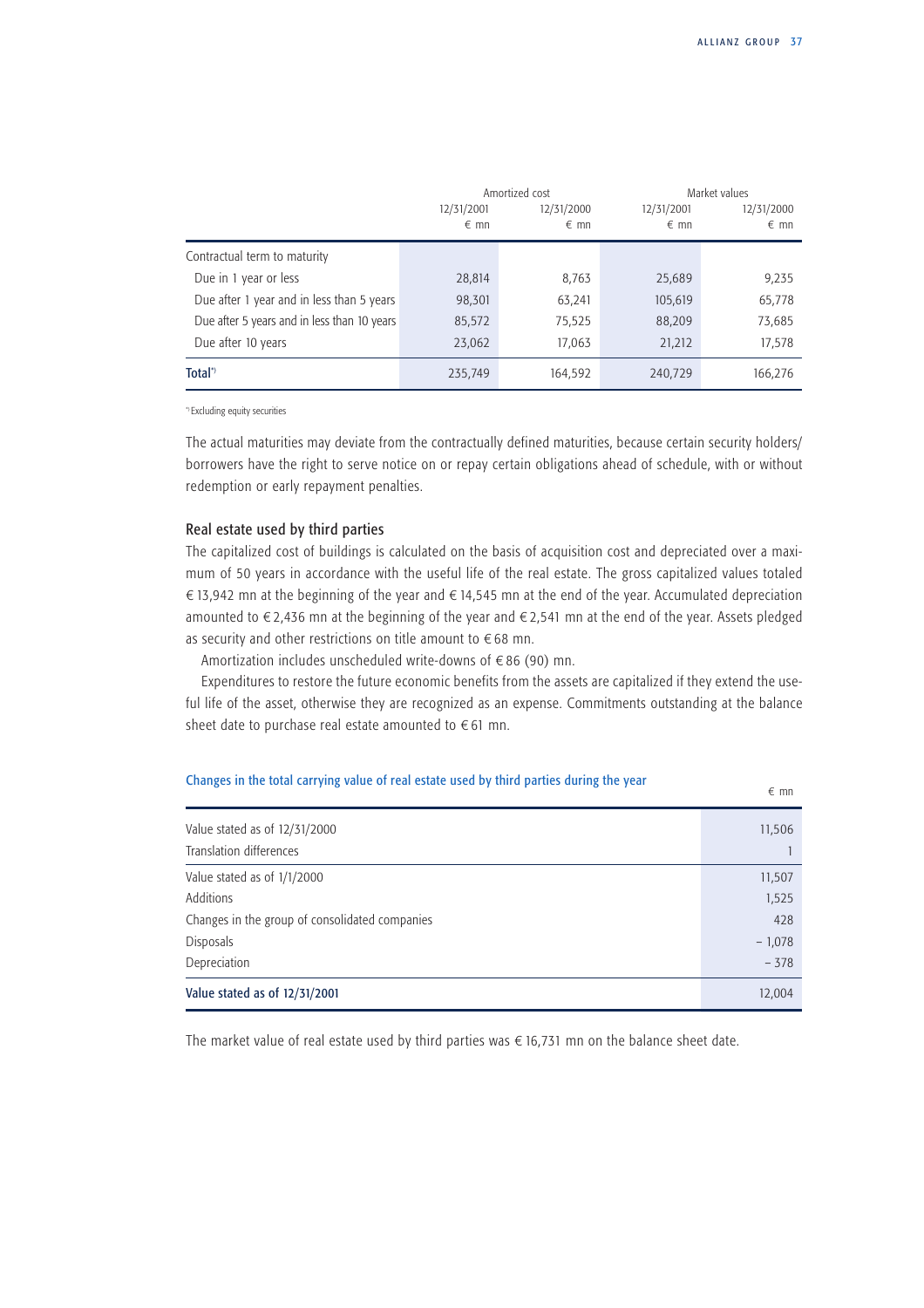| | Amortized cost | | Market values | |
|---|---|---|---|---|
| | 12/31/2001<br>€ mn | 12/31/2000<br>€ mn | 12/31/2001<br>€ mn | 12/31/2000<br>€ mn |
| Contractual term to maturity | | | | |
| Due in 1 year or less | 28,814 | 8,763 | 25,689 | 9,235 |
| Due after 1 year and in less than 5 years | 98,301 | 63,241 | 105,619 | 65,778 |
| Due after 5 years and in less than 10 years | 85,572 | 75,525 | 88,209 | 73,685 |
| Due after 10 years | 23,062 | 17,063 | 21,212 | 17,578 |
| **Total**[*] | 235,749 | 164,592 | 240,729 | 166,276 |

[*] Excluding equity securities

The actual maturities may deviate from the contractually defined maturities, because certain security holders/borrowers have the right to serve notice on or repay certain obligations ahead of schedule, with or without redemption or early repayment penalties.

## Real estate used by third parties

The capitalized cost of buildings is calculated on the basis of acquisition cost and depreciated over a maximum of 50 years in accordance with the useful life of the real estate. The gross capitalized values totaled € 13,942 mn at the beginning of the year and € 14,545 mn at the end of the year. Accumulated depreciation amounted to € 2,436 mn at the beginning of the year and € 2,541 mn at the end of the year. Assets pledged as security and other restrictions on title amount to € 68 mn.

Amortization includes unscheduled write-downs of € 86 (90) mn.

Expenditures to restore the future economic benefits from the assets are capitalized if they extend the useful life of the asset, otherwise they are recognized as an expense. Commitments outstanding at the balance sheet date to purchase real estate amounted to € 61 mn.

### Changes in the total carrying value of real estate used by third parties during the year

| | € mn |
|---|---|
| Value stated as of 12/31/2000 | 11,506 |
| Translation differences | 1 |
| Value stated as of 1/1/2000 | 11,507 |
| Additions | 1,525 |
| Changes in the group of consolidated companies | 428 |
| Disposals | – 1,078 |
| Depreciation | – 378 |
| **Value stated as of 12/31/2001** | 12,004 |

The market value of real estate used by third parties was € 16,731 mn on the balance sheet date.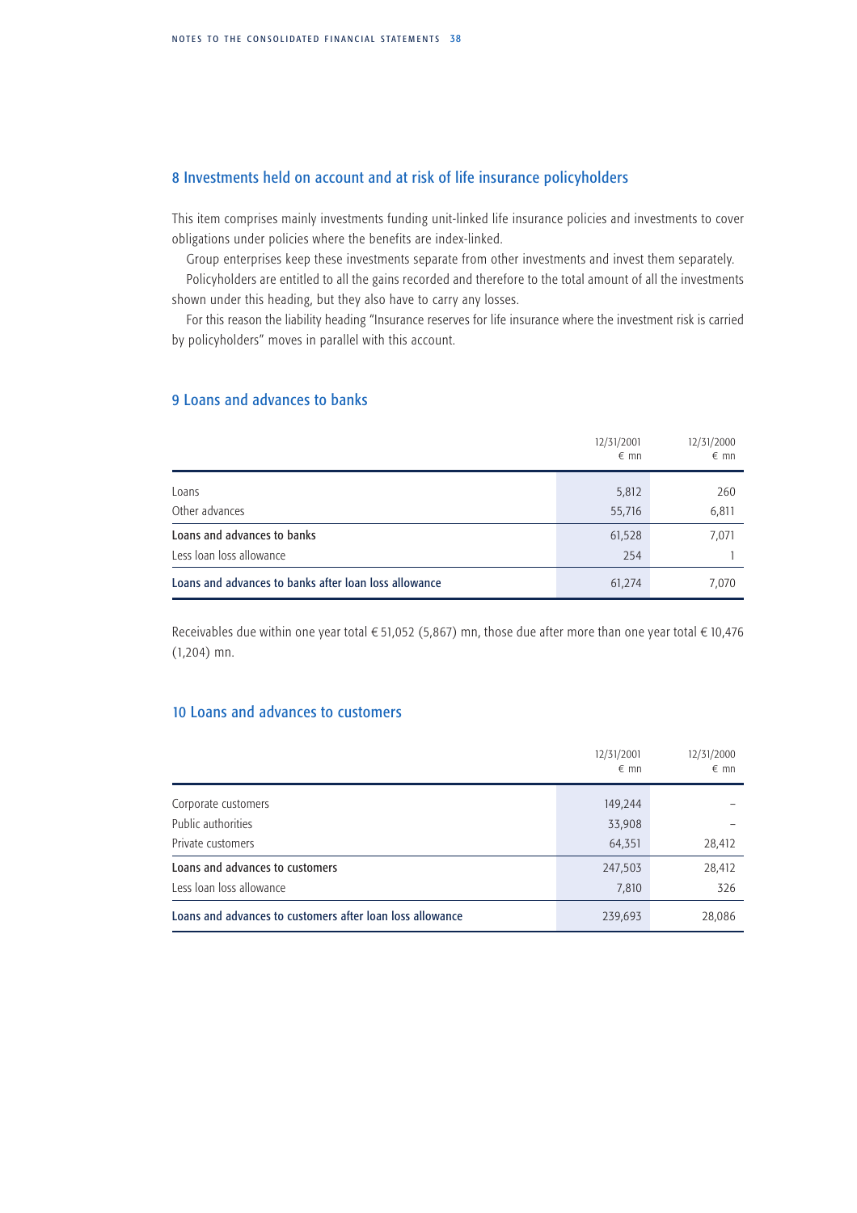## 8 Investments held on account and at risk of life insurance policyholders

This item comprises mainly investments funding unit-linked life insurance policies and investments to cover obligations under policies where the benefits are index-linked.

Group enterprises keep these investments separate from other investments and invest them separately.

Policyholders are entitled to all the gains recorded and therefore to the total amount of all the investments shown under this heading, but they also have to carry any losses.

For this reason the liability heading "Insurance reserves for life insurance where the investment risk is carried by policyholders" moves in parallel with this account.

## 9 Loans and advances to banks

| | 12/31/2001 € mn | 12/31/2000 € mn |
|---|---|---|
| Loans | 5,812 | 260 |
| Other advances | 55,716 | 6,811 |
| **Loans and advances to banks** | 61,528 | 7,071 |
| Less loan loss allowance | 254 | 1 |
| **Loans and advances to banks after loan loss allowance** | 61,274 | 7,070 |

Receivables due within one year total € 51,052 (5,867) mn, those due after more than one year total € 10,476 (1,204) mn.

## 10 Loans and advances to customers

| | 12/31/2001 € mn | 12/31/2000 € mn |
|---|---|---|
| Corporate customers | 149,244 | – |
| Public authorities | 33,908 | – |
| Private customers | 64,351 | 28,412 |
| **Loans and advances to customers** | 247,503 | 28,412 |
| Less loan loss allowance | 7,810 | 326 |
| **Loans and advances to customers after loan loss allowance** | 239,693 | 28,086 |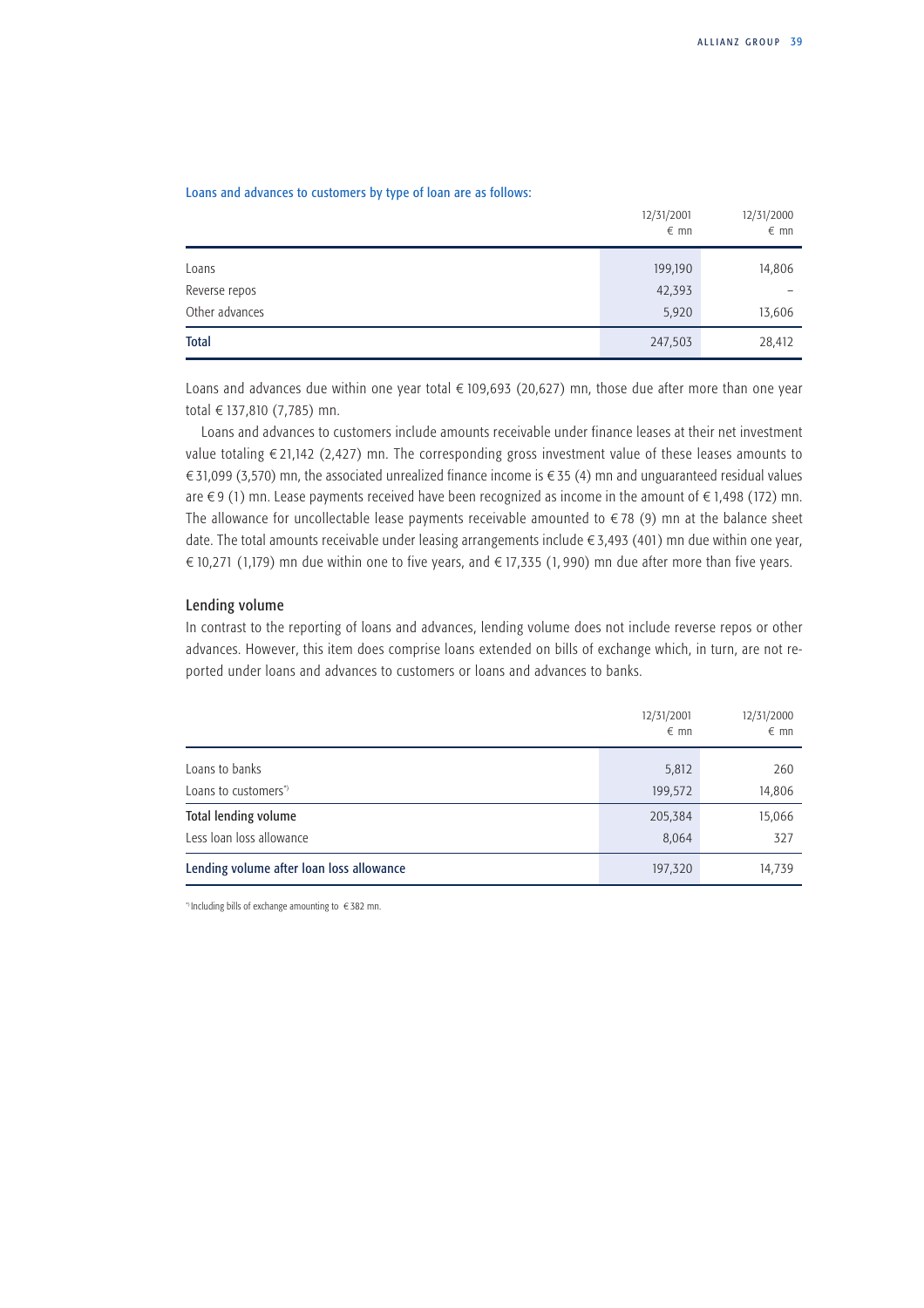Loans and advances to customers by type of loan are as follows:

| | 12/31/2001<br>€ mn | 12/31/2000<br>€ mn |
|---|---|---|
| Loans | 199,190 | 14,806 |
| Reverse repos | 42,393 | – |
| Other advances | 5,920 | 13,606 |
| **Total** | 247,503 | 28,412 |

Loans and advances due within one year total € 109,693 (20,627) mn, those due after more than one year total € 137,810 (7,785) mn.

Loans and advances to customers include amounts receivable under finance leases at their net investment value totaling € 21,142 (2,427) mn. The corresponding gross investment value of these leases amounts to € 31,099 (3,570) mn, the associated unrealized finance income is € 35 (4) mn and unguaranteed residual values are € 9 (1) mn. Lease payments received have been recognized as income in the amount of € 1,498 (172) mn. The allowance for uncollectable lease payments receivable amounted to € 78 (9) mn at the balance sheet date. The total amounts receivable under leasing arrangements include € 3,493 (401) mn due within one year, € 10,271 (1,179) mn due within one to five years, and € 17,335 (1,990) mn due after more than five years.

## Lending volume

In contrast to the reporting of loans and advances, lending volume does not include reverse repos or other advances. However, this item does comprise loans extended on bills of exchange which, in turn, are not reported under loans and advances to customers or loans and advances to banks.

| | 12/31/2001<br>€ mn | 12/31/2000<br>€ mn |
|---|---|---|
| Loans to banks | 5,812 | 260 |
| Loans to customers[*)] | 199,572 | 14,806 |
| **Total lending volume** | 205,384 | 15,066 |
| Less loan loss allowance | 8,064 | 327 |
| **Lending volume after loan loss allowance** | 197,320 | 14,739 |

[*)] Including bills of exchange amounting to € 382 mn.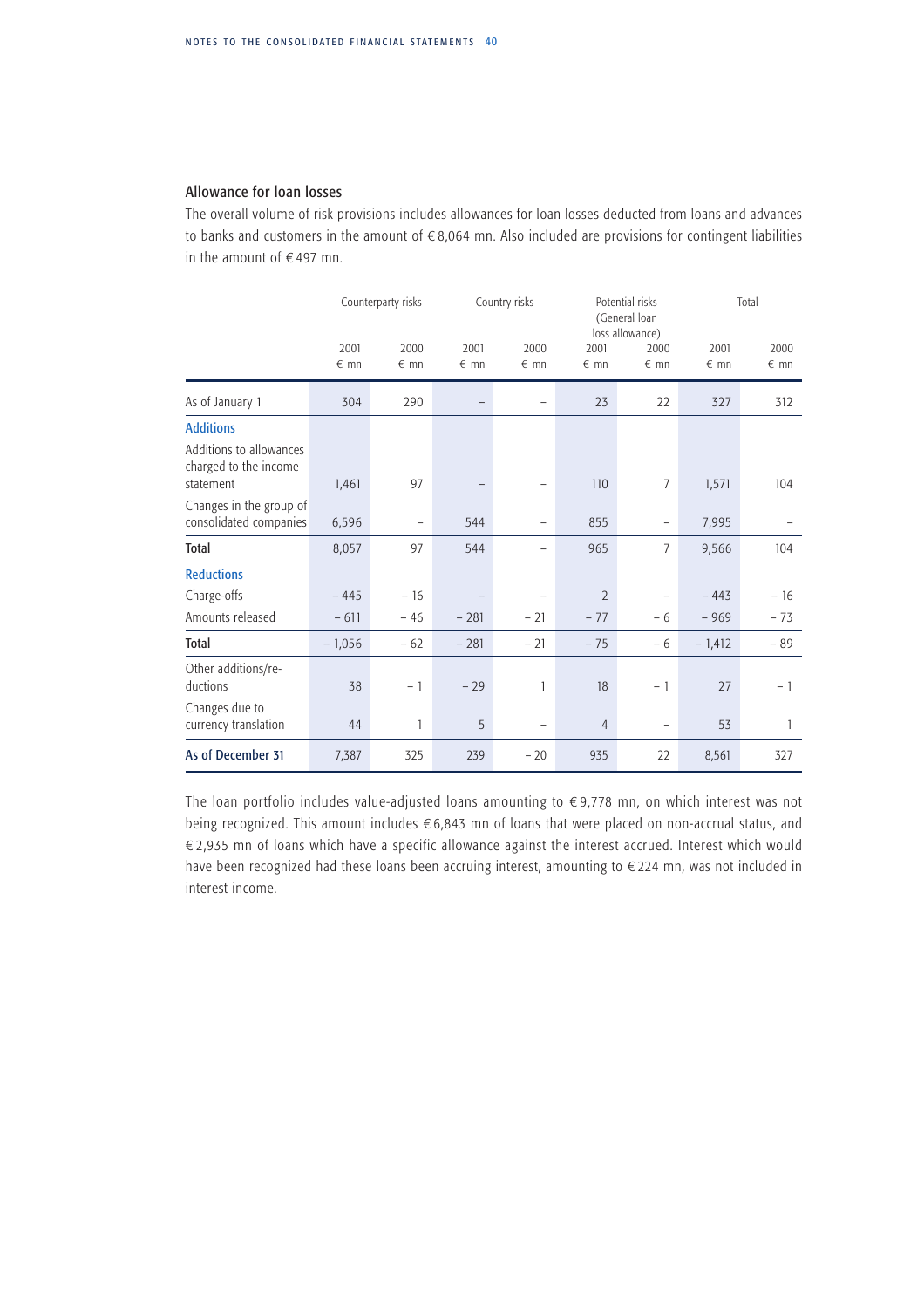## Allowance for loan losses

The overall volume of risk provisions includes allowances for loan losses deducted from loans and advances to banks and customers in the amount of € 8,064 mn. Also included are provisions for contingent liabilities in the amount of € 497 mn.

| | Counterparty risks | | Country risks | | Potential risks (General loan loss allowance) | | Total | |
|---|---|---|---|---|---|---|---|---|
| | 2001 € mn | 2000 € mn | 2001 € mn | 2000 € mn | 2001 € mn | 2000 € mn | 2001 € mn | 2000 € mn |
| As of January 1 | 304 | 290 | – | – | 23 | 22 | 327 | 312 |
| **Additions** | | | | | | | | |
| Additions to allowances charged to the income statement | 1,461 | 97 | – | – | 110 | 7 | 1,571 | 104 |
| Changes in the group of consolidated companies | 6,596 | – | 544 | – | 855 | – | 7,995 | – |
| **Total** | 8,057 | 97 | 544 | – | 965 | 7 | 9,566 | 104 |
| **Reductions** | | | | | | | | |
| Charge-offs | – 445 | – 16 | – | – | 2 | – | – 443 | – 16 |
| Amounts released | – 611 | – 46 | – 281 | – 21 | – 77 | – 6 | – 969 | – 73 |
| **Total** | – 1,056 | – 62 | – 281 | – 21 | – 75 | – 6 | – 1,412 | – 89 |
| Other additions/reductions | 38 | – 1 | – 29 | 1 | 18 | – 1 | 27 | – 1 |
| Changes due to currency translation | 44 | 1 | 5 | – | 4 | – | 53 | 1 |
| **As of December 31** | 7,387 | 325 | 239 | – 20 | 935 | 22 | 8,561 | 327 |

The loan portfolio includes value-adjusted loans amounting to € 9,778 mn, on which interest was not being recognized. This amount includes € 6,843 mn of loans that were placed on non-accrual status, and € 2,935 mn of loans which have a specific allowance against the interest accrued. Interest which would have been recognized had these loans been accruing interest, amounting to € 224 mn, was not included in interest income.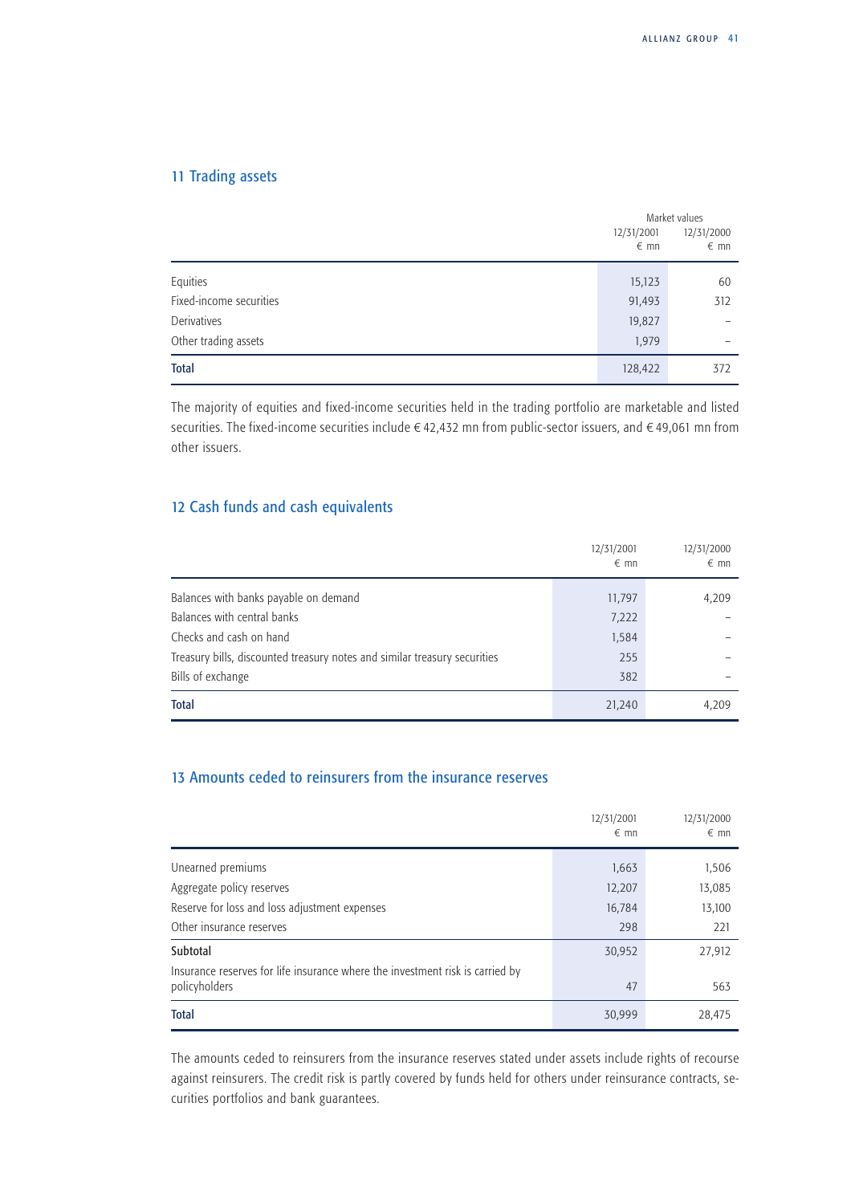## 11 Trading assets

| | Market values | |
|---|---|---|
| | 12/31/2001<br>€ mn | 12/31/2000<br>€ mn |
| Equities | 15,123 | 60 |
| Fixed-income securities | 91,493 | 312 |
| Derivatives | 19,827 | – |
| Other trading assets | 1,979 | – |
| **Total** | 128,422 | 372 |

The majority of equities and fixed-income securities held in the trading portfolio are marketable and listed securities. The fixed-income securities include € 42,432 mn from public-sector issuers, and € 49,061 mn from other issuers.

## 12 Cash funds and cash equivalents

| | 12/31/2001<br>€ mn | 12/31/2000<br>€ mn |
|---|---|---|
| Balances with banks payable on demand | 11,797 | 4,209 |
| Balances with central banks | 7,222 | – |
| Checks and cash on hand | 1,584 | – |
| Treasury bills, discounted treasury notes and similar treasury securities | 255 | – |
| Bills of exchange | 382 | – |
| **Total** | 21,240 | 4,209 |

## 13 Amounts ceded to reinsurers from the insurance reserves

| | 12/31/2001<br>€ mn | 12/31/2000<br>€ mn |
|---|---|---|
| Unearned premiums | 1,663 | 1,506 |
| Aggregate policy reserves | 12,207 | 13,085 |
| Reserve for loss and loss adjustment expenses | 16,784 | 13,100 |
| Other insurance reserves | 298 | 221 |
| **Subtotal** | 30,952 | 27,912 |
| Insurance reserves for life insurance where the investment risk is carried by policyholders | 47 | 563 |
| **Total** | 30,999 | 28,475 |

The amounts ceded to reinsurers from the insurance reserves stated under assets include rights of recourse against reinsurers. The credit risk is partly covered by funds held for others under reinsurance contracts, securities portfolios and bank guarantees.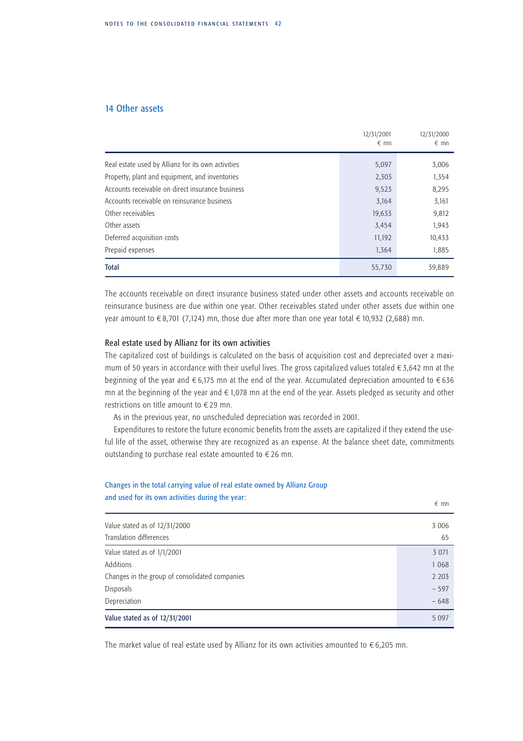## 14 Other assets

| | 12/31/2001 € mn | 12/31/2000 € mn |
|---|---|---|
| Real estate used by Allianz for its own activities | 5,097 | 3,006 |
| Property, plant and equipment, and inventories | 2,303 | 1,354 |
| Accounts receivable on direct insurance business | 9,523 | 8,295 |
| Accounts receivable on reinsurance business | 3,164 | 3,161 |
| Other receivables | 19,633 | 9,812 |
| Other assets | 3,454 | 1,943 |
| Deferred acquisition costs | 11,192 | 10,433 |
| Prepaid expenses | 1,364 | 1,885 |
| **Total** | 55,730 | 39,889 |

The accounts receivable on direct insurance business stated under other assets and accounts receivable on reinsurance business are due within one year. Other receivables stated under other assets due within one year amount to € 8,701 (7,124) mn, those due after more than one year total € 10,932 (2,688) mn.

### Real estate used by Allianz for its own activities

The capitalized cost of buildings is calculated on the basis of acquisition cost and depreciated over a maximum of 50 years in accordance with their useful lives. The gross capitalized values totaled € 3,642 mn at the beginning of the year and € 6,175 mn at the end of the year. Accumulated depreciation amounted to € 636 mn at the beginning of the year and € 1,078 mn at the end of the year. Assets pledged as security and other restrictions on title amount to € 29 mn.

As in the previous year, no unscheduled depreciation was recorded in 2001.

Expenditures to restore the future economic benefits from the assets are capitalized if they extend the useful life of the asset, otherwise they are recognized as an expense. At the balance sheet date, commitments outstanding to purchase real estate amounted to € 26 mn.

Changes in the total carrying value of real estate owned by Allianz Group and used for its own activities during the year:

| | € mn |
|---|---|
| Value stated as of 12/31/2000 | 3 006 |
| Translation differences | 65 |
| Value stated as of 1/1/2001 | 3 071 |
| Additions | 1 068 |
| Changes in the group of consolidated companies | 2 203 |
| Disposals | – 597 |
| Depreciation | – 648 |
| **Value stated as of 12/31/2001** | 5 097 |

The market value of real estate used by Allianz for its own activities amounted to € 6,205 mn.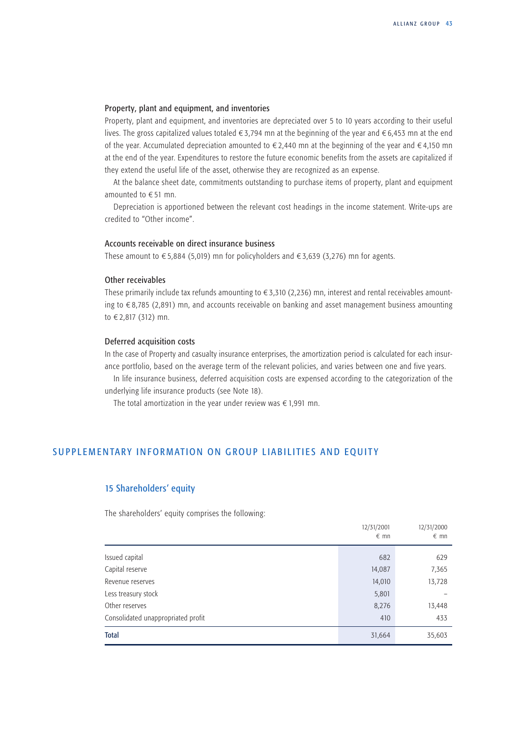### Property, plant and equipment, and inventories

Property, plant and equipment, and inventories are depreciated over 5 to 10 years according to their useful lives. The gross capitalized values totaled € 3,794 mn at the beginning of the year and € 6,453 mn at the end of the year. Accumulated depreciation amounted to € 2,440 mn at the beginning of the year and € 4,150 mn at the end of the year. Expenditures to restore the future economic benefits from the assets are capitalized if they extend the useful life of the asset, otherwise they are recognized as an expense.

At the balance sheet date, commitments outstanding to purchase items of property, plant and equipment amounted to € 51 mn.

Depreciation is apportioned between the relevant cost headings in the income statement. Write-ups are credited to "Other income".

### Accounts receivable on direct insurance business

These amount to € 5,884 (5,019) mn for policyholders and € 3,639 (3,276) mn for agents.

### Other receivables

These primarily include tax refunds amounting to € 3,310 (2,236) mn, interest and rental receivables amounting to € 8,785 (2,891) mn, and accounts receivable on banking and asset management business amounting to € 2,817 (312) mn.

### Deferred acquisition costs

In the case of Property and casualty insurance enterprises, the amortization period is calculated for each insurance portfolio, based on the average term of the relevant policies, and varies between one and five years.

In life insurance business, deferred acquisition costs are expensed according to the categorization of the underlying life insurance products (see Note 18).

The total amortization in the year under review was € 1,991 mn.

## SUPPLEMENTARY INFORMATION ON GROUP LIABILITIES AND EQUITY

### 15 Shareholders' equity

The shareholders' equity comprises the following:

| | 12/31/2001 € mn | 12/31/2000 € mn |
|---|---|---|
| Issued capital | 682 | 629 |
| Capital reserve | 14,087 | 7,365 |
| Revenue reserves | 14,010 | 13,728 |
| Less treasury stock | 5,801 | – |
| Other reserves | 8,276 | 13,448 |
| Consolidated unappropriated profit | 410 | 433 |
| **Total** | 31,664 | 35,603 |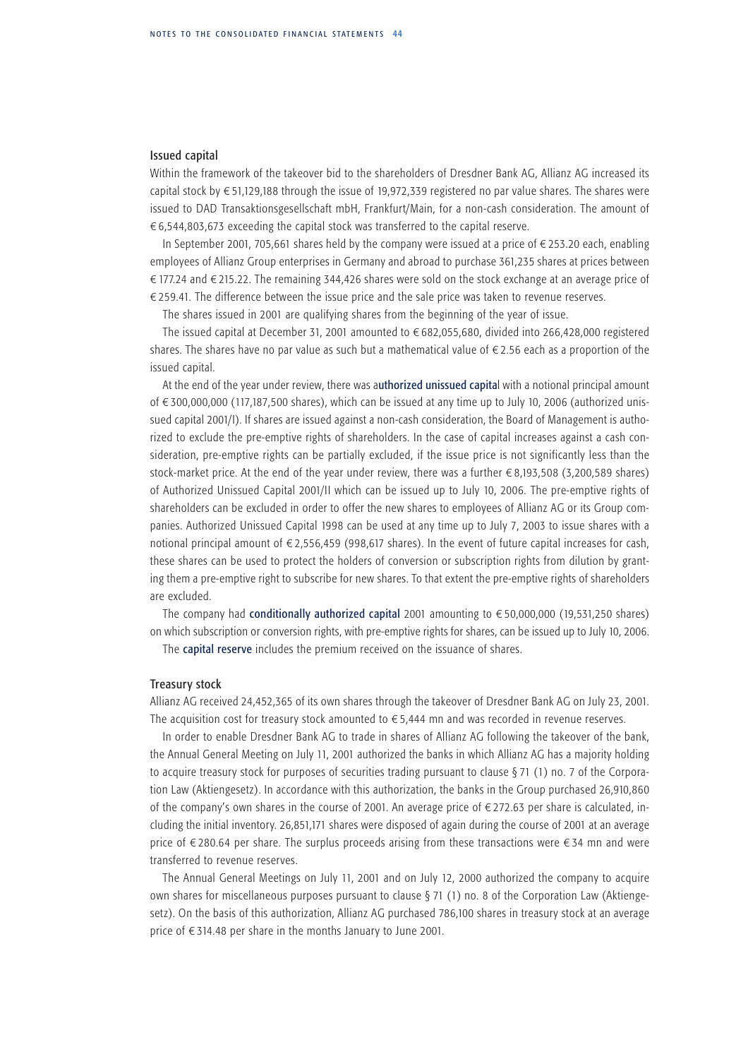## Issued capital

Within the framework of the takeover bid to the shareholders of Dresdner Bank AG, Allianz AG increased its capital stock by € 51,129,188 through the issue of 19,972,339 registered no par value shares. The shares were issued to DAD Transaktionsgesellschaft mbH, Frankfurt/Main, for a non-cash consideration. The amount of € 6,544,803,673 exceeding the capital stock was transferred to the capital reserve.

In September 2001, 705,661 shares held by the company were issued at a price of € 253.20 each, enabling employees of Allianz Group enterprises in Germany and abroad to purchase 361,235 shares at prices between € 177.24 and € 215.22. The remaining 344,426 shares were sold on the stock exchange at an average price of € 259.41. The difference between the issue price and the sale price was taken to revenue reserves.

The shares issued in 2001 are qualifying shares from the beginning of the year of issue.

The issued capital at December 31, 2001 amounted to € 682,055,680, divided into 266,428,000 registered shares. The shares have no par value as such but a mathematical value of € 2.56 each as a proportion of the issued capital.

At the end of the year under review, there was a**uthorized unissued capita**l with a notional principal amount of € 300,000,000 (117,187,500 shares), which can be issued at any time up to July 10, 2006 (authorized unissued capital 2001/I). If shares are issued against a non-cash consideration, the Board of Management is authorized to exclude the pre-emptive rights of shareholders. In the case of capital increases against a cash consideration, pre-emptive rights can be partially excluded, if the issue price is not significantly less than the stock-market price. At the end of the year under review, there was a further € 8,193,508 (3,200,589 shares) of Authorized Unissued Capital 2001/II which can be issued up to July 10, 2006. The pre-emptive rights of shareholders can be excluded in order to offer the new shares to employees of Allianz AG or its Group companies. Authorized Unissued Capital 1998 can be used at any time up to July 7, 2003 to issue shares with a notional principal amount of € 2,556,459 (998,617 shares). In the event of future capital increases for cash, these shares can be used to protect the holders of conversion or subscription rights from dilution by granting them a pre-emptive right to subscribe for new shares. To that extent the pre-emptive rights of shareholders are excluded.

The company had **conditionally authorized capital** 2001 amounting to € 50,000,000 (19,531,250 shares) on which subscription or conversion rights, with pre-emptive rights for shares, can be issued up to July 10, 2006.

The **capital reserve** includes the premium received on the issuance of shares.

## Treasury stock

Allianz AG received 24,452,365 of its own shares through the takeover of Dresdner Bank AG on July 23, 2001. The acquisition cost for treasury stock amounted to € 5,444 mn and was recorded in revenue reserves.

In order to enable Dresdner Bank AG to trade in shares of Allianz AG following the takeover of the bank, the Annual General Meeting on July 11, 2001 authorized the banks in which Allianz AG has a majority holding to acquire treasury stock for purposes of securities trading pursuant to clause § 71 (1) no. 7 of the Corporation Law (Aktiengesetz). In accordance with this authorization, the banks in the Group purchased 26,910,860 of the company's own shares in the course of 2001. An average price of € 272.63 per share is calculated, including the initial inventory. 26,851,171 shares were disposed of again during the course of 2001 at an average price of € 280.64 per share. The surplus proceeds arising from these transactions were € 34 mn and were transferred to revenue reserves.

The Annual General Meetings on July 11, 2001 and on July 12, 2000 authorized the company to acquire own shares for miscellaneous purposes pursuant to clause § 71 (1) no. 8 of the Corporation Law (Aktiengesetz). On the basis of this authorization, Allianz AG purchased 786,100 shares in treasury stock at an average price of € 314.48 per share in the months January to June 2001.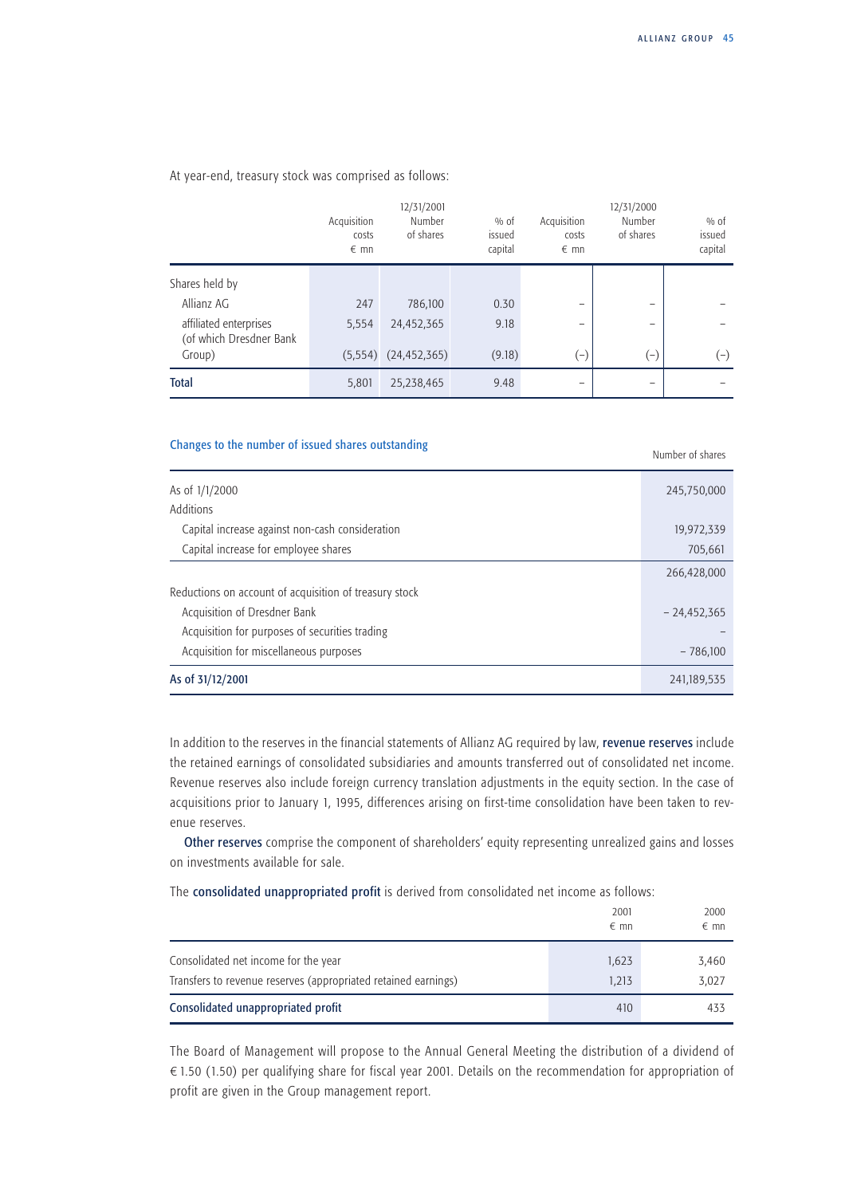At year-end, treasury stock was comprised as follows:

| | 12/31/2001 | | | 12/31/2000 | | |
|---|---|---|---|---|---|---|
| | Acquisition costs € mn | Number of shares | % of issued capital | Acquisition costs € mn | Number of shares | % of issued capital |
| Shares held by | | | | | | |
| Allianz AG | 247 | 786,100 | 0.30 | – | – | – |
| affiliated enterprises | 5,554 | 24,452,365 | 9.18 | – | – | – |
| (of which Dresdner Bank Group) | (5,554) | (24,452,365) | (9.18) | (–) | (–) | (–) |
| **Total** | 5,801 | 25,238,465 | 9.48 | – | – | – |

**Changes to the number of issued shares outstanding**

| | Number of shares |
|---|---|
| As of 1/1/2000 | 245,750,000 |
| Additions | |
| Capital increase against non-cash consideration | 19,972,339 |
| Capital increase for employee shares | 705,661 |
| | 266,428,000 |
| Reductions on account of acquisition of treasury stock | |
| Acquisition of Dresdner Bank | – 24,452,365 |
| Acquisition for purposes of securities trading | – |
| Acquisition for miscellaneous purposes | – 786,100 |
| **As of 31/12/2001** | 241,189,535 |

In addition to the reserves in the financial statements of Allianz AG required by law, **revenue reserves** include the retained earnings of consolidated subsidiaries and amounts transferred out of consolidated net income. Revenue reserves also include foreign currency translation adjustments in the equity section. In the case of acquisitions prior to January 1, 1995, differences arising on first-time consolidation have been taken to revenue reserves.

**Other reserves** comprise the component of shareholders' equity representing unrealized gains and losses on investments available for sale.

The **consolidated unappropriated profit** is derived from consolidated net income as follows:

| | 2001 € mn | 2000 € mn |
|---|---|---|
| Consolidated net income for the year | 1,623 | 3,460 |
| Transfers to revenue reserves (appropriated retained earnings) | 1,213 | 3,027 |
| **Consolidated unappropriated profit** | 410 | 433 |

The Board of Management will propose to the Annual General Meeting the distribution of a dividend of € 1.50 (1.50) per qualifying share for fiscal year 2001. Details on the recommendation for appropriation of profit are given in the Group management report.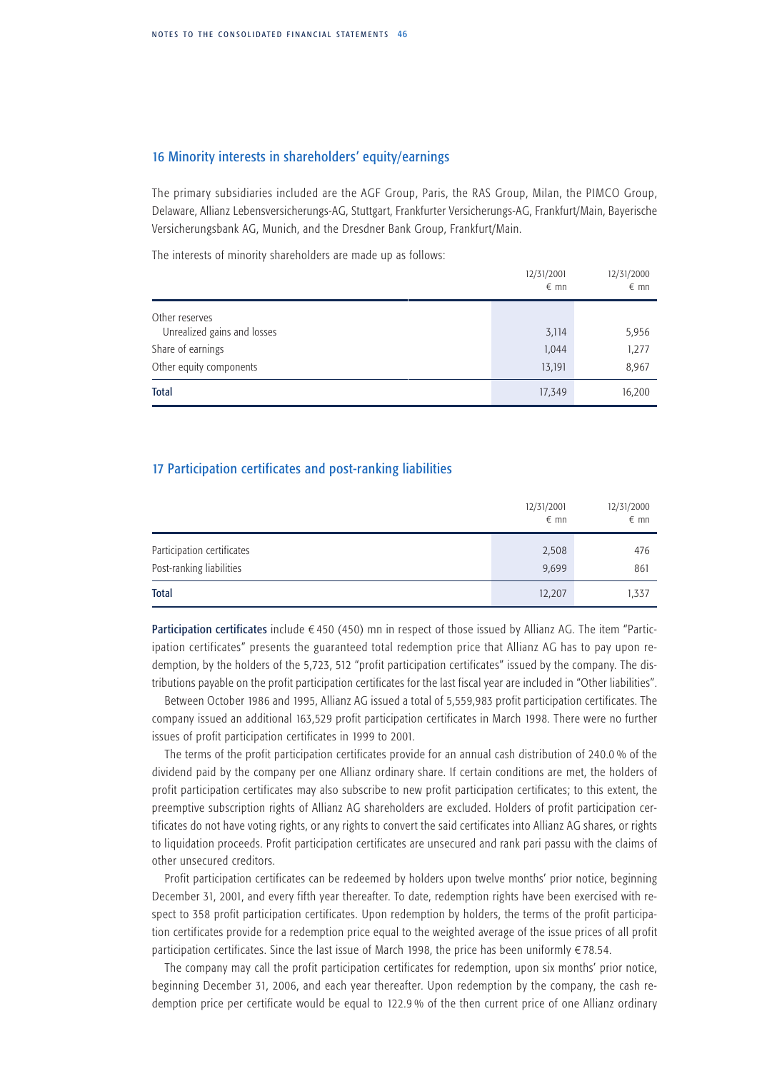## 16 Minority interests in shareholders' equity/earnings

The primary subsidiaries included are the AGF Group, Paris, the RAS Group, Milan, the PIMCO Group, Delaware, Allianz Lebensversicherungs-AG, Stuttgart, Frankfurter Versicherungs-AG, Frankfurt/Main, Bayerische Versicherungsbank AG, Munich, and the Dresdner Bank Group, Frankfurt/Main.

The interests of minority shareholders are made up as follows:

| | 12/31/2001<br>€ mn | 12/31/2000<br>€ mn |
|---|---|---|
| Other reserves | | |
| Unrealized gains and losses | 3,114 | 5,956 |
| Share of earnings | 1,044 | 1,277 |
| Other equity components | 13,191 | 8,967 |
| **Total** | 17,349 | 16,200 |

## 17 Participation certificates and post-ranking liabilities

| | 12/31/2001<br>€ mn | 12/31/2000<br>€ mn |
|---|---|---|
| Participation certificates | 2,508 | 476 |
| Post-ranking liabilities | 9,699 | 861 |
| **Total** | 12,207 | 1,337 |

**Participation certificates** include € 450 (450) mn in respect of those issued by Allianz AG. The item "Participation certificates" presents the guaranteed total redemption price that Allianz AG has to pay upon redemption, by the holders of the 5,723, 512 "profit participation certificates" issued by the company. The distributions payable on the profit participation certificates for the last fiscal year are included in "Other liabilities".

Between October 1986 and 1995, Allianz AG issued a total of 5,559,983 profit participation certificates. The company issued an additional 163,529 profit participation certificates in March 1998. There were no further issues of profit participation certificates in 1999 to 2001.

The terms of the profit participation certificates provide for an annual cash distribution of 240.0 % of the dividend paid by the company per one Allianz ordinary share. If certain conditions are met, the holders of profit participation certificates may also subscribe to new profit participation certificates; to this extent, the preemptive subscription rights of Allianz AG shareholders are excluded. Holders of profit participation certificates do not have voting rights, or any rights to convert the said certificates into Allianz AG shares, or rights to liquidation proceeds. Profit participation certificates are unsecured and rank pari passu with the claims of other unsecured creditors.

Profit participation certificates can be redeemed by holders upon twelve months' prior notice, beginning December 31, 2001, and every fifth year thereafter. To date, redemption rights have been exercised with respect to 358 profit participation certificates. Upon redemption by holders, the terms of the profit participation certificates provide for a redemption price equal to the weighted average of the issue prices of all profit participation certificates. Since the last issue of March 1998, the price has been uniformly € 78.54.

The company may call the profit participation certificates for redemption, upon six months' prior notice, beginning December 31, 2006, and each year thereafter. Upon redemption by the company, the cash redemption price per certificate would be equal to 122.9 % of the then current price of one Allianz ordinary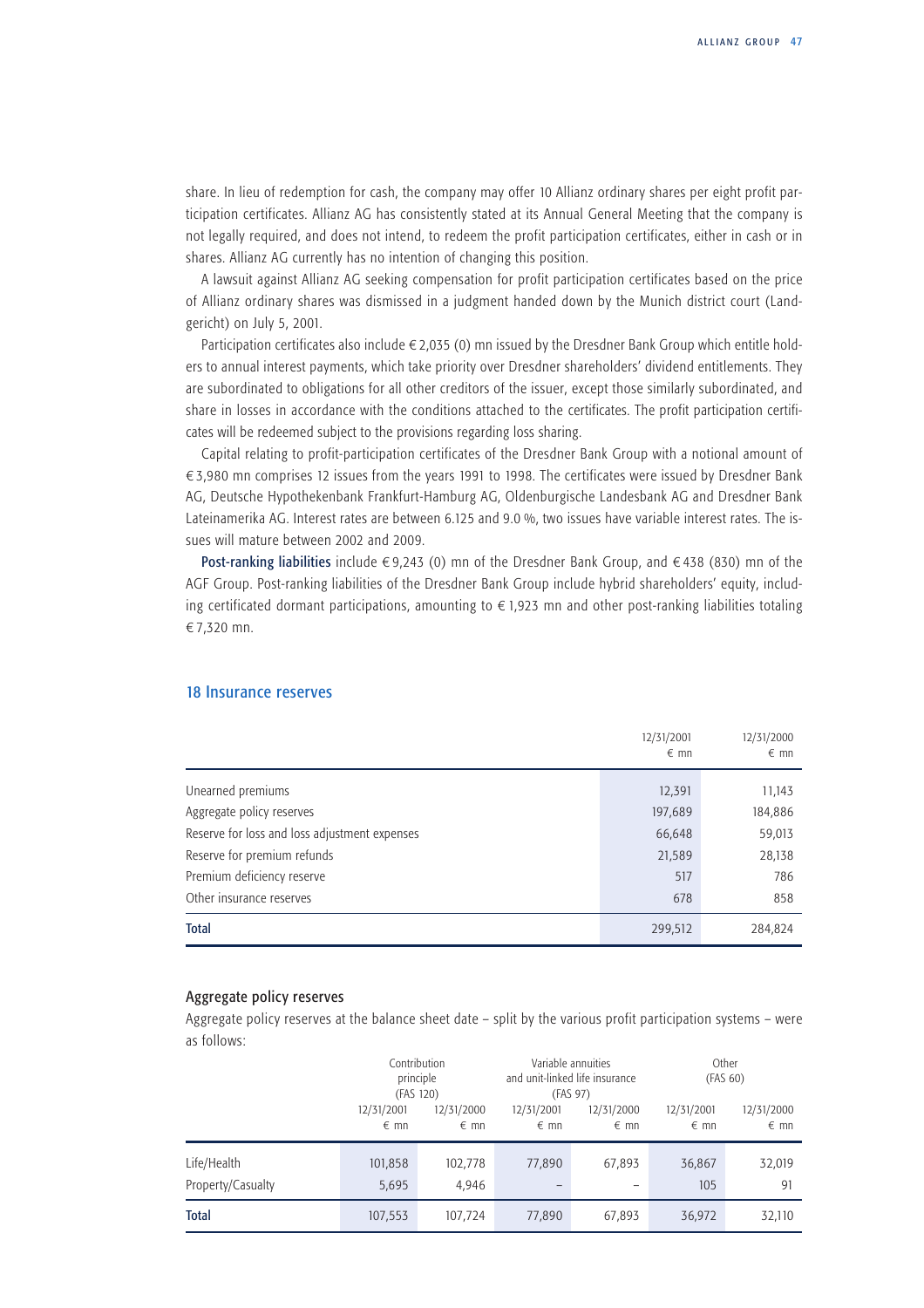share. In lieu of redemption for cash, the company may offer 10 Allianz ordinary shares per eight profit participation certificates. Allianz AG has consistently stated at its Annual General Meeting that the company is not legally required, and does not intend, to redeem the profit participation certificates, either in cash or in shares. Allianz AG currently has no intention of changing this position.

A lawsuit against Allianz AG seeking compensation for profit participation certificates based on the price of Allianz ordinary shares was dismissed in a judgment handed down by the Munich district court (Landgericht) on July 5, 2001.

Participation certificates also include € 2,035 (0) mn issued by the Dresdner Bank Group which entitle holders to annual interest payments, which take priority over Dresdner shareholders' dividend entitlements. They are subordinated to obligations for all other creditors of the issuer, except those similarly subordinated, and share in losses in accordance with the conditions attached to the certificates. The profit participation certificates will be redeemed subject to the provisions regarding loss sharing.

Capital relating to profit-participation certificates of the Dresdner Bank Group with a notional amount of € 3,980 mn comprises 12 issues from the years 1991 to 1998. The certificates were issued by Dresdner Bank AG, Deutsche Hypothekenbank Frankfurt-Hamburg AG, Oldenburgische Landesbank AG and Dresdner Bank Lateinamerika AG. Interest rates are between 6.125 and 9.0 %, two issues have variable interest rates. The issues will mature between 2002 and 2009.

**Post-ranking liabilities** include € 9,243 (0) mn of the Dresdner Bank Group, and € 438 (830) mn of the AGF Group. Post-ranking liabilities of the Dresdner Bank Group include hybrid shareholders' equity, including certificated dormant participations, amounting to € 1,923 mn and other post-ranking liabilities totaling € 7,320 mn.

## 18 Insurance reserves

| | 12/31/2001 € mn | 12/31/2000 € mn |
|---|---|---|
| Unearned premiums | 12,391 | 11,143 |
| Aggregate policy reserves | 197,689 | 184,886 |
| Reserve for loss and loss adjustment expenses | 66,648 | 59,013 |
| Reserve for premium refunds | 21,589 | 28,138 |
| Premium deficiency reserve | 517 | 786 |
| Other insurance reserves | 678 | 858 |
| **Total** | 299,512 | 284,824 |

### Aggregate policy reserves

Aggregate policy reserves at the balance sheet date – split by the various profit participation systems – were as follows:

| | Contribution principle (FAS 120) | | Variable annuities and unit-linked life insurance (FAS 97) | | Other (FAS 60) | |
|---|---|---|---|---|---|---|
| | 12/31/2001 € mn | 12/31/2000 € mn | 12/31/2001 € mn | 12/31/2000 € mn | 12/31/2001 € mn | 12/31/2000 € mn |
| Life/Health | 101,858 | 102,778 | 77,890 | 67,893 | 36,867 | 32,019 |
| Property/Casualty | 5,695 | 4,946 | – | – | 105 | 91 |
| **Total** | 107,553 | 107,724 | 77,890 | 67,893 | 36,972 | 32,110 |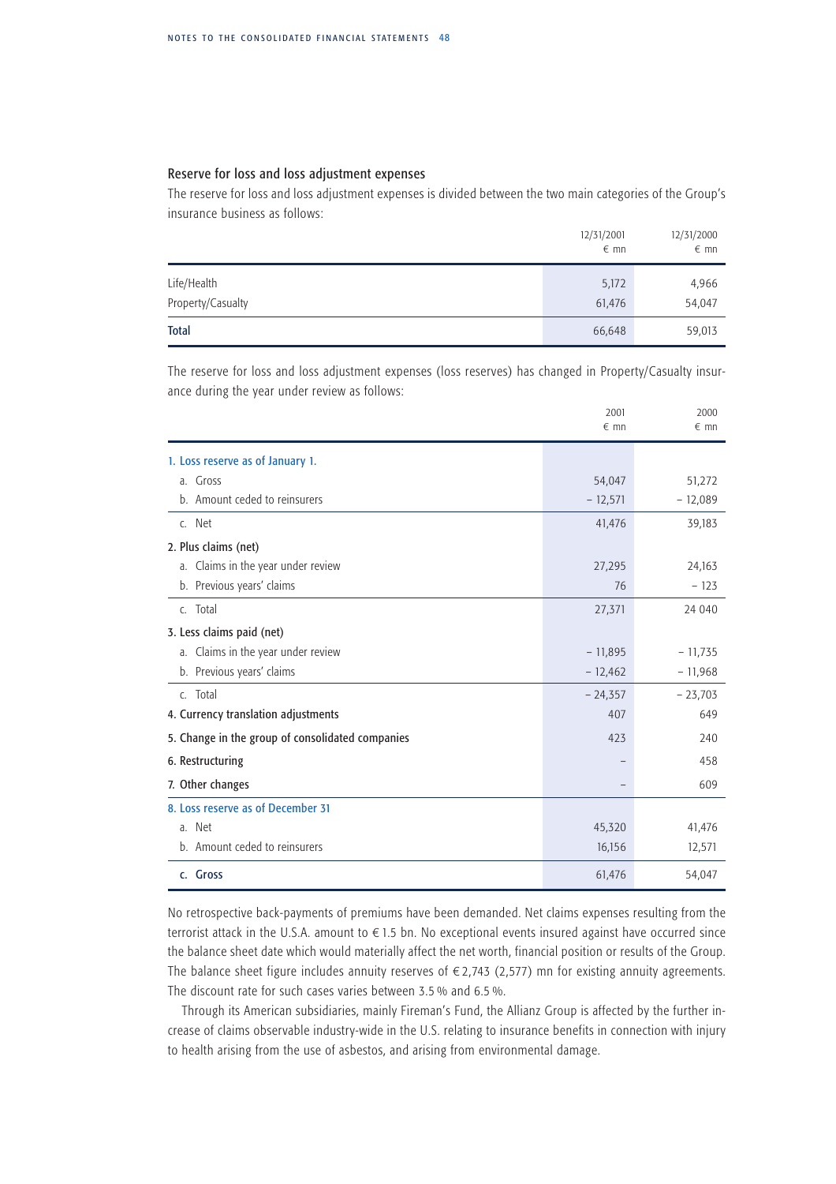### Reserve for loss and loss adjustment expenses

The reserve for loss and loss adjustment expenses is divided between the two main categories of the Group's insurance business as follows:

| | 12/31/2001<br>€ mn | 12/31/2000<br>€ mn |
|---|---|---|
| Life/Health | 5,172 | 4,966 |
| Property/Casualty | 61,476 | 54,047 |
| **Total** | 66,648 | 59,013 |

The reserve for loss and loss adjustment expenses (loss reserves) has changed in Property/Casualty insurance during the year under review as follows:

| | 2001<br>€ mn | 2000<br>€ mn |
|---|---|---|
| 1. Loss reserve as of January 1. | | |
| a. Gross | 54,047 | 51,272 |
| b. Amount ceded to reinsurers | – 12,571 | – 12,089 |
| c. Net | 41,476 | 39,183 |
| **2. Plus claims (net)** | | |
| a. Claims in the year under review | 27,295 | 24,163 |
| b. Previous years' claims | 76 | – 123 |
| c. Total | 27,371 | 24 040 |
| **3. Less claims paid (net)** | | |
| a. Claims in the year under review | – 11,895 | – 11,735 |
| b. Previous years' claims | – 12,462 | – 11,968 |
| c. Total | – 24,357 | – 23,703 |
| **4. Currency translation adjustments** | 407 | 649 |
| **5. Change in the group of consolidated companies** | 423 | 240 |
| **6. Restructuring** | – | 458 |
| **7. Other changes** | – | 609 |
| 8. Loss reserve as of December 31 | | |
| a. Net | 45,320 | 41,476 |
| b. Amount ceded to reinsurers | 16,156 | 12,571 |
| **c. Gross** | 61,476 | 54,047 |

No retrospective back-payments of premiums have been demanded. Net claims expenses resulting from the terrorist attack in the U.S.A. amount to € 1.5 bn. No exceptional events insured against have occurred since the balance sheet date which would materially affect the net worth, financial position or results of the Group. The balance sheet figure includes annuity reserves of € 2,743 (2,577) mn for existing annuity agreements. The discount rate for such cases varies between 3.5 % and 6.5 %.

Through its American subsidiaries, mainly Fireman's Fund, the Allianz Group is affected by the further increase of claims observable industry-wide in the U.S. relating to insurance benefits in connection with injury to health arising from the use of asbestos, and arising from environmental damage.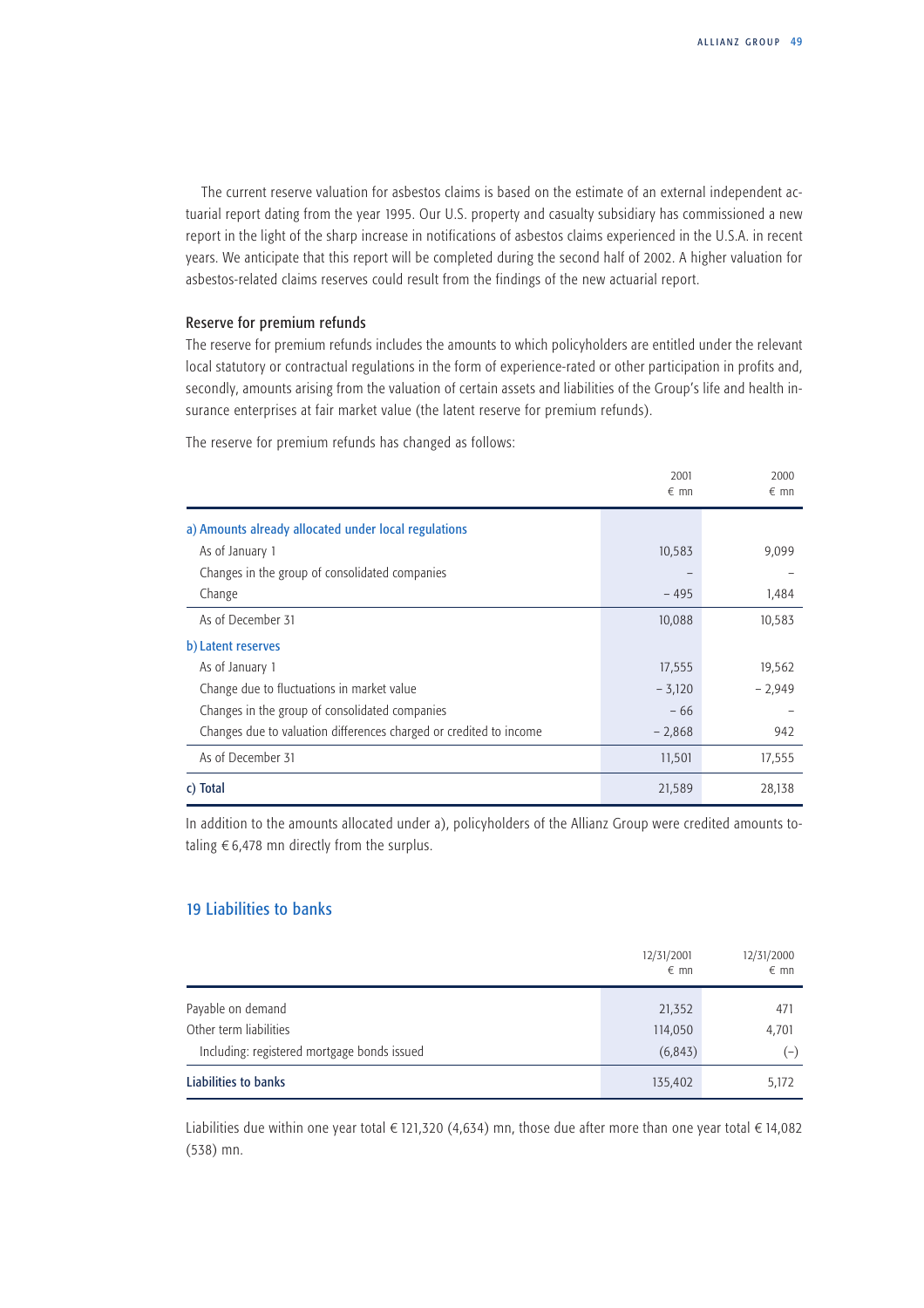The current reserve valuation for asbestos claims is based on the estimate of an external independent actuarial report dating from the year 1995. Our U.S. property and casualty subsidiary has commissioned a new report in the light of the sharp increase in notifications of asbestos claims experienced in the U.S.A. in recent years. We anticipate that this report will be completed during the second half of 2002. A higher valuation for asbestos-related claims reserves could result from the findings of the new actuarial report.

### Reserve for premium refunds

The reserve for premium refunds includes the amounts to which policyholders are entitled under the relevant local statutory or contractual regulations in the form of experience-rated or other participation in profits and, secondly, amounts arising from the valuation of certain assets and liabilities of the Group's life and health insurance enterprises at fair market value (the latent reserve for premium refunds).

The reserve for premium refunds has changed as follows:

| | 2001<br>€ mn | 2000<br>€ mn |
|---|---|---|
| **a) Amounts already allocated under local regulations** | | |
| As of January 1 | 10,583 | 9,099 |
| Changes in the group of consolidated companies | – | – |
| Change | – 495 | 1,484 |
| As of December 31 | 10,088 | 10,583 |
| **b) Latent reserves** | | |
| As of January 1 | 17,555 | 19,562 |
| Change due to fluctuations in market value | – 3,120 | – 2,949 |
| Changes in the group of consolidated companies | – 66 | – |
| Changes due to valuation differences charged or credited to income | – 2,868 | 942 |
| As of December 31 | 11,501 | 17,555 |
| **c) Total** | 21,589 | 28,138 |

In addition to the amounts allocated under a), policyholders of the Allianz Group were credited amounts totaling € 6,478 mn directly from the surplus.

## 19 Liabilities to banks

| | 12/31/2001<br>€ mn | 12/31/2000<br>€ mn |
|---|---|---|
| Payable on demand | 21,352 | 471 |
| Other term liabilities | 114,050 | 4,701 |
| Including: registered mortgage bonds issued | (6,843) | (–) |
| **Liabilities to banks** | 135,402 | 5,172 |

Liabilities due within one year total € 121,320 (4,634) mn, those due after more than one year total € 14,082 (538) mn.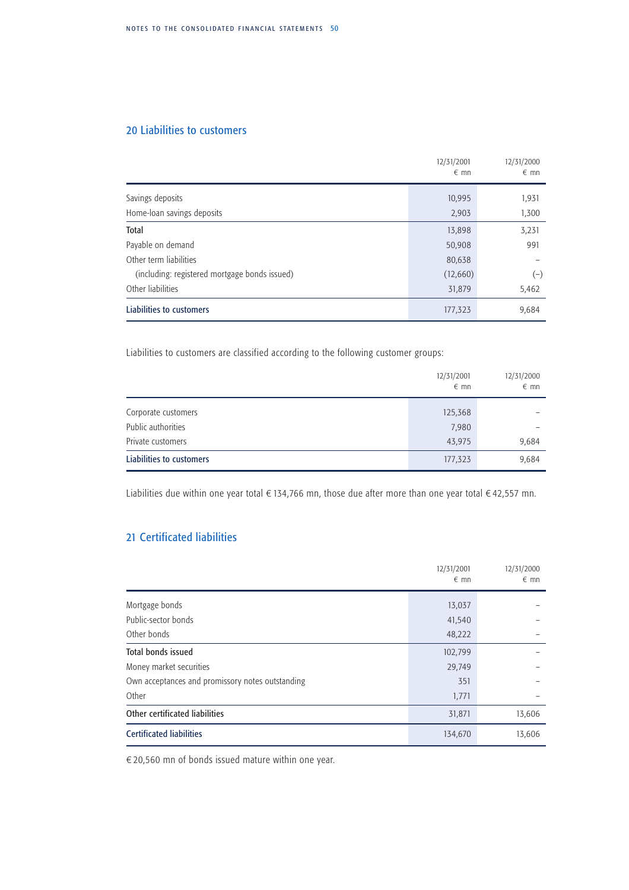## 20 Liabilities to customers

| | 12/31/2001 € mn | 12/31/2000 € mn |
|---|---|---|
| Savings deposits | 10,995 | 1,931 |
| Home-loan savings deposits | 2,903 | 1,300 |
| **Total** | **13,898** | **3,231** |
| Payable on demand | 50,908 | 991 |
| Other term liabilities | 80,638 | – |
| (including: registered mortgage bonds issued) | (12,660) | (–) |
| Other liabilities | 31,879 | 5,462 |
| **Liabilities to customers** | **177,323** | **9,684** |

Liabilities to customers are classified according to the following customer groups:

| | 12/31/2001 € mn | 12/31/2000 € mn |
|---|---|---|
| Corporate customers | 125,368 | – |
| Public authorities | 7,980 | – |
| Private customers | 43,975 | 9,684 |
| **Liabilities to customers** | **177,323** | **9,684** |

Liabilities due within one year total € 134,766 mn, those due after more than one year total € 42,557 mn.

## 21 Certificated liabilities

| | 12/31/2001 € mn | 12/31/2000 € mn |
|---|---|---|
| Mortgage bonds | 13,037 | – |
| Public-sector bonds | 41,540 | – |
| Other bonds | 48,222 | – |
| **Total bonds issued** | **102,799** | **–** |
| Money market securities | 29,749 | – |
| Own acceptances and promissory notes outstanding | 351 | – |
| Other | 1,771 | – |
| **Other certificated liabilities** | **31,871** | **13,606** |
| **Certificated liabilities** | **134,670** | **13,606** |

€ 20,560 mn of bonds issued mature within one year.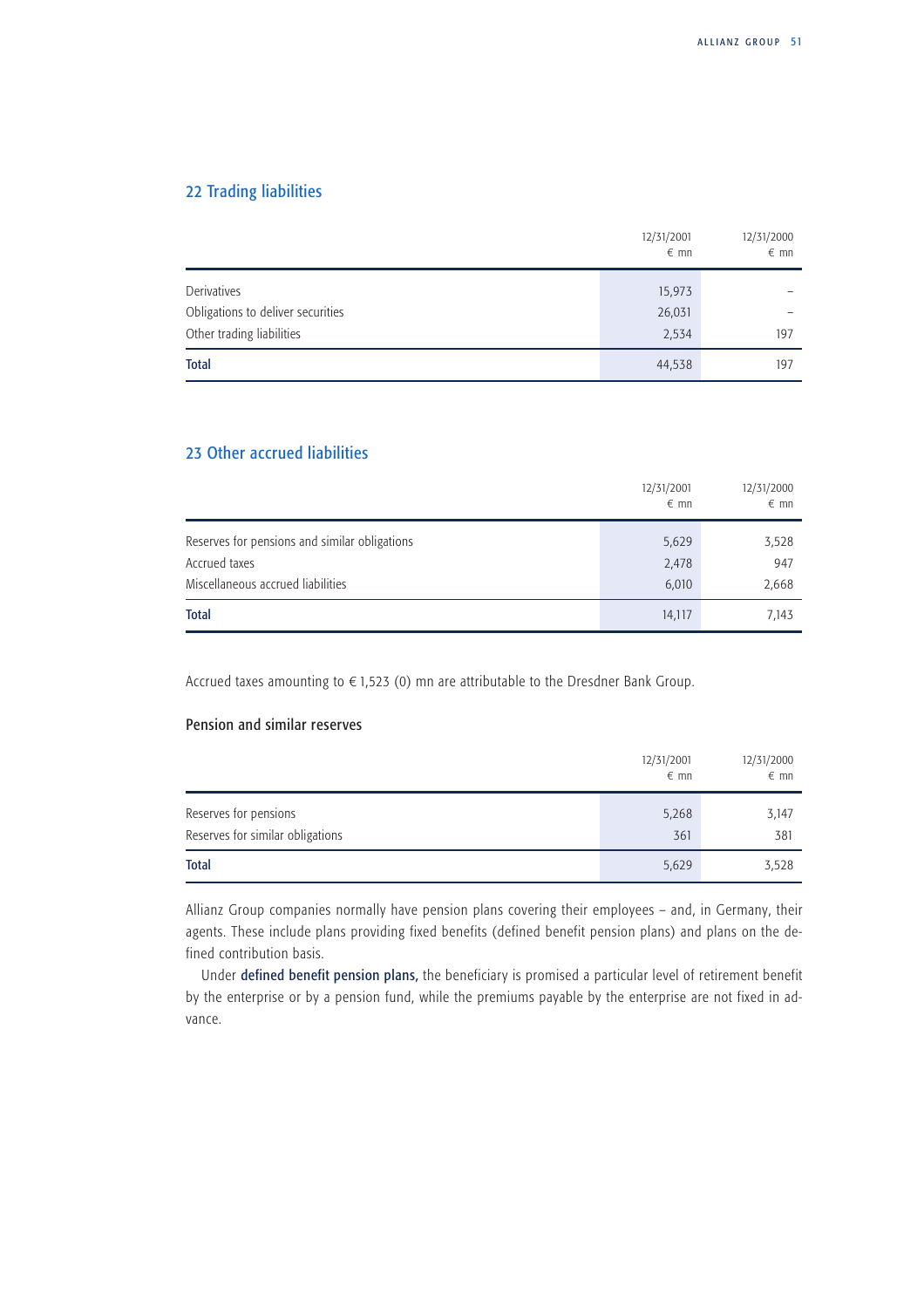## 22 Trading liabilities

| | 12/31/2001<br>€ mn | 12/31/2000<br>€ mn |
|---|---|---|
| Derivatives | 15,973 | – |
| Obligations to deliver securities | 26,031 | – |
| Other trading liabilities | 2,534 | 197 |
| **Total** | 44,538 | 197 |

## 23 Other accrued liabilities

| | 12/31/2001<br>€ mn | 12/31/2000<br>€ mn |
|---|---|---|
| Reserves for pensions and similar obligations | 5,629 | 3,528 |
| Accrued taxes | 2,478 | 947 |
| Miscellaneous accrued liabilities | 6,010 | 2,668 |
| **Total** | 14,117 | 7,143 |

Accrued taxes amounting to € 1,523 (0) mn are attributable to the Dresdner Bank Group.

### Pension and similar reserves

| | 12/31/2001<br>€ mn | 12/31/2000<br>€ mn |
|---|---|---|
| Reserves for pensions | 5,268 | 3,147 |
| Reserves for similar obligations | 361 | 381 |
| **Total** | 5,629 | 3,528 |

Allianz Group companies normally have pension plans covering their employees – and, in Germany, their agents. These include plans providing fixed benefits (defined benefit pension plans) and plans on the defined contribution basis.

Under **defined benefit pension plans,** the beneficiary is promised a particular level of retirement benefit by the enterprise or by a pension fund, while the premiums payable by the enterprise are not fixed in advance.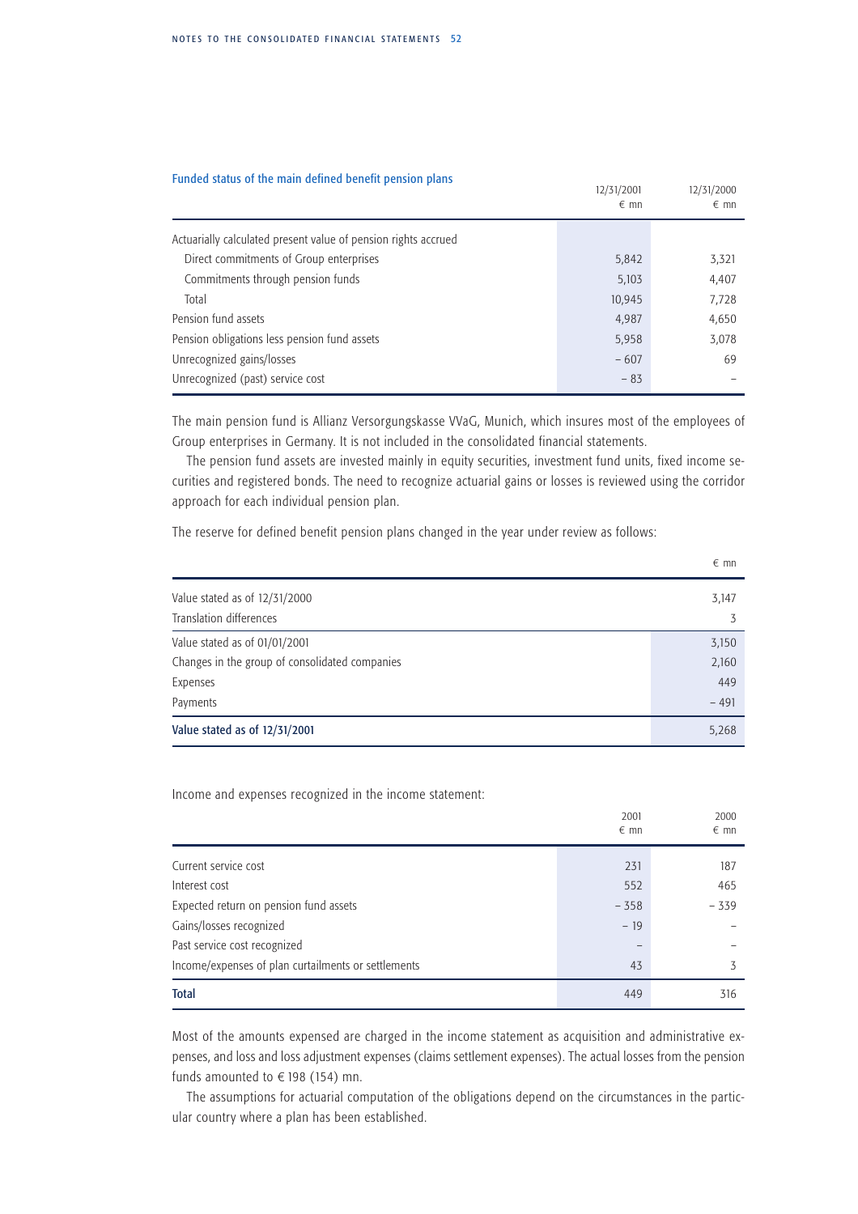### Funded status of the main defined benefit pension plans

| | 12/31/2001 € mn | 12/31/2000 € mn |
|---|---|---|
| Actuarially calculated present value of pension rights accrued | | |
| Direct commitments of Group enterprises | 5,842 | 3,321 |
| Commitments through pension funds | 5,103 | 4,407 |
| Total | 10,945 | 7,728 |
| Pension fund assets | 4,987 | 4,650 |
| Pension obligations less pension fund assets | 5,958 | 3,078 |
| Unrecognized gains/losses | – 607 | 69 |
| Unrecognized (past) service cost | – 83 | – |

The main pension fund is Allianz Versorgungskasse VVaG, Munich, which insures most of the employees of Group enterprises in Germany. It is not included in the consolidated financial statements.

The pension fund assets are invested mainly in equity securities, investment fund units, fixed income securities and registered bonds. The need to recognize actuarial gains or losses is reviewed using the corridor approach for each individual pension plan.

The reserve for defined benefit pension plans changed in the year under review as follows:

| | € mn |
|---|---|
| Value stated as of 12/31/2000 | 3,147 |
| Translation differences | 3 |
| Value stated as of 01/01/2001 | 3,150 |
| Changes in the group of consolidated companies | 2,160 |
| Expenses | 449 |
| Payments | – 491 |
| **Value stated as of 12/31/2001** | **5,268** |

Income and expenses recognized in the income statement:

| | 2001 € mn | 2000 € mn |
|---|---|---|
| Current service cost | 231 | 187 |
| Interest cost | 552 | 465 |
| Expected return on pension fund assets | – 358 | – 339 |
| Gains/losses recognized | – 19 | – |
| Past service cost recognized | – | – |
| Income/expenses of plan curtailments or settlements | 43 | 3 |
| **Total** | **449** | **316** |

Most of the amounts expensed are charged in the income statement as acquisition and administrative expenses, and loss and loss adjustment expenses (claims settlement expenses). The actual losses from the pension funds amounted to € 198 (154) mn.

The assumptions for actuarial computation of the obligations depend on the circumstances in the particular country where a plan has been established.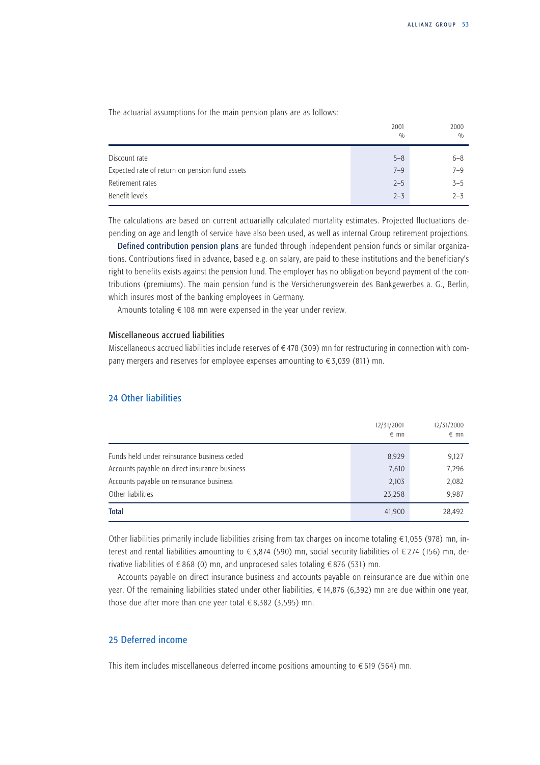The actuarial assumptions for the main pension plans are as follows:

| | 2001 % | 2000 % |
|---|---|---|
| Discount rate | 5–8 | 6–8 |
| Expected rate of return on pension fund assets | 7–9 | 7–9 |
| Retirement rates | 2–5 | 3–5 |
| Benefit levels | 2–3 | 2–3 |

The calculations are based on current actuarially calculated mortality estimates. Projected fluctuations depending on age and length of service have also been used, as well as internal Group retirement projections.

Defined contribution pension plans are funded through independent pension funds or similar organizations. Contributions fixed in advance, based e.g. on salary, are paid to these institutions and the beneficiary's right to benefits exists against the pension fund. The employer has no obligation beyond payment of the contributions (premiums). The main pension fund is the Versicherungsverein des Bankgewerbes a. G., Berlin, which insures most of the banking employees in Germany.

Amounts totaling € 108 mn were expensed in the year under review.

### Miscellaneous accrued liabilities

Miscellaneous accrued liabilities include reserves of € 478 (309) mn for restructuring in connection with company mergers and reserves for employee expenses amounting to € 3,039 (811) mn.

## 24 Other liabilities

| | 12/31/2001 € mn | 12/31/2000 € mn |
|---|---|---|
| Funds held under reinsurance business ceded | 8,929 | 9,127 |
| Accounts payable on direct insurance business | 7,610 | 7,296 |
| Accounts payable on reinsurance business | 2,103 | 2,082 |
| Other liabilities | 23,258 | 9,987 |
| **Total** | 41,900 | 28,492 |

Other liabilities primarily include liabilities arising from tax charges on income totaling € 1,055 (978) mn, interest and rental liabilities amounting to € 3,874 (590) mn, social security liabilities of € 274 (156) mn, derivative liabilities of € 868 (0) mn, and unprocesed sales totaling € 876 (531) mn.

Accounts payable on direct insurance business and accounts payable on reinsurance are due within one year. Of the remaining liabilities stated under other liabilities, € 14,876 (6,392) mn are due within one year, those due after more than one year total € 8,382 (3,595) mn.

## 25 Deferred income

This item includes miscellaneous deferred income positions amounting to € 619 (564) mn.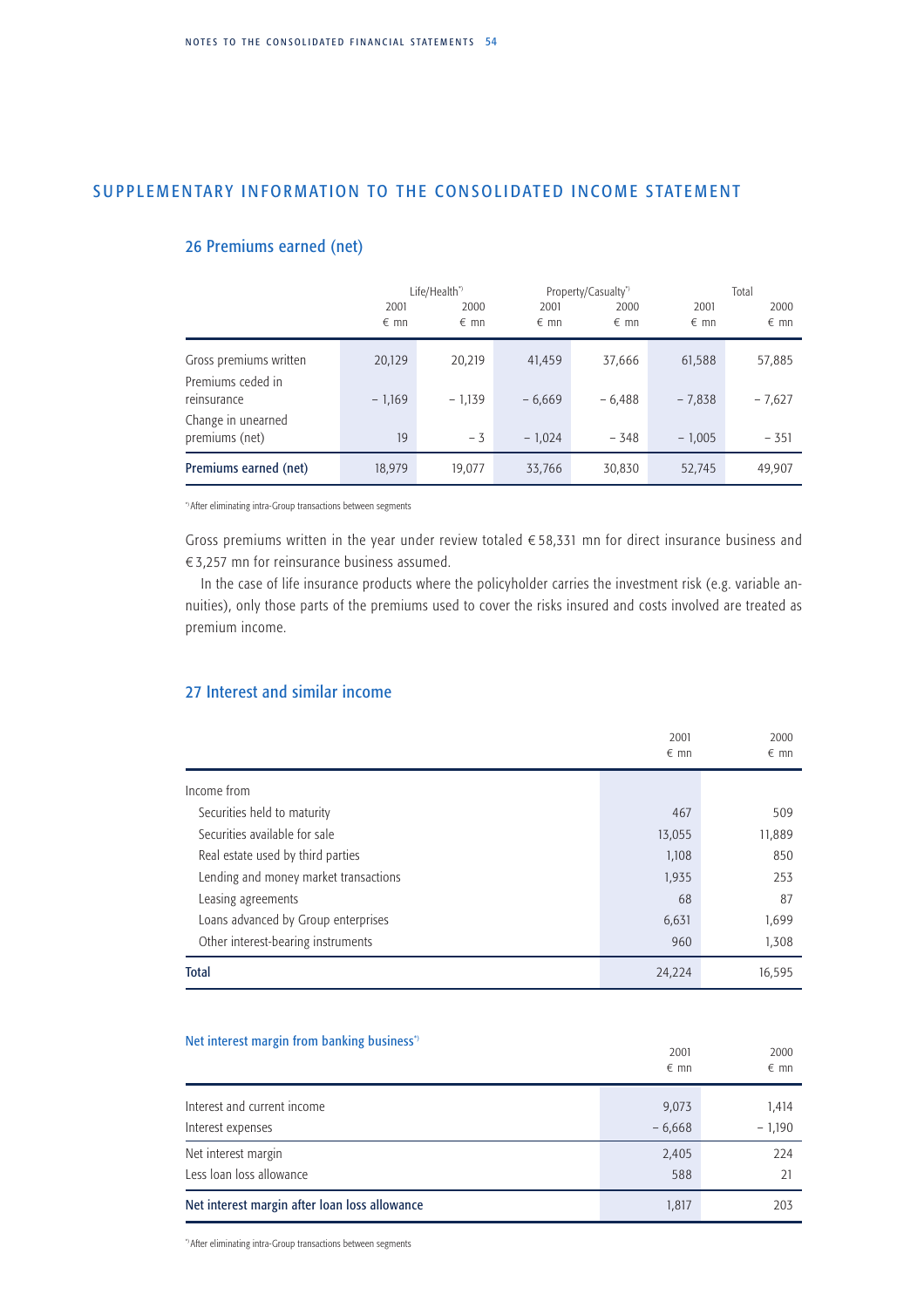# SUPPLEMENTARY INFORMATION TO THE CONSOLIDATED INCOME STATEMENT

## 26 Premiums earned (net)

| | Life/Health*) | | Property/Casualty*) | | Total | |
|---|---|---|---|---|---|---|
| | 2001 € mn | 2000 € mn | 2001 € mn | 2000 € mn | 2001 € mn | 2000 € mn |
| Gross premiums written | 20,129 | 20,219 | 41,459 | 37,666 | 61,588 | 57,885 |
| Premiums ceded in reinsurance | – 1,169 | – 1,139 | – 6,669 | – 6,488 | – 7,838 | – 7,627 |
| Change in unearned premiums (net) | 19 | – 3 | – 1,024 | – 348 | – 1,005 | – 351 |
| **Premiums earned (net)** | 18,979 | 19,077 | 33,766 | 30,830 | 52,745 | 49,907 |

*) After eliminating intra-Group transactions between segments

Gross premiums written in the year under review totaled € 58,331 mn for direct insurance business and € 3,257 mn for reinsurance business assumed.

In the case of life insurance products where the policyholder carries the investment risk (e.g. variable annuities), only those parts of the premiums used to cover the risks insured and costs involved are treated as premium income.

## 27 Interest and similar income

| | 2001 € mn | 2000 € mn |
|---|---|---|
| Income from | | |
| Securities held to maturity | 467 | 509 |
| Securities available for sale | 13,055 | 11,889 |
| Real estate used by third parties | 1,108 | 850 |
| Lending and money market transactions | 1,935 | 253 |
| Leasing agreements | 68 | 87 |
| Loans advanced by Group enterprises | 6,631 | 1,699 |
| Other interest-bearing instruments | 960 | 1,308 |
| **Total** | 24,224 | 16,595 |

### Net interest margin from banking business*)

| | 2001 € mn | 2000 € mn |
|---|---|---|
| Interest and current income | 9,073 | 1,414 |
| Interest expenses | – 6,668 | – 1,190 |
| Net interest margin | 2,405 | 224 |
| Less loan loss allowance | 588 | 21 |
| **Net interest margin after loan loss allowance** | 1,817 | 203 |

*) After eliminating intra-Group transactions between segments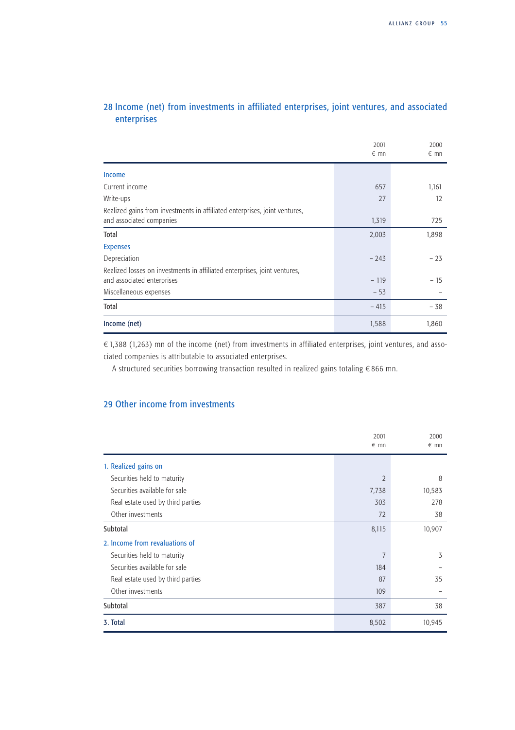## 28 Income (net) from investments in affiliated enterprises, joint ventures, and associated enterprises

| | 2001 € mn | 2000 € mn |
|---|---|---|
| **Income** | | |
| Current income | 657 | 1,161 |
| Write-ups | 27 | 12 |
| Realized gains from investments in affiliated enterprises, joint ventures, and associated companies | 1,319 | 725 |
| **Total** | 2,003 | 1,898 |
| **Expenses** | | |
| Depreciation | – 243 | – 23 |
| Realized losses on investments in affiliated enterprises, joint ventures, and associated enterprises | – 119 | – 15 |
| Miscellaneous expenses | – 53 | – |
| **Total** | – 415 | – 38 |
| **Income (net)** | 1,588 | 1,860 |

€ 1,388 (1,263) mn of the income (net) from investments in affiliated enterprises, joint ventures, and associated companies is attributable to associated enterprises.

A structured securities borrowing transaction resulted in realized gains totaling € 866 mn.

## 29 Other income from investments

| | 2001 € mn | 2000 € mn |
|---|---|---|
| **1. Realized gains on** | | |
| Securities held to maturity | 2 | 8 |
| Securities available for sale | 7,738 | 10,583 |
| Real estate used by third parties | 303 | 278 |
| Other investments | 72 | 38 |
| **Subtotal** | 8,115 | 10,907 |
| **2. Income from revaluations of** | | |
| Securities held to maturity | 7 | 3 |
| Securities available for sale | 184 | – |
| Real estate used by third parties | 87 | 35 |
| Other investments | 109 | – |
| **Subtotal** | 387 | 38 |
| **3. Total** | 8,502 | 10,945 |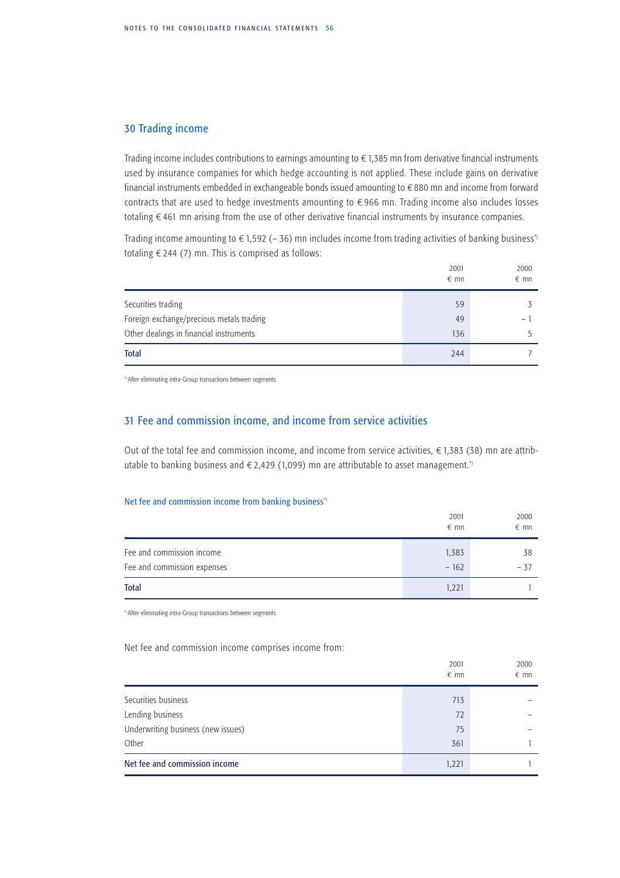## 30 Trading income

Trading income includes contributions to earnings amounting to € 1,385 mn from derivative financial instruments used by insurance companies for which hedge accounting is not applied. These include gains on derivative financial instruments embedded in exchangeable bonds issued amounting to € 880 mn and income from forward contracts that are used to hedge investments amounting to € 966 mn. Trading income also includes losses totaling € 461 mn arising from the use of other derivative financial instruments by insurance companies.

Trading income amounting to € 1,592 (– 36) mn includes income from trading activities of banking business*) totaling € 244 (7) mn. This is comprised as follows:

| | 2001<br>€ mn | 2000<br>€ mn |
|---|---|---|
| Securities trading | 59 | 3 |
| Foreign exchange/precious metals trading | 49 | – 1 |
| Other dealings in financial instruments | 136 | 5 |
| **Total** | 244 | 7 |

*) After eliminating intra-Group transactions between segments

## 31 Fee and commission income, and income from service activities

Out of the total fee and commission income, and income from service activities, € 1,383 (38) mn are attributable to banking business and € 2,429 (1,099) mn are attributable to asset management.*)

#### Net fee and commission income from banking business*)

| | 2001<br>€ mn | 2000<br>€ mn |
|---|---|---|
| Fee and commission income | 1,383 | 38 |
| Fee and commission expenses | – 162 | – 37 |
| **Total** | 1,221 | 1 |

*) After eliminating intra-Group transactions between segments

Net fee and commission income comprises income from:

| | 2001<br>€ mn | 2000<br>€ mn |
|---|---|---|
| Securities business | 713 | – |
| Lending business | 72 | – |
| Underwriting business (new issues) | 75 | – |
| Other | 361 | 1 |
| **Net fee and commission income** | 1,221 | 1 |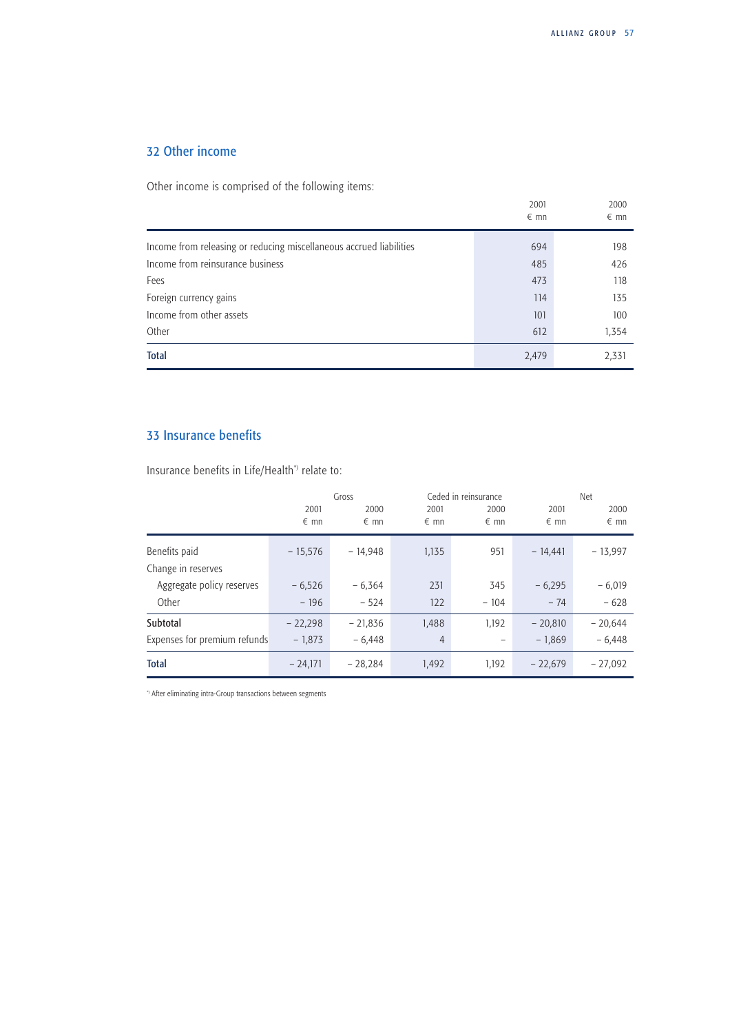## 32 Other income

Other income is comprised of the following items:

| | 2001<br>€ mn | 2000<br>€ mn |
|---|---|---|
| Income from releasing or reducing miscellaneous accrued liabilities | 694 | 198 |
| Income from reinsurance business | 485 | 426 |
| Fees | 473 | 118 |
| Foreign currency gains | 114 | 135 |
| Income from other assets | 101 | 100 |
| Other | 612 | 1,354 |
| **Total** | 2,479 | 2,331 |

## 33 Insurance benefits

Insurance benefits in Life/Health*) relate to:

| | Gross | | Ceded in reinsurance | | Net | |
|---|---|---|---|---|---|---|
| | 2001<br>€ mn | 2000<br>€ mn | 2001<br>€ mn | 2000<br>€ mn | 2001<br>€ mn | 2000<br>€ mn |
| Benefits paid | – 15,576 | – 14,948 | 1,135 | 951 | – 14,441 | – 13,997 |
| Change in reserves | | | | | | |
| Aggregate policy reserves | – 6,526 | – 6,364 | 231 | 345 | – 6,295 | – 6,019 |
| Other | – 196 | – 524 | 122 | – 104 | – 74 | – 628 |
| **Subtotal** | – 22,298 | – 21,836 | 1,488 | 1,192 | – 20,810 | – 20,644 |
| Expenses for premium refunds | – 1,873 | – 6,448 | 4 | – | – 1,869 | – 6,448 |
| **Total** | – 24,171 | – 28,284 | 1,492 | 1,192 | – 22,679 | – 27,092 |

*) After eliminating intra-Group transactions between segments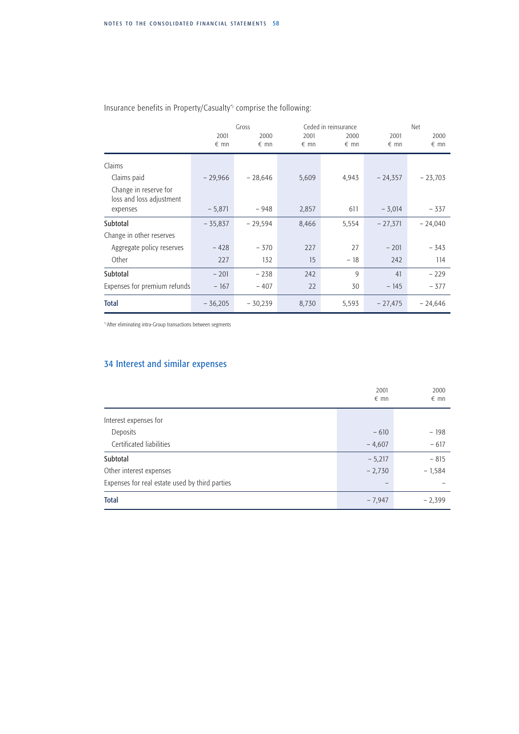Insurance benefits in Property/Casualty[*] comprise the following:

| | Gross | | Ceded in reinsurance | | Net | |
|---|---|---|---|---|---|---|
| | 2001 € mn | 2000 € mn | 2001 € mn | 2000 € mn | 2001 € mn | 2000 € mn |
| Claims | | | | | | |
| Claims paid | – 29,966 | – 28,646 | 5,609 | 4,943 | – 24,357 | – 23,703 |
| Change in reserve for loss and loss adjustment expenses | – 5,871 | – 948 | 2,857 | 611 | – 3,014 | – 337 |
| **Subtotal** | – 35,837 | – 29,594 | 8,466 | 5,554 | – 27,371 | – 24,040 |
| Change in other reserves | | | | | | |
| Aggregate policy reserves | – 428 | – 370 | 227 | 27 | – 201 | – 343 |
| Other | 227 | 132 | 15 | – 18 | 242 | 114 |
| **Subtotal** | – 201 | – 238 | 242 | 9 | 41 | – 229 |
| Expenses for premium refunds | – 167 | – 407 | 22 | 30 | – 145 | – 377 |
| **Total** | – 36,205 | – 30,239 | 8,730 | 5,593 | – 27,475 | – 24,646 |

[*] After eliminating intra-Group transactions between segments

## 34 Interest and similar expenses

| | 2001 € mn | 2000 € mn |
|---|---|---|
| Interest expenses for | | |
| Deposits | – 610 | – 198 |
| Certificated liabilities | – 4,607 | – 617 |
| **Subtotal** | – 5,217 | – 815 |
| Other interest expenses | – 2,730 | – 1,584 |
| Expenses for real estate used by third parties | – | – |
| **Total** | – 7,947 | – 2,399 |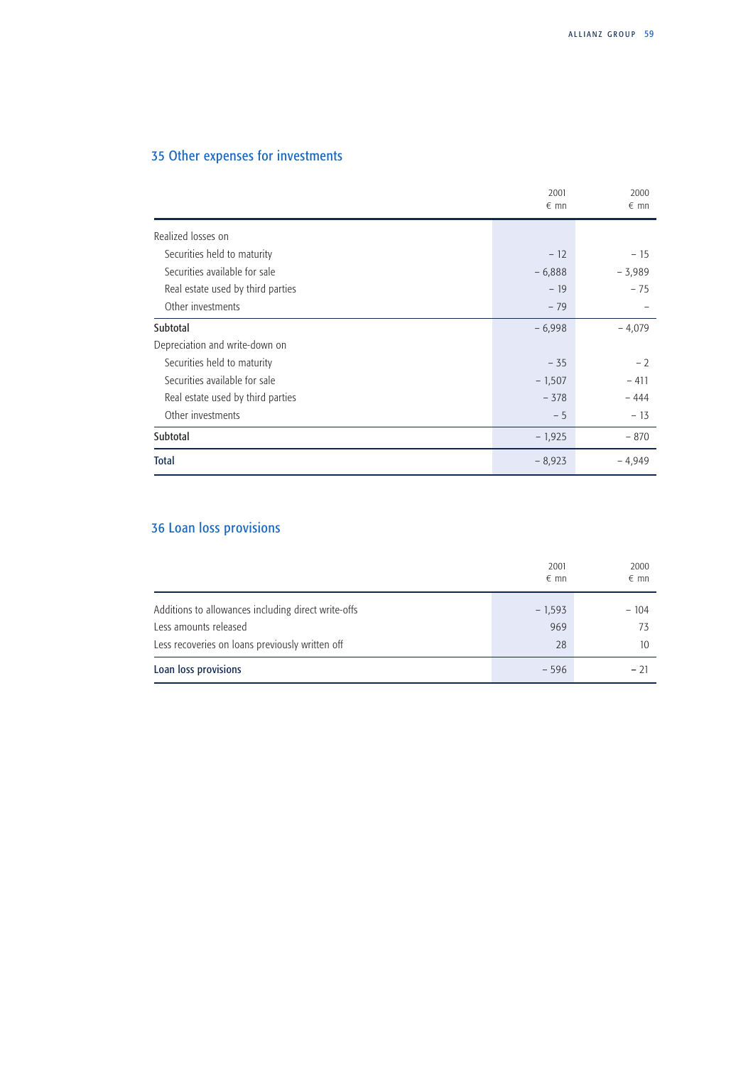## 35 Other expenses for investments

| | 2001<br>€ mn | 2000<br>€ mn |
|---|---|---|
| Realized losses on | | |
| Securities held to maturity | – 12 | – 15 |
| Securities available for sale | – 6,888 | – 3,989 |
| Real estate used by third parties | – 19 | – 75 |
| Other investments | – 79 | – |
| **Subtotal** | – 6,998 | – 4,079 |
| Depreciation and write-down on | | |
| Securities held to maturity | – 35 | – 2 |
| Securities available for sale | – 1,507 | – 411 |
| Real estate used by third parties | – 378 | – 444 |
| Other investments | – 5 | – 13 |
| **Subtotal** | – 1,925 | – 870 |
| **Total** | – 8,923 | – 4,949 |

## 36 Loan loss provisions

| | 2001<br>€ mn | 2000<br>€ mn |
|---|---|---|
| Additions to allowances including direct write-offs | – 1,593 | – 104 |
| Less amounts released | 969 | 73 |
| Less recoveries on loans previously written off | 28 | 10 |
| **Loan loss provisions** | – 596 | – 21 |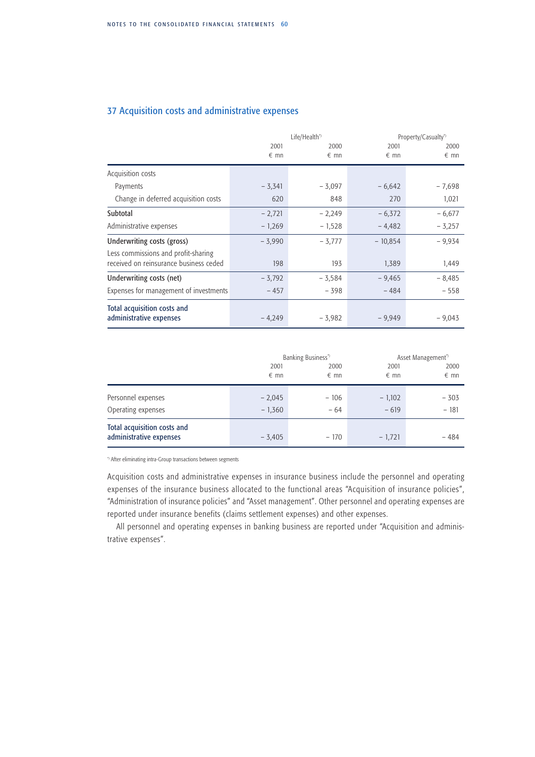## 37 Acquisition costs and administrative expenses

| | Life/Health*) | | Property/Casualty*) | |
|---|---|---|---|---|
| | 2001 € mn | 2000 € mn | 2001 € mn | 2000 € mn |
| Acquisition costs | | | | |
| Payments | – 3,341 | – 3,097 | – 6,642 | – 7,698 |
| Change in deferred acquisition costs | 620 | 848 | 270 | 1,021 |
| Subtotal | – 2,721 | – 2,249 | – 6,372 | – 6,677 |
| Administrative expenses | – 1,269 | – 1,528 | – 4,482 | – 3,257 |
| Underwriting costs (gross) | – 3,990 | – 3,777 | – 10,854 | – 9,934 |
| Less commissions and profit-sharing received on reinsurance business ceded | 198 | 193 | 1,389 | 1,449 |
| Underwriting costs (net) | – 3,792 | – 3,584 | – 9,465 | – 8,485 |
| Expenses for management of investments | – 457 | – 398 | – 484 | – 558 |
| **Total acquisition costs and administrative expenses** | – 4,249 | – 3,982 | – 9,949 | – 9,043 |

| | Banking Business*) | | Asset Management*) | |
|---|---|---|---|---|
| | 2001 € mn | 2000 € mn | 2001 € mn | 2000 € mn |
| Personnel expenses | – 2,045 | – 106 | – 1,102 | – 303 |
| Operating expenses | – 1,360 | – 64 | – 619 | – 181 |
| **Total acquisition costs and administrative expenses** | – 3,405 | – 170 | – 1,721 | – 484 |

*) After eliminating intra-Group transactions between segments

Acquisition costs and administrative expenses in insurance business include the personnel and operating expenses of the insurance business allocated to the functional areas "Acquisition of insurance policies", "Administration of insurance policies" and "Asset management". Other personnel and operating expenses are reported under insurance benefits (claims settlement expenses) and other expenses.

All personnel and operating expenses in banking business are reported under "Acquisition and administrative expenses".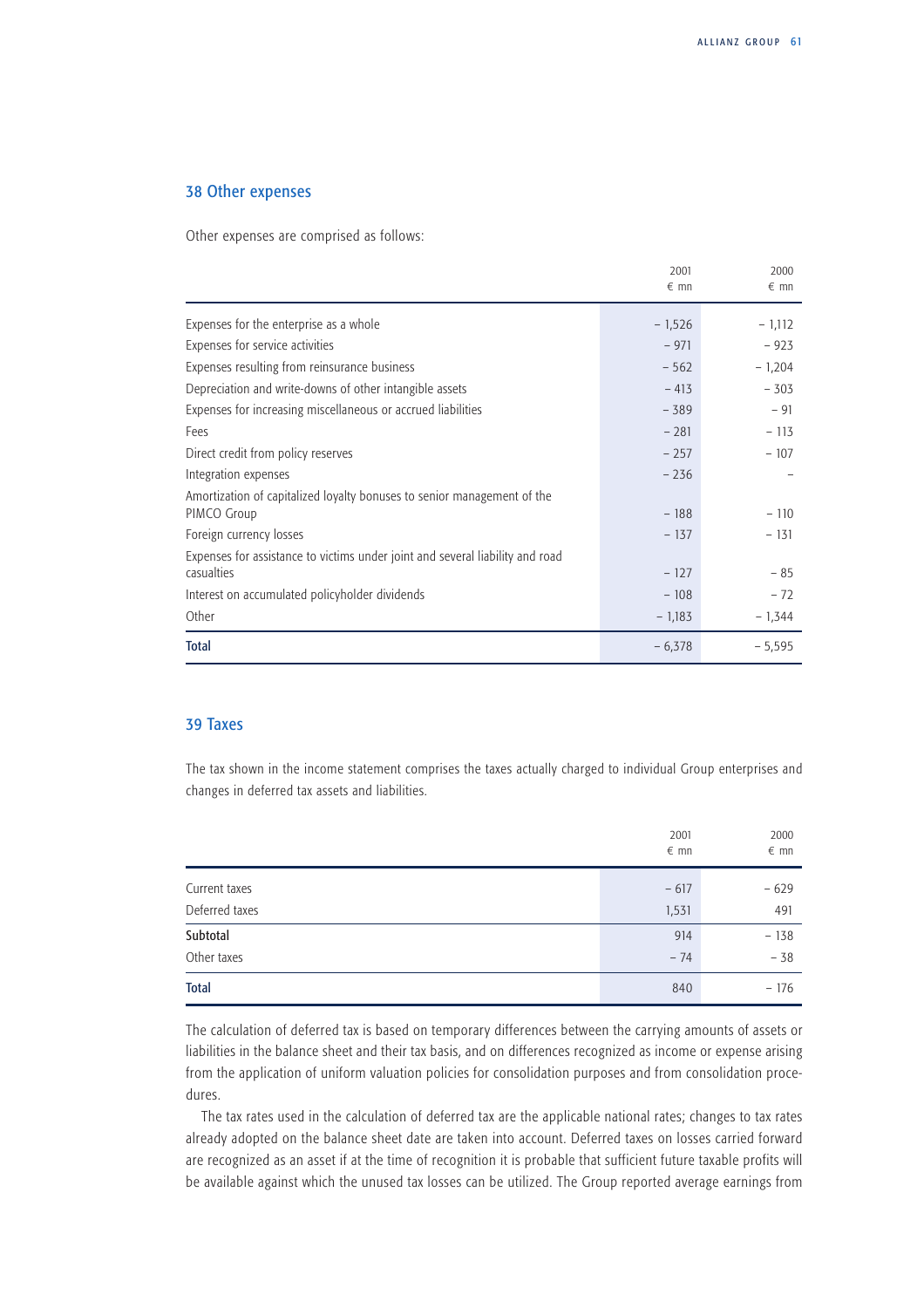## 38 Other expenses

Other expenses are comprised as follows:

| | 2001<br>€ mn | 2000<br>€ mn |
|---|---|---|
| Expenses for the enterprise as a whole | – 1,526 | – 1,112 |
| Expenses for service activities | – 971 | – 923 |
| Expenses resulting from reinsurance business | – 562 | – 1,204 |
| Depreciation and write-downs of other intangible assets | – 413 | – 303 |
| Expenses for increasing miscellaneous or accrued liabilities | – 389 | – 91 |
| Fees | – 281 | – 113 |
| Direct credit from policy reserves | – 257 | – 107 |
| Integration expenses | – 236 | – |
| Amortization of capitalized loyalty bonuses to senior management of the PIMCO Group | – 188 | – 110 |
| Foreign currency losses | – 137 | – 131 |
| Expenses for assistance to victims under joint and several liability and road casualties | – 127 | – 85 |
| Interest on accumulated policyholder dividends | – 108 | – 72 |
| Other | – 1,183 | – 1,344 |
| **Total** | – 6,378 | – 5,595 |

## 39 Taxes

The tax shown in the income statement comprises the taxes actually charged to individual Group enterprises and changes in deferred tax assets and liabilities.

| | 2001<br>€ mn | 2000<br>€ mn |
|---|---|---|
| Current taxes | – 617 | – 629 |
| Deferred taxes | 1,531 | 491 |
| **Subtotal** | 914 | – 138 |
| Other taxes | – 74 | – 38 |
| **Total** | 840 | – 176 |

The calculation of deferred tax is based on temporary differences between the carrying amounts of assets or liabilities in the balance sheet and their tax basis, and on differences recognized as income or expense arising from the application of uniform valuation policies for consolidation purposes and from consolidation procedures.

The tax rates used in the calculation of deferred tax are the applicable national rates; changes to tax rates already adopted on the balance sheet date are taken into account. Deferred taxes on losses carried forward are recognized as an asset if at the time of recognition it is probable that sufficient future taxable profits will be available against which the unused tax losses can be utilized. The Group reported average earnings from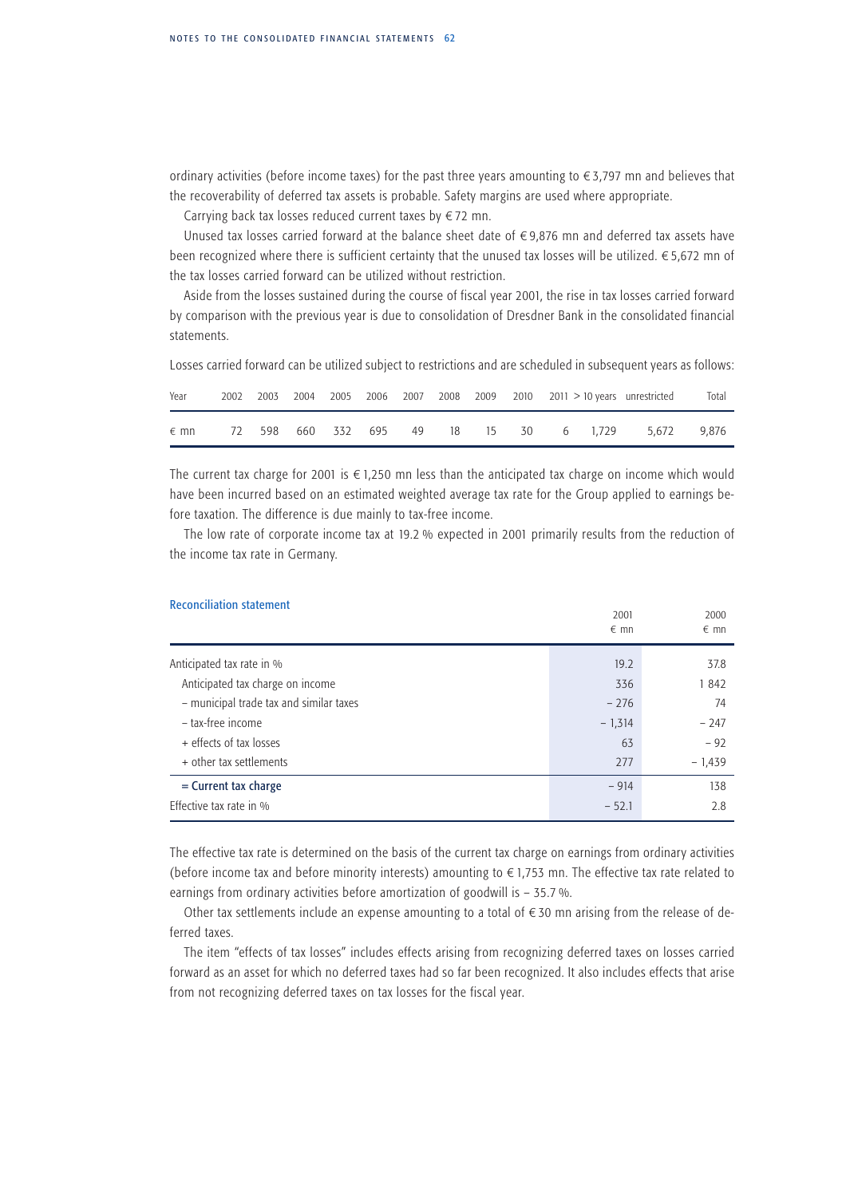ordinary activities (before income taxes) for the past three years amounting to € 3,797 mn and believes that the recoverability of deferred tax assets is probable. Safety margins are used where appropriate.

Carrying back tax losses reduced current taxes by € 72 mn.

Unused tax losses carried forward at the balance sheet date of € 9,876 mn and deferred tax assets have been recognized where there is sufficient certainty that the unused tax losses will be utilized. € 5,672 mn of the tax losses carried forward can be utilized without restriction.

Aside from the losses sustained during the course of fiscal year 2001, the rise in tax losses carried forward by comparison with the previous year is due to consolidation of Dresdner Bank in the consolidated financial statements.

Losses carried forward can be utilized subject to restrictions and are scheduled in subsequent years as follows:

| Year | 2002 | 2003 | 2004 | 2005 | 2006 | 2007 | 2008 | 2009 | 2010 | 2011 | > 10 years | unrestricted | Total |
|---|---|---|---|---|---|---|---|---|---|---|---|---|---|
| € mn | 72 | 598 | 660 | 332 | 695 | 49 | 18 | 15 | 30 | 6 | 1,729 | 5,672 | 9,876 |

The current tax charge for 2001 is € 1,250 mn less than the anticipated tax charge on income which would have been incurred based on an estimated weighted average tax rate for the Group applied to earnings before taxation. The difference is due mainly to tax-free income.

The low rate of corporate income tax at 19.2 % expected in 2001 primarily results from the reduction of the income tax rate in Germany.

### Reconciliation statement

| | 2001<br>€ mn | 2000<br>€ mn |
|---|---|---|
| Anticipated tax rate in % | 19.2 | 37.8 |
| Anticipated tax charge on income | 336 | 1 842 |
| – municipal trade tax and similar taxes | – 276 | 74 |
| – tax-free income | – 1,314 | – 247 |
| + effects of tax losses | 63 | – 92 |
| + other tax settlements | 277 | – 1,439 |
| **= Current tax charge** | – 914 | 138 |
| Effective tax rate in % | – 52.1 | 2.8 |

The effective tax rate is determined on the basis of the current tax charge on earnings from ordinary activities (before income tax and before minority interests) amounting to € 1,753 mn. The effective tax rate related to earnings from ordinary activities before amortization of goodwill is – 35.7 %.

Other tax settlements include an expense amounting to a total of € 30 mn arising from the release of deferred taxes.

The item "effects of tax losses" includes effects arising from recognizing deferred taxes on losses carried forward as an asset for which no deferred taxes had so far been recognized. It also includes effects that arise from not recognizing deferred taxes on tax losses for the fiscal year.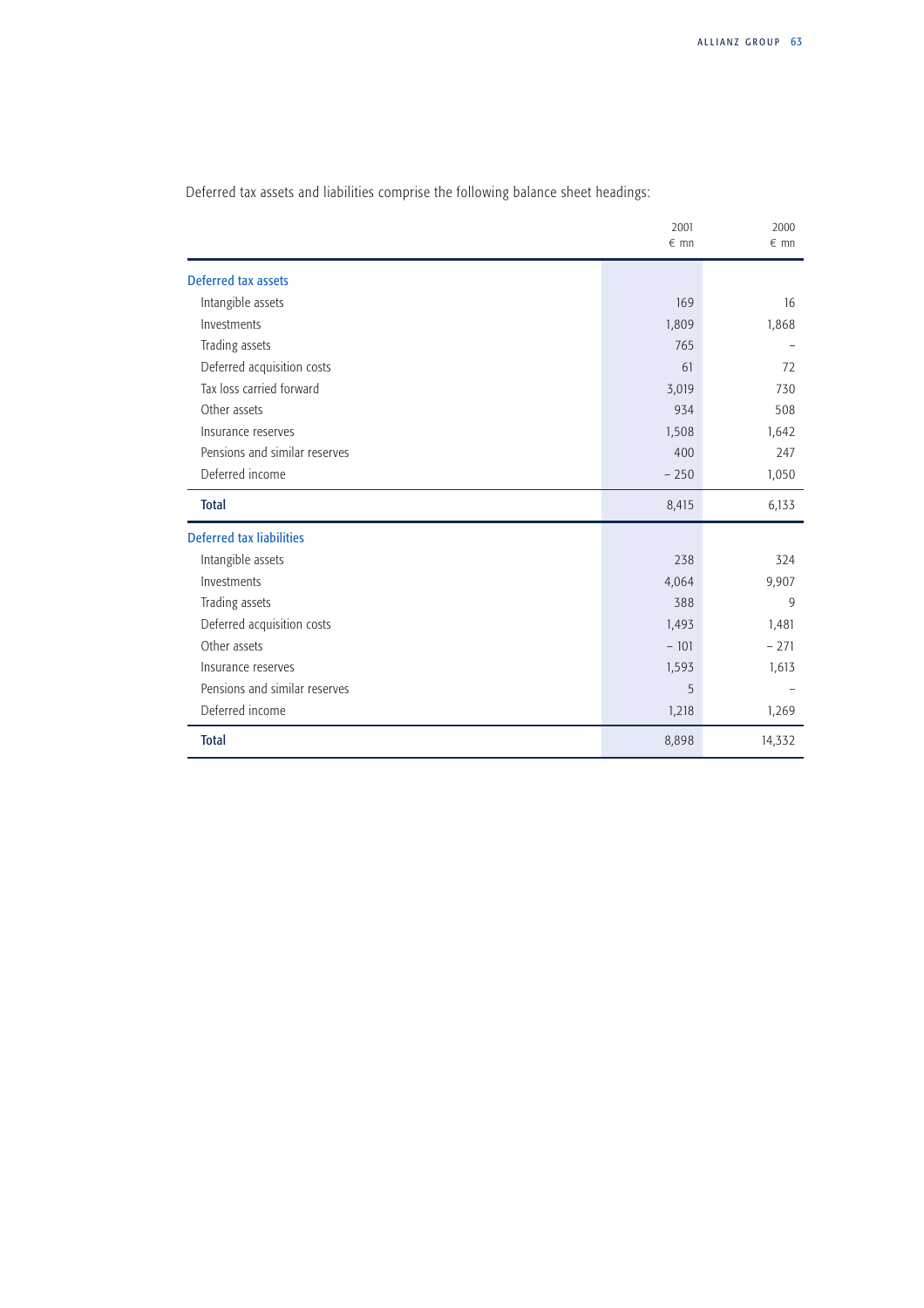Deferred tax assets and liabilities comprise the following balance sheet headings:

| | 2001 € mn | 2000 € mn |
|---|---|---|
| **Deferred tax assets** | | |
| Intangible assets | 169 | 16 |
| Investments | 1,809 | 1,868 |
| Trading assets | 765 | – |
| Deferred acquisition costs | 61 | 72 |
| Tax loss carried forward | 3,019 | 730 |
| Other assets | 934 | 508 |
| Insurance reserves | 1,508 | 1,642 |
| Pensions and similar reserves | 400 | 247 |
| Deferred income | – 250 | 1,050 |
| **Total** | 8,415 | 6,133 |
| **Deferred tax liabilities** | | |
| Intangible assets | 238 | 324 |
| Investments | 4,064 | 9,907 |
| Trading assets | 388 | 9 |
| Deferred acquisition costs | 1,493 | 1,481 |
| Other assets | – 101 | – 271 |
| Insurance reserves | 1,593 | 1,613 |
| Pensions and similar reserves | 5 | – |
| Deferred income | 1,218 | 1,269 |
| **Total** | 8,898 | 14,332 |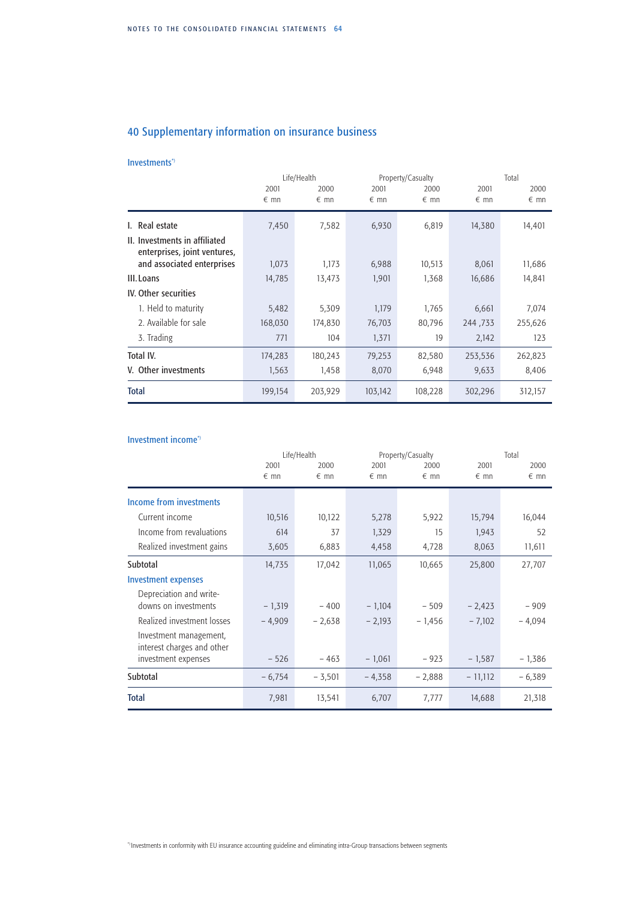## 40 Supplementary information on insurance business

### Investments*)

| | Life/Health | | Property/Casualty | | Total | |
|---|---|---|---|---|---|---|
| | 2001 € mn | 2000 € mn | 2001 € mn | 2000 € mn | 2001 € mn | 2000 € mn |
| I. Real estate | 7,450 | 7,582 | 6,930 | 6,819 | 14,380 | 14,401 |
| II. Investments in affiliated enterprises, joint ventures, and associated enterprises | 1,073 | 1,173 | 6,988 | 10,513 | 8,061 | 11,686 |
| III. Loans | 14,785 | 13,473 | 1,901 | 1,368 | 16,686 | 14,841 |
| IV. Other securities | | | | | | |
| 1. Held to maturity | 5,482 | 5,309 | 1,179 | 1,765 | 6,661 | 7,074 |
| 2. Available for sale | 168,030 | 174,830 | 76,703 | 80,796 | 244 ,733 | 255,626 |
| 3. Trading | 771 | 104 | 1,371 | 19 | 2,142 | 123 |
| Total IV. | 174,283 | 180,243 | 79,253 | 82,580 | 253,536 | 262,823 |
| V. Other investments | 1,563 | 1,458 | 8,070 | 6,948 | 9,633 | 8,406 |
| **Total** | 199,154 | 203,929 | 103,142 | 108,228 | 302,296 | 312,157 |

### Investment income*)

| | Life/Health | | Property/Casualty | | Total | |
|---|---|---|---|---|---|---|
| | 2001 € mn | 2000 € mn | 2001 € mn | 2000 € mn | 2001 € mn | 2000 € mn |
| **Income from investments** | | | | | | |
| Current income | 10,516 | 10,122 | 5,278 | 5,922 | 15,794 | 16,044 |
| Income from revaluations | 614 | 37 | 1,329 | 15 | 1,943 | 52 |
| Realized investment gains | 3,605 | 6,883 | 4,458 | 4,728 | 8,063 | 11,611 |
| Subtotal | 14,735 | 17,042 | 11,065 | 10,665 | 25,800 | 27,707 |
| **Investment expenses** | | | | | | |
| Depreciation and write-downs on investments | – 1,319 | – 400 | – 1,104 | – 509 | – 2,423 | – 909 |
| Realized investment losses | – 4,909 | – 2,638 | – 2,193 | – 1,456 | – 7,102 | – 4,094 |
| Investment management, interest charges and other investment expenses | – 526 | – 463 | – 1,061 | – 923 | – 1,587 | – 1,386 |
| Subtotal | – 6,754 | – 3,501 | – 4,358 | – 2,888 | – 11,112 | – 6,389 |
| **Total** | 7,981 | 13,541 | 6,707 | 7,777 | 14,688 | 21,318 |

*) Investments in conformity with EU insurance accounting guideline and eliminating intra-Group transactions between segments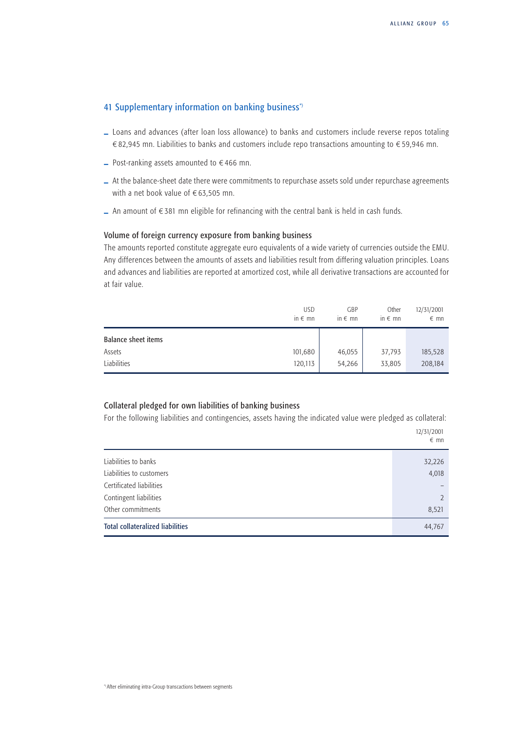## 41 Supplementary information on banking business*)

- Loans and advances (after loan loss allowance) to banks and customers include reverse repos totaling € 82,945 mn. Liabilities to banks and customers include repo transactions amounting to € 59,946 mn.
- Post-ranking assets amounted to € 466 mn.
- At the balance-sheet date there were commitments to repurchase assets sold under repurchase agreements with a net book value of € 63,505 mn.
- An amount of € 381 mn eligible for refinancing with the central bank is held in cash funds.

### Volume of foreign currency exposure from banking business

The amounts reported constitute aggregate euro equivalents of a wide variety of currencies outside the EMU. Any differences between the amounts of assets and liabilities result from differing valuation principles. Loans and advances and liabilities are reported at amortized cost, while all derivative transactions are accounted for at fair value.

| | USD in € mn | GBP in € mn | Other in € mn | 12/31/2001 € mn |
|---|---|---|---|---|
| **Balance sheet items** | | | | |
| Assets | 101,680 | 46,055 | 37,793 | 185,528 |
| Liabilities | 120,113 | 54,266 | 33,805 | 208,184 |

### Collateral pledged for own liabilities of banking business

For the following liabilities and contingencies, assets having the indicated value were pledged as collateral:

| | 12/31/2001 € mn |
|---|---|
| Liabilities to banks | 32,226 |
| Liabilities to customers | 4,018 |
| Certificated liabilities | – |
| Contingent liabilities | 2 |
| Other commitments | 8,521 |
| **Total collateralized liabilities** | 44,767 |

*) After eliminating intra-Group transcactions between segments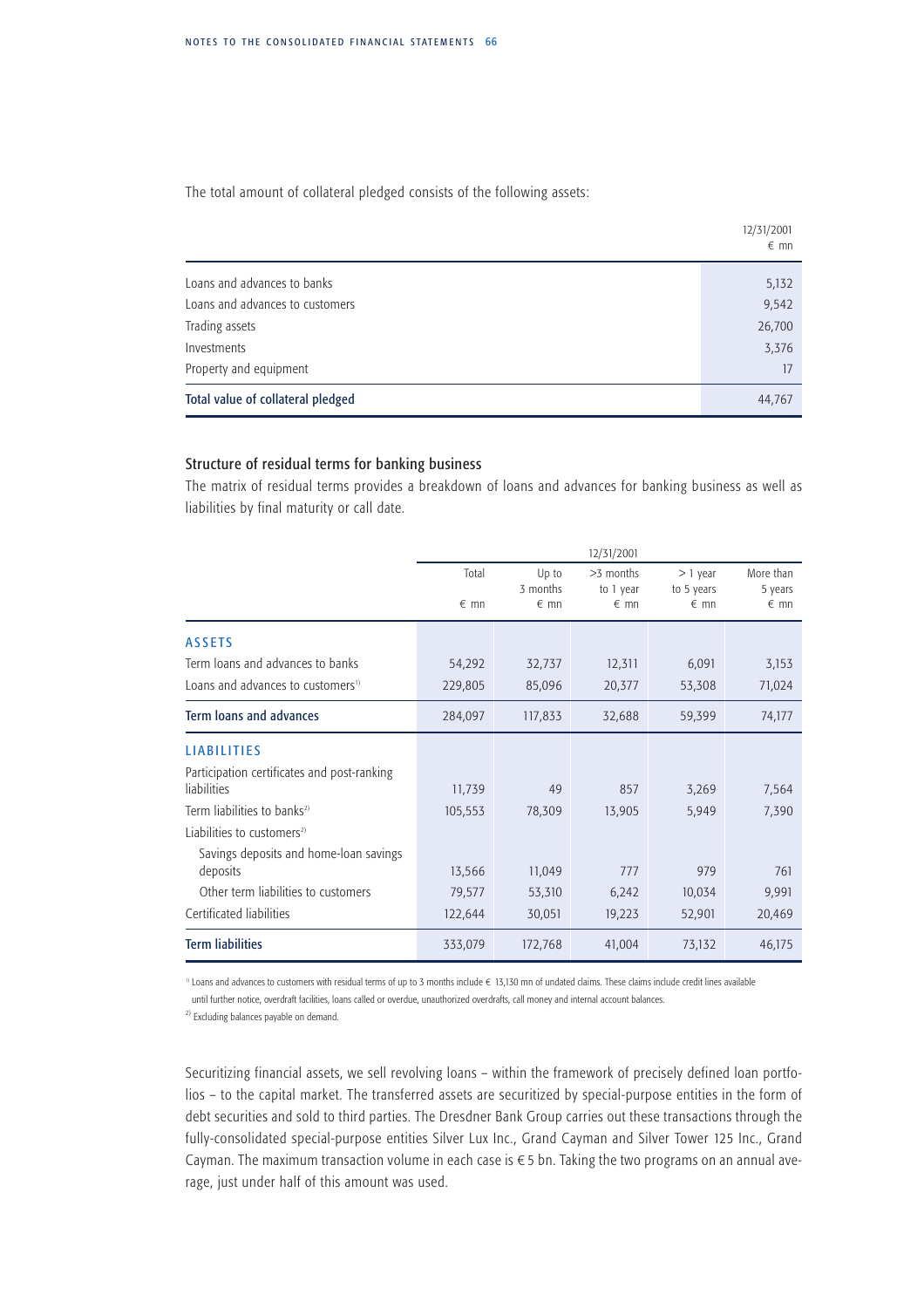The total amount of collateral pledged consists of the following assets:

| | 12/31/2001<br>€ mn |
|---|---|
| Loans and advances to banks | 5,132 |
| Loans and advances to customers | 9,542 |
| Trading assets | 26,700 |
| Investments | 3,376 |
| Property and equipment | 17 |
| **Total value of collateral pledged** | **44,767** |

### Structure of residual terms for banking business

The matrix of residual terms provides a breakdown of loans and advances for banking business as well as liabilities by final maturity or call date.

| | 12/31/2001 | | | | |
|---|---|---|---|---|---|
| | Total<br>€ mn | Up to 3 months<br>€ mn | >3 months to 1 year<br>€ mn | > 1 year to 5 years<br>€ mn | More than 5 years<br>€ mn |
| **ASSETS** | | | | | |
| Term loans and advances to banks | 54,292 | 32,737 | 12,311 | 6,091 | 3,153 |
| Loans and advances to customers[1] | 229,805 | 85,096 | 20,377 | 53,308 | 71,024 |
| **Term loans and advances** | **284,097** | **117,833** | **32,688** | **59,399** | **74,177** |
| **LIABILITIES** | | | | | |
| Participation certificates and post-ranking liabilities | 11,739 | 49 | 857 | 3,269 | 7,564 |
| Term liabilities to banks[2] | 105,553 | 78,309 | 13,905 | 5,949 | 7,390 |
| Liabilities to customers[2] | | | | | |
| Savings deposits and home-loan savings deposits | 13,566 | 11,049 | 777 | 979 | 761 |
| Other term liabilities to customers | 79,577 | 53,310 | 6,242 | 10,034 | 9,991 |
| Certificated liabilities | 122,644 | 30,051 | 19,223 | 52,901 | 20,469 |
| **Term liabilities** | **333,079** | **172,768** | **41,004** | **73,132** | **46,175** |

[1] Loans and advances to customers with residual terms of up to 3 months include € 13,130 mn of undated claims. These claims include credit lines available until further notice, overdraft facilities, loans called or overdue, unauthorized overdrafts, call money and internal account balances.

[2] Excluding balances payable on demand.

Securitizing financial assets, we sell revolving loans – within the framework of precisely defined loan portfolios – to the capital market. The transferred assets are securitized by special-purpose entities in the form of debt securities and sold to third parties. The Dresdner Bank Group carries out these transactions through the fully-consolidated special-purpose entities Silver Lux Inc., Grand Cayman and Silver Tower 125 Inc., Grand Cayman. The maximum transaction volume in each case is € 5 bn. Taking the two programs on an annual average, just under half of this amount was used.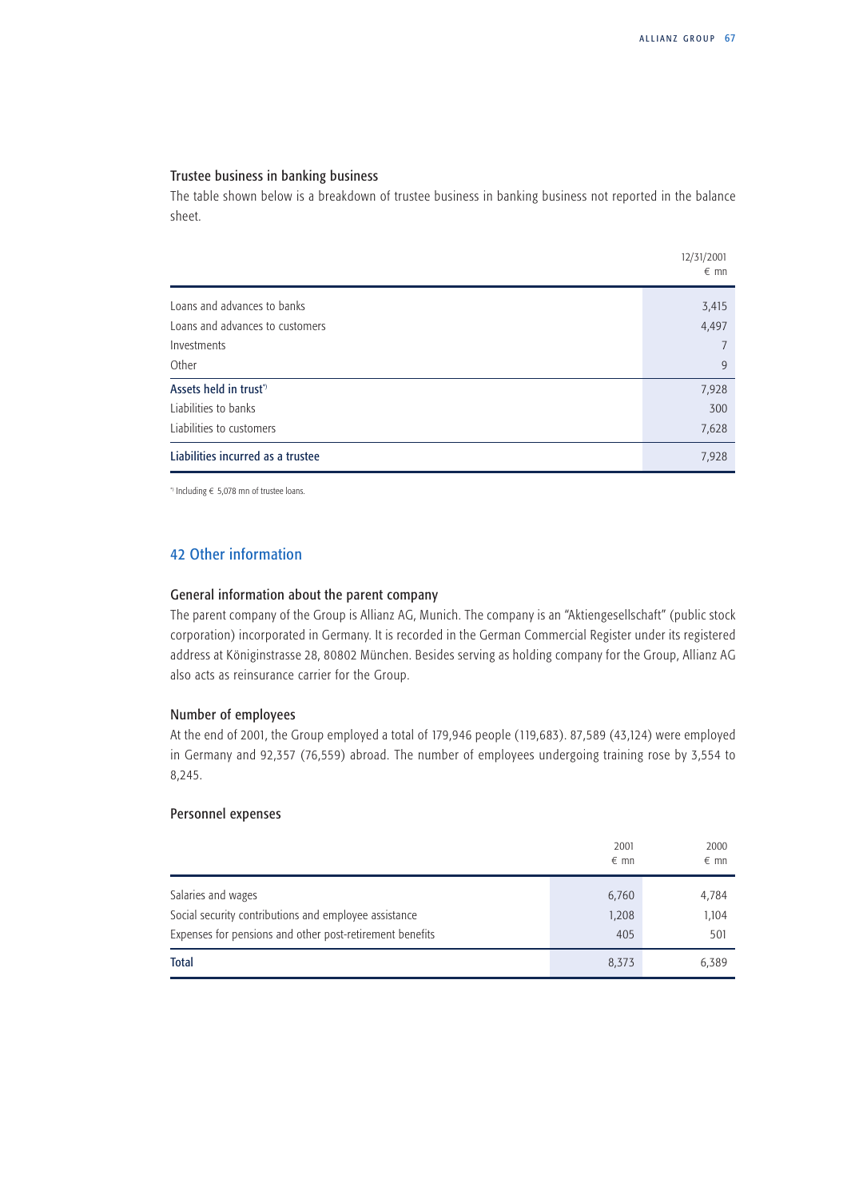### Trustee business in banking business

The table shown below is a breakdown of trustee business in banking business not reported in the balance sheet.

| | 12/31/2001 € mn |
|---|---|
| Loans and advances to banks | 3,415 |
| Loans and advances to customers | 4,497 |
| Investments | 7 |
| Other | 9 |
| **Assets held in trust**[*] | 7,928 |
| Liabilities to banks | 300 |
| Liabilities to customers | 7,628 |
| **Liabilities incurred as a trustee** | 7,928 |

[*] Including € 5,078 mn of trustee loans.

## 42 Other information

### General information about the parent company

The parent company of the Group is Allianz AG, Munich. The company is an "Aktiengesellschaft" (public stock corporation) incorporated in Germany. It is recorded in the German Commercial Register under its registered address at Königinstrasse 28, 80802 München. Besides serving as holding company for the Group, Allianz AG also acts as reinsurance carrier for the Group.

### Number of employees

At the end of 2001, the Group employed a total of 179,946 people (119,683). 87,589 (43,124) were employed in Germany and 92,357 (76,559) abroad. The number of employees undergoing training rose by 3,554 to 8,245.

### Personnel expenses

| | 2001 € mn | 2000 € mn |
|---|---|---|
| Salaries and wages | 6,760 | 4,784 |
| Social security contributions and employee assistance | 1,208 | 1,104 |
| Expenses for pensions and other post-retirement benefits | 405 | 501 |
| **Total** | 8,373 | 6,389 |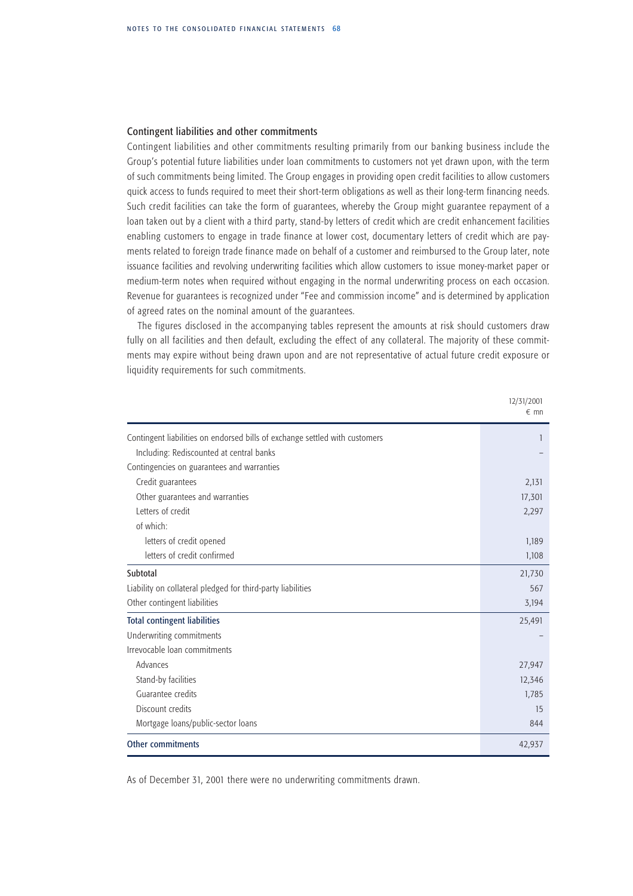## Contingent liabilities and other commitments

Contingent liabilities and other commitments resulting primarily from our banking business include the Group's potential future liabilities under loan commitments to customers not yet drawn upon, with the term of such commitments being limited. The Group engages in providing open credit facilities to allow customers quick access to funds required to meet their short-term obligations as well as their long-term financing needs. Such credit facilities can take the form of guarantees, whereby the Group might guarantee repayment of a loan taken out by a client with a third party, stand-by letters of credit which are credit enhancement facilities enabling customers to engage in trade finance at lower cost, documentary letters of credit which are payments related to foreign trade finance made on behalf of a customer and reimbursed to the Group later, note issuance facilities and revolving underwriting facilities which allow customers to issue money-market paper or medium-term notes when required without engaging in the normal underwriting process on each occasion. Revenue for guarantees is recognized under "Fee and commission income" and is determined by application of agreed rates on the nominal amount of the guarantees.

The figures disclosed in the accompanying tables represent the amounts at risk should customers draw fully on all facilities and then default, excluding the effect of any collateral. The majority of these commitments may expire without being drawn upon and are not representative of actual future credit exposure or liquidity requirements for such commitments.

| | 12/31/2001 € mn |
|---|---|
| Contingent liabilities on endorsed bills of exchange settled with customers | 1 |
| Including: Rediscounted at central banks | – |
| Contingencies on guarantees and warranties | |
| Credit guarantees | 2,131 |
| Other guarantees and warranties | 17,301 |
| Letters of credit | 2,297 |
| of which: | |
| letters of credit opened | 1,189 |
| letters of credit confirmed | 1,108 |
| **Subtotal** | 21,730 |
| Liability on collateral pledged for third-party liabilities | 567 |
| Other contingent liabilities | 3,194 |
| **Total contingent liabilities** | 25,491 |
| Underwriting commitments | – |
| Irrevocable loan commitments | |
| Advances | 27,947 |
| Stand-by facilities | 12,346 |
| Guarantee credits | 1,785 |
| Discount credits | 15 |
| Mortgage loans/public-sector loans | 844 |
| **Other commitments** | 42,937 |

As of December 31, 2001 there were no underwriting commitments drawn.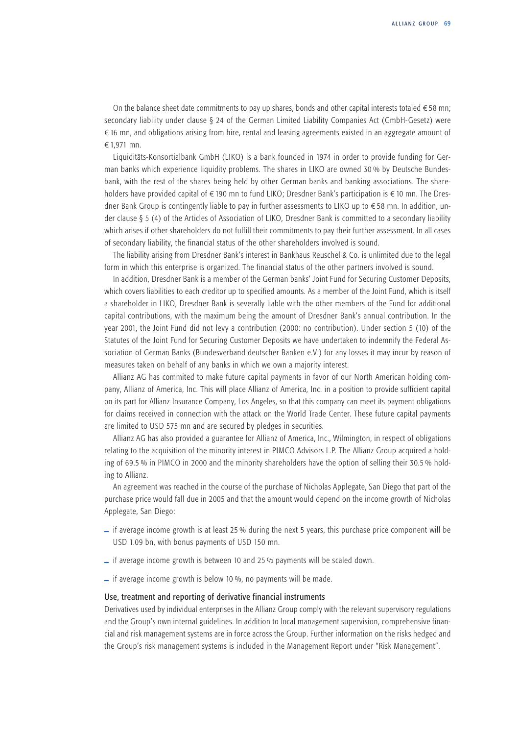On the balance sheet date commitments to pay up shares, bonds and other capital interests totaled € 58 mn; secondary liability under clause § 24 of the German Limited Liability Companies Act (GmbH-Gesetz) were € 16 mn, and obligations arising from hire, rental and leasing agreements existed in an aggregate amount of € 1,971 mn.

Liquiditäts-Konsortialbank GmbH (LIKO) is a bank founded in 1974 in order to provide funding for German banks which experience liquidity problems. The shares in LIKO are owned 30 % by Deutsche Bundesbank, with the rest of the shares being held by other German banks and banking associations. The shareholders have provided capital of € 190 mn to fund LIKO; Dresdner Bank's participation is € 10 mn. The Dresdner Bank Group is contingently liable to pay in further assessments to LIKO up to € 58 mn. In addition, under clause § 5 (4) of the Articles of Association of LIKO, Dresdner Bank is committed to a secondary liability which arises if other shareholders do not fulfill their commitments to pay their further assessment. In all cases of secondary liability, the financial status of the other shareholders involved is sound.

The liability arising from Dresdner Bank's interest in Bankhaus Reuschel & Co. is unlimited due to the legal form in which this enterprise is organized. The financial status of the other partners involved is sound.

In addition, Dresdner Bank is a member of the German banks' Joint Fund for Securing Customer Deposits, which covers liabilities to each creditor up to specified amounts. As a member of the Joint Fund, which is itself a shareholder in LIKO, Dresdner Bank is severally liable with the other members of the Fund for additional capital contributions, with the maximum being the amount of Dresdner Bank's annual contribution. In the year 2001, the Joint Fund did not levy a contribution (2000: no contribution). Under section 5 (10) of the Statutes of the Joint Fund for Securing Customer Deposits we have undertaken to indemnify the Federal Association of German Banks (Bundesverband deutscher Banken e.V.) for any losses it may incur by reason of measures taken on behalf of any banks in which we own a majority interest.

Allianz AG has commited to make future capital payments in favor of our North American holding company, Allianz of America, Inc. This will place Allianz of America, Inc. in a position to provide sufficient capital on its part for Allianz Insurance Company, Los Angeles, so that this company can meet its payment obligations for claims received in connection with the attack on the World Trade Center. These future capital payments are limited to USD 575 mn and are secured by pledges in securities.

Allianz AG has also provided a guarantee for Allianz of America, Inc., Wilmington, in respect of obligations relating to the acquisition of the minority interest in PIMCO Advisors L.P. The Allianz Group acquired a holding of 69.5 % in PIMCO in 2000 and the minority shareholders have the option of selling their 30.5 % holding to Allianz.

An agreement was reached in the course of the purchase of Nicholas Applegate, San Diego that part of the purchase price would fall due in 2005 and that the amount would depend on the income growth of Nicholas Applegate, San Diego:

- if average income growth is at least 25 % during the next 5 years, this purchase price component will be USD 1.09 bn, with bonus payments of USD 150 mn.
- if average income growth is between 10 and 25 % payments will be scaled down.
- if average income growth is below 10 %, no payments will be made.

### Use, treatment and reporting of derivative financial instruments

Derivatives used by individual enterprises in the Allianz Group comply with the relevant supervisory regulations and the Group's own internal guidelines. In addition to local management supervision, comprehensive financial and risk management systems are in force across the Group. Further information on the risks hedged and the Group's risk management systems is included in the Management Report under "Risk Management".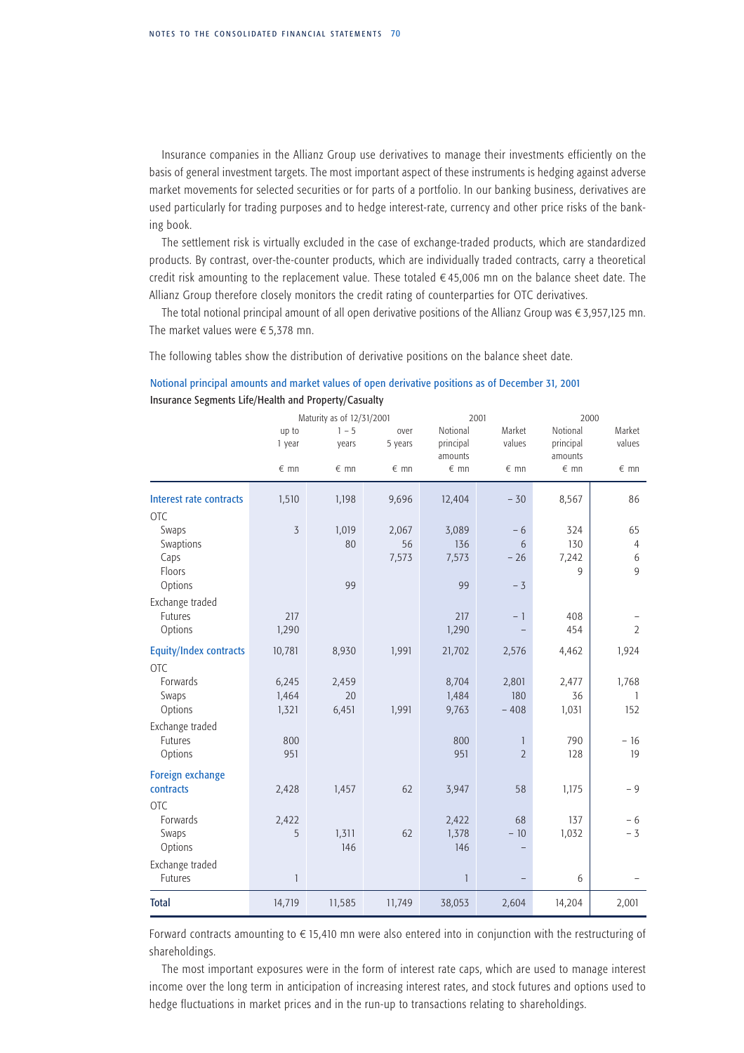Insurance companies in the Allianz Group use derivatives to manage their investments efficiently on the basis of general investment targets. The most important aspect of these instruments is hedging against adverse market movements for selected securities or for parts of a portfolio. In our banking business, derivatives are used particularly for trading purposes and to hedge interest-rate, currency and other price risks of the banking book.

The settlement risk is virtually excluded in the case of exchange-traded products, which are standardized products. By contrast, over-the-counter products, which are individually traded contracts, carry a theoretical credit risk amounting to the replacement value. These totaled € 45,006 mn on the balance sheet date. The Allianz Group therefore closely monitors the credit rating of counterparties for OTC derivatives.

The total notional principal amount of all open derivative positions of the Allianz Group was € 3,957,125 mn. The market values were € 5,378 mn.

The following tables show the distribution of derivative positions on the balance sheet date.

**Notional principal amounts and market values of open derivative positions as of December 31, 2001**

**Insurance Segments Life/Health and Property/Casualty**

| | Maturity as of 12/31/2001 | | | 2001 | | 2000 | |
|---|---|---|---|---|---|---|---|
| | up to 1 year | 1 – 5 years | over 5 years | Notional principal amounts | Market values | Notional principal amounts | Market values |
| | € mn | € mn | € mn | € mn | € mn | € mn | € mn |
| **Interest rate contracts** | 1,510 | 1,198 | 9,696 | 12,404 | – 30 | 8,567 | 86 |
| OTC | | | | | | | |
| Swaps | 3 | 1,019 | 2,067 | 3,089 | – 6 | 324 | 65 |
| Swaptions | | 80 | 56 | 136 | 6 | 130 | 4 |
| Caps | | | 7,573 | 7,573 | – 26 | 7,242 | 6 |
| Floors | | | | | | 9 | 9 |
| Options | | 99 | | 99 | – 3 | | |
| Exchange traded | | | | | | | |
| Futures | 217 | | | 217 | – 1 | 408 | – |
| Options | 1,290 | | | 1,290 | – | 454 | 2 |
| **Equity/Index contracts** | 10,781 | 8,930 | 1,991 | 21,702 | 2,576 | 4,462 | 1,924 |
| OTC | | | | | | | |
| Forwards | 6,245 | 2,459 | | 8,704 | 2,801 | 2,477 | 1,768 |
| Swaps | 1,464 | 20 | | 1,484 | 180 | 36 | 1 |
| Options | 1,321 | 6,451 | 1,991 | 9,763 | – 408 | 1,031 | 152 |
| Exchange traded | | | | | | | |
| Futures | 800 | | | 800 | 1 | 790 | – 16 |
| Options | 951 | | | 951 | 2 | 128 | 19 |
| **Foreign exchange contracts** | 2,428 | 1,457 | 62 | 3,947 | 58 | 1,175 | – 9 |
| OTC | | | | | | | |
| Forwards | 2,422 | | | 2,422 | 68 | 137 | – 6 |
| Swaps | 5 | 1,311 | 62 | 1,378 | – 10 | 1,032 | – 3 |
| Options | | 146 | | 146 | – | | |
| Exchange traded | | | | | | | |
| Futures | 1 | | | 1 | – | 6 | – |
| **Total** | 14,719 | 11,585 | 11,749 | 38,053 | 2,604 | 14,204 | 2,001 |

Forward contracts amounting to € 15,410 mn were also entered into in conjunction with the restructuring of shareholdings.

The most important exposures were in the form of interest rate caps, which are used to manage interest income over the long term in anticipation of increasing interest rates, and stock futures and options used to hedge fluctuations in market prices and in the run-up to transactions relating to shareholdings.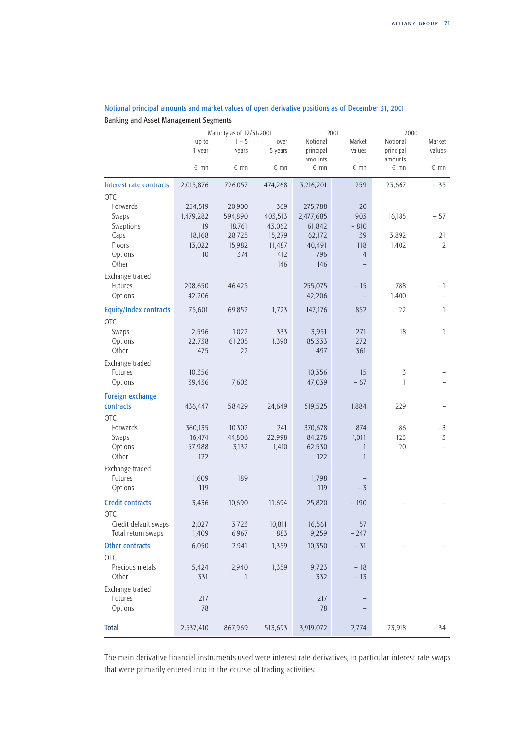## Notional principal amounts and market values of open derivative positions as of December 31, 2001

### Banking and Asset Management Segments

| | Maturity as of 12/31/2001 | | | 2001 | | 2000 | |
|---|---|---|---|---|---|---|---|
| | up to 1 year | 1 – 5 years | over 5 years | Notional principal amounts | Market values | Notional principal amounts | Market values |
| | € mn | € mn | € mn | € mn | € mn | € mn | € mn |
| **Interest rate contracts** | 2,015,876 | 726,057 | 474,268 | 3,216,201 | 259 | 23,667 | – 35 |
| OTC | | | | | | | |
| Forwards | 254,519 | 20,900 | 369 | 275,788 | 20 | | |
| Swaps | 1,479,282 | 594,890 | 403,513 | 2,477,685 | 903 | 16,185 | – 57 |
| Swaptions | 19 | 18,761 | 43,062 | 61,842 | – 810 | | |
| Caps | 18,168 | 28,725 | 15,279 | 62,172 | 39 | 3,892 | 21 |
| Floors | 13,022 | 15,982 | 11,487 | 40,491 | 118 | 1,402 | 2 |
| Options | 10 | 374 | 412 | 796 | 4 | | |
| Other | | | 146 | 146 | – | | |
| Exchange traded | | | | | | | |
| Futures | 208,650 | 46,425 | | 255,075 | – 15 | 788 | – 1 |
| Options | 42,206 | | | 42,206 | – | 1,400 | – |
| **Equity/Index contracts** | 75,601 | 69,852 | 1,723 | 147,176 | 852 | 22 | 1 |
| OTC | | | | | | | |
| Swaps | 2,596 | 1,022 | 333 | 3,951 | 271 | 18 | 1 |
| Options | 22,738 | 61,205 | 1,390 | 85,333 | 272 | | |
| Other | 475 | 22 | | 497 | 361 | | |
| Exchange traded | | | | | | | |
| Futures | 10,356 | | | 10,356 | 15 | 3 | – |
| Options | 39,436 | 7,603 | | 47,039 | – 67 | 1 | – |
| **Foreign exchange contracts** | 436,447 | 58,429 | 24,649 | 519,525 | 1,884 | 229 | – |
| OTC | | | | | | | |
| Forwards | 360,135 | 10,302 | 241 | 370,678 | 874 | 86 | – 3 |
| Swaps | 16,474 | 44,806 | 22,998 | 84,278 | 1,011 | 123 | 3 |
| Options | 57,988 | 3,132 | 1,410 | 62,530 | 1 | 20 | – |
| Other | 122 | | | 122 | 1 | | |
| Exchange traded | | | | | | | |
| Futures | 1,609 | 189 | | 1,798 | – | | |
| Options | 119 | | | 119 | – 3 | | |
| **Credit contracts** | 3,436 | 10,690 | 11,694 | 25,820 | – 190 | – | – |
| OTC | | | | | | | |
| Credit default swaps | 2,027 | 3,723 | 10,811 | 16,561 | 57 | | |
| Total return swaps | 1,409 | 6,967 | 883 | 9,259 | – 247 | | |
| **Other contracts** | 6,050 | 2,941 | 1,359 | 10,350 | – 31 | – | – |
| OTC | | | | | | | |
| Precious metals | 5,424 | 2,940 | 1,359 | 9,723 | – 18 | | |
| Other | 331 | 1 | | 332 | – 13 | | |
| Exchange traded | | | | | | | |
| Futures | 217 | | | 217 | – | | |
| Options | 78 | | | 78 | – | | |
| **Total** | 2,537,410 | 867,969 | 513,693 | 3,919,072 | 2,774 | 23,918 | – 34 |

The main derivative financial instruments used were interest rate derivatives, in particular interest rate swaps that were primarily entered into in the course of trading activities.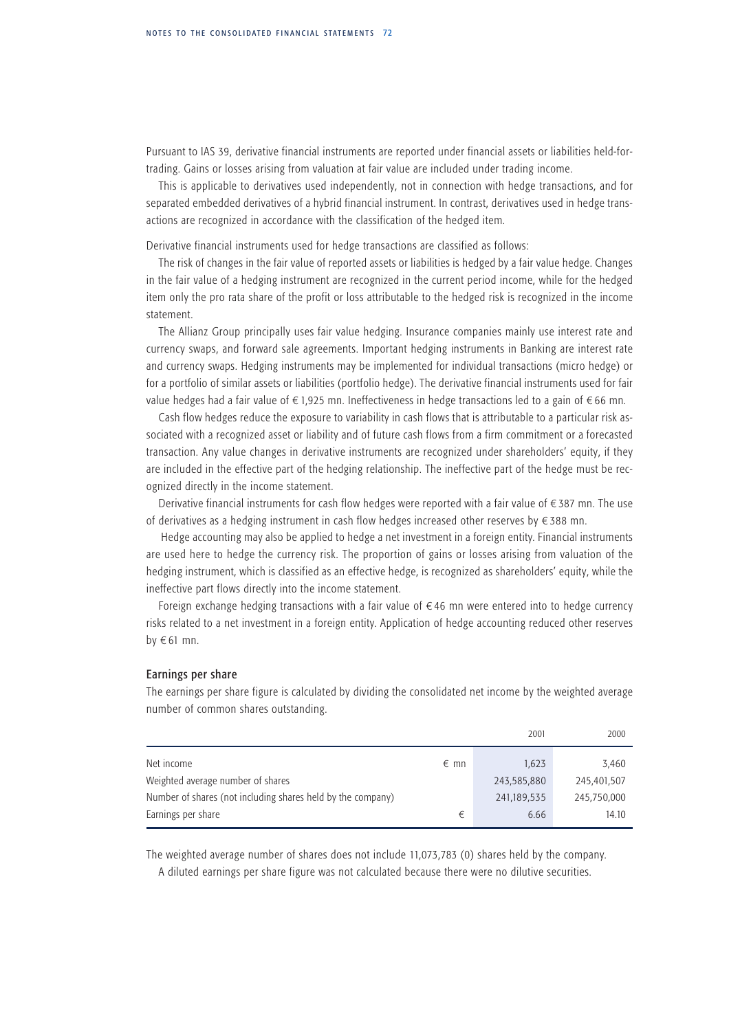Pursuant to IAS 39, derivative financial instruments are reported under financial assets or liabilities held-for-trading. Gains or losses arising from valuation at fair value are included under trading income.

This is applicable to derivatives used independently, not in connection with hedge transactions, and for separated embedded derivatives of a hybrid financial instrument. In contrast, derivatives used in hedge transactions are recognized in accordance with the classification of the hedged item.

Derivative financial instruments used for hedge transactions are classified as follows:

The risk of changes in the fair value of reported assets or liabilities is hedged by a fair value hedge. Changes in the fair value of a hedging instrument are recognized in the current period income, while for the hedged item only the pro rata share of the profit or loss attributable to the hedged risk is recognized in the income statement.

The Allianz Group principally uses fair value hedging. Insurance companies mainly use interest rate and currency swaps, and forward sale agreements. Important hedging instruments in Banking are interest rate and currency swaps. Hedging instruments may be implemented for individual transactions (micro hedge) or for a portfolio of similar assets or liabilities (portfolio hedge). The derivative financial instruments used for fair value hedges had a fair value of € 1,925 mn. Ineffectiveness in hedge transactions led to a gain of € 66 mn.

Cash flow hedges reduce the exposure to variability in cash flows that is attributable to a particular risk associated with a recognized asset or liability and of future cash flows from a firm commitment or a forecasted transaction. Any value changes in derivative instruments are recognized under shareholders' equity, if they are included in the effective part of the hedging relationship. The ineffective part of the hedge must be recognized directly in the income statement.

Derivative financial instruments for cash flow hedges were reported with a fair value of € 387 mn. The use of derivatives as a hedging instrument in cash flow hedges increased other reserves by € 388 mn.

Hedge accounting may also be applied to hedge a net investment in a foreign entity. Financial instruments are used here to hedge the currency risk. The proportion of gains or losses arising from valuation of the hedging instrument, which is classified as an effective hedge, is recognized as shareholders' equity, while the ineffective part flows directly into the income statement.

Foreign exchange hedging transactions with a fair value of € 46 mn were entered into to hedge currency risks related to a net investment in a foreign entity. Application of hedge accounting reduced other reserves by € 61 mn.

### Earnings per share

The earnings per share figure is calculated by dividing the consolidated net income by the weighted average number of common shares outstanding.

| | | 2001 | 2000 |
|---|---|---|---|
| Net income | € mn | 1,623 | 3,460 |
| Weighted average number of shares | | 243,585,880 | 245,401,507 |
| Number of shares (not including shares held by the company) | | 241,189,535 | 245,750,000 |
| Earnings per share | € | 6.66 | 14.10 |

The weighted average number of shares does not include 11,073,783 (0) shares held by the company.

A diluted earnings per share figure was not calculated because there were no dilutive securities.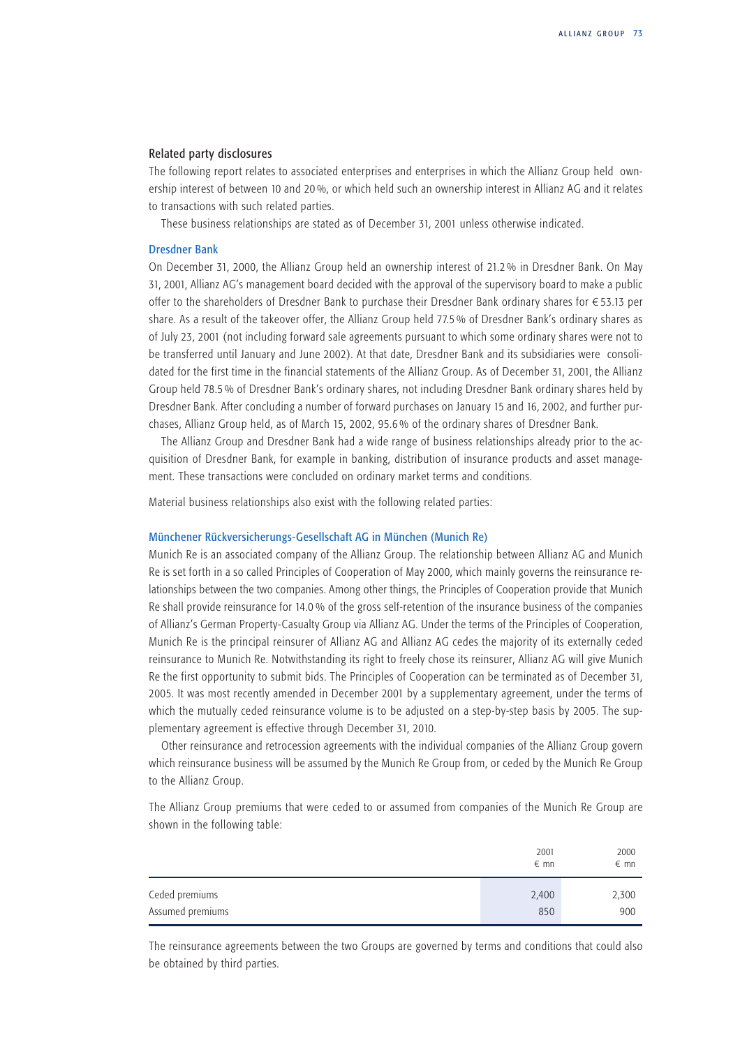## Related party disclosures

The following report relates to associated enterprises and enterprises in which the Allianz Group held ownership interest of between 10 and 20%, or which held such an ownership interest in Allianz AG and it relates to transactions with such related parties.

These business relationships are stated as of December 31, 2001 unless otherwise indicated.

### Dresdner Bank

On December 31, 2000, the Allianz Group held an ownership interest of 21.2% in Dresdner Bank. On May 31, 2001, Allianz AG's management board decided with the approval of the supervisory board to make a public offer to the shareholders of Dresdner Bank to purchase their Dresdner Bank ordinary shares for €53.13 per share. As a result of the takeover offer, the Allianz Group held 77.5% of Dresdner Bank's ordinary shares as of July 23, 2001 (not including forward sale agreements pursuant to which some ordinary shares were not to be transferred until January and June 2002). At that date, Dresdner Bank and its subsidiaries were consolidated for the first time in the financial statements of the Allianz Group. As of December 31, 2001, the Allianz Group held 78.5% of Dresdner Bank's ordinary shares, not including Dresdner Bank ordinary shares held by Dresdner Bank. After concluding a number of forward purchases on January 15 and 16, 2002, and further purchases, Allianz Group held, as of March 15, 2002, 95.6% of the ordinary shares of Dresdner Bank.

The Allianz Group and Dresdner Bank had a wide range of business relationships already prior to the acquisition of Dresdner Bank, for example in banking, distribution of insurance products and asset management. These transactions were concluded on ordinary market terms and conditions.

Material business relationships also exist with the following related parties:

### Münchener Rückversicherungs-Gesellschaft AG in München (Munich Re)

Munich Re is an associated company of the Allianz Group. The relationship between Allianz AG and Munich Re is set forth in a so called Principles of Cooperation of May 2000, which mainly governs the reinsurance relationships between the two companies. Among other things, the Principles of Cooperation provide that Munich Re shall provide reinsurance for 14.0% of the gross self-retention of the insurance business of the companies of Allianz's German Property-Casualty Group via Allianz AG. Under the terms of the Principles of Cooperation, Munich Re is the principal reinsurer of Allianz AG and Allianz AG cedes the majority of its externally ceded reinsurance to Munich Re. Notwithstanding its right to freely chose its reinsurer, Allianz AG will give Munich Re the first opportunity to submit bids. The Principles of Cooperation can be terminated as of December 31, 2005. It was most recently amended in December 2001 by a supplementary agreement, under the terms of which the mutually ceded reinsurance volume is to be adjusted on a step-by-step basis by 2005. The supplementary agreement is effective through December 31, 2010.

Other reinsurance and retrocession agreements with the individual companies of the Allianz Group govern which reinsurance business will be assumed by the Munich Re Group from, or ceded by the Munich Re Group to the Allianz Group.

The Allianz Group premiums that were ceded to or assumed from companies of the Munich Re Group are shown in the following table:

| | 2001<br>€ mn | 2000<br>€ mn |
|---|---|---|
| Ceded premiums | 2,400 | 2,300 |
| Assumed premiums | 850 | 900 |

The reinsurance agreements between the two Groups are governed by terms and conditions that could also be obtained by third parties.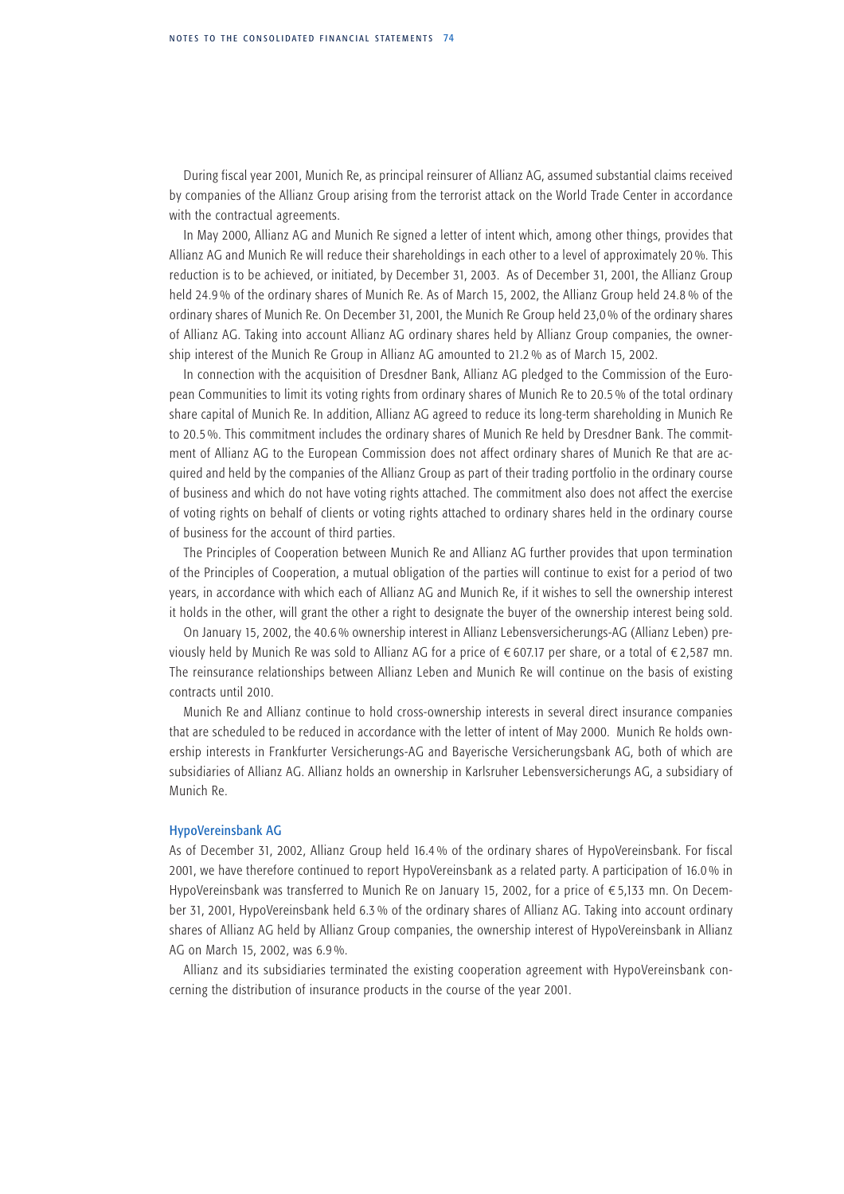During fiscal year 2001, Munich Re, as principal reinsurer of Allianz AG, assumed substantial claims received by companies of the Allianz Group arising from the terrorist attack on the World Trade Center in accordance with the contractual agreements.

In May 2000, Allianz AG and Munich Re signed a letter of intent which, among other things, provides that Allianz AG and Munich Re will reduce their shareholdings in each other to a level of approximately 20 %. This reduction is to be achieved, or initiated, by December 31, 2003. As of December 31, 2001, the Allianz Group held 24.9 % of the ordinary shares of Munich Re. As of March 15, 2002, the Allianz Group held 24.8 % of the ordinary shares of Munich Re. On December 31, 2001, the Munich Re Group held 23,0 % of the ordinary shares of Allianz AG. Taking into account Allianz AG ordinary shares held by Allianz Group companies, the ownership interest of the Munich Re Group in Allianz AG amounted to 21.2 % as of March 15, 2002.

In connection with the acquisition of Dresdner Bank, Allianz AG pledged to the Commission of the European Communities to limit its voting rights from ordinary shares of Munich Re to 20.5 % of the total ordinary share capital of Munich Re. In addition, Allianz AG agreed to reduce its long-term shareholding in Munich Re to 20.5 %. This commitment includes the ordinary shares of Munich Re held by Dresdner Bank. The commitment of Allianz AG to the European Commission does not affect ordinary shares of Munich Re that are acquired and held by the companies of the Allianz Group as part of their trading portfolio in the ordinary course of business and which do not have voting rights attached. The commitment also does not affect the exercise of voting rights on behalf of clients or voting rights attached to ordinary shares held in the ordinary course of business for the account of third parties.

The Principles of Cooperation between Munich Re and Allianz AG further provides that upon termination of the Principles of Cooperation, a mutual obligation of the parties will continue to exist for a period of two years, in accordance with which each of Allianz AG and Munich Re, if it wishes to sell the ownership interest it holds in the other, will grant the other a right to designate the buyer of the ownership interest being sold.

On January 15, 2002, the 40.6 % ownership interest in Allianz Lebensversicherungs-AG (Allianz Leben) previously held by Munich Re was sold to Allianz AG for a price of € 607.17 per share, or a total of € 2,587 mn. The reinsurance relationships between Allianz Leben and Munich Re will continue on the basis of existing contracts until 2010.

Munich Re and Allianz continue to hold cross-ownership interests in several direct insurance companies that are scheduled to be reduced in accordance with the letter of intent of May 2000. Munich Re holds ownership interests in Frankfurter Versicherungs-AG and Bayerische Versicherungsbank AG, both of which are subsidiaries of Allianz AG. Allianz holds an ownership in Karlsruher Lebensversicherungs AG, a subsidiary of Munich Re.

### HypoVereinsbank AG

As of December 31, 2002, Allianz Group held 16.4 % of the ordinary shares of HypoVereinsbank. For fiscal 2001, we have therefore continued to report HypoVereinsbank as a related party. A participation of 16.0 % in HypoVereinsbank was transferred to Munich Re on January 15, 2002, for a price of € 5,133 mn. On December 31, 2001, HypoVereinsbank held 6.3 % of the ordinary shares of Allianz AG. Taking into account ordinary shares of Allianz AG held by Allianz Group companies, the ownership interest of HypoVereinsbank in Allianz AG on March 15, 2002, was 6.9 %.

Allianz and its subsidiaries terminated the existing cooperation agreement with HypoVereinsbank concerning the distribution of insurance products in the course of the year 2001.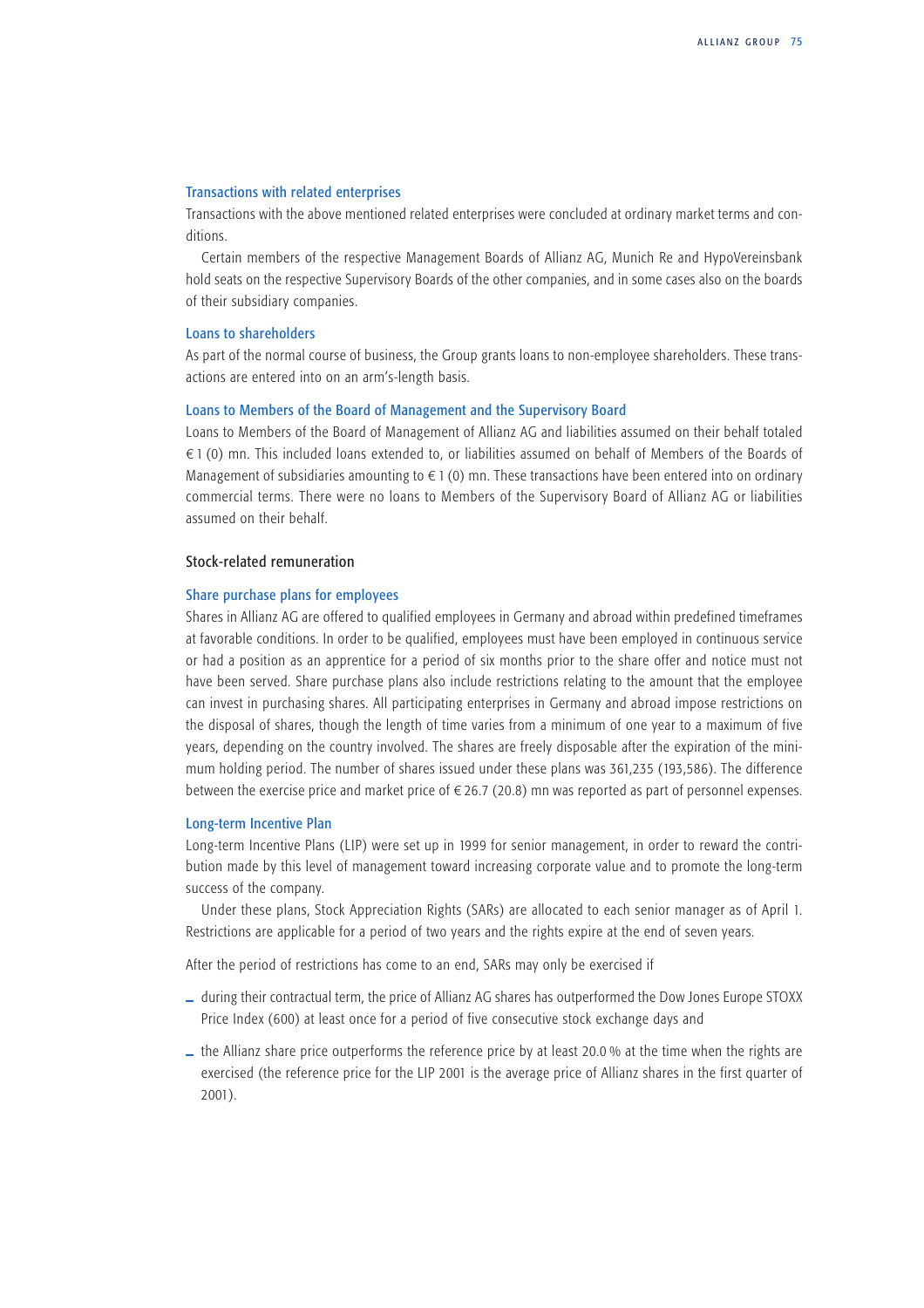### Transactions with related enterprises

Transactions with the above mentioned related enterprises were concluded at ordinary market terms and conditions.

Certain members of the respective Management Boards of Allianz AG, Munich Re and HypoVereinsbank hold seats on the respective Supervisory Boards of the other companies, and in some cases also on the boards of their subsidiary companies.

### Loans to shareholders

As part of the normal course of business, the Group grants loans to non-employee shareholders. These transactions are entered into on an arm's-length basis.

### Loans to Members of the Board of Management and the Supervisory Board

Loans to Members of the Board of Management of Allianz AG and liabilities assumed on their behalf totaled € 1 (0) mn. This included loans extended to, or liabilities assumed on behalf of Members of the Boards of Management of subsidiaries amounting to € 1 (0) mn. These transactions have been entered into on ordinary commercial terms. There were no loans to Members of the Supervisory Board of Allianz AG or liabilities assumed on their behalf.

## Stock-related remuneration

### Share purchase plans for employees

Shares in Allianz AG are offered to qualified employees in Germany and abroad within predefined timeframes at favorable conditions. In order to be qualified, employees must have been employed in continuous service or had a position as an apprentice for a period of six months prior to the share offer and notice must not have been served. Share purchase plans also include restrictions relating to the amount that the employee can invest in purchasing shares. All participating enterprises in Germany and abroad impose restrictions on the disposal of shares, though the length of time varies from a minimum of one year to a maximum of five years, depending on the country involved. The shares are freely disposable after the expiration of the minimum holding period. The number of shares issued under these plans was 361,235 (193,586). The difference between the exercise price and market price of € 26.7 (20.8) mn was reported as part of personnel expenses.

### Long-term Incentive Plan

Long-term Incentive Plans (LIP) were set up in 1999 for senior management, in order to reward the contribution made by this level of management toward increasing corporate value and to promote the long-term success of the company.

Under these plans, Stock Appreciation Rights (SARs) are allocated to each senior manager as of April 1. Restrictions are applicable for a period of two years and the rights expire at the end of seven years.

After the period of restrictions has come to an end, SARs may only be exercised if

- during their contractual term, the price of Allianz AG shares has outperformed the Dow Jones Europe STOXX Price Index (600) at least once for a period of five consecutive stock exchange days and
- the Allianz share price outperforms the reference price by at least 20.0 % at the time when the rights are exercised (the reference price for the LIP 2001 is the average price of Allianz shares in the first quarter of 2001).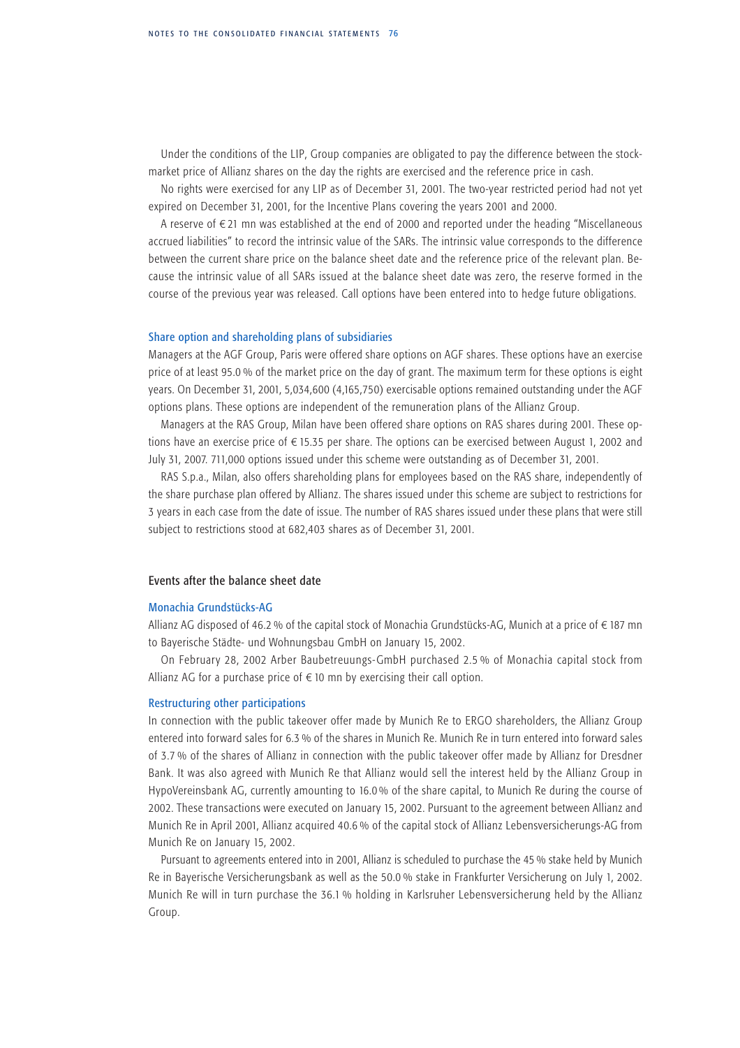Under the conditions of the LIP, Group companies are obligated to pay the difference between the stock-market price of Allianz shares on the day the rights are exercised and the reference price in cash.

No rights were exercised for any LIP as of December 31, 2001. The two-year restricted period had not yet expired on December 31, 2001, for the Incentive Plans covering the years 2001 and 2000.

A reserve of € 21 mn was established at the end of 2000 and reported under the heading "Miscellaneous accrued liabilities" to record the intrinsic value of the SARs. The intrinsic value corresponds to the difference between the current share price on the balance sheet date and the reference price of the relevant plan. Because the intrinsic value of all SARs issued at the balance sheet date was zero, the reserve formed in the course of the previous year was released. Call options have been entered into to hedge future obligations.

### Share option and shareholding plans of subsidiaries

Managers at the AGF Group, Paris were offered share options on AGF shares. These options have an exercise price of at least 95.0 % of the market price on the day of grant. The maximum term for these options is eight years. On December 31, 2001, 5,034,600 (4,165,750) exercisable options remained outstanding under the AGF options plans. These options are independent of the remuneration plans of the Allianz Group.

Managers at the RAS Group, Milan have been offered share options on RAS shares during 2001. These options have an exercise price of € 15.35 per share. The options can be exercised between August 1, 2002 and July 31, 2007. 711,000 options issued under this scheme were outstanding as of December 31, 2001.

RAS S.p.a., Milan, also offers shareholding plans for employees based on the RAS share, independently of the share purchase plan offered by Allianz. The shares issued under this scheme are subject to restrictions for 3 years in each case from the date of issue. The number of RAS shares issued under these plans that were still subject to restrictions stood at 682,403 shares as of December 31, 2001.

## Events after the balance sheet date

### Monachia Grundstücks-AG

Allianz AG disposed of 46.2 % of the capital stock of Monachia Grundstücks-AG, Munich at a price of € 187 mn to Bayerische Städte- und Wohnungsbau GmbH on January 15, 2002.

On February 28, 2002 Arber Baubetreuungs-GmbH purchased 2.5 % of Monachia capital stock from Allianz AG for a purchase price of € 10 mn by exercising their call option.

### Restructuring other participations

In connection with the public takeover offer made by Munich Re to ERGO shareholders, the Allianz Group entered into forward sales for 6.3 % of the shares in Munich Re. Munich Re in turn entered into forward sales of 3.7 % of the shares of Allianz in connection with the public takeover offer made by Allianz for Dresdner Bank. It was also agreed with Munich Re that Allianz would sell the interest held by the Allianz Group in HypoVereinsbank AG, currently amounting to 16.0 % of the share capital, to Munich Re during the course of 2002. These transactions were executed on January 15, 2002. Pursuant to the agreement between Allianz and Munich Re in April 2001, Allianz acquired 40.6 % of the capital stock of Allianz Lebensversicherungs-AG from Munich Re on January 15, 2002.

Pursuant to agreements entered into in 2001, Allianz is scheduled to purchase the 45 % stake held by Munich Re in Bayerische Versicherungsbank as well as the 50.0 % stake in Frankfurter Versicherung on July 1, 2002. Munich Re will in turn purchase the 36.1 % holding in Karlsruher Lebensversicherung held by the Allianz Group.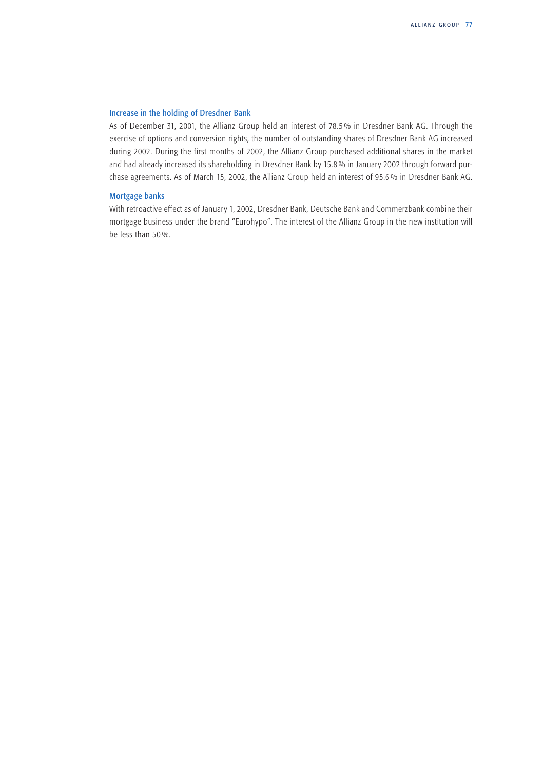### Increase in the holding of Dresdner Bank

As of December 31, 2001, the Allianz Group held an interest of 78.5 % in Dresdner Bank AG. Through the exercise of options and conversion rights, the number of outstanding shares of Dresdner Bank AG increased during 2002. During the first months of 2002, the Allianz Group purchased additional shares in the market and had already increased its shareholding in Dresdner Bank by 15.8 % in January 2002 through forward purchase agreements. As of March 15, 2002, the Allianz Group held an interest of 95.6 % in Dresdner Bank AG.

### Mortgage banks

With retroactive effect as of January 1, 2002, Dresdner Bank, Deutsche Bank and Commerzbank combine their mortgage business under the brand "Eurohypo". The interest of the Allianz Group in the new institution will be less than 50 %.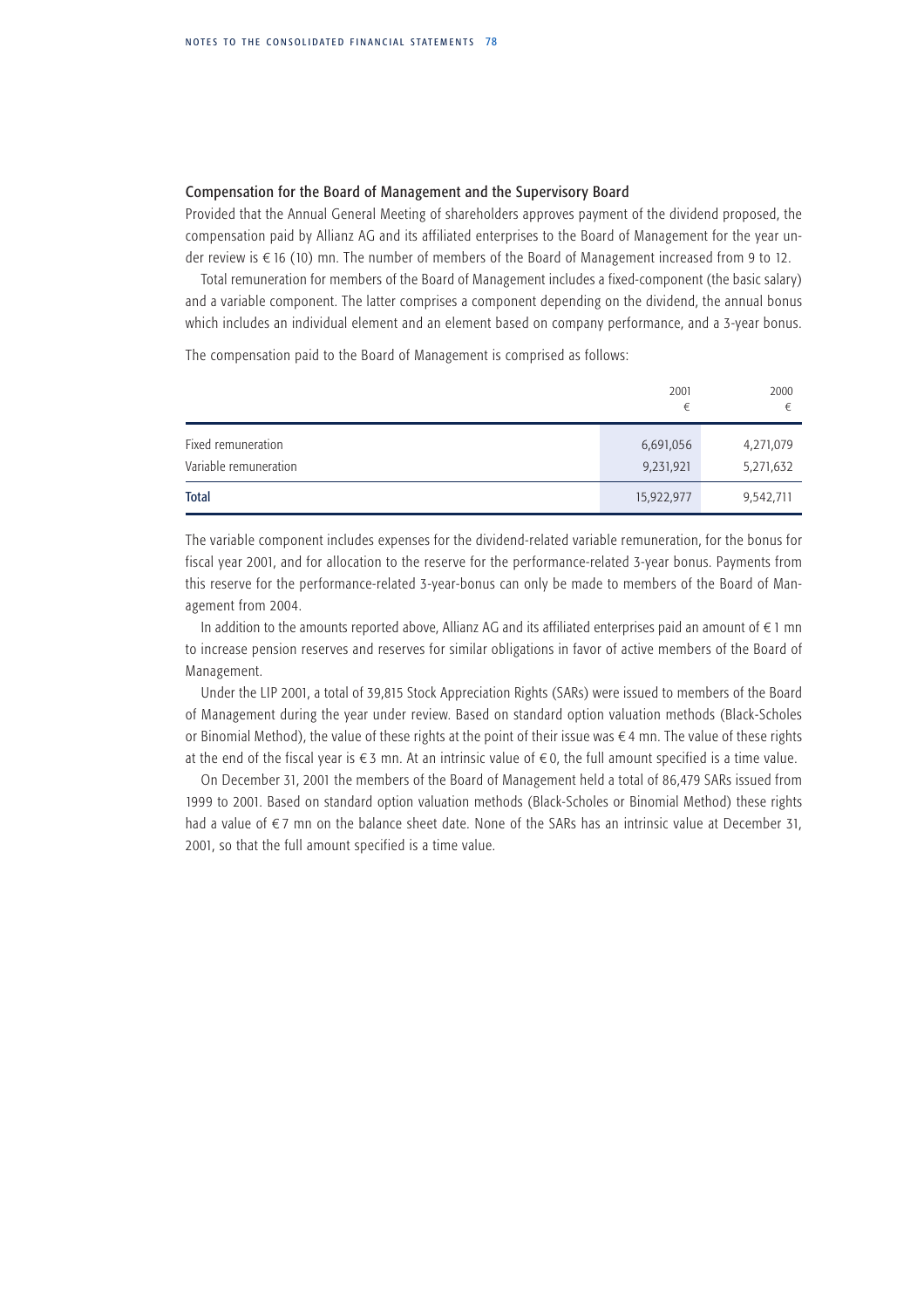## Compensation for the Board of Management and the Supervisory Board

Provided that the Annual General Meeting of shareholders approves payment of the dividend proposed, the compensation paid by Allianz AG and its affiliated enterprises to the Board of Management for the year under review is € 16 (10) mn. The number of members of the Board of Management increased from 9 to 12.

Total remuneration for members of the Board of Management includes a fixed-component (the basic salary) and a variable component. The latter comprises a component depending on the dividend, the annual bonus which includes an individual element and an element based on company performance, and a 3-year bonus.

The compensation paid to the Board of Management is comprised as follows:

| | 2001<br>€ | 2000<br>€ |
|---|---|---|
| Fixed remuneration | 6,691,056 | 4,271,079 |
| Variable remuneration | 9,231,921 | 5,271,632 |
| **Total** | 15,922,977 | 9,542,711 |

The variable component includes expenses for the dividend-related variable remuneration, for the bonus for fiscal year 2001, and for allocation to the reserve for the performance-related 3-year bonus. Payments from this reserve for the performance-related 3-year-bonus can only be made to members of the Board of Management from 2004.

In addition to the amounts reported above, Allianz AG and its affiliated enterprises paid an amount of € 1 mn to increase pension reserves and reserves for similar obligations in favor of active members of the Board of Management.

Under the LIP 2001, a total of 39,815 Stock Appreciation Rights (SARs) were issued to members of the Board of Management during the year under review. Based on standard option valuation methods (Black-Scholes or Binomial Method), the value of these rights at the point of their issue was € 4 mn. The value of these rights at the end of the fiscal year is € 3 mn. At an intrinsic value of € 0, the full amount specified is a time value.

On December 31, 2001 the members of the Board of Management held a total of 86,479 SARs issued from 1999 to 2001. Based on standard option valuation methods (Black-Scholes or Binomial Method) these rights had a value of € 7 mn on the balance sheet date. None of the SARs has an intrinsic value at December 31, 2001, so that the full amount specified is a time value.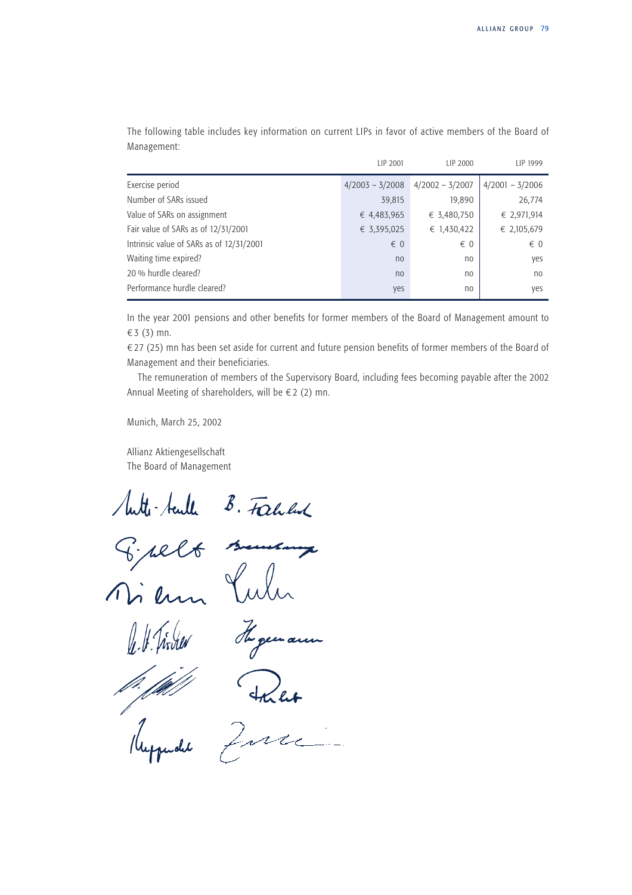The following table includes key information on current LIPs in favor of active members of the Board of Management:

| | LIP 2001 | LIP 2000 | LIP 1999 |
|---|---|---|---|
| Exercise period | 4/2003 – 3/2008 | 4/2002 – 3/2007 | 4/2001 – 3/2006 |
| Number of SARs issued | 39,815 | 19,890 | 26,774 |
| Value of SARs on assignment | € 4,483,965 | € 3,480,750 | € 2,971,914 |
| Fair value of SARs as of 12/31/2001 | € 3,395,025 | € 1,430,422 | € 2,105,679 |
| Intrinsic value of SARs as of 12/31/2001 | € 0 | € 0 | € 0 |
| Waiting time expired? | no | no | yes |
| 20 % hurdle cleared? | no | no | no |
| Performance hurdle cleared? | yes | no | yes |

In the year 2001 pensions and other benefits for former members of the Board of Management amount to € 3 (3) mn.

€ 27 (25) mn has been set aside for current and future pension benefits of former members of the Board of Management and their beneficiaries.

The remuneration of members of the Supervisory Board, including fees becoming payable after the 2002 Annual Meeting of shareholders, will be € 2 (2) mn.

Munich, March 25, 2002

Allianz Aktiengesellschaft
The Board of Management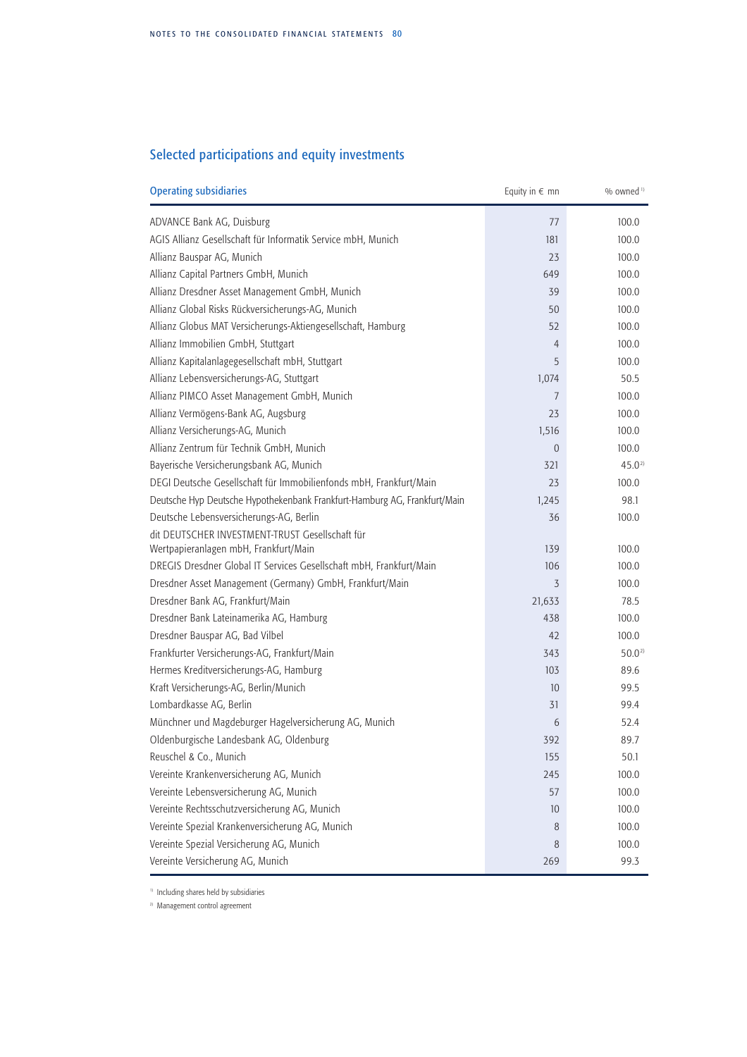## Selected participations and equity investments

| Operating subsidiaries | Equity in € mn | % owned [1] |
|---|---|---|
| ADVANCE Bank AG, Duisburg | 77 | 100.0 |
| AGIS Allianz Gesellschaft für Informatik Service mbH, Munich | 181 | 100.0 |
| Allianz Bauspar AG, Munich | 23 | 100.0 |
| Allianz Capital Partners GmbH, Munich | 649 | 100.0 |
| Allianz Dresdner Asset Management GmbH, Munich | 39 | 100.0 |
| Allianz Global Risks Rückversicherungs-AG, Munich | 50 | 100.0 |
| Allianz Globus MAT Versicherungs-Aktiengesellschaft, Hamburg | 52 | 100.0 |
| Allianz Immobilien GmbH, Stuttgart | 4 | 100.0 |
| Allianz Kapitalanlagegesellschaft mbH, Stuttgart | 5 | 100.0 |
| Allianz Lebensversicherungs-AG, Stuttgart | 1,074 | 50.5 |
| Allianz PIMCO Asset Management GmbH, Munich | 7 | 100.0 |
| Allianz Vermögens-Bank AG, Augsburg | 23 | 100.0 |
| Allianz Versicherungs-AG, Munich | 1,516 | 100.0 |
| Allianz Zentrum für Technik GmbH, Munich | 0 | 100.0 |
| Bayerische Versicherungsbank AG, Munich | 321 | 45.0 [2] |
| DEGI Deutsche Gesellschaft für Immobilienfonds mbH, Frankfurt/Main | 23 | 100.0 |
| Deutsche Hyp Deutsche Hypothekenbank Frankfurt-Hamburg AG, Frankfurt/Main | 1,245 | 98.1 |
| Deutsche Lebensversicherungs-AG, Berlin | 36 | 100.0 |
| dit DEUTSCHER INVESTMENT-TRUST Gesellschaft für Wertpapieranlagen mbH, Frankfurt/Main | 139 | 100.0 |
| DREGIS Dresdner Global IT Services Gesellschaft mbH, Frankfurt/Main | 106 | 100.0 |
| Dresdner Asset Management (Germany) GmbH, Frankfurt/Main | 3 | 100.0 |
| Dresdner Bank AG, Frankfurt/Main | 21,633 | 78.5 |
| Dresdner Bank Lateinamerika AG, Hamburg | 438 | 100.0 |
| Dresdner Bauspar AG, Bad Vilbel | 42 | 100.0 |
| Frankfurter Versicherungs-AG, Frankfurt/Main | 343 | 50.0 [2] |
| Hermes Kreditversicherungs-AG, Hamburg | 103 | 89.6 |
| Kraft Versicherungs-AG, Berlin/Munich | 10 | 99.5 |
| Lombardkasse AG, Berlin | 31 | 99.4 |
| Münchner und Magdeburger Hagelversicherung AG, Munich | 6 | 52.4 |
| Oldenburgische Landesbank AG, Oldenburg | 392 | 89.7 |
| Reuschel & Co., Munich | 155 | 50.1 |
| Vereinte Krankenversicherung AG, Munich | 245 | 100.0 |
| Vereinte Lebensversicherung AG, Munich | 57 | 100.0 |
| Vereinte Rechtsschutzversicherung AG, Munich | 10 | 100.0 |
| Vereinte Spezial Krankenversicherung AG, Munich | 8 | 100.0 |
| Vereinte Spezial Versicherung AG, Munich | 8 | 100.0 |
| Vereinte Versicherung AG, Munich | 269 | 99.3 |

[1] Including shares held by subsidiaries

[2] Management control agreement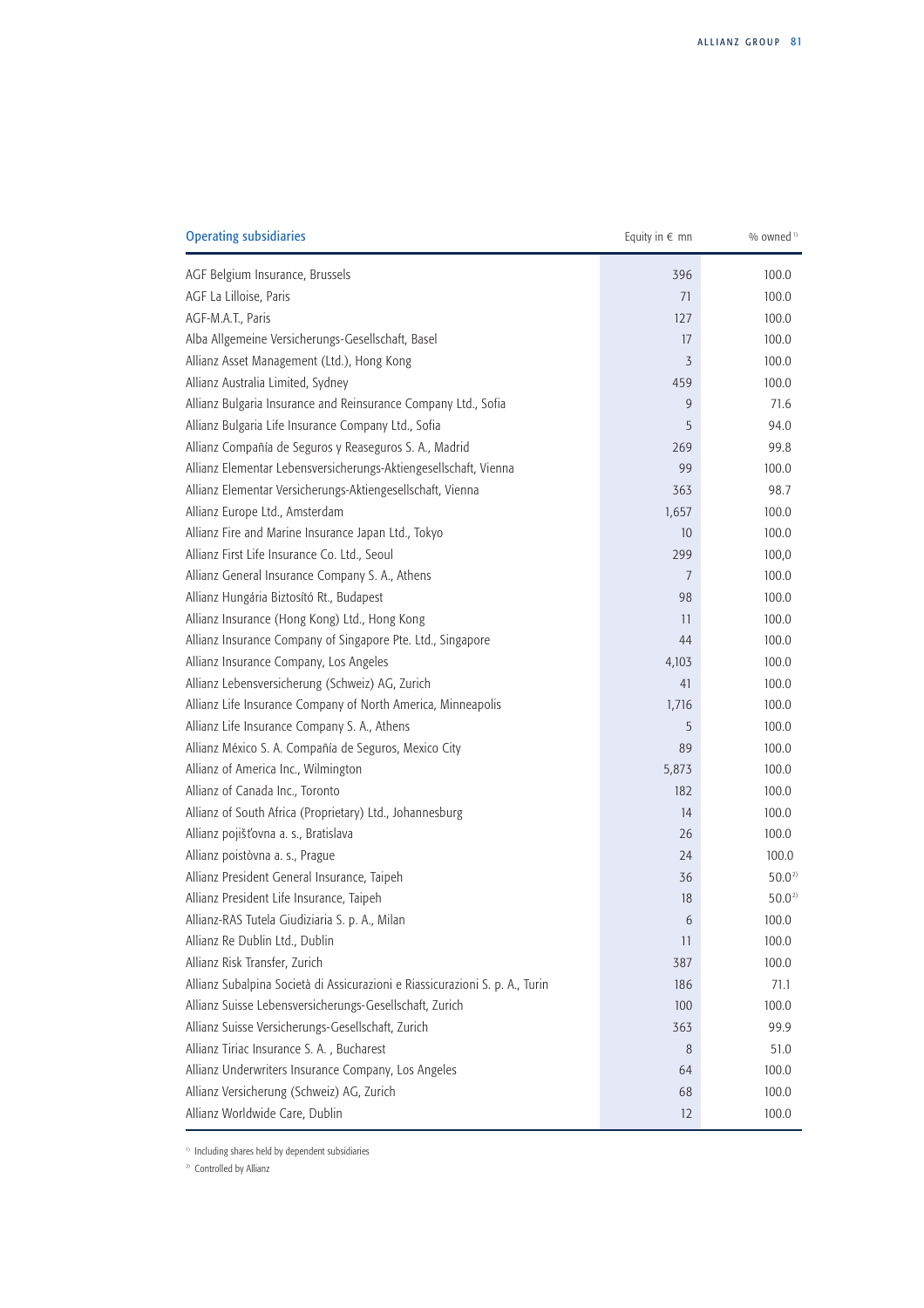| Operating subsidiaries | Equity in € mn | % owned [1] |
|---|---|---|
| AGF Belgium Insurance, Brussels | 396 | 100.0 |
| AGF La Lilloise, Paris | 71 | 100.0 |
| AGF-M.A.T., Paris | 127 | 100.0 |
| Alba Allgemeine Versicherungs-Gesellschaft, Basel | 17 | 100.0 |
| Allianz Asset Management (Ltd.), Hong Kong | 3 | 100.0 |
| Allianz Australia Limited, Sydney | 459 | 100.0 |
| Allianz Bulgaria Insurance and Reinsurance Company Ltd., Sofia | 9 | 71.6 |
| Allianz Bulgaria Life Insurance Company Ltd., Sofia | 5 | 94.0 |
| Allianz Compañía de Seguros y Reaseguros S. A., Madrid | 269 | 99.8 |
| Allianz Elementar Lebensversicherungs-Aktiengesellschaft, Vienna | 99 | 100.0 |
| Allianz Elementar Versicherungs-Aktiengesellschaft, Vienna | 363 | 98.7 |
| Allianz Europe Ltd., Amsterdam | 1,657 | 100.0 |
| Allianz Fire and Marine Insurance Japan Ltd., Tokyo | 10 | 100.0 |
| Allianz First Life Insurance Co. Ltd., Seoul | 299 | 100,0 |
| Allianz General Insurance Company S. A., Athens | 7 | 100.0 |
| Allianz Hungária Biztosító Rt., Budapest | 98 | 100.0 |
| Allianz Insurance (Hong Kong) Ltd., Hong Kong | 11 | 100.0 |
| Allianz Insurance Company of Singapore Pte. Ltd., Singapore | 44 | 100.0 |
| Allianz Insurance Company, Los Angeles | 4,103 | 100.0 |
| Allianz Lebensversicherung (Schweiz) AG, Zurich | 41 | 100.0 |
| Allianz Life Insurance Company of North America, Minneapolis | 1,716 | 100.0 |
| Allianz Life Insurance Company S. A., Athens | 5 | 100.0 |
| Allianz México S. A. Compañía de Seguros, Mexico City | 89 | 100.0 |
| Allianz of America Inc., Wilmington | 5,873 | 100.0 |
| Allianz of Canada Inc., Toronto | 182 | 100.0 |
| Allianz of South Africa (Proprietary) Ltd., Johannesburg | 14 | 100.0 |
| Allianz pojišťovna a. s., Bratislava | 26 | 100.0 |
| Allianz poistòvna a. s., Prague | 24 | 100.0 |
| Allianz President General Insurance, Taipeh | 36 | 50.0 [2] |
| Allianz President Life Insurance, Taipeh | 18 | 50.0 [2] |
| Allianz-RAS Tutela Giudiziaria S. p. A., Milan | 6 | 100.0 |
| Allianz Re Dublin Ltd., Dublin | 11 | 100.0 |
| Allianz Risk Transfer, Zurich | 387 | 100.0 |
| Allianz Subalpina Società di Assicurazioni e Riassicurazioni S. p. A., Turin | 186 | 71.1 |
| Allianz Suisse Lebensversicherungs-Gesellschaft, Zurich | 100 | 100.0 |
| Allianz Suisse Versicherungs-Gesellschaft, Zurich | 363 | 99.9 |
| Allianz Tiriac Insurance S. A. , Bucharest | 8 | 51.0 |
| Allianz Underwriters Insurance Company, Los Angeles | 64 | 100.0 |
| Allianz Versicherung (Schweiz) AG, Zurich | 68 | 100.0 |
| Allianz Worldwide Care, Dublin | 12 | 100.0 |

[1] Including shares held by dependent subsidiaries

[2] Controlled by Allianz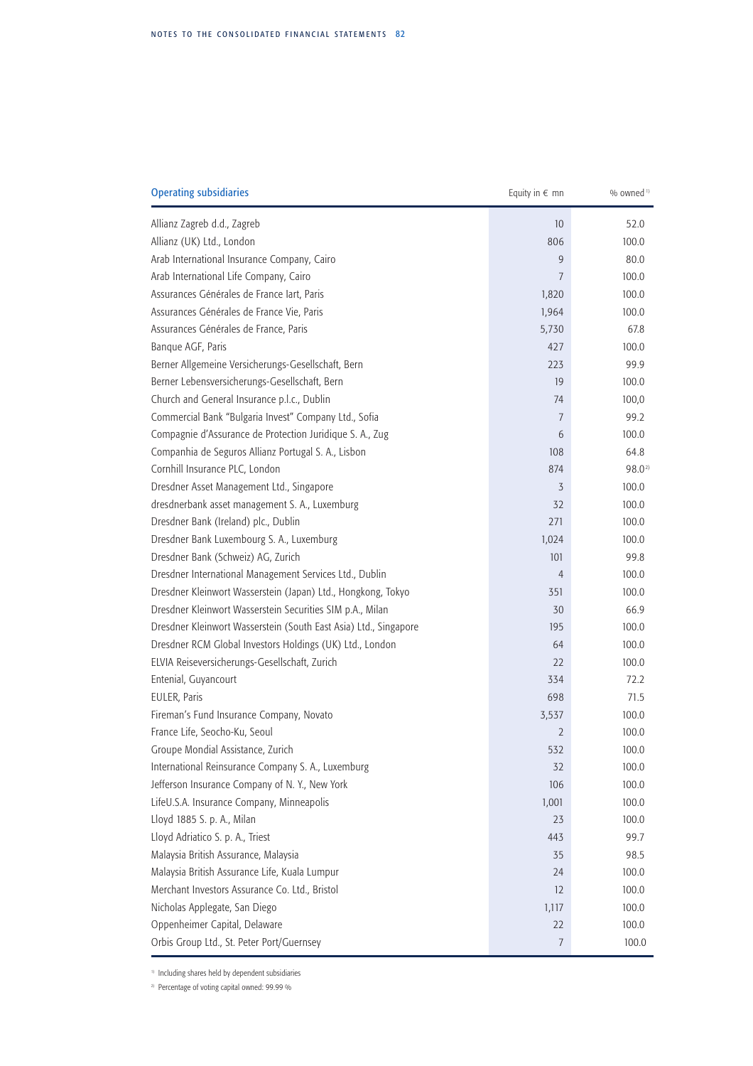| Operating subsidiaries | Equity in € mn | % owned [1] |
|---|---|---|
| Allianz Zagreb d.d., Zagreb | 10 | 52.0 |
| Allianz (UK) Ltd., London | 806 | 100.0 |
| Arab International Insurance Company, Cairo | 9 | 80.0 |
| Arab International Life Company, Cairo | 7 | 100.0 |
| Assurances Générales de France Iart, Paris | 1,820 | 100.0 |
| Assurances Générales de France Vie, Paris | 1,964 | 100.0 |
| Assurances Générales de France, Paris | 5,730 | 67.8 |
| Banque AGF, Paris | 427 | 100.0 |
| Berner Allgemeine Versicherungs-Gesellschaft, Bern | 223 | 99.9 |
| Berner Lebensversicherungs-Gesellschaft, Bern | 19 | 100.0 |
| Church and General Insurance p.l.c., Dublin | 74 | 100,0 |
| Commercial Bank "Bulgaria Invest" Company Ltd., Sofia | 7 | 99.2 |
| Compagnie d'Assurance de Protection Juridique S. A., Zug | 6 | 100.0 |
| Companhia de Seguros Allianz Portugal S. A., Lisbon | 108 | 64.8 |
| Cornhill Insurance PLC, London | 874 | 98.0 [2] |
| Dresdner Asset Management Ltd., Singapore | 3 | 100.0 |
| dresdnerbank asset management S. A., Luxemburg | 32 | 100.0 |
| Dresdner Bank (Ireland) plc., Dublin | 271 | 100.0 |
| Dresdner Bank Luxembourg S. A., Luxemburg | 1,024 | 100.0 |
| Dresdner Bank (Schweiz) AG, Zurich | 101 | 99.8 |
| Dresdner International Management Services Ltd., Dublin | 4 | 100.0 |
| Dresdner Kleinwort Wasserstein (Japan) Ltd., Hongkong, Tokyo | 351 | 100.0 |
| Dresdner Kleinwort Wasserstein Securities SIM p.A., Milan | 30 | 66.9 |
| Dresdner Kleinwort Wasserstein (South East Asia) Ltd., Singapore | 195 | 100.0 |
| Dresdner RCM Global Investors Holdings (UK) Ltd., London | 64 | 100.0 |
| ELVIA Reiseversicherungs-Gesellschaft, Zurich | 22 | 100.0 |
| Entenial, Guyancourt | 334 | 72.2 |
| EULER, Paris | 698 | 71.5 |
| Fireman's Fund Insurance Company, Novato | 3,537 | 100.0 |
| France Life, Seocho-Ku, Seoul | 2 | 100.0 |
| Groupe Mondial Assistance, Zurich | 532 | 100.0 |
| International Reinsurance Company S. A., Luxemburg | 32 | 100.0 |
| Jefferson Insurance Company of N. Y., New York | 106 | 100.0 |
| LifeU.S.A. Insurance Company, Minneapolis | 1,001 | 100.0 |
| Lloyd 1885 S. p. A., Milan | 23 | 100.0 |
| Lloyd Adriatico S. p. A., Triest | 443 | 99.7 |
| Malaysia British Assurance, Malaysia | 35 | 98.5 |
| Malaysia British Assurance Life, Kuala Lumpur | 24 | 100.0 |
| Merchant Investors Assurance Co. Ltd., Bristol | 12 | 100.0 |
| Nicholas Applegate, San Diego | 1,117 | 100.0 |
| Oppenheimer Capital, Delaware | 22 | 100.0 |
| Orbis Group Ltd., St. Peter Port/Guernsey | 7 | 100.0 |

[1] Including shares held by dependent subsidiaries

[2] Percentage of voting capital owned: 99.99 %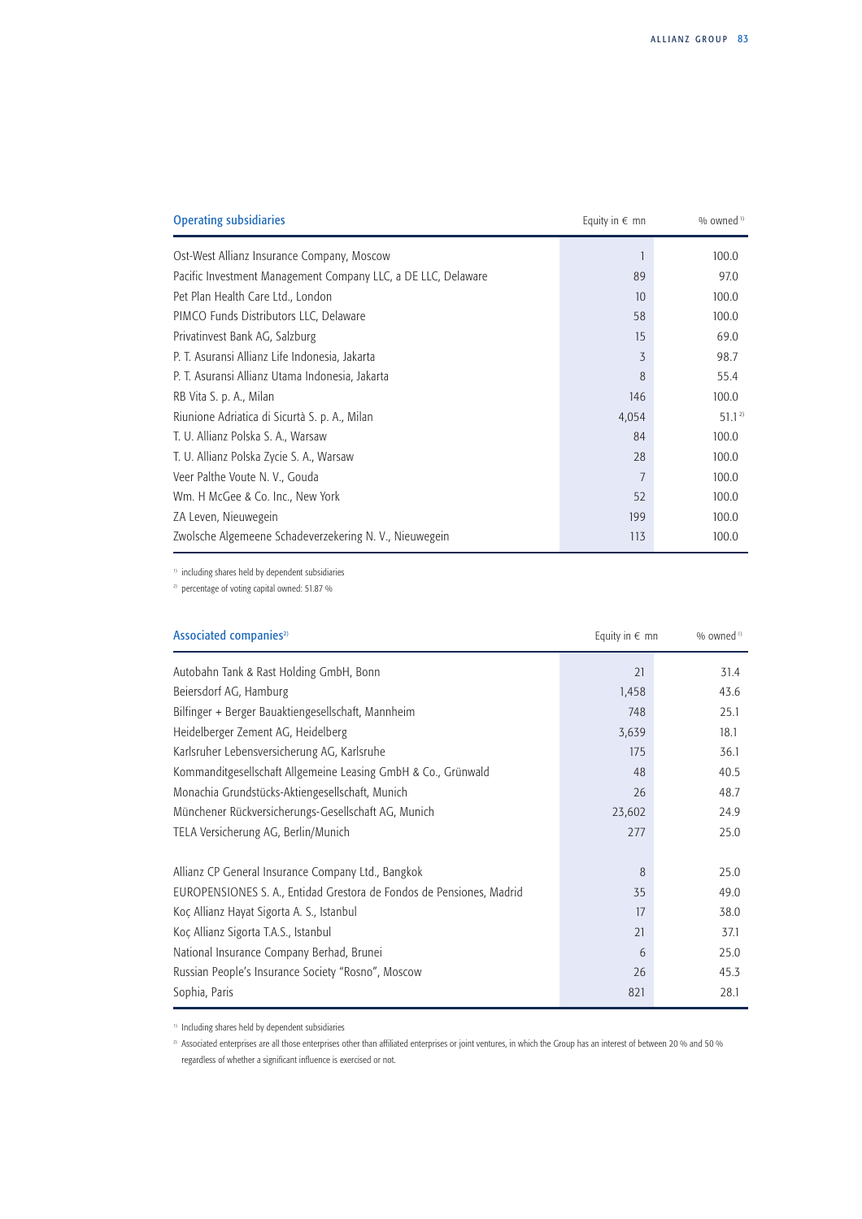| Operating subsidiaries | Equity in € mn | % owned [1] |
|---|---|---|
| Ost-West Allianz Insurance Company, Moscow | 1 | 100.0 |
| Pacific Investment Management Company LLC, a DE LLC, Delaware | 89 | 97.0 |
| Pet Plan Health Care Ltd., London | 10 | 100.0 |
| PIMCO Funds Distributors LLC, Delaware | 58 | 100.0 |
| Privatinvest Bank AG, Salzburg | 15 | 69.0 |
| P. T. Asuransi Allianz Life Indonesia, Jakarta | 3 | 98.7 |
| P. T. Asuransi Allianz Utama Indonesia, Jakarta | 8 | 55.4 |
| RB Vita S. p. A., Milan | 146 | 100.0 |
| Riunione Adriatica di Sicurtà S. p. A., Milan | 4,054 | 51.1 [2] |
| T. U. Allianz Polska S. A., Warsaw | 84 | 100.0 |
| T. U. Allianz Polska Zycie S. A., Warsaw | 28 | 100.0 |
| Veer Palthe Voute N. V., Gouda | 7 | 100.0 |
| Wm. H McGee & Co. Inc., New York | 52 | 100.0 |
| ZA Leven, Nieuwegein | 199 | 100.0 |
| Zwolsche Algemeene Schadeverzekering N. V., Nieuwegein | 113 | 100.0 |

[1] including shares held by dependent subsidiaries

[2] percentage of voting capital owned: 51.87 %

| Associated companies [2] | Equity in € mn | % owned [1] |
|---|---|---|
| Autobahn Tank & Rast Holding GmbH, Bonn | 21 | 31.4 |
| Beiersdorf AG, Hamburg | 1,458 | 43.6 |
| Bilfinger + Berger Bauaktiengesellschaft, Mannheim | 748 | 25.1 |
| Heidelberger Zement AG, Heidelberg | 3,639 | 18.1 |
| Karlsruher Lebensversicherung AG, Karlsruhe | 175 | 36.1 |
| Kommanditgesellschaft Allgemeine Leasing GmbH & Co., Grünwald | 48 | 40.5 |
| Monachia Grundstücks-Aktiengesellschaft, Munich | 26 | 48.7 |
| Münchener Rückversicherungs-Gesellschaft AG, Munich | 23,602 | 24.9 |
| TELA Versicherung AG, Berlin/Munich | 277 | 25.0 |
| | | |
| Allianz CP General Insurance Company Ltd., Bangkok | 8 | 25.0 |
| EUROPENSIONES S. A., Entidad Grestora de Fondos de Pensiones, Madrid | 35 | 49.0 |
| Koç Allianz Hayat Sigorta A. S., Istanbul | 17 | 38.0 |
| Koç Allianz Sigorta T.A.S., Istanbul | 21 | 37.1 |
| National Insurance Company Berhad, Brunei | 6 | 25.0 |
| Russian People's Insurance Society "Rosno", Moscow | 26 | 45.3 |
| Sophia, Paris | 821 | 28.1 |

[1] Including shares held by dependent subsidiaries

[2] Associated enterprises are all those enterprises other than affiliated enterprises or joint ventures, in which the Group has an interest of between 20 % and 50 % regardless of whether a significant influence is exercised or not.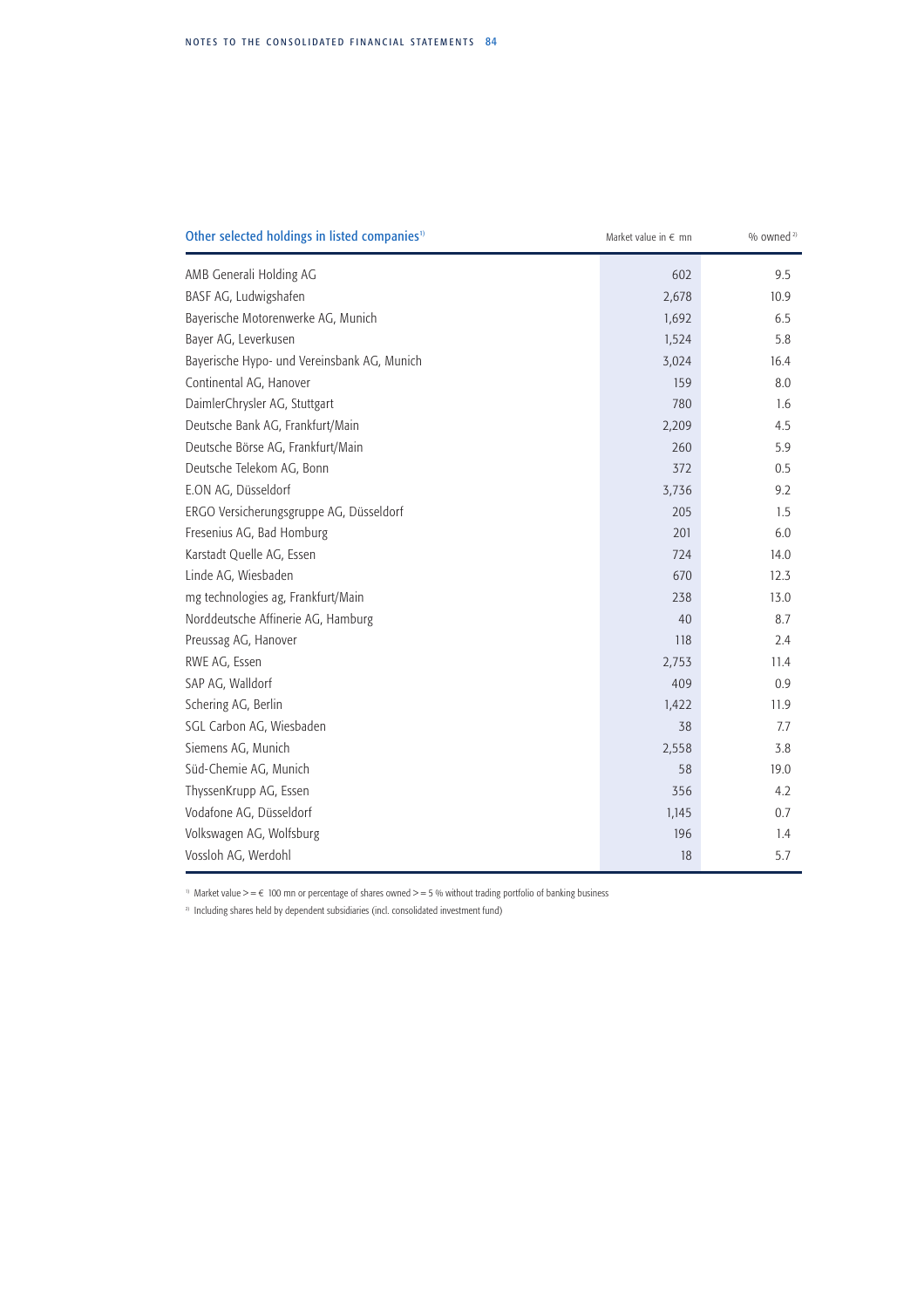| Other selected holdings in listed companies[1] | Market value in € mn | % owned[2] |
|---|---|---|
| AMB Generali Holding AG | 602 | 9.5 |
| BASF AG, Ludwigshafen | 2,678 | 10.9 |
| Bayerische Motorenwerke AG, Munich | 1,692 | 6.5 |
| Bayer AG, Leverkusen | 1,524 | 5.8 |
| Bayerische Hypo- und Vereinsbank AG, Munich | 3,024 | 16.4 |
| Continental AG, Hanover | 159 | 8.0 |
| DaimlerChrysler AG, Stuttgart | 780 | 1.6 |
| Deutsche Bank AG, Frankfurt/Main | 2,209 | 4.5 |
| Deutsche Börse AG, Frankfurt/Main | 260 | 5.9 |
| Deutsche Telekom AG, Bonn | 372 | 0.5 |
| E.ON AG, Düsseldorf | 3,736 | 9.2 |
| ERGO Versicherungsgruppe AG, Düsseldorf | 205 | 1.5 |
| Fresenius AG, Bad Homburg | 201 | 6.0 |
| Karstadt Quelle AG, Essen | 724 | 14.0 |
| Linde AG, Wiesbaden | 670 | 12.3 |
| mg technologies ag, Frankfurt/Main | 238 | 13.0 |
| Norddeutsche Affinerie AG, Hamburg | 40 | 8.7 |
| Preussag AG, Hanover | 118 | 2.4 |
| RWE AG, Essen | 2,753 | 11.4 |
| SAP AG, Walldorf | 409 | 0.9 |
| Schering AG, Berlin | 1,422 | 11.9 |
| SGL Carbon AG, Wiesbaden | 38 | 7.7 |
| Siemens AG, Munich | 2,558 | 3.8 |
| Süd-Chemie AG, Munich | 58 | 19.0 |
| ThyssenKrupp AG, Essen | 356 | 4.2 |
| Vodafone AG, Düsseldorf | 1,145 | 0.7 |
| Volkswagen AG, Wolfsburg | 196 | 1.4 |
| Vossloh AG, Werdohl | 18 | 5.7 |

[1] Market value >= € 100 mn or percentage of shares owned >= 5 % without trading portfolio of banking business

[2] Including shares held by dependent subsidiaries (incl. consolidated investment fund)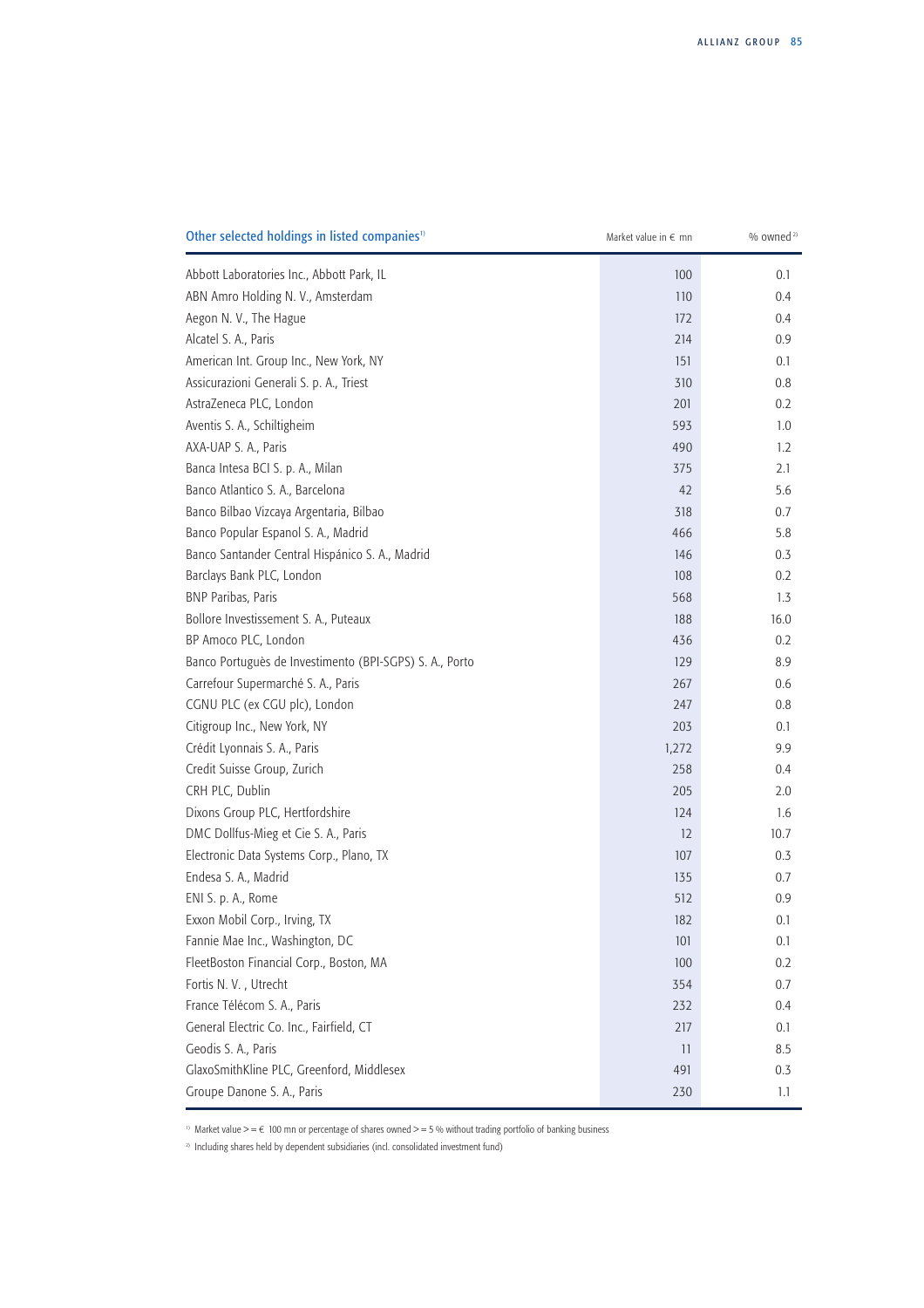| Other selected holdings in listed companies[1] | Market value in € mn | % owned[2] |
| --- | --- | --- |
| Abbott Laboratories Inc., Abbott Park, IL | 100 | 0.1 |
| ABN Amro Holding N. V., Amsterdam | 110 | 0.4 |
| Aegon N. V., The Hague | 172 | 0.4 |
| Alcatel S. A., Paris | 214 | 0.9 |
| American Int. Group Inc., New York, NY | 151 | 0.1 |
| Assicurazioni Generali S. p. A., Triest | 310 | 0.8 |
| AstraZeneca PLC, London | 201 | 0.2 |
| Aventis S. A., Schiltigheim | 593 | 1.0 |
| AXA-UAP S. A., Paris | 490 | 1.2 |
| Banca Intesa BCI S. p. A., Milan | 375 | 2.1 |
| Banco Atlantico S. A., Barcelona | 42 | 5.6 |
| Banco Bilbao Vizcaya Argentaria, Bilbao | 318 | 0.7 |
| Banco Popular Espanol S. A., Madrid | 466 | 5.8 |
| Banco Santander Central Hispánico S. A., Madrid | 146 | 0.3 |
| Barclays Bank PLC, London | 108 | 0.2 |
| BNP Paribas, Paris | 568 | 1.3 |
| Bollore Investissement S. A., Puteaux | 188 | 16.0 |
| BP Amoco PLC, London | 436 | 0.2 |
| Banco Português de Investimento (BPI-SGPS) S. A., Porto | 129 | 8.9 |
| Carrefour Supermarché S. A., Paris | 267 | 0.6 |
| CGNU PLC (ex CGU plc), London | 247 | 0.8 |
| Citigroup Inc., New York, NY | 203 | 0.1 |
| Crédit Lyonnais S. A., Paris | 1,272 | 9.9 |
| Credit Suisse Group, Zurich | 258 | 0.4 |
| CRH PLC, Dublin | 205 | 2.0 |
| Dixons Group PLC, Hertfordshire | 124 | 1.6 |
| DMC Dollfus-Mieg et Cie S. A., Paris | 12 | 10.7 |
| Electronic Data Systems Corp., Plano, TX | 107 | 0.3 |
| Endesa S. A., Madrid | 135 | 0.7 |
| ENI S. p. A., Rome | 512 | 0.9 |
| Exxon Mobil Corp., Irving, TX | 182 | 0.1 |
| Fannie Mae Inc., Washington, DC | 101 | 0.1 |
| FleetBoston Financial Corp., Boston, MA | 100 | 0.2 |
| Fortis N. V. , Utrecht | 354 | 0.7 |
| France Télécom S. A., Paris | 232 | 0.4 |
| General Electric Co. Inc., Fairfield, CT | 217 | 0.1 |
| Geodis S. A., Paris | 11 | 8.5 |
| GlaxoSmithKline PLC, Greenford, Middlesex | 491 | 0.3 |
| Groupe Danone S. A., Paris | 230 | 1.1 |

[1] Market value >= € 100 mn or percentage of shares owned >= 5 % without trading portfolio of banking business

[2] Including shares held by dependent subsidiaries (incl. consolidated investment fund)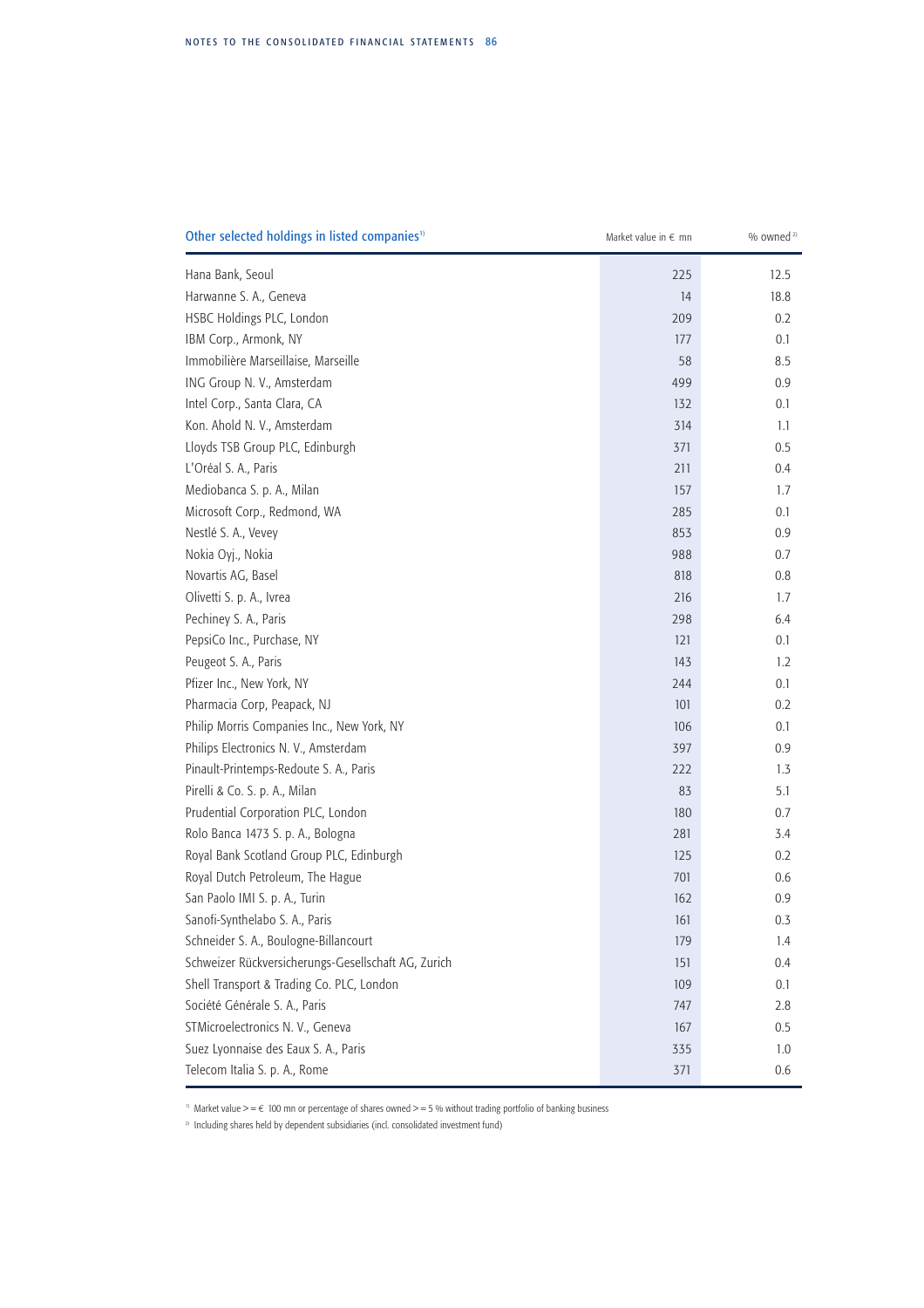| Other selected holdings in listed companies[1] | Market value in € mn | % owned[2] |
|---|---|---|
| Hana Bank, Seoul | 225 | 12.5 |
| Harwanne S. A., Geneva | 14 | 18.8 |
| HSBC Holdings PLC, London | 209 | 0.2 |
| IBM Corp., Armonk, NY | 177 | 0.1 |
| Immobilière Marseillaise, Marseille | 58 | 8.5 |
| ING Group N. V., Amsterdam | 499 | 0.9 |
| Intel Corp., Santa Clara, CA | 132 | 0.1 |
| Kon. Ahold N. V., Amsterdam | 314 | 1.1 |
| Lloyds TSB Group PLC, Edinburgh | 371 | 0.5 |
| L'Oréal S. A., Paris | 211 | 0.4 |
| Mediobanca S. p. A., Milan | 157 | 1.7 |
| Microsoft Corp., Redmond, WA | 285 | 0.1 |
| Nestlé S. A., Vevey | 853 | 0.9 |
| Nokia Oyj., Nokia | 988 | 0.7 |
| Novartis AG, Basel | 818 | 0.8 |
| Olivetti S. p. A., Ivrea | 216 | 1.7 |
| Pechiney S. A., Paris | 298 | 6.4 |
| PepsiCo Inc., Purchase, NY | 121 | 0.1 |
| Peugeot S. A., Paris | 143 | 1.2 |
| Pfizer Inc., New York, NY | 244 | 0.1 |
| Pharmacia Corp, Peapack, NJ | 101 | 0.2 |
| Philip Morris Companies Inc., New York, NY | 106 | 0.1 |
| Philips Electronics N. V., Amsterdam | 397 | 0.9 |
| Pinault-Printemps-Redoute S. A., Paris | 222 | 1.3 |
| Pirelli & Co. S. p. A., Milan | 83 | 5.1 |
| Prudential Corporation PLC, London | 180 | 0.7 |
| Rolo Banca 1473 S. p. A., Bologna | 281 | 3.4 |
| Royal Bank Scotland Group PLC, Edinburgh | 125 | 0.2 |
| Royal Dutch Petroleum, The Hague | 701 | 0.6 |
| San Paolo IMI S. p. A., Turin | 162 | 0.9 |
| Sanofi-Synthelabo S. A., Paris | 161 | 0.3 |
| Schneider S. A., Boulogne-Billancourt | 179 | 1.4 |
| Schweizer Rückversicherungs-Gesellschaft AG, Zurich | 151 | 0.4 |
| Shell Transport & Trading Co. PLC, London | 109 | 0.1 |
| Société Générale S. A., Paris | 747 | 2.8 |
| STMicroelectronics N. V., Geneva | 167 | 0.5 |
| Suez Lyonnaise des Eaux S. A., Paris | 335 | 1.0 |
| Telecom Italia S. p. A., Rome | 371 | 0.6 |

[1] Market value >= € 100 mn or percentage of shares owned >= 5 % without trading portfolio of banking business

[2] Including shares held by dependent subsidiaries (incl. consolidated investment fund)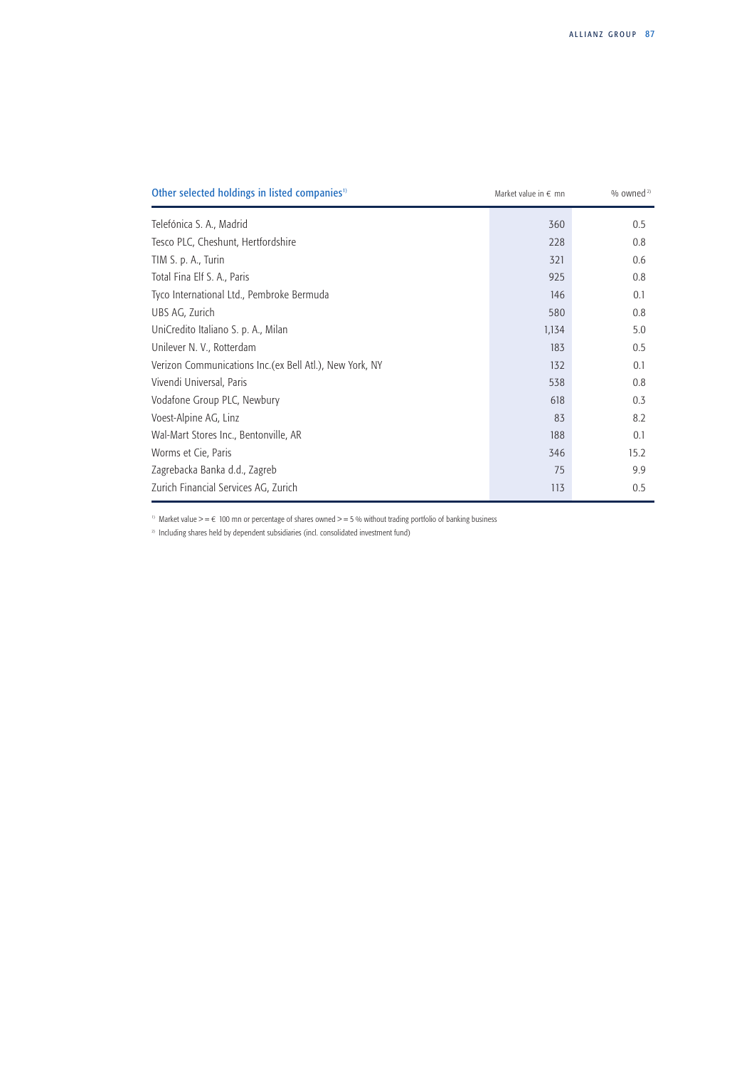| Other selected holdings in listed companies[1] | Market value in € mn | % owned[2] |
|---|---|---|
| Telefónica S. A., Madrid | 360 | 0.5 |
| Tesco PLC, Cheshunt, Hertfordshire | 228 | 0.8 |
| TIM S. p. A., Turin | 321 | 0.6 |
| Total Fina Elf S. A., Paris | 925 | 0.8 |
| Tyco International Ltd., Pembroke Bermuda | 146 | 0.1 |
| UBS AG, Zurich | 580 | 0.8 |
| UniCredito Italiano S. p. A., Milan | 1,134 | 5.0 |
| Unilever N. V., Rotterdam | 183 | 0.5 |
| Verizon Communications Inc.(ex Bell Atl.), New York, NY | 132 | 0.1 |
| Vivendi Universal, Paris | 538 | 0.8 |
| Vodafone Group PLC, Newbury | 618 | 0.3 |
| Voest-Alpine AG, Linz | 83 | 8.2 |
| Wal-Mart Stores Inc., Bentonville, AR | 188 | 0.1 |
| Worms et Cie, Paris | 346 | 15.2 |
| Zagrebacka Banka d.d., Zagreb | 75 | 9.9 |
| Zurich Financial Services AG, Zurich | 113 | 0.5 |

[1] Market value >= € 100 mn or percentage of shares owned >= 5 % without trading portfolio of banking business

[2] Including shares held by dependent subsidiaries (incl. consolidated investment fund)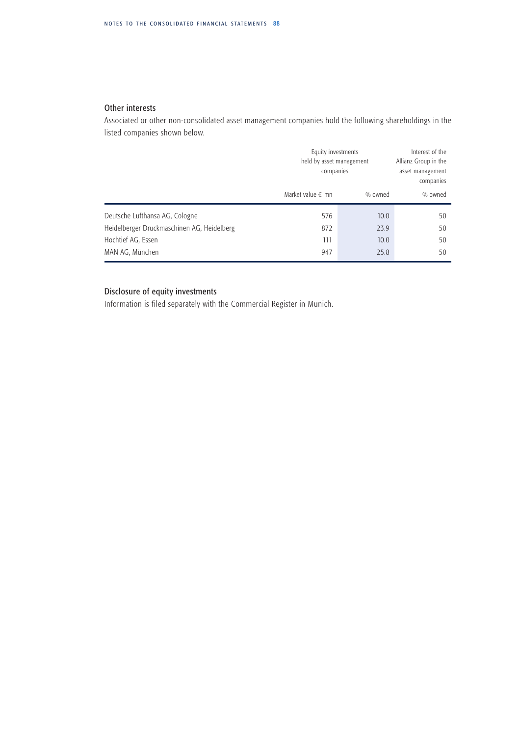## Other interests

Associated or other non-consolidated asset management companies hold the following shareholdings in the listed companies shown below.

| | Equity investments held by asset management companies | | Interest of the Allianz Group in the asset management companies |
|---|---|---|---|
| | Market value € mn | % owned | % owned |
| Deutsche Lufthansa AG, Cologne | 576 | 10.0 | 50 |
| Heidelberger Druckmaschinen AG, Heidelberg | 872 | 23.9 | 50 |
| Hochtief AG, Essen | 111 | 10.0 | 50 |
| MAN AG, München | 947 | 25.8 | 50 |

## Disclosure of equity investments

Information is filed separately with the Commercial Register in Munich.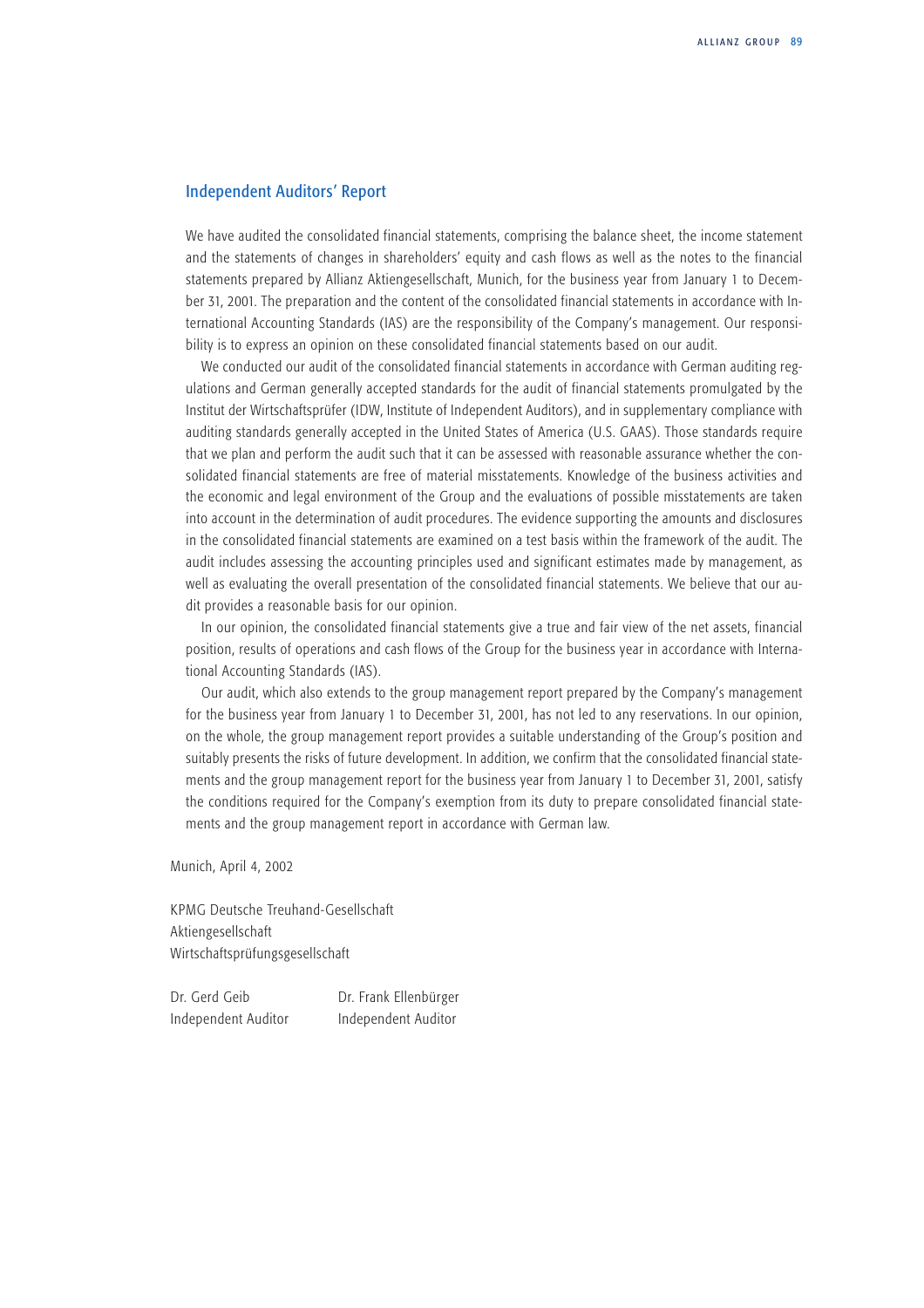## Independent Auditors' Report

We have audited the consolidated financial statements, comprising the balance sheet, the income statement and the statements of changes in shareholders' equity and cash flows as well as the notes to the financial statements prepared by Allianz Aktiengesellschaft, Munich, for the business year from January 1 to December 31, 2001. The preparation and the content of the consolidated financial statements in accordance with International Accounting Standards (IAS) are the responsibility of the Company's management. Our responsibility is to express an opinion on these consolidated financial statements based on our audit.

We conducted our audit of the consolidated financial statements in accordance with German auditing regulations and German generally accepted standards for the audit of financial statements promulgated by the Institut der Wirtschaftsprüfer (IDW, Institute of Independent Auditors), and in supplementary compliance with auditing standards generally accepted in the United States of America (U.S. GAAS). Those standards require that we plan and perform the audit such that it can be assessed with reasonable assurance whether the consolidated financial statements are free of material misstatements. Knowledge of the business activities and the economic and legal environment of the Group and the evaluations of possible misstatements are taken into account in the determination of audit procedures. The evidence supporting the amounts and disclosures in the consolidated financial statements are examined on a test basis within the framework of the audit. The audit includes assessing the accounting principles used and significant estimates made by management, as well as evaluating the overall presentation of the consolidated financial statements. We believe that our audit provides a reasonable basis for our opinion.

In our opinion, the consolidated financial statements give a true and fair view of the net assets, financial position, results of operations and cash flows of the Group for the business year in accordance with International Accounting Standards (IAS).

Our audit, which also extends to the group management report prepared by the Company's management for the business year from January 1 to December 31, 2001, has not led to any reservations. In our opinion, on the whole, the group management report provides a suitable understanding of the Group's position and suitably presents the risks of future development. In addition, we confirm that the consolidated financial statements and the group management report for the business year from January 1 to December 31, 2001, satisfy the conditions required for the Company's exemption from its duty to prepare consolidated financial statements and the group management report in accordance with German law.

Munich, April 4, 2002

KPMG Deutsche Treuhand-Gesellschaft
Aktiengesellschaft
Wirtschaftsprüfungsgesellschaft

| Dr. Gerd Geib | Dr. Frank Ellenbürger |
|---|---|
| Independent Auditor | Independent Auditor |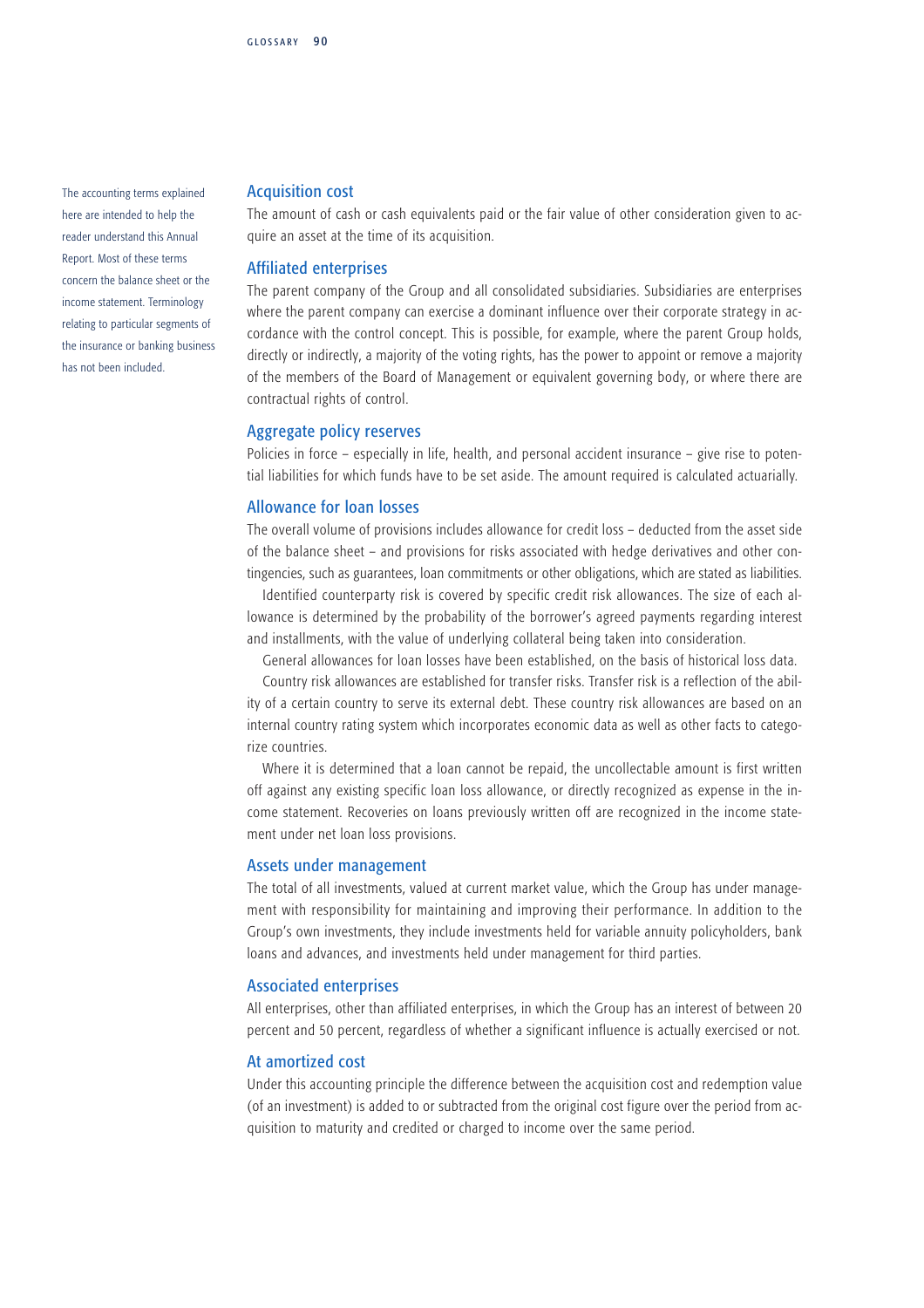The accounting terms explained here are intended to help the reader understand this Annual Report. Most of these terms concern the balance sheet or the income statement. Terminology relating to particular segments of the insurance or banking business has not been included.

## Acquisition cost

The amount of cash or cash equivalents paid or the fair value of other consideration given to acquire an asset at the time of its acquisition.

## Affiliated enterprises

The parent company of the Group and all consolidated subsidiaries. Subsidiaries are enterprises where the parent company can exercise a dominant influence over their corporate strategy in accordance with the control concept. This is possible, for example, where the parent Group holds, directly or indirectly, a majority of the voting rights, has the power to appoint or remove a majority of the members of the Board of Management or equivalent governing body, or where there are contractual rights of control.

## Aggregate policy reserves

Policies in force – especially in life, health, and personal accident insurance – give rise to potential liabilities for which funds have to be set aside. The amount required is calculated actuarially.

## Allowance for loan losses

The overall volume of provisions includes allowance for credit loss – deducted from the asset side of the balance sheet – and provisions for risks associated with hedge derivatives and other contingencies, such as guarantees, loan commitments or other obligations, which are stated as liabilities.

Identified counterparty risk is covered by specific credit risk allowances. The size of each allowance is determined by the probability of the borrower's agreed payments regarding interest and installments, with the value of underlying collateral being taken into consideration.

General allowances for loan losses have been established, on the basis of historical loss data.

Country risk allowances are established for transfer risks. Transfer risk is a reflection of the ability of a certain country to serve its external debt. These country risk allowances are based on an internal country rating system which incorporates economic data as well as other facts to categorize countries.

Where it is determined that a loan cannot be repaid, the uncollectable amount is first written off against any existing specific loan loss allowance, or directly recognized as expense in the income statement. Recoveries on loans previously written off are recognized in the income statement under net loan loss provisions.

## Assets under management

The total of all investments, valued at current market value, which the Group has under management with responsibility for maintaining and improving their performance. In addition to the Group's own investments, they include investments held for variable annuity policyholders, bank loans and advances, and investments held under management for third parties.

## Associated enterprises

All enterprises, other than affiliated enterprises, in which the Group has an interest of between 20 percent and 50 percent, regardless of whether a significant influence is actually exercised or not.

## At amortized cost

Under this accounting principle the difference between the acquisition cost and redemption value (of an investment) is added to or subtracted from the original cost figure over the period from acquisition to maturity and credited or charged to income over the same period.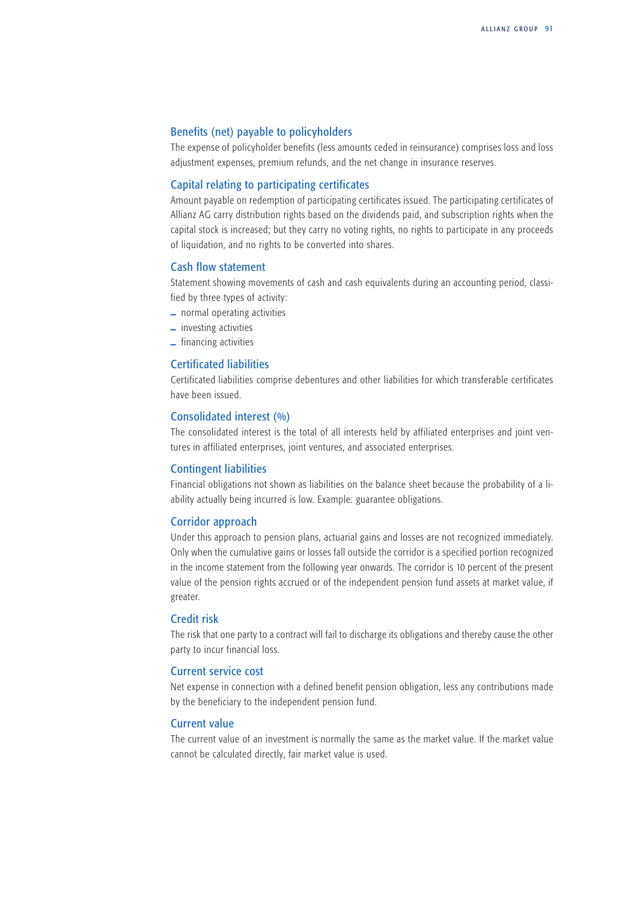### Benefits (net) payable to policyholders

The expense of policyholder benefits (less amounts ceded in reinsurance) comprises loss and loss adjustment expenses, premium refunds, and the net change in insurance reserves.

### Capital relating to participating certificates

Amount payable on redemption of participating certificates issued. The participating certificates of Allianz AG carry distribution rights based on the dividends paid, and subscription rights when the capital stock is increased; but they carry no voting rights, no rights to participate in any proceeds of liquidation, and no rights to be converted into shares.

### Cash flow statement

Statement showing movements of cash and cash equivalents during an accounting period, classified by three types of activity:

- normal operating activities
- investing activities
- financing activities

### Certificated liabilities

Certificated liabilities comprise debentures and other liabilities for which transferable certificates have been issued.

### Consolidated interest (%)

The consolidated interest is the total of all interests held by affiliated enterprises and joint ventures in affiliated enterprises, joint ventures, and associated enterprises.

### Contingent liabilities

Financial obligations not shown as liabilities on the balance sheet because the probability of a liability actually being incurred is low. Example: guarantee obligations.

### Corridor approach

Under this approach to pension plans, actuarial gains and losses are not recognized immediately. Only when the cumulative gains or losses fall outside the corridor is a specified portion recognized in the income statement from the following year onwards. The corridor is 10 percent of the present value of the pension rights accrued or of the independent pension fund assets at market value, if greater.

### Credit risk

The risk that one party to a contract will fail to discharge its obligations and thereby cause the other party to incur financial loss.

### Current service cost

Net expense in connection with a defined benefit pension obligation, less any contributions made by the beneficiary to the independent pension fund.

### Current value

The current value of an investment is normally the same as the market value. If the market value cannot be calculated directly, fair market value is used.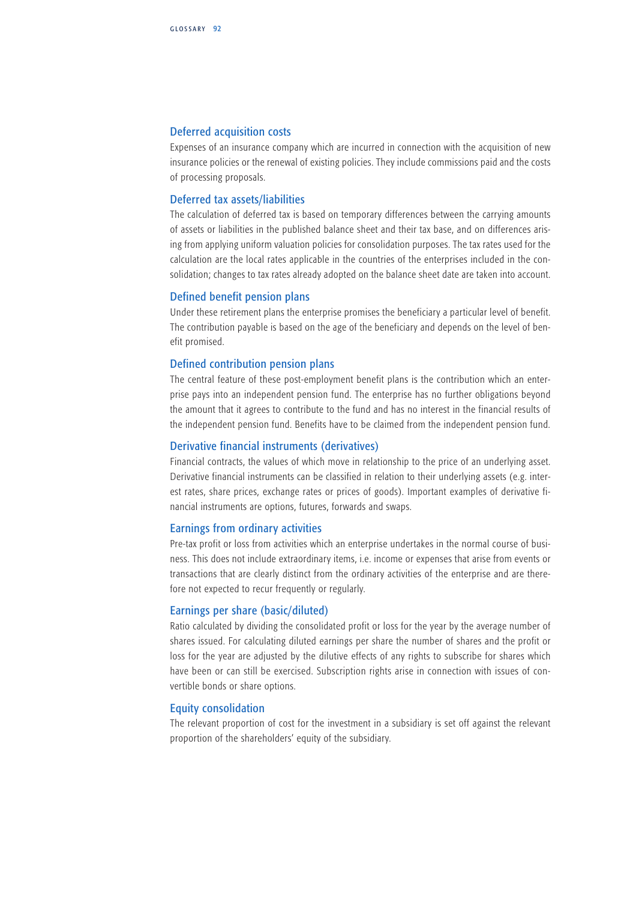### Deferred acquisition costs

Expenses of an insurance company which are incurred in connection with the acquisition of new insurance policies or the renewal of existing policies. They include commissions paid and the costs of processing proposals.

### Deferred tax assets/liabilities

The calculation of deferred tax is based on temporary differences between the carrying amounts of assets or liabilities in the published balance sheet and their tax base, and on differences arising from applying uniform valuation policies for consolidation purposes. The tax rates used for the calculation are the local rates applicable in the countries of the enterprises included in the consolidation; changes to tax rates already adopted on the balance sheet date are taken into account.

### Defined benefit pension plans

Under these retirement plans the enterprise promises the beneficiary a particular level of benefit. The contribution payable is based on the age of the beneficiary and depends on the level of benefit promised.

### Defined contribution pension plans

The central feature of these post-employment benefit plans is the contribution which an enterprise pays into an independent pension fund. The enterprise has no further obligations beyond the amount that it agrees to contribute to the fund and has no interest in the financial results of the independent pension fund. Benefits have to be claimed from the independent pension fund.

### Derivative financial instruments (derivatives)

Financial contracts, the values of which move in relationship to the price of an underlying asset. Derivative financial instruments can be classified in relation to their underlying assets (e.g. interest rates, share prices, exchange rates or prices of goods). Important examples of derivative financial instruments are options, futures, forwards and swaps.

### Earnings from ordinary activities

Pre-tax profit or loss from activities which an enterprise undertakes in the normal course of business. This does not include extraordinary items, i.e. income or expenses that arise from events or transactions that are clearly distinct from the ordinary activities of the enterprise and are therefore not expected to recur frequently or regularly.

### Earnings per share (basic/diluted)

Ratio calculated by dividing the consolidated profit or loss for the year by the average number of shares issued. For calculating diluted earnings per share the number of shares and the profit or loss for the year are adjusted by the dilutive effects of any rights to subscribe for shares which have been or can still be exercised. Subscription rights arise in connection with issues of convertible bonds or share options.

### Equity consolidation

The relevant proportion of cost for the investment in a subsidiary is set off against the relevant proportion of the shareholders' equity of the subsidiary.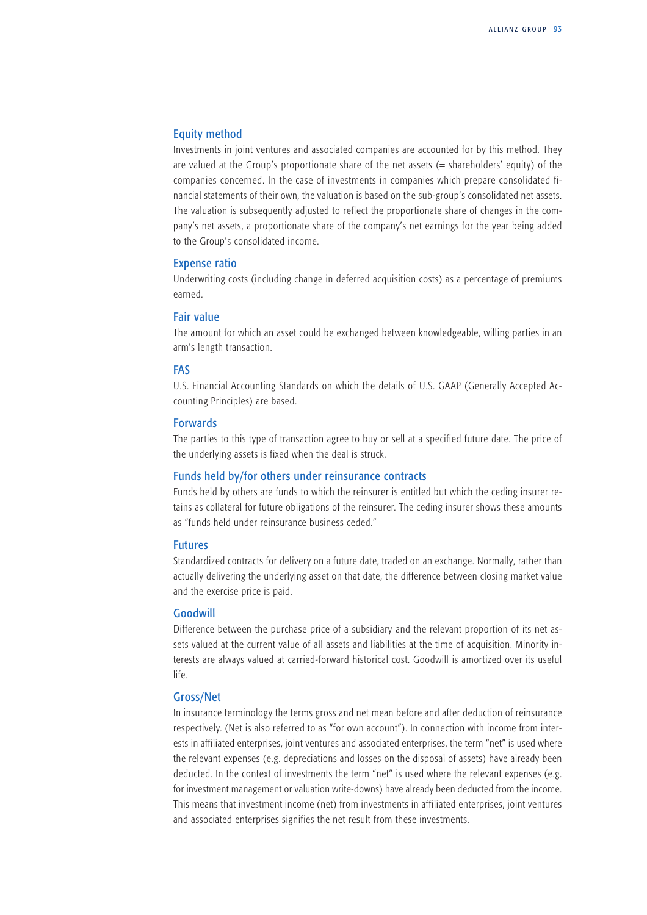### Equity method

Investments in joint ventures and associated companies are accounted for by this method. They are valued at the Group's proportionate share of the net assets (= shareholders' equity) of the companies concerned. In the case of investments in companies which prepare consolidated financial statements of their own, the valuation is based on the sub-group's consolidated net assets. The valuation is subsequently adjusted to reflect the proportionate share of changes in the company's net assets, a proportionate share of the company's net earnings for the year being added to the Group's consolidated income.

### Expense ratio

Underwriting costs (including change in deferred acquisition costs) as a percentage of premiums earned.

### Fair value

The amount for which an asset could be exchanged between knowledgeable, willing parties in an arm's length transaction.

### FAS

U.S. Financial Accounting Standards on which the details of U.S. GAAP (Generally Accepted Accounting Principles) are based.

### Forwards

The parties to this type of transaction agree to buy or sell at a specified future date. The price of the underlying assets is fixed when the deal is struck.

### Funds held by/for others under reinsurance contracts

Funds held by others are funds to which the reinsurer is entitled but which the ceding insurer retains as collateral for future obligations of the reinsurer. The ceding insurer shows these amounts as "funds held under reinsurance business ceded."

### Futures

Standardized contracts for delivery on a future date, traded on an exchange. Normally, rather than actually delivering the underlying asset on that date, the difference between closing market value and the exercise price is paid.

### Goodwill

Difference between the purchase price of a subsidiary and the relevant proportion of its net assets valued at the current value of all assets and liabilities at the time of acquisition. Minority interests are always valued at carried-forward historical cost. Goodwill is amortized over its useful life.

### Gross/Net

In insurance terminology the terms gross and net mean before and after deduction of reinsurance respectively. (Net is also referred to as "for own account"). In connection with income from interests in affiliated enterprises, joint ventures and associated enterprises, the term "net" is used where the relevant expenses (e.g. depreciations and losses on the disposal of assets) have already been deducted. In the context of investments the term "net" is used where the relevant expenses (e.g. for investment management or valuation write-downs) have already been deducted from the income. This means that investment income (net) from investments in affiliated enterprises, joint ventures and associated enterprises signifies the net result from these investments.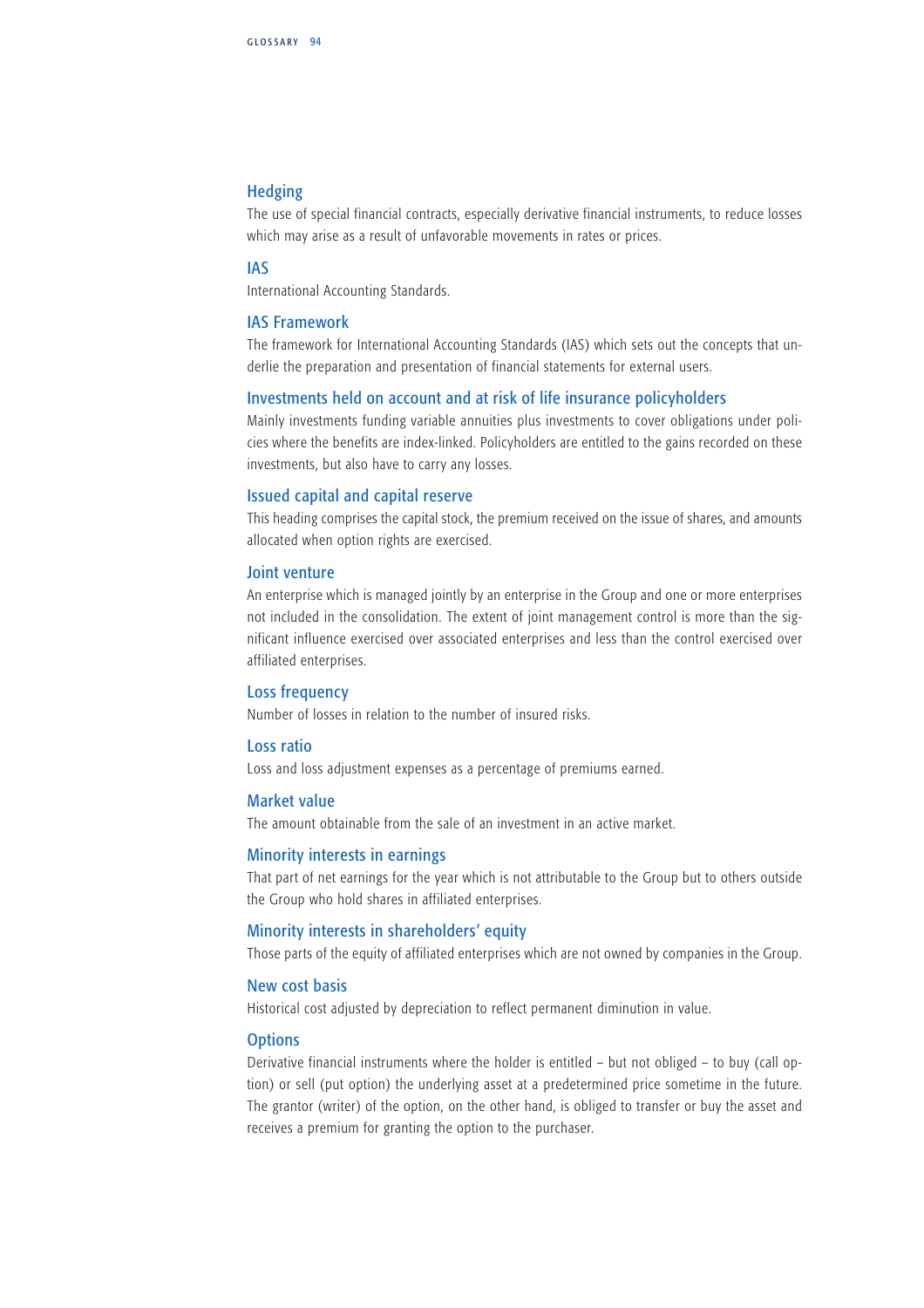### Hedging

The use of special financial contracts, especially derivative financial instruments, to reduce losses which may arise as a result of unfavorable movements in rates or prices.

### IAS

International Accounting Standards.

### IAS Framework

The framework for International Accounting Standards (IAS) which sets out the concepts that underlie the preparation and presentation of financial statements for external users.

### Investments held on account and at risk of life insurance policyholders

Mainly investments funding variable annuities plus investments to cover obligations under policies where the benefits are index-linked. Policyholders are entitled to the gains recorded on these investments, but also have to carry any losses.

### Issued capital and capital reserve

This heading comprises the capital stock, the premium received on the issue of shares, and amounts allocated when option rights are exercised.

### Joint venture

An enterprise which is managed jointly by an enterprise in the Group and one or more enterprises not included in the consolidation. The extent of joint management control is more than the significant influence exercised over associated enterprises and less than the control exercised over affiliated enterprises.

### Loss frequency

Number of losses in relation to the number of insured risks.

### Loss ratio

Loss and loss adjustment expenses as a percentage of premiums earned.

### Market value

The amount obtainable from the sale of an investment in an active market.

### Minority interests in earnings

That part of net earnings for the year which is not attributable to the Group but to others outside the Group who hold shares in affiliated enterprises.

### Minority interests in shareholders' equity

Those parts of the equity of affiliated enterprises which are not owned by companies in the Group.

### New cost basis

Historical cost adjusted by depreciation to reflect permanent diminution in value.

### Options

Derivative financial instruments where the holder is entitled – but not obliged – to buy (call option) or sell (put option) the underlying asset at a predetermined price sometime in the future. The grantor (writer) of the option, on the other hand, is obliged to transfer or buy the asset and receives a premium for granting the option to the purchaser.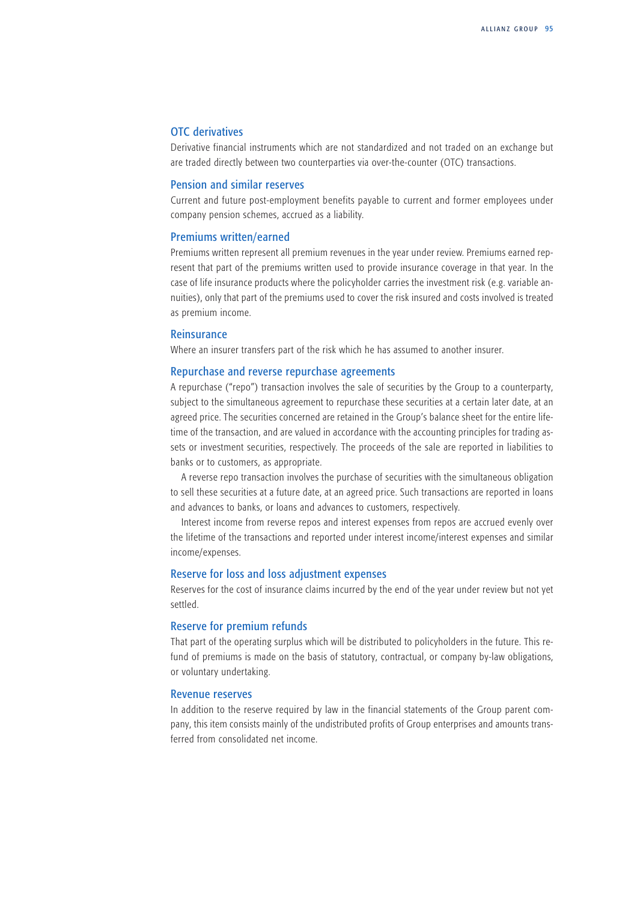### OTC derivatives

Derivative financial instruments which are not standardized and not traded on an exchange but are traded directly between two counterparties via over-the-counter (OTC) transactions.

### Pension and similar reserves

Current and future post-employment benefits payable to current and former employees under company pension schemes, accrued as a liability.

### Premiums written/earned

Premiums written represent all premium revenues in the year under review. Premiums earned represent that part of the premiums written used to provide insurance coverage in that year. In the case of life insurance products where the policyholder carries the investment risk (e.g. variable annuities), only that part of the premiums used to cover the risk insured and costs involved is treated as premium income.

### Reinsurance

Where an insurer transfers part of the risk which he has assumed to another insurer.

### Repurchase and reverse repurchase agreements

A repurchase ("repo") transaction involves the sale of securities by the Group to a counterparty, subject to the simultaneous agreement to repurchase these securities at a certain later date, at an agreed price. The securities concerned are retained in the Group's balance sheet for the entire lifetime of the transaction, and are valued in accordance with the accounting principles for trading assets or investment securities, respectively. The proceeds of the sale are reported in liabilities to banks or to customers, as appropriate.

A reverse repo transaction involves the purchase of securities with the simultaneous obligation to sell these securities at a future date, at an agreed price. Such transactions are reported in loans and advances to banks, or loans and advances to customers, respectively.

Interest income from reverse repos and interest expenses from repos are accrued evenly over the lifetime of the transactions and reported under interest income/interest expenses and similar income/expenses.

### Reserve for loss and loss adjustment expenses

Reserves for the cost of insurance claims incurred by the end of the year under review but not yet settled.

### Reserve for premium refunds

That part of the operating surplus which will be distributed to policyholders in the future. This refund of premiums is made on the basis of statutory, contractual, or company by-law obligations, or voluntary undertaking.

### Revenue reserves

In addition to the reserve required by law in the financial statements of the Group parent company, this item consists mainly of the undistributed profits of Group enterprises and amounts transferred from consolidated net income.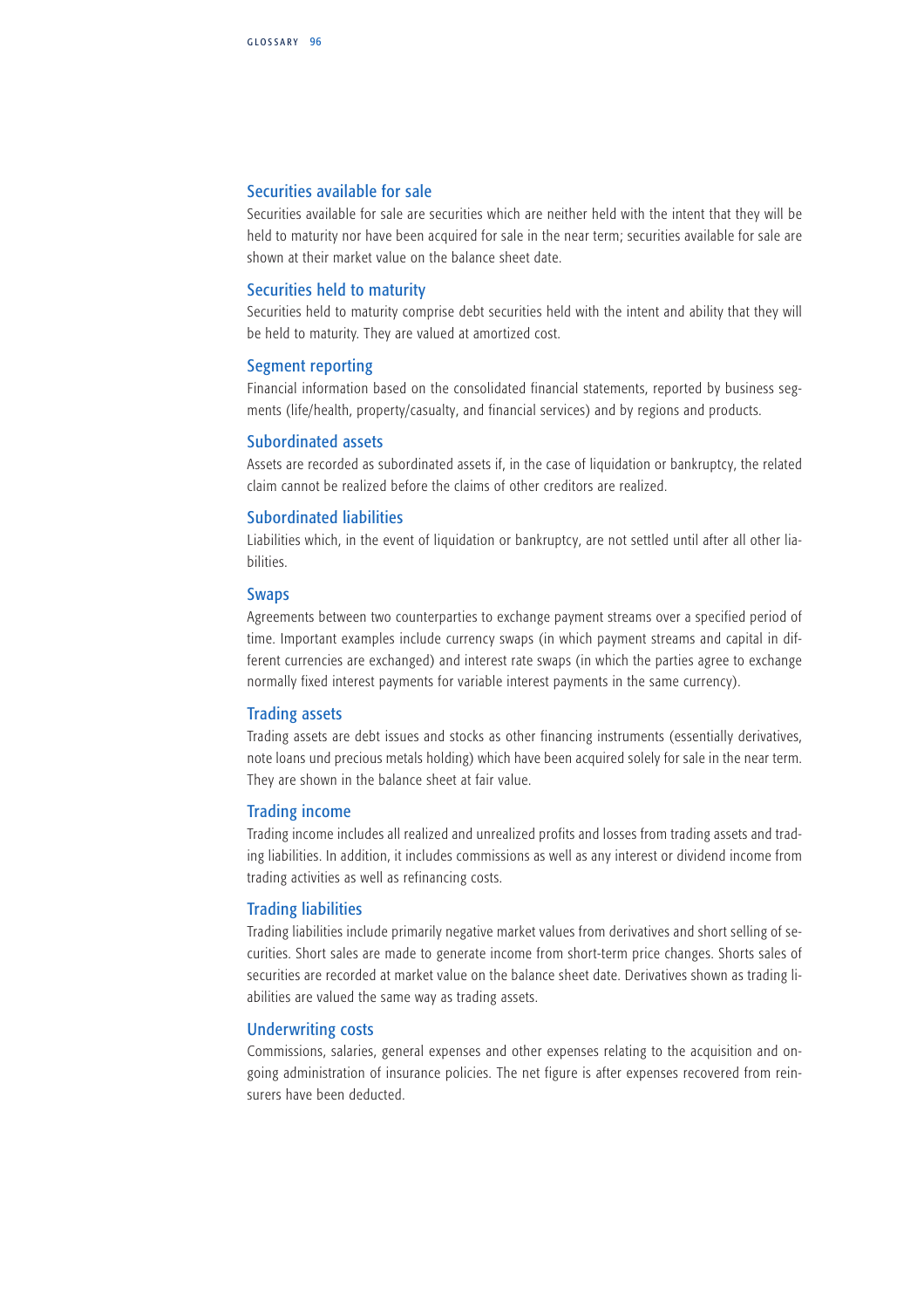## Securities available for sale

Securities available for sale are securities which are neither held with the intent that they will be held to maturity nor have been acquired for sale in the near term; securities available for sale are shown at their market value on the balance sheet date.

## Securities held to maturity

Securities held to maturity comprise debt securities held with the intent and ability that they will be held to maturity. They are valued at amortized cost.

## Segment reporting

Financial information based on the consolidated financial statements, reported by business segments (life/health, property/casualty, and financial services) and by regions and products.

## Subordinated assets

Assets are recorded as subordinated assets if, in the case of liquidation or bankruptcy, the related claim cannot be realized before the claims of other creditors are realized.

## Subordinated liabilities

Liabilities which, in the event of liquidation or bankruptcy, are not settled until after all other liabilities.

## Swaps

Agreements between two counterparties to exchange payment streams over a specified period of time. Important examples include currency swaps (in which payment streams and capital in different currencies are exchanged) and interest rate swaps (in which the parties agree to exchange normally fixed interest payments for variable interest payments in the same currency).

## Trading assets

Trading assets are debt issues and stocks as other financing instruments (essentially derivatives, note loans und precious metals holding) which have been acquired solely for sale in the near term. They are shown in the balance sheet at fair value.

## Trading income

Trading income includes all realized and unrealized profits and losses from trading assets and trading liabilities. In addition, it includes commissions as well as any interest or dividend income from trading activities as well as refinancing costs.

## Trading liabilities

Trading liabilities include primarily negative market values from derivatives and short selling of securities. Short sales are made to generate income from short-term price changes. Shorts sales of securities are recorded at market value on the balance sheet date. Derivatives shown as trading liabilities are valued the same way as trading assets.

## Underwriting costs

Commissions, salaries, general expenses and other expenses relating to the acquisition and ongoing administration of insurance policies. The net figure is after expenses recovered from reinsurers have been deducted.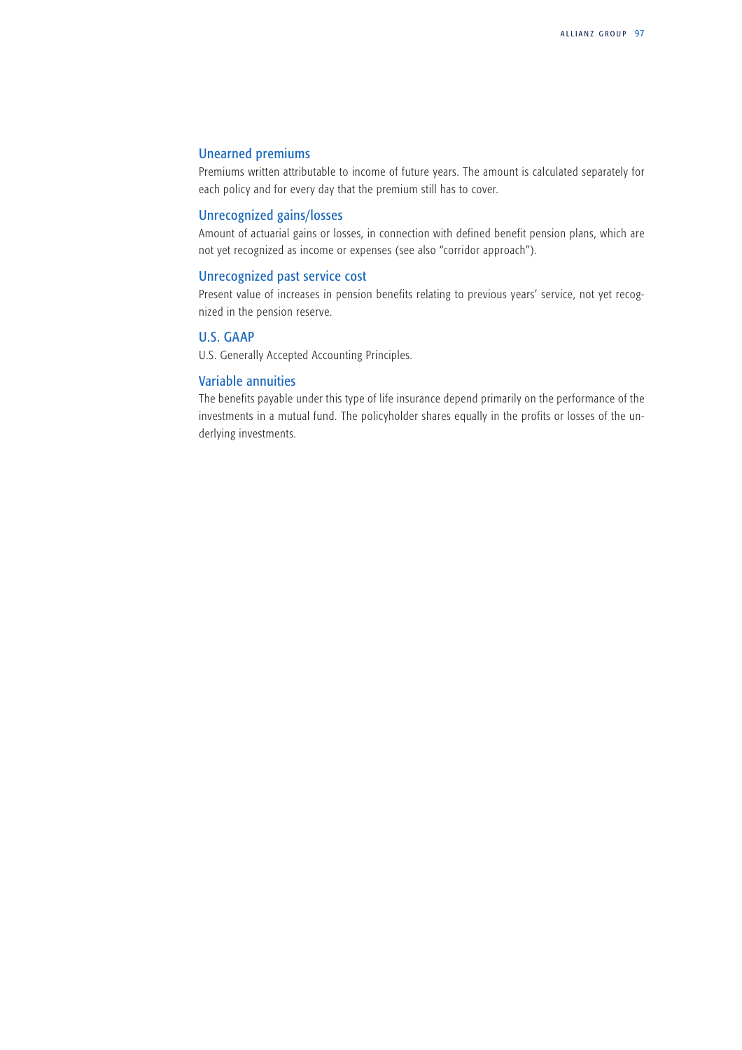### Unearned premiums

Premiums written attributable to income of future years. The amount is calculated separately for each policy and for every day that the premium still has to cover.

### Unrecognized gains/losses

Amount of actuarial gains or losses, in connection with defined benefit pension plans, which are not yet recognized as income or expenses (see also "corridor approach").

### Unrecognized past service cost

Present value of increases in pension benefits relating to previous years' service, not yet recognized in the pension reserve.

### U.S. GAAP

U.S. Generally Accepted Accounting Principles.

### Variable annuities

The benefits payable under this type of life insurance depend primarily on the performance of the investments in a mutual fund. The policyholder shares equally in the profits or losses of the underlying investments.